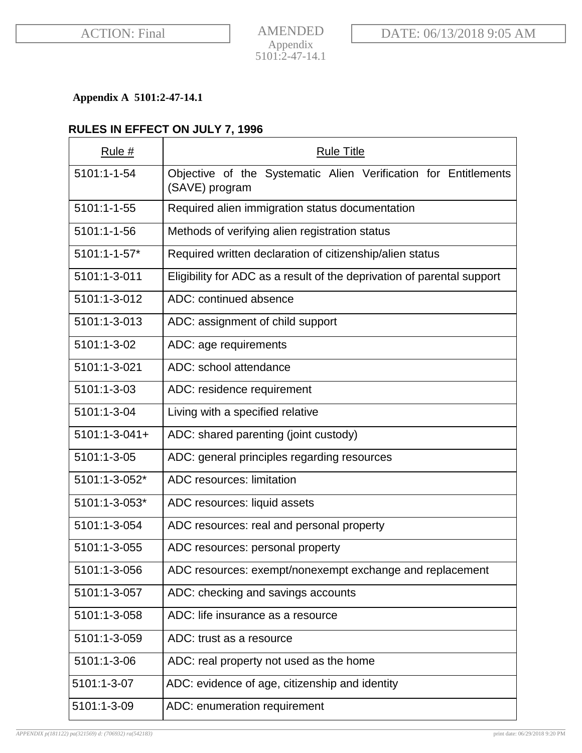ACTION: Final | AMENDED Appendix 5101:2-47-14.1 | DATE: 06/13/2018 9:05 AM

**Appendix A 5101:2-47-14.1**

**RULES IN EFFECT ON JULY 7, 1996**

| Rule # | Rule Title |
|---|---|
| 5101:1-1-54 | Objective of the Systematic Alien Verification for Entitlements (SAVE) program |
| 5101:1-1-55 | Required alien immigration status documentation |
| 5101:1-1-56 | Methods of verifying alien registration status |
| 5101:1-1-57* | Required written declaration of citizenship/alien status |
| 5101:1-3-011 | Eligibility for ADC as a result of the deprivation of parental support |
| 5101:1-3-012 | ADC: continued absence |
| 5101:1-3-013 | ADC: assignment of child support |
| 5101:1-3-02 | ADC: age requirements |
| 5101:1-3-021 | ADC: school attendance |
| 5101:1-3-03 | ADC: residence requirement |
| 5101:1-3-04 | Living with a specified relative |
| 5101:1-3-041+ | ADC: shared parenting (joint custody) |
| 5101:1-3-05 | ADC: general principles regarding resources |
| 5101:1-3-052* | ADC resources: limitation |
| 5101:1-3-053* | ADC resources: liquid assets |
| 5101:1-3-054 | ADC resources: real and personal property |
| 5101:1-3-055 | ADC resources: personal property |
| 5101:1-3-056 | ADC resources: exempt/nonexempt exchange and replacement |
| 5101:1-3-057 | ADC: checking and savings accounts |
| 5101:1-3-058 | ADC: life insurance as a resource |
| 5101:1-3-059 | ADC: trust as a resource |
| 5101:1-3-06 | ADC: real property not used as the home |
| 5101:1-3-07 | ADC: evidence of age, citizenship and identity |
| 5101:1-3-09 | ADC: enumeration requirement |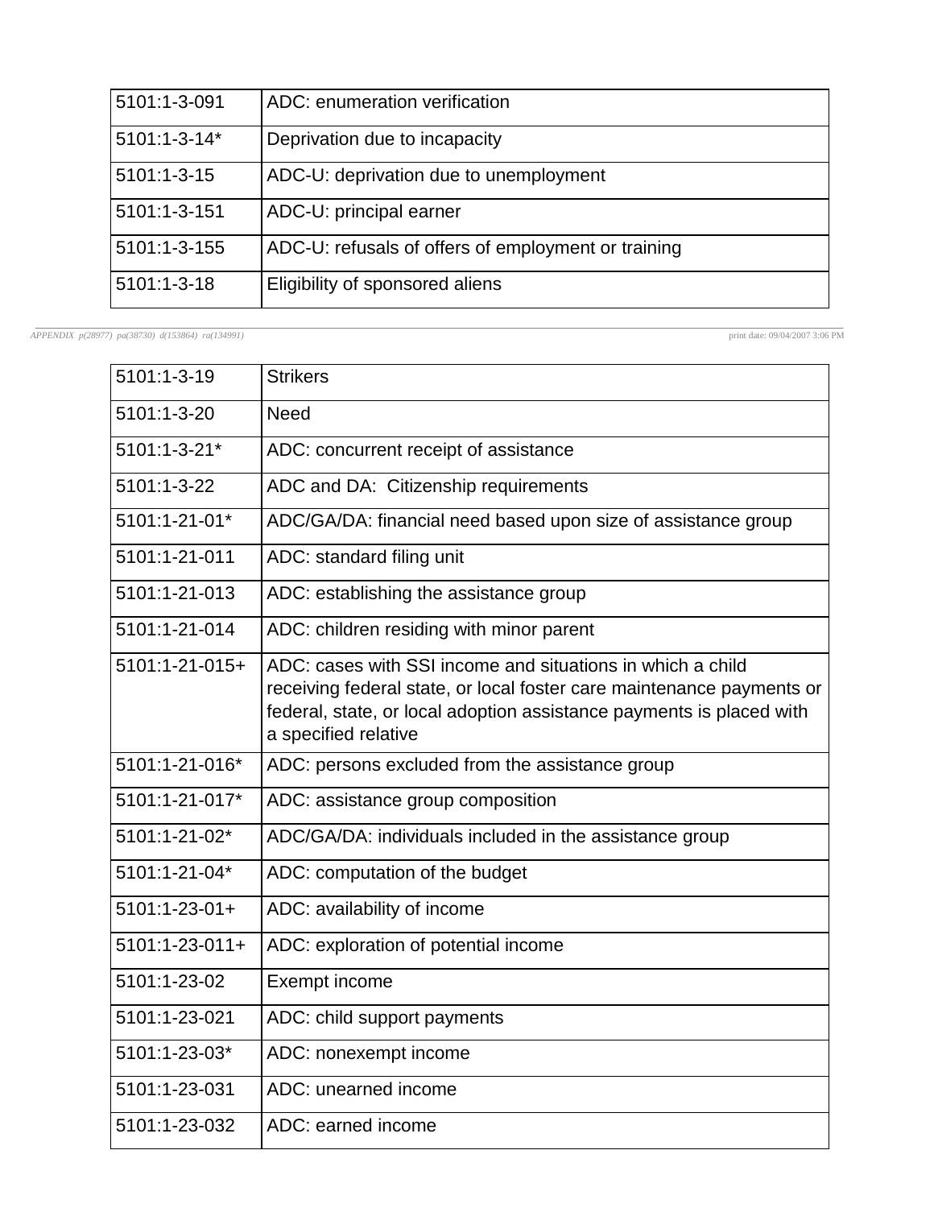| | |
|---|---|
| 5101:1-3-091 | ADC: enumeration verification |
| 5101:1-3-14* | Deprivation due to incapacity |
| 5101:1-3-15 | ADC-U: deprivation due to unemployment |
| 5101:1-3-151 | ADC-U: principal earner |
| 5101:1-3-155 | ADC-U: refusals of offers of employment or training |
| 5101:1-3-18 | Eligibility of sponsored aliens |
| 5101:1-3-19 | Strikers |
| 5101:1-3-20 | Need |
| 5101:1-3-21* | ADC: concurrent receipt of assistance |
| 5101:1-3-22 | ADC and DA:  Citizenship requirements |
| 5101:1-21-01* | ADC/GA/DA: financial need based upon size of assistance group |
| 5101:1-21-011 | ADC: standard filing unit |
| 5101:1-21-013 | ADC: establishing the assistance group |
| 5101:1-21-014 | ADC: children residing with minor parent |
| 5101:1-21-015+ | ADC: cases with SSI income and situations in which a child receiving federal state, or local foster care maintenance payments or federal, state, or local adoption assistance payments is placed with a specified relative |
| 5101:1-21-016* | ADC: persons excluded from the assistance group |
| 5101:1-21-017* | ADC: assistance group composition |
| 5101:1-21-02* | ADC/GA/DA: individuals included in the assistance group |
| 5101:1-21-04* | ADC: computation of the budget |
| 5101:1-23-01+ | ADC: availability of income |
| 5101:1-23-011+ | ADC: exploration of potential income |
| 5101:1-23-02 | Exempt income |
| 5101:1-23-021 | ADC: child support payments |
| 5101:1-23-03* | ADC: nonexempt income |
| 5101:1-23-031 | ADC: unearned income |
| 5101:1-23-032 | ADC: earned income |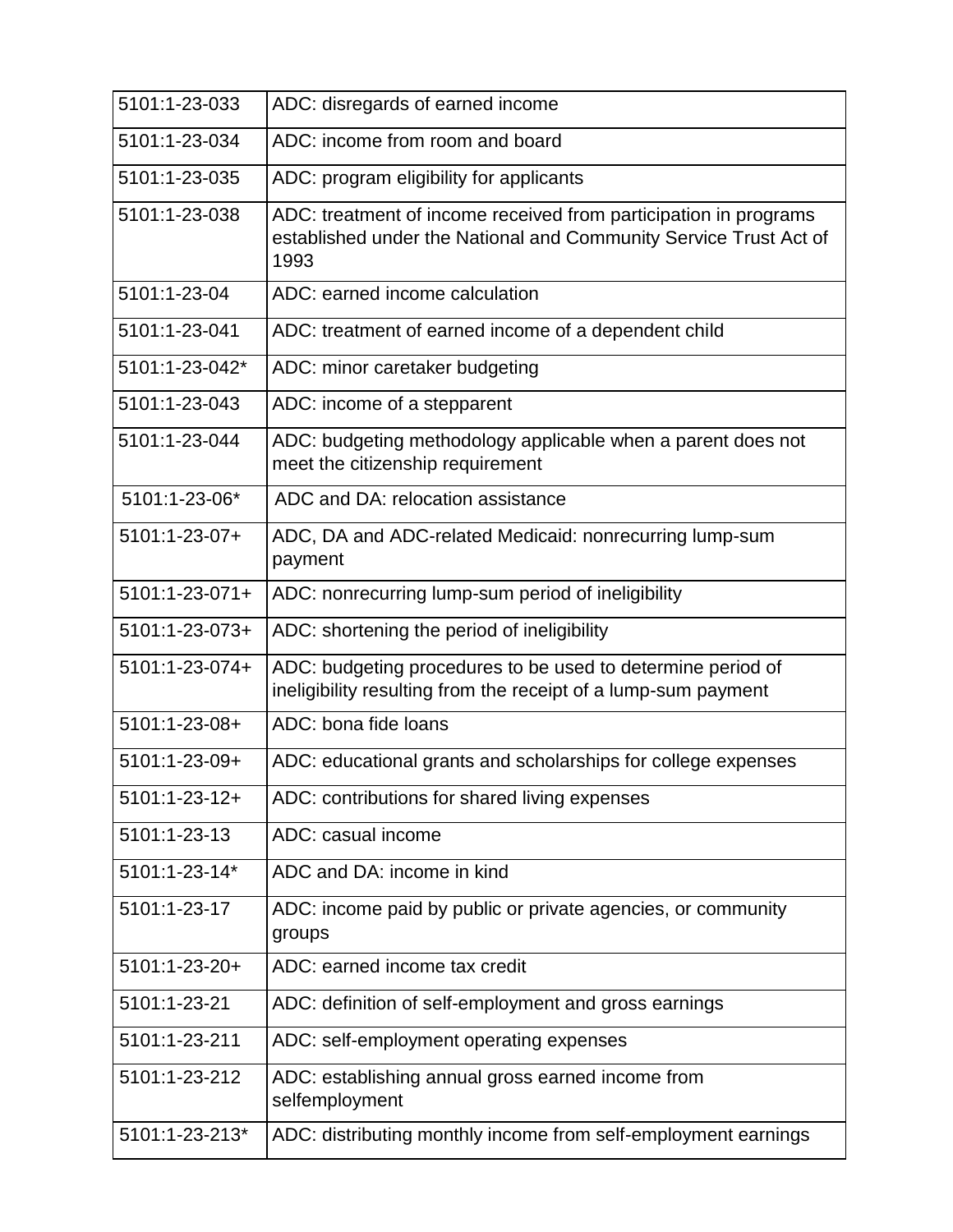| | |
|---|---|
| 5101:1-23-033 | ADC: disregards of earned income |
| 5101:1-23-034 | ADC: income from room and board |
| 5101:1-23-035 | ADC: program eligibility for applicants |
| 5101:1-23-038 | ADC: treatment of income received from participation in programs established under the National and Community Service Trust Act of 1993 |
| 5101:1-23-04 | ADC: earned income calculation |
| 5101:1-23-041 | ADC: treatment of earned income of a dependent child |
| 5101:1-23-042* | ADC: minor caretaker budgeting |
| 5101:1-23-043 | ADC: income of a stepparent |
| 5101:1-23-044 | ADC: budgeting methodology applicable when a parent does not meet the citizenship requirement |
| 5101:1-23-06* | ADC and DA: relocation assistance |
| 5101:1-23-07+ | ADC, DA and ADC-related Medicaid: nonrecurring lump-sum payment |
| 5101:1-23-071+ | ADC: nonrecurring lump-sum period of ineligibility |
| 5101:1-23-073+ | ADC: shortening the period of ineligibility |
| 5101:1-23-074+ | ADC: budgeting procedures to be used to determine period of ineligibility resulting from the receipt of a lump-sum payment |
| 5101:1-23-08+ | ADC: bona fide loans |
| 5101:1-23-09+ | ADC: educational grants and scholarships for college expenses |
| 5101:1-23-12+ | ADC: contributions for shared living expenses |
| 5101:1-23-13 | ADC: casual income |
| 5101:1-23-14* | ADC and DA: income in kind |
| 5101:1-23-17 | ADC: income paid by public or private agencies, or community groups |
| 5101:1-23-20+ | ADC: earned income tax credit |
| 5101:1-23-21 | ADC: definition of self-employment and gross earnings |
| 5101:1-23-211 | ADC: self-employment operating expenses |
| 5101:1-23-212 | ADC: establishing annual gross earned income from selfemployment |
| 5101:1-23-213* | ADC: distributing monthly income from self-employment earnings |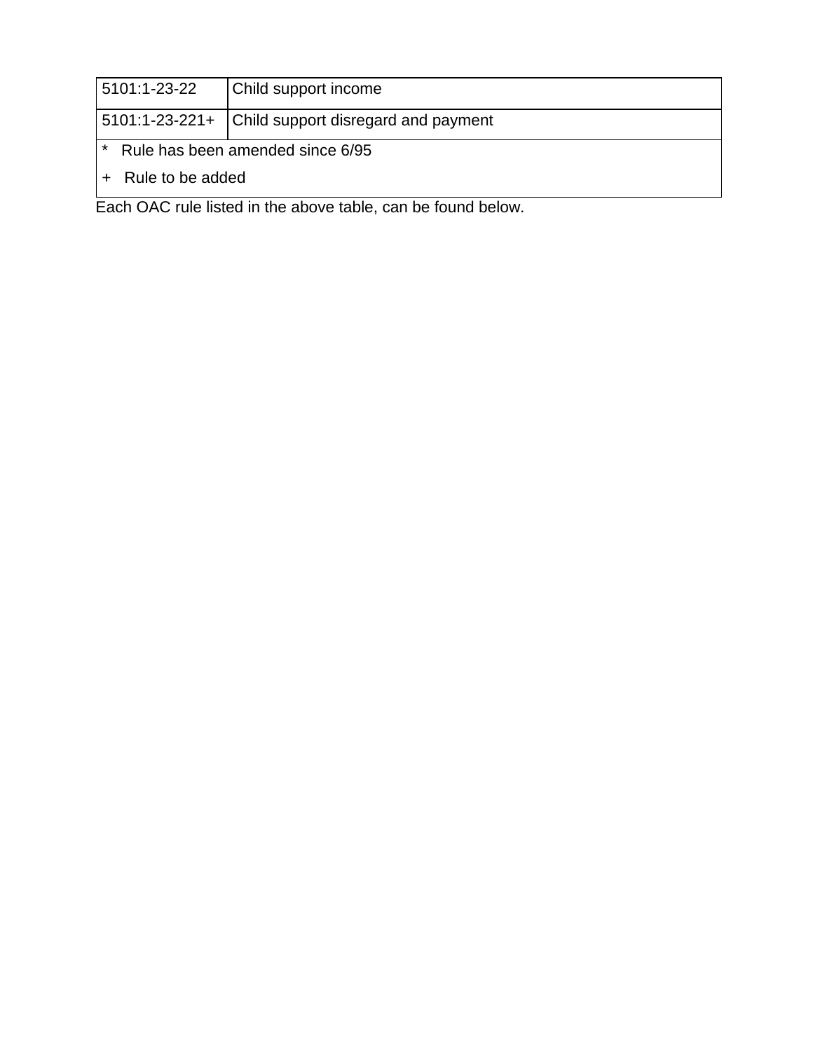| 5101:1-23-22 | Child support income |
|---|---|
| 5101:1-23-221+ | Child support disregard and payment |

\* Rule has been amended since 6/95

\+ Rule to be added

Each OAC rule listed in the above table, can be found below.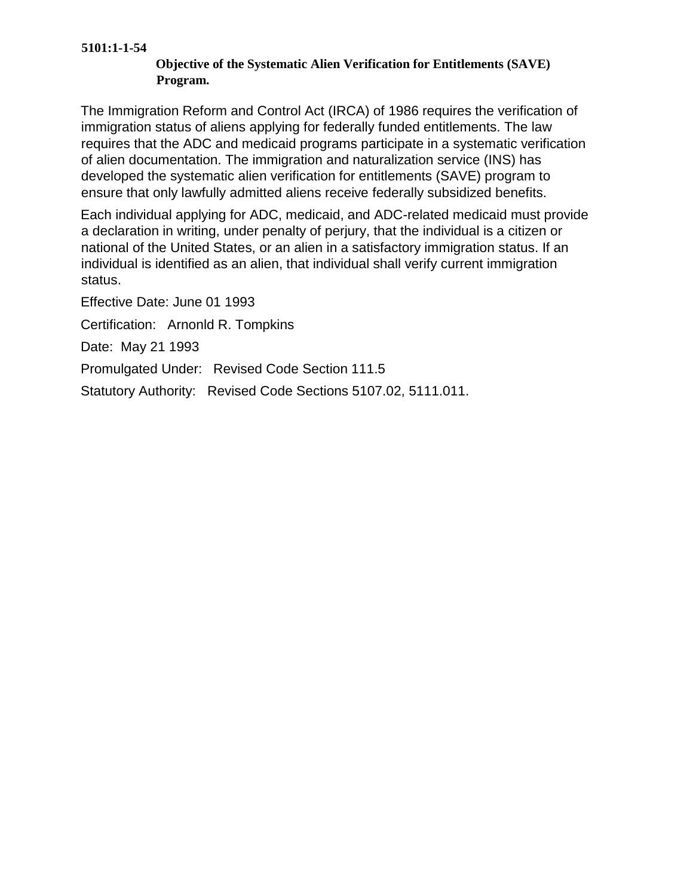**5101:1-1-54**

**Objective of the Systematic Alien Verification for Entitlements (SAVE) Program.**

The Immigration Reform and Control Act (IRCA) of 1986 requires the verification of immigration status of aliens applying for federally funded entitlements. The law requires that the ADC and medicaid programs participate in a systematic verification of alien documentation. The immigration and naturalization service (INS) has developed the systematic alien verification for entitlements (SAVE) program to ensure that only lawfully admitted aliens receive federally subsidized benefits.

Each individual applying for ADC, medicaid, and ADC-related medicaid must provide a declaration in writing, under penalty of perjury, that the individual is a citizen or national of the United States, or an alien in a satisfactory immigration status. If an individual is identified as an alien, that individual shall verify current immigration status.

Effective Date: June 01 1993

Certification: Arnonld R. Tompkins

Date: May 21 1993

Promulgated Under: Revised Code Section 111.5

Statutory Authority: Revised Code Sections 5107.02, 5111.011.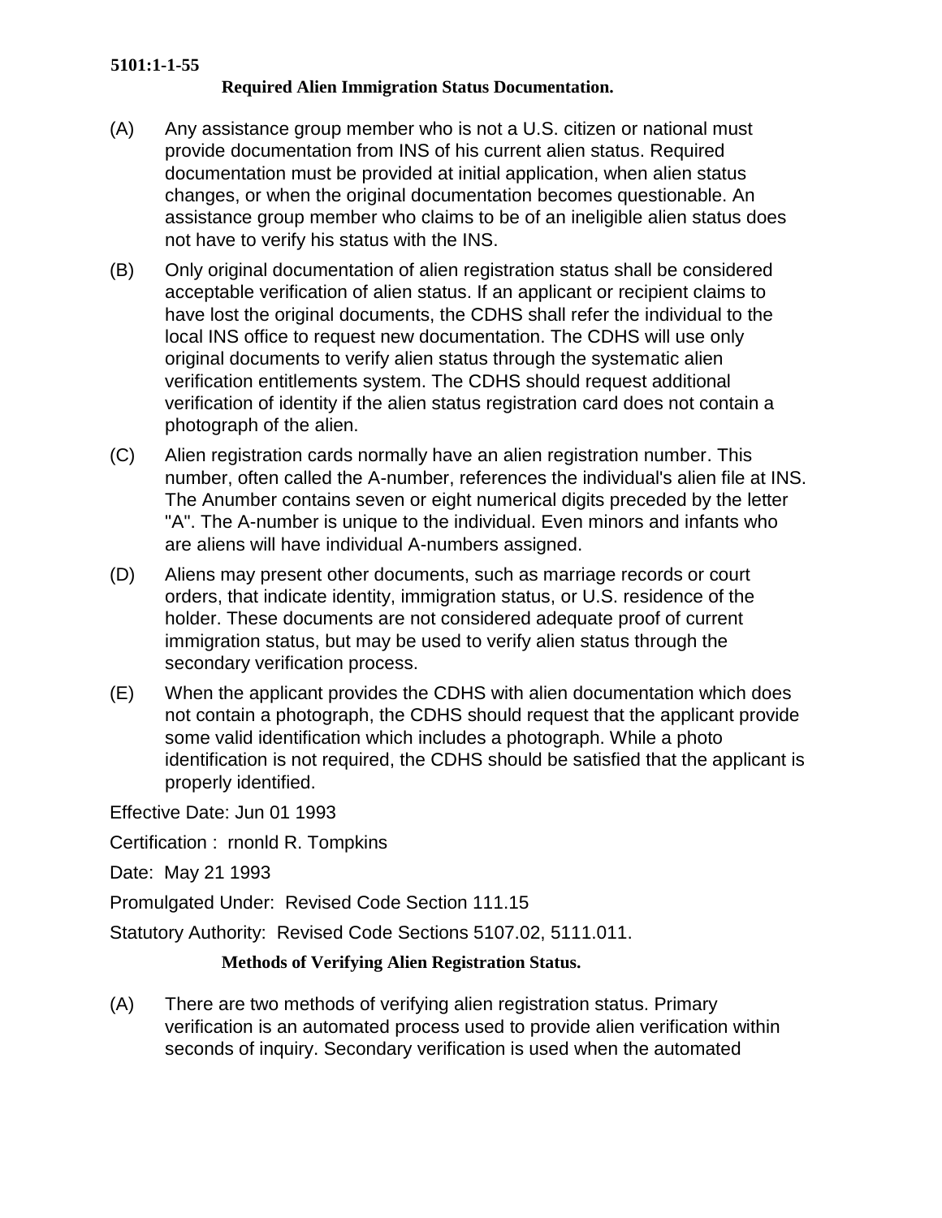**5101:1-1-55**

**Required Alien Immigration Status Documentation.**

(A) Any assistance group member who is not a U.S. citizen or national must provide documentation from INS of his current alien status. Required documentation must be provided at initial application, when alien status changes, or when the original documentation becomes questionable. An assistance group member who claims to be of an ineligible alien status does not have to verify his status with the INS.

(B) Only original documentation of alien registration status shall be considered acceptable verification of alien status. If an applicant or recipient claims to have lost the original documents, the CDHS shall refer the individual to the local INS office to request new documentation. The CDHS will use only original documents to verify alien status through the systematic alien verification entitlements system. The CDHS should request additional verification of identity if the alien status registration card does not contain a photograph of the alien.

(C) Alien registration cards normally have an alien registration number. This number, often called the A-number, references the individual's alien file at INS. The Anumber contains seven or eight numerical digits preceded by the letter "A". The A-number is unique to the individual. Even minors and infants who are aliens will have individual A-numbers assigned.

(D) Aliens may present other documents, such as marriage records or court orders, that indicate identity, immigration status, or U.S. residence of the holder. These documents are not considered adequate proof of current immigration status, but may be used to verify alien status through the secondary verification process.

(E) When the applicant provides the CDHS with alien documentation which does not contain a photograph, the CDHS should request that the applicant provide some valid identification which includes a photograph. While a photo identification is not required, the CDHS should be satisfied that the applicant is properly identified.

Effective Date: Jun 01 1993

Certification : rnonld R. Tompkins

Date: May 21 1993

Promulgated Under: Revised Code Section 111.15

Statutory Authority: Revised Code Sections 5107.02, 5111.011.

**Methods of Verifying Alien Registration Status.**

(A) There are two methods of verifying alien registration status. Primary verification is an automated process used to provide alien verification within seconds of inquiry. Secondary verification is used when the automated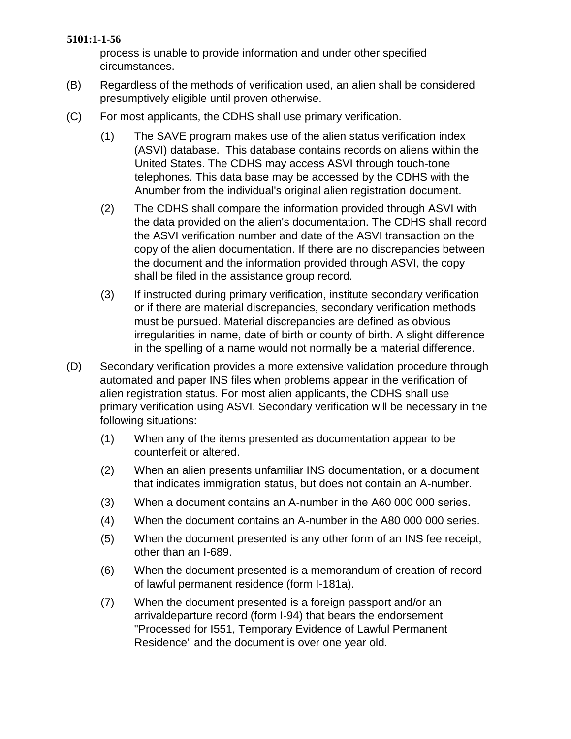process is unable to provide information and under other specified circumstances.

(B) Regardless of the methods of verification used, an alien shall be considered presumptively eligible until proven otherwise.

(C) For most applicants, the CDHS shall use primary verification.

(1) The SAVE program makes use of the alien status verification index (ASVI) database. This database contains records on aliens within the United States. The CDHS may access ASVI through touch-tone telephones. This data base may be accessed by the CDHS with the Anumber from the individual's original alien registration document.

(2) The CDHS shall compare the information provided through ASVI with the data provided on the alien's documentation. The CDHS shall record the ASVI verification number and date of the ASVI transaction on the copy of the alien documentation. If there are no discrepancies between the document and the information provided through ASVI, the copy shall be filed in the assistance group record.

(3) If instructed during primary verification, institute secondary verification or if there are material discrepancies, secondary verification methods must be pursued. Material discrepancies are defined as obvious irregularities in name, date of birth or county of birth. A slight difference in the spelling of a name would not normally be a material difference.

(D) Secondary verification provides a more extensive validation procedure through automated and paper INS files when problems appear in the verification of alien registration status. For most alien applicants, the CDHS shall use primary verification using ASVI. Secondary verification will be necessary in the following situations:

(1) When any of the items presented as documentation appear to be counterfeit or altered.

(2) When an alien presents unfamiliar INS documentation, or a document that indicates immigration status, but does not contain an A-number.

(3) When a document contains an A-number in the A60 000 000 series.

(4) When the document contains an A-number in the A80 000 000 series.

(5) When the document presented is any other form of an INS fee receipt, other than an I-689.

(6) When the document presented is a memorandum of creation of record of lawful permanent residence (form I-181a).

(7) When the document presented is a foreign passport and/or an arrivaldeparture record (form I-94) that bears the endorsement "Processed for I551, Temporary Evidence of Lawful Permanent Residence" and the document is over one year old.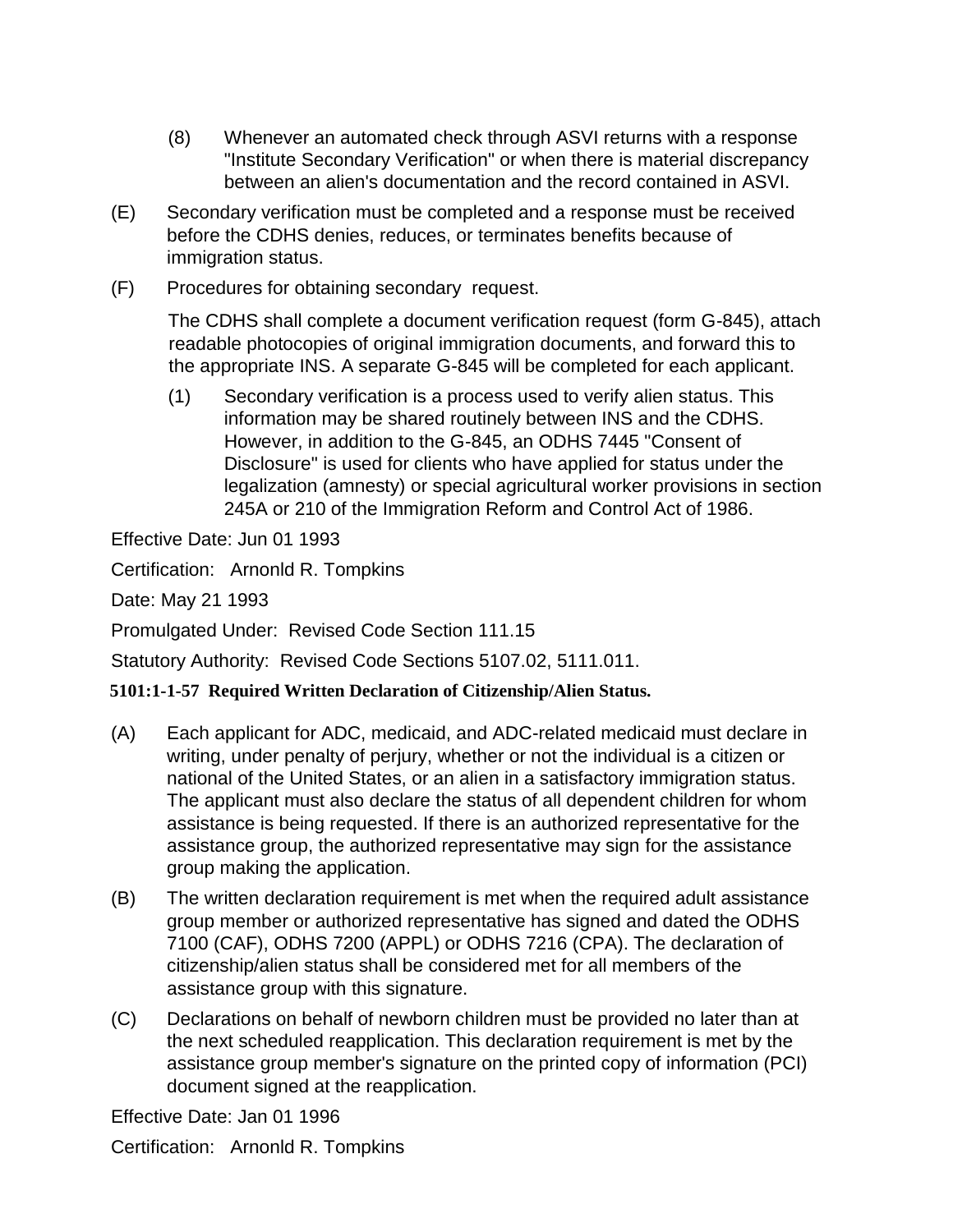(8) Whenever an automated check through ASVI returns with a response "Institute Secondary Verification" or when there is material discrepancy between an alien's documentation and the record contained in ASVI.

(E) Secondary verification must be completed and a response must be received before the CDHS denies, reduces, or terminates benefits because of immigration status.

(F) Procedures for obtaining secondary request.

The CDHS shall complete a document verification request (form G-845), attach readable photocopies of original immigration documents, and forward this to the appropriate INS. A separate G-845 will be completed for each applicant.

(1) Secondary verification is a process used to verify alien status. This information may be shared routinely between INS and the CDHS. However, in addition to the G-845, an ODHS 7445 "Consent of Disclosure" is used for clients who have applied for status under the legalization (amnesty) or special agricultural worker provisions in section 245A or 210 of the Immigration Reform and Control Act of 1986.

Effective Date: Jun 01 1993

Certification: Arnonld R. Tompkins

Date: May 21 1993

Promulgated Under: Revised Code Section 111.15

Statutory Authority: Revised Code Sections 5107.02, 5111.011.

**5101:1-1-57 Required Written Declaration of Citizenship/Alien Status.**

(A) Each applicant for ADC, medicaid, and ADC-related medicaid must declare in writing, under penalty of perjury, whether or not the individual is a citizen or national of the United States, or an alien in a satisfactory immigration status. The applicant must also declare the status of all dependent children for whom assistance is being requested. If there is an authorized representative for the assistance group, the authorized representative may sign for the assistance group making the application.

(B) The written declaration requirement is met when the required adult assistance group member or authorized representative has signed and dated the ODHS 7100 (CAF), ODHS 7200 (APPL) or ODHS 7216 (CPA). The declaration of citizenship/alien status shall be considered met for all members of the assistance group with this signature.

(C) Declarations on behalf of newborn children must be provided no later than at the next scheduled reapplication. This declaration requirement is met by the assistance group member's signature on the printed copy of information (PCI) document signed at the reapplication.

Effective Date: Jan 01 1996

Certification: Arnonld R. Tompkins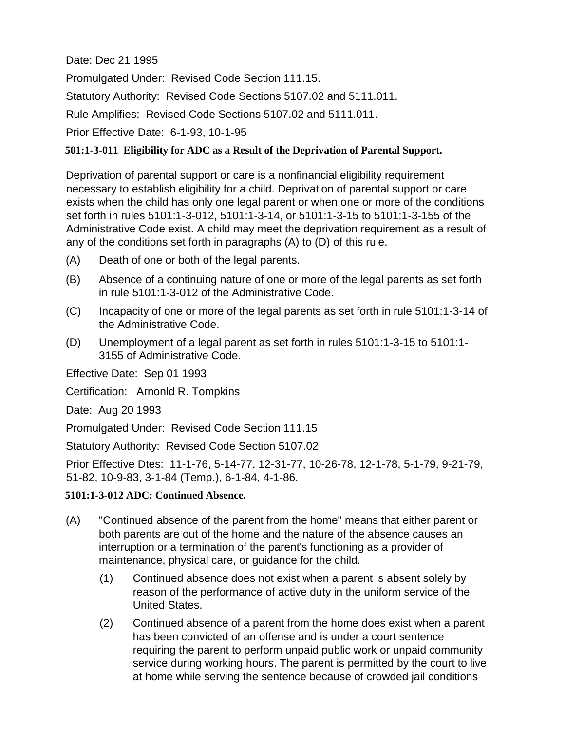Date: Dec 21 1995

Promulgated Under: Revised Code Section 111.15.

Statutory Authority: Revised Code Sections 5107.02 and 5111.011.

Rule Amplifies: Revised Code Sections 5107.02 and 5111.011.

Prior Effective Date: 6-1-93, 10-1-95

### 501:1-3-011 Eligibility for ADC as a Result of the Deprivation of Parental Support.

Deprivation of parental support or care is a nonfinancial eligibility requirement necessary to establish eligibility for a child. Deprivation of parental support or care exists when the child has only one legal parent or when one or more of the conditions set forth in rules 5101:1-3-012, 5101:1-3-14, or 5101:1-3-15 to 5101:1-3-155 of the Administrative Code exist. A child may meet the deprivation requirement as a result of any of the conditions set forth in paragraphs (A) to (D) of this rule.

(A) Death of one or both of the legal parents.

(B) Absence of a continuing nature of one or more of the legal parents as set forth in rule 5101:1-3-012 of the Administrative Code.

(C) Incapacity of one or more of the legal parents as set forth in rule 5101:1-3-14 of the Administrative Code.

(D) Unemployment of a legal parent as set forth in rules 5101:1-3-15 to 5101:1-3155 of Administrative Code.

Effective Date: Sep 01 1993

Certification: Arnonld R. Tompkins

Date: Aug 20 1993

Promulgated Under: Revised Code Section 111.15

Statutory Authority: Revised Code Section 5107.02

Prior Effective Dtes: 11-1-76, 5-14-77, 12-31-77, 10-26-78, 12-1-78, 5-1-79, 9-21-79, 51-82, 10-9-83, 3-1-84 (Temp.), 6-1-84, 4-1-86.

### 5101:1-3-012 ADC: Continued Absence.

(A) "Continued absence of the parent from the home" means that either parent or both parents are out of the home and the nature of the absence causes an interruption or a termination of the parent's functioning as a provider of maintenance, physical care, or guidance for the child.

  (1) Continued absence does not exist when a parent is absent solely by reason of the performance of active duty in the uniform service of the United States.

  (2) Continued absence of a parent from the home does exist when a parent has been convicted of an offense and is under a court sentence requiring the parent to perform unpaid public work or unpaid community service during working hours. The parent is permitted by the court to live at home while serving the sentence because of crowded jail conditions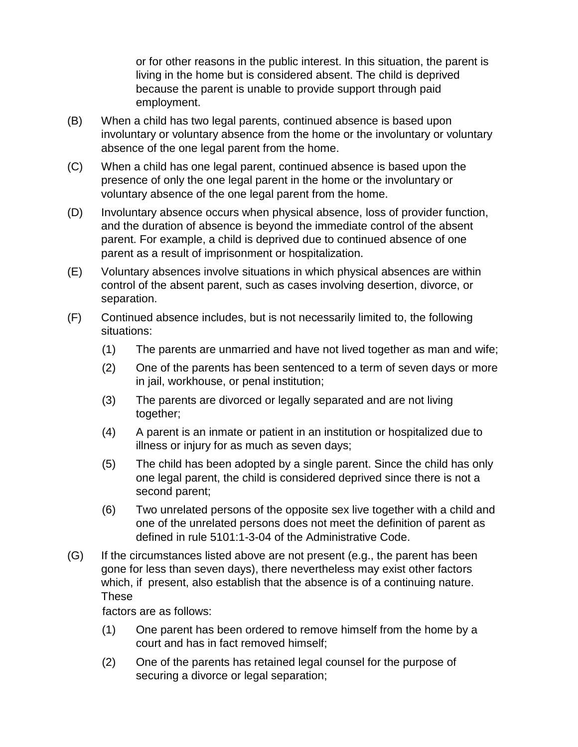or for other reasons in the public interest. In this situation, the parent is living in the home but is considered absent. The child is deprived because the parent is unable to provide support through paid employment.

(B) When a child has two legal parents, continued absence is based upon involuntary or voluntary absence from the home or the involuntary or voluntary absence of the one legal parent from the home.

(C) When a child has one legal parent, continued absence is based upon the presence of only the one legal parent in the home or the involuntary or voluntary absence of the one legal parent from the home.

(D) Involuntary absence occurs when physical absence, loss of provider function, and the duration of absence is beyond the immediate control of the absent parent. For example, a child is deprived due to continued absence of one parent as a result of imprisonment or hospitalization.

(E) Voluntary absences involve situations in which physical absences are within control of the absent parent, such as cases involving desertion, divorce, or separation.

(F) Continued absence includes, but is not necessarily limited to, the following situations:

(1) The parents are unmarried and have not lived together as man and wife;

(2) One of the parents has been sentenced to a term of seven days or more in jail, workhouse, or penal institution;

(3) The parents are divorced or legally separated and are not living together;

(4) A parent is an inmate or patient in an institution or hospitalized due to illness or injury for as much as seven days;

(5) The child has been adopted by a single parent. Since the child has only one legal parent, the child is considered deprived since there is not a second parent;

(6) Two unrelated persons of the opposite sex live together with a child and one of the unrelated persons does not meet the definition of parent as defined in rule 5101:1-3-04 of the Administrative Code.

(G) If the circumstances listed above are not present (e.g., the parent has been gone for less than seven days), there nevertheless may exist other factors which, if present, also establish that the absence is of a continuing nature. These factors are as follows:

(1) One parent has been ordered to remove himself from the home by a court and has in fact removed himself;

(2) One of the parents has retained legal counsel for the purpose of securing a divorce or legal separation;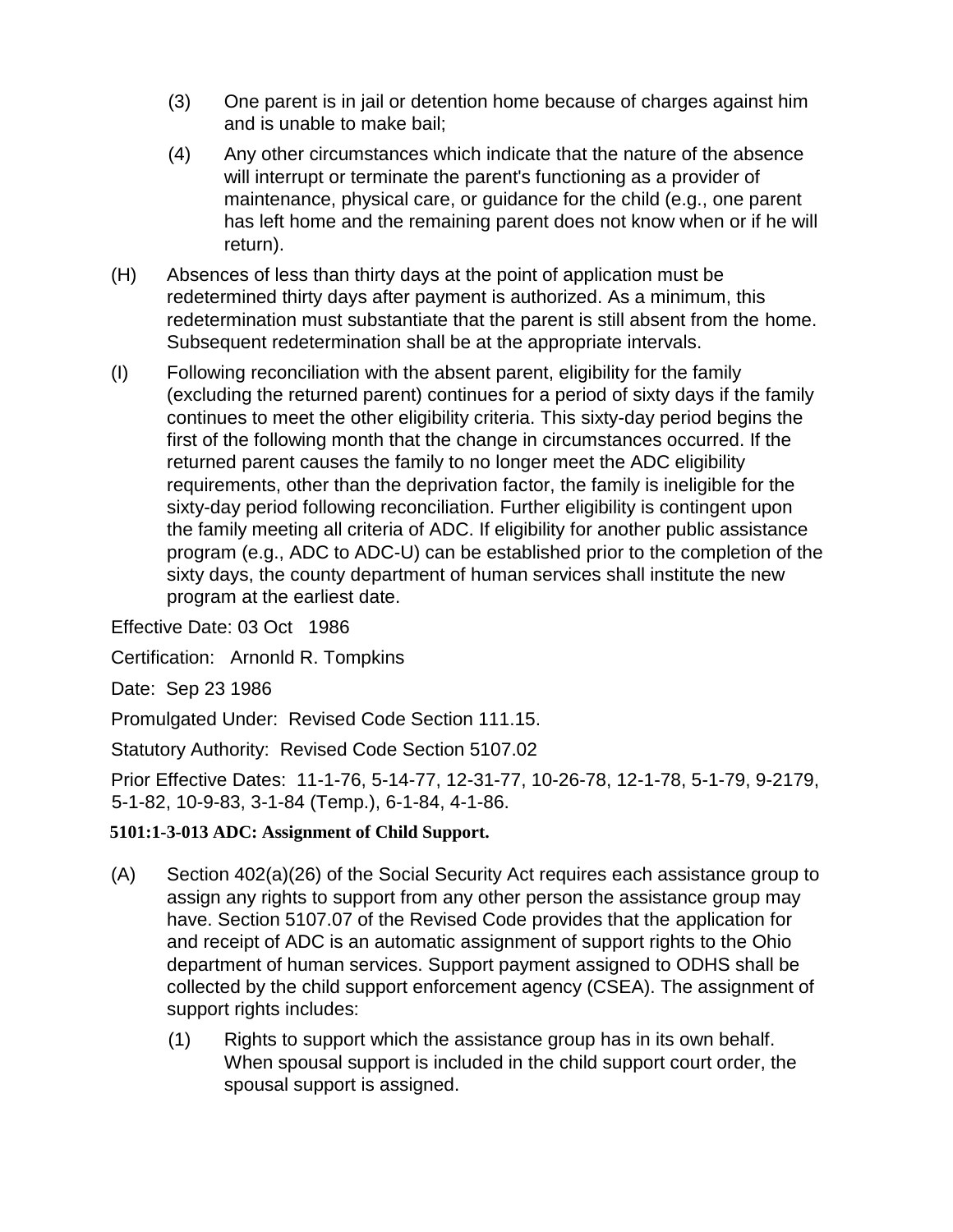(3) One parent is in jail or detention home because of charges against him and is unable to make bail;

(4) Any other circumstances which indicate that the nature of the absence will interrupt or terminate the parent's functioning as a provider of maintenance, physical care, or guidance for the child (e.g., one parent has left home and the remaining parent does not know when or if he will return).

(H) Absences of less than thirty days at the point of application must be redetermined thirty days after payment is authorized. As a minimum, this redetermination must substantiate that the parent is still absent from the home. Subsequent redetermination shall be at the appropriate intervals.

(I) Following reconciliation with the absent parent, eligibility for the family (excluding the returned parent) continues for a period of sixty days if the family continues to meet the other eligibility criteria. This sixty-day period begins the first of the following month that the change in circumstances occurred. If the returned parent causes the family to no longer meet the ADC eligibility requirements, other than the deprivation factor, the family is ineligible for the sixty-day period following reconciliation. Further eligibility is contingent upon the family meeting all criteria of ADC. If eligibility for another public assistance program (e.g., ADC to ADC-U) can be established prior to the completion of the sixty days, the county department of human services shall institute the new program at the earliest date.

Effective Date: 03 Oct 1986

Certification: Arnonld R. Tompkins

Date: Sep 23 1986

Promulgated Under: Revised Code Section 111.15.

Statutory Authority: Revised Code Section 5107.02

Prior Effective Dates: 11-1-76, 5-14-77, 12-31-77, 10-26-78, 12-1-78, 5-1-79, 9-2179, 5-1-82, 10-9-83, 3-1-84 (Temp.), 6-1-84, 4-1-86.

**5101:1-3-013 ADC: Assignment of Child Support.**

(A) Section 402(a)(26) of the Social Security Act requires each assistance group to assign any rights to support from any other person the assistance group may have. Section 5107.07 of the Revised Code provides that the application for and receipt of ADC is an automatic assignment of support rights to the Ohio department of human services. Support payment assigned to ODHS shall be collected by the child support enforcement agency (CSEA). The assignment of support rights includes:

(1) Rights to support which the assistance group has in its own behalf. When spousal support is included in the child support court order, the spousal support is assigned.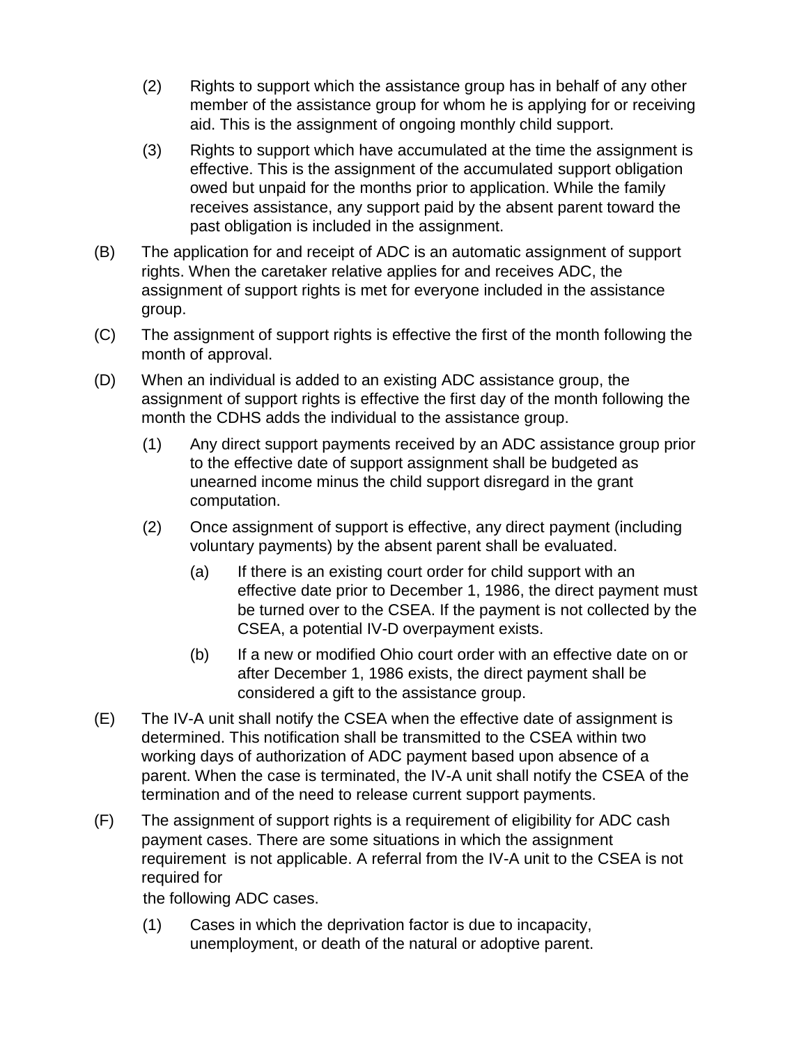(2) Rights to support which the assistance group has in behalf of any other member of the assistance group for whom he is applying for or receiving aid. This is the assignment of ongoing monthly child support.

(3) Rights to support which have accumulated at the time the assignment is effective. This is the assignment of the accumulated support obligation owed but unpaid for the months prior to application. While the family receives assistance, any support paid by the absent parent toward the past obligation is included in the assignment.

(B) The application for and receipt of ADC is an automatic assignment of support rights. When the caretaker relative applies for and receives ADC, the assignment of support rights is met for everyone included in the assistance group.

(C) The assignment of support rights is effective the first of the month following the month of approval.

(D) When an individual is added to an existing ADC assistance group, the assignment of support rights is effective the first day of the month following the month the CDHS adds the individual to the assistance group.

(1) Any direct support payments received by an ADC assistance group prior to the effective date of support assignment shall be budgeted as unearned income minus the child support disregard in the grant computation.

(2) Once assignment of support is effective, any direct payment (including voluntary payments) by the absent parent shall be evaluated.

(a) If there is an existing court order for child support with an effective date prior to December 1, 1986, the direct payment must be turned over to the CSEA. If the payment is not collected by the CSEA, a potential IV-D overpayment exists.

(b) If a new or modified Ohio court order with an effective date on or after December 1, 1986 exists, the direct payment shall be considered a gift to the assistance group.

(E) The IV-A unit shall notify the CSEA when the effective date of assignment is determined. This notification shall be transmitted to the CSEA within two working days of authorization of ADC payment based upon absence of a parent. When the case is terminated, the IV-A unit shall notify the CSEA of the termination and of the need to release current support payments.

(F) The assignment of support rights is a requirement of eligibility for ADC cash payment cases. There are some situations in which the assignment requirement is not applicable. A referral from the IV-A unit to the CSEA is not required for the following ADC cases.

(1) Cases in which the deprivation factor is due to incapacity, unemployment, or death of the natural or adoptive parent.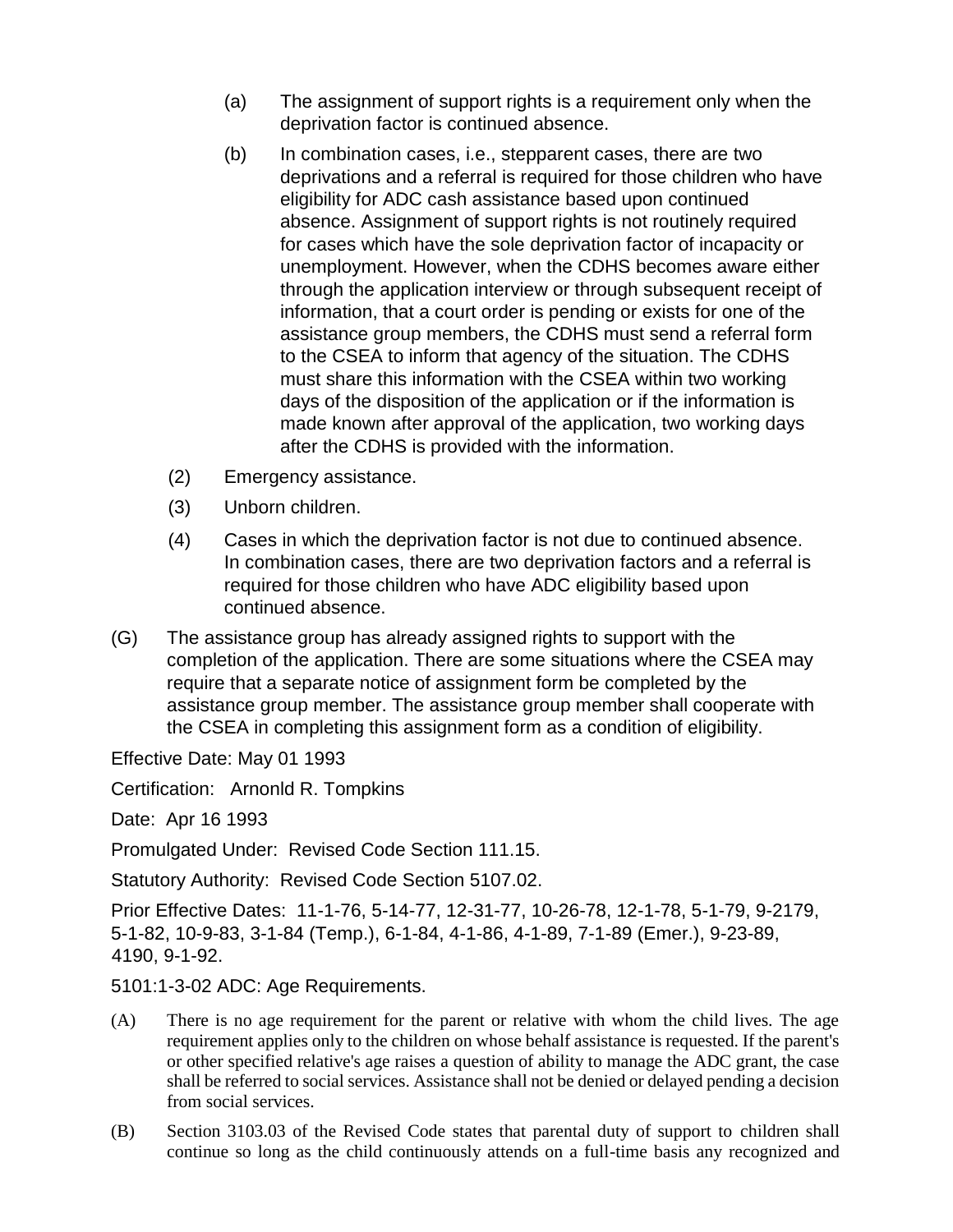(a) The assignment of support rights is a requirement only when the deprivation factor is continued absence.

(b) In combination cases, i.e., stepparent cases, there are two deprivations and a referral is required for those children who have eligibility for ADC cash assistance based upon continued absence. Assignment of support rights is not routinely required for cases which have the sole deprivation factor of incapacity or unemployment. However, when the CDHS becomes aware either through the application interview or through subsequent receipt of information, that a court order is pending or exists for one of the assistance group members, the CDHS must send a referral form to the CSEA to inform that agency of the situation. The CDHS must share this information with the CSEA within two working days of the disposition of the application or if the information is made known after approval of the application, two working days after the CDHS is provided with the information.

(2) Emergency assistance.

(3) Unborn children.

(4) Cases in which the deprivation factor is not due to continued absence. In combination cases, there are two deprivation factors and a referral is required for those children who have ADC eligibility based upon continued absence.

(G) The assistance group has already assigned rights to support with the completion of the application. There are some situations where the CSEA may require that a separate notice of assignment form be completed by the assistance group member. The assistance group member shall cooperate with the CSEA in completing this assignment form as a condition of eligibility.

Effective Date: May 01 1993

Certification: Arnonld R. Tompkins

Date: Apr 16 1993

Promulgated Under: Revised Code Section 111.15.

Statutory Authority: Revised Code Section 5107.02.

Prior Effective Dates: 11-1-76, 5-14-77, 12-31-77, 10-26-78, 12-1-78, 5-1-79, 9-2179, 5-1-82, 10-9-83, 3-1-84 (Temp.), 6-1-84, 4-1-86, 4-1-89, 7-1-89 (Emer.), 9-23-89, 4190, 9-1-92.

5101:1-3-02 ADC: Age Requirements.

(A) There is no age requirement for the parent or relative with whom the child lives. The age requirement applies only to the children on whose behalf assistance is requested. If the parent's or other specified relative's age raises a question of ability to manage the ADC grant, the case shall be referred to social services. Assistance shall not be denied or delayed pending a decision from social services.

(B) Section 3103.03 of the Revised Code states that parental duty of support to children shall continue so long as the child continuously attends on a full-time basis any recognized and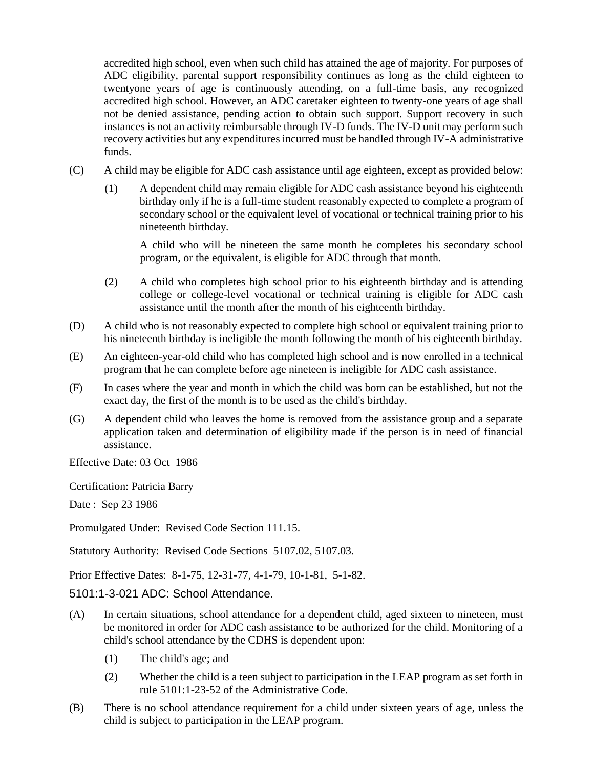accredited high school, even when such child has attained the age of majority. For purposes of ADC eligibility, parental support responsibility continues as long as the child eighteen to twentyone years of age is continuously attending, on a full-time basis, any recognized accredited high school. However, an ADC caretaker eighteen to twenty-one years of age shall not be denied assistance, pending action to obtain such support. Support recovery in such instances is not an activity reimbursable through IV-D funds. The IV-D unit may perform such recovery activities but any expenditures incurred must be handled through IV-A administrative funds.

(C) A child may be eligible for ADC cash assistance until age eighteen, except as provided below:

(1) A dependent child may remain eligible for ADC cash assistance beyond his eighteenth birthday only if he is a full-time student reasonably expected to complete a program of secondary school or the equivalent level of vocational or technical training prior to his nineteenth birthday.

A child who will be nineteen the same month he completes his secondary school program, or the equivalent, is eligible for ADC through that month.

(2) A child who completes high school prior to his eighteenth birthday and is attending college or college-level vocational or technical training is eligible for ADC cash assistance until the month after the month of his eighteenth birthday.

(D) A child who is not reasonably expected to complete high school or equivalent training prior to his nineteenth birthday is ineligible the month following the month of his eighteenth birthday.

(E) An eighteen-year-old child who has completed high school and is now enrolled in a technical program that he can complete before age nineteen is ineligible for ADC cash assistance.

(F) In cases where the year and month in which the child was born can be established, but not the exact day, the first of the month is to be used as the child's birthday.

(G) A dependent child who leaves the home is removed from the assistance group and a separate application taken and determination of eligibility made if the person is in need of financial assistance.

Effective Date: 03 Oct 1986

Certification: Patricia Barry

Date : Sep 23 1986

Promulgated Under: Revised Code Section 111.15.

Statutory Authority: Revised Code Sections 5107.02, 5107.03.

Prior Effective Dates: 8-1-75, 12-31-77, 4-1-79, 10-1-81, 5-1-82.

## 5101:1-3-021 ADC: School Attendance.

(A) In certain situations, school attendance for a dependent child, aged sixteen to nineteen, must be monitored in order for ADC cash assistance to be authorized for the child. Monitoring of a child's school attendance by the CDHS is dependent upon:

(1) The child's age; and

(2) Whether the child is a teen subject to participation in the LEAP program as set forth in rule 5101:1-23-52 of the Administrative Code.

(B) There is no school attendance requirement for a child under sixteen years of age, unless the child is subject to participation in the LEAP program.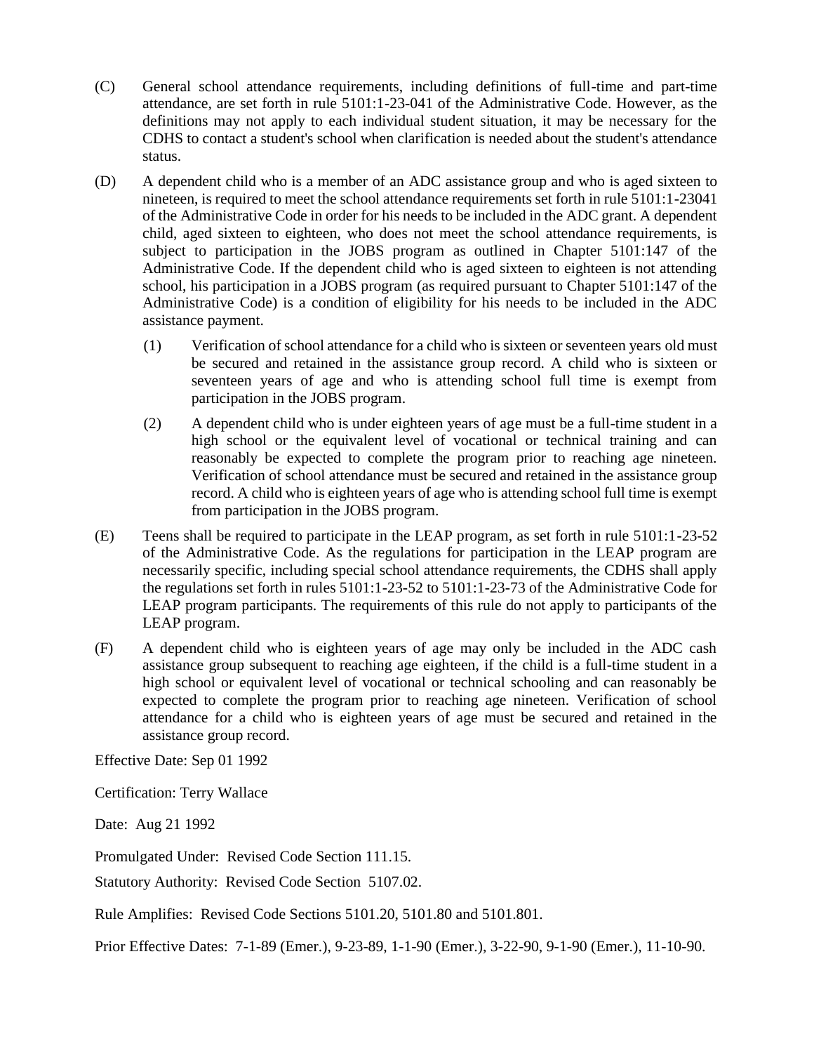(C) General school attendance requirements, including definitions of full-time and part-time attendance, are set forth in rule 5101:1-23-041 of the Administrative Code. However, as the definitions may not apply to each individual student situation, it may be necessary for the CDHS to contact a student's school when clarification is needed about the student's attendance status.

(D) A dependent child who is a member of an ADC assistance group and who is aged sixteen to nineteen, is required to meet the school attendance requirements set forth in rule 5101:1-23041 of the Administrative Code in order for his needs to be included in the ADC grant. A dependent child, aged sixteen to eighteen, who does not meet the school attendance requirements, is subject to participation in the JOBS program as outlined in Chapter 5101:147 of the Administrative Code. If the dependent child who is aged sixteen to eighteen is not attending school, his participation in a JOBS program (as required pursuant to Chapter 5101:147 of the Administrative Code) is a condition of eligibility for his needs to be included in the ADC assistance payment.

(1) Verification of school attendance for a child who is sixteen or seventeen years old must be secured and retained in the assistance group record. A child who is sixteen or seventeen years of age and who is attending school full time is exempt from participation in the JOBS program.

(2) A dependent child who is under eighteen years of age must be a full-time student in a high school or the equivalent level of vocational or technical training and can reasonably be expected to complete the program prior to reaching age nineteen. Verification of school attendance must be secured and retained in the assistance group record. A child who is eighteen years of age who is attending school full time is exempt from participation in the JOBS program.

(E) Teens shall be required to participate in the LEAP program, as set forth in rule 5101:1-23-52 of the Administrative Code. As the regulations for participation in the LEAP program are necessarily specific, including special school attendance requirements, the CDHS shall apply the regulations set forth in rules 5101:1-23-52 to 5101:1-23-73 of the Administrative Code for LEAP program participants. The requirements of this rule do not apply to participants of the LEAP program.

(F) A dependent child who is eighteen years of age may only be included in the ADC cash assistance group subsequent to reaching age eighteen, if the child is a full-time student in a high school or equivalent level of vocational or technical schooling and can reasonably be expected to complete the program prior to reaching age nineteen. Verification of school attendance for a child who is eighteen years of age must be secured and retained in the assistance group record.

Effective Date: Sep 01 1992

Certification: Terry Wallace

Date: Aug 21 1992

Promulgated Under: Revised Code Section 111.15.

Statutory Authority: Revised Code Section 5107.02.

Rule Amplifies: Revised Code Sections 5101.20, 5101.80 and 5101.801.

Prior Effective Dates: 7-1-89 (Emer.), 9-23-89, 1-1-90 (Emer.), 3-22-90, 9-1-90 (Emer.), 11-10-90.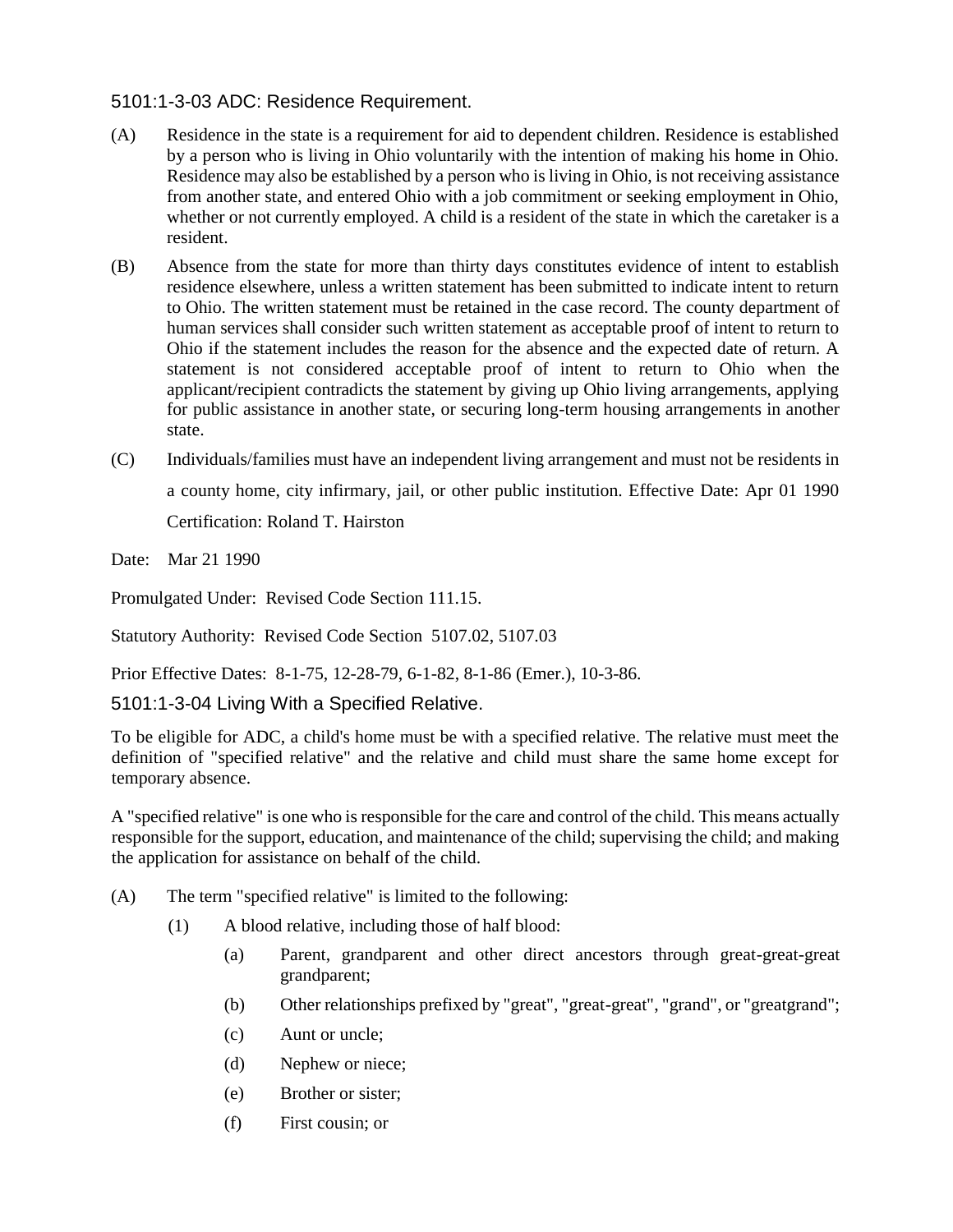### 5101:1-3-03 ADC: Residence Requirement.

(A) Residence in the state is a requirement for aid to dependent children. Residence is established by a person who is living in Ohio voluntarily with the intention of making his home in Ohio. Residence may also be established by a person who is living in Ohio, is not receiving assistance from another state, and entered Ohio with a job commitment or seeking employment in Ohio, whether or not currently employed. A child is a resident of the state in which the caretaker is a resident.

(B) Absence from the state for more than thirty days constitutes evidence of intent to establish residence elsewhere, unless a written statement has been submitted to indicate intent to return to Ohio. The written statement must be retained in the case record. The county department of human services shall consider such written statement as acceptable proof of intent to return to Ohio if the statement includes the reason for the absence and the expected date of return. A statement is not considered acceptable proof of intent to return to Ohio when the applicant/recipient contradicts the statement by giving up Ohio living arrangements, applying for public assistance in another state, or securing long-term housing arrangements in another state.

(C) Individuals/families must have an independent living arrangement and must not be residents in a county home, city infirmary, jail, or other public institution. Effective Date: Apr 01 1990 Certification: Roland T. Hairston

Date: Mar 21 1990

Promulgated Under: Revised Code Section 111.15.

Statutory Authority: Revised Code Section 5107.02, 5107.03

Prior Effective Dates: 8-1-75, 12-28-79, 6-1-82, 8-1-86 (Emer.), 10-3-86.

### 5101:1-3-04 Living With a Specified Relative.

To be eligible for ADC, a child's home must be with a specified relative. The relative must meet the definition of "specified relative" and the relative and child must share the same home except for temporary absence.

A "specified relative" is one who is responsible for the care and control of the child. This means actually responsible for the support, education, and maintenance of the child; supervising the child; and making the application for assistance on behalf of the child.

(A) The term "specified relative" is limited to the following:

  (1) A blood relative, including those of half blood:

    (a) Parent, grandparent and other direct ancestors through great-great-great grandparent;

    (b) Other relationships prefixed by "great", "great-great", "grand", or "greatgrand";

    (c) Aunt or uncle;

    (d) Nephew or niece;

    (e) Brother or sister;

    (f) First cousin; or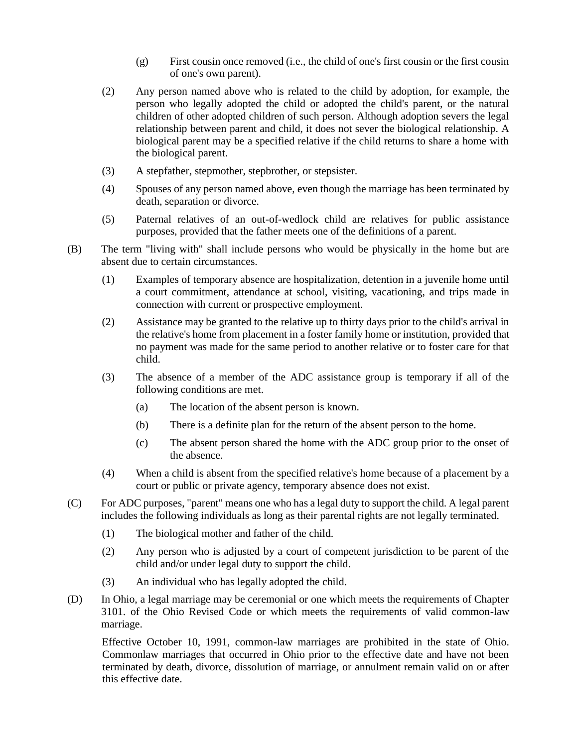(g) First cousin once removed (i.e., the child of one's first cousin or the first cousin of one's own parent).

(2) Any person named above who is related to the child by adoption, for example, the person who legally adopted the child or adopted the child's parent, or the natural children of other adopted children of such person. Although adoption severs the legal relationship between parent and child, it does not sever the biological relationship. A biological parent may be a specified relative if the child returns to share a home with the biological parent.

(3) A stepfather, stepmother, stepbrother, or stepsister.

(4) Spouses of any person named above, even though the marriage has been terminated by death, separation or divorce.

(5) Paternal relatives of an out-of-wedlock child are relatives for public assistance purposes, provided that the father meets one of the definitions of a parent.

(B) The term "living with" shall include persons who would be physically in the home but are absent due to certain circumstances.

(1) Examples of temporary absence are hospitalization, detention in a juvenile home until a court commitment, attendance at school, visiting, vacationing, and trips made in connection with current or prospective employment.

(2) Assistance may be granted to the relative up to thirty days prior to the child's arrival in the relative's home from placement in a foster family home or institution, provided that no payment was made for the same period to another relative or to foster care for that child.

(3) The absence of a member of the ADC assistance group is temporary if all of the following conditions are met.

(a) The location of the absent person is known.

(b) There is a definite plan for the return of the absent person to the home.

(c) The absent person shared the home with the ADC group prior to the onset of the absence.

(4) When a child is absent from the specified relative's home because of a placement by a court or public or private agency, temporary absence does not exist.

(C) For ADC purposes, "parent" means one who has a legal duty to support the child. A legal parent includes the following individuals as long as their parental rights are not legally terminated.

(1) The biological mother and father of the child.

(2) Any person who is adjusted by a court of competent jurisdiction to be parent of the child and/or under legal duty to support the child.

(3) An individual who has legally adopted the child.

(D) In Ohio, a legal marriage may be ceremonial or one which meets the requirements of Chapter 3101. of the Ohio Revised Code or which meets the requirements of valid common-law marriage.

Effective October 10, 1991, common-law marriages are prohibited in the state of Ohio. Commonlaw marriages that occurred in Ohio prior to the effective date and have not been terminated by death, divorce, dissolution of marriage, or annulment remain valid on or after this effective date.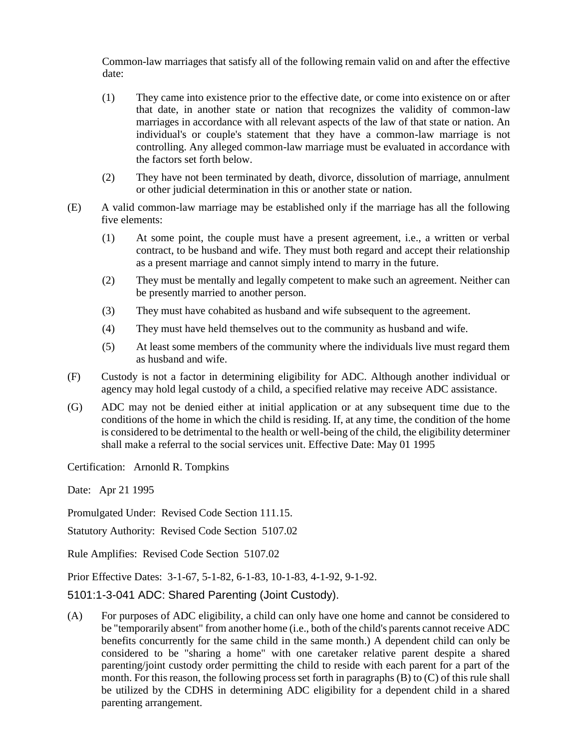Common-law marriages that satisfy all of the following remain valid on and after the effective date:

(1) They came into existence prior to the effective date, or come into existence on or after that date, in another state or nation that recognizes the validity of common-law marriages in accordance with all relevant aspects of the law of that state or nation. An individual's or couple's statement that they have a common-law marriage is not controlling. Any alleged common-law marriage must be evaluated in accordance with the factors set forth below.

(2) They have not been terminated by death, divorce, dissolution of marriage, annulment or other judicial determination in this or another state or nation.

(E) A valid common-law marriage may be established only if the marriage has all the following five elements:

(1) At some point, the couple must have a present agreement, i.e., a written or verbal contract, to be husband and wife. They must both regard and accept their relationship as a present marriage and cannot simply intend to marry in the future.

(2) They must be mentally and legally competent to make such an agreement. Neither can be presently married to another person.

(3) They must have cohabited as husband and wife subsequent to the agreement.

(4) They must have held themselves out to the community as husband and wife.

(5) At least some members of the community where the individuals live must regard them as husband and wife.

(F) Custody is not a factor in determining eligibility for ADC. Although another individual or agency may hold legal custody of a child, a specified relative may receive ADC assistance.

(G) ADC may not be denied either at initial application or at any subsequent time due to the conditions of the home in which the child is residing. If, at any time, the condition of the home is considered to be detrimental to the health or well-being of the child, the eligibility determiner shall make a referral to the social services unit. Effective Date: May 01 1995

Certification: Arnonld R. Tompkins

Date: Apr 21 1995

Promulgated Under: Revised Code Section 111.15.

Statutory Authority: Revised Code Section 5107.02

Rule Amplifies: Revised Code Section 5107.02

Prior Effective Dates: 3-1-67, 5-1-82, 6-1-83, 10-1-83, 4-1-92, 9-1-92.

## 5101:1-3-041 ADC: Shared Parenting (Joint Custody).

(A) For purposes of ADC eligibility, a child can only have one home and cannot be considered to be "temporarily absent" from another home (i.e., both of the child's parents cannot receive ADC benefits concurrently for the same child in the same month.) A dependent child can only be considered to be "sharing a home" with one caretaker relative parent despite a shared parenting/joint custody order permitting the child to reside with each parent for a part of the month. For this reason, the following process set forth in paragraphs (B) to (C) of this rule shall be utilized by the CDHS in determining ADC eligibility for a dependent child in a shared parenting arrangement.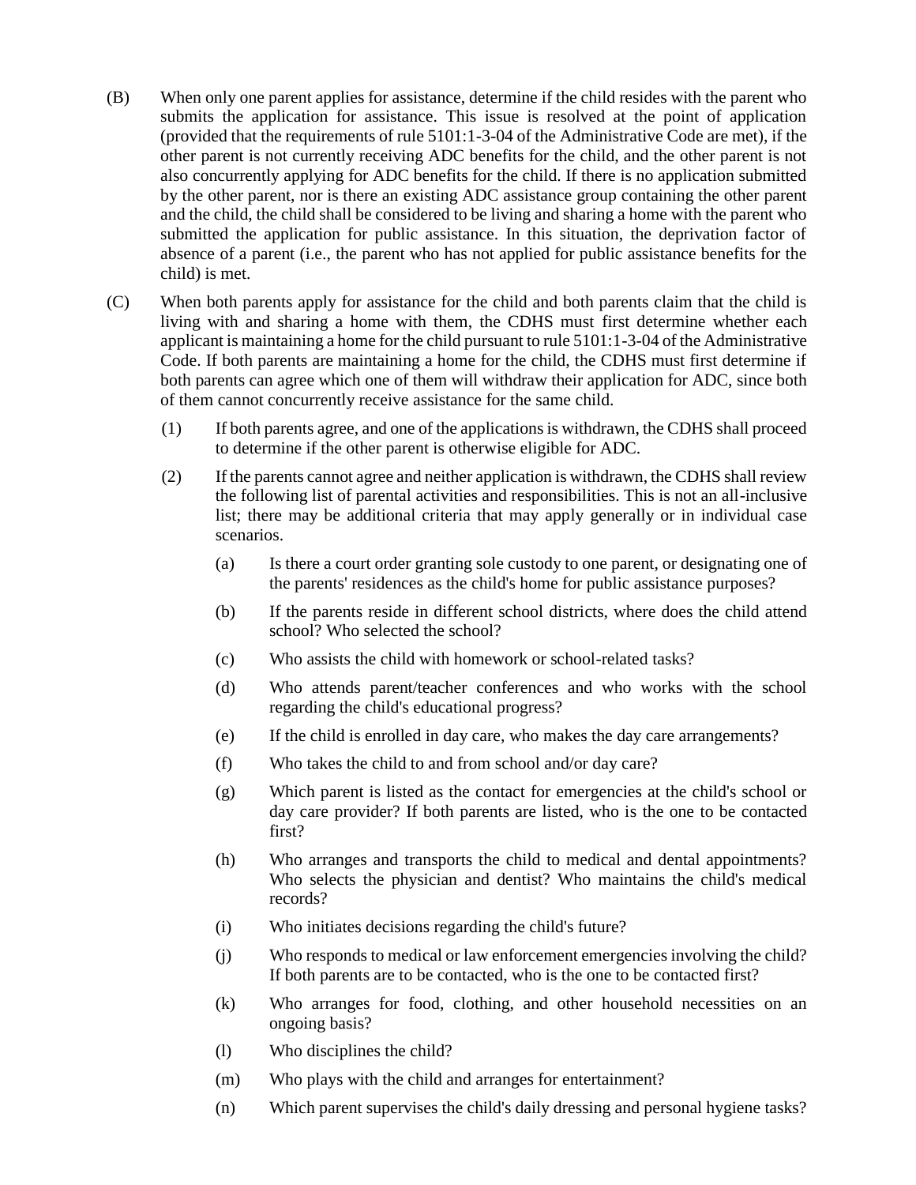(B) When only one parent applies for assistance, determine if the child resides with the parent who submits the application for assistance. This issue is resolved at the point of application (provided that the requirements of rule 5101:1-3-04 of the Administrative Code are met), if the other parent is not currently receiving ADC benefits for the child, and the other parent is not also concurrently applying for ADC benefits for the child. If there is no application submitted by the other parent, nor is there an existing ADC assistance group containing the other parent and the child, the child shall be considered to be living and sharing a home with the parent who submitted the application for public assistance. In this situation, the deprivation factor of absence of a parent (i.e., the parent who has not applied for public assistance benefits for the child) is met.

(C) When both parents apply for assistance for the child and both parents claim that the child is living with and sharing a home with them, the CDHS must first determine whether each applicant is maintaining a home for the child pursuant to rule 5101:1-3-04 of the Administrative Code. If both parents are maintaining a home for the child, the CDHS must first determine if both parents can agree which one of them will withdraw their application for ADC, since both of them cannot concurrently receive assistance for the same child.

(1) If both parents agree, and one of the applications is withdrawn, the CDHS shall proceed to determine if the other parent is otherwise eligible for ADC.

(2) If the parents cannot agree and neither application is withdrawn, the CDHS shall review the following list of parental activities and responsibilities. This is not an all-inclusive list; there may be additional criteria that may apply generally or in individual case scenarios.

(a) Is there a court order granting sole custody to one parent, or designating one of the parents' residences as the child's home for public assistance purposes?

(b) If the parents reside in different school districts, where does the child attend school? Who selected the school?

(c) Who assists the child with homework or school-related tasks?

(d) Who attends parent/teacher conferences and who works with the school regarding the child's educational progress?

(e) If the child is enrolled in day care, who makes the day care arrangements?

(f) Who takes the child to and from school and/or day care?

(g) Which parent is listed as the contact for emergencies at the child's school or day care provider? If both parents are listed, who is the one to be contacted first?

(h) Who arranges and transports the child to medical and dental appointments? Who selects the physician and dentist? Who maintains the child's medical records?

(i) Who initiates decisions regarding the child's future?

(j) Who responds to medical or law enforcement emergencies involving the child? If both parents are to be contacted, who is the one to be contacted first?

(k) Who arranges for food, clothing, and other household necessities on an ongoing basis?

(l) Who disciplines the child?

(m) Who plays with the child and arranges for entertainment?

(n) Which parent supervises the child's daily dressing and personal hygiene tasks?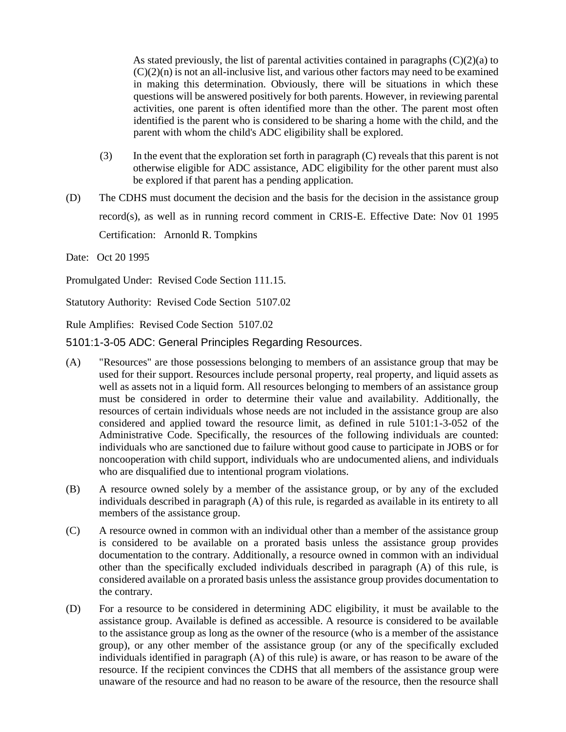As stated previously, the list of parental activities contained in paragraphs (C)(2)(a) to (C)(2)(n) is not an all-inclusive list, and various other factors may need to be examined in making this determination. Obviously, there will be situations in which these questions will be answered positively for both parents. However, in reviewing parental activities, one parent is often identified more than the other. The parent most often identified is the parent who is considered to be sharing a home with the child, and the parent with whom the child's ADC eligibility shall be explored.

(3) In the event that the exploration set forth in paragraph (C) reveals that this parent is not otherwise eligible for ADC assistance, ADC eligibility for the other parent must also be explored if that parent has a pending application.

(D) The CDHS must document the decision and the basis for the decision in the assistance group record(s), as well as in running record comment in CRIS-E. Effective Date: Nov 01 1995

Certification: Arnonld R. Tompkins

Date: Oct 20 1995

Promulgated Under: Revised Code Section 111.15.

Statutory Authority: Revised Code Section 5107.02

Rule Amplifies: Revised Code Section 5107.02

## 5101:1-3-05 ADC: General Principles Regarding Resources.

(A) "Resources" are those possessions belonging to members of an assistance group that may be used for their support. Resources include personal property, real property, and liquid assets as well as assets not in a liquid form. All resources belonging to members of an assistance group must be considered in order to determine their value and availability. Additionally, the resources of certain individuals whose needs are not included in the assistance group are also considered and applied toward the resource limit, as defined in rule 5101:1-3-052 of the Administrative Code. Specifically, the resources of the following individuals are counted: individuals who are sanctioned due to failure without good cause to participate in JOBS or for noncooperation with child support, individuals who are undocumented aliens, and individuals who are disqualified due to intentional program violations.

(B) A resource owned solely by a member of the assistance group, or by any of the excluded individuals described in paragraph (A) of this rule, is regarded as available in its entirety to all members of the assistance group.

(C) A resource owned in common with an individual other than a member of the assistance group is considered to be available on a prorated basis unless the assistance group provides documentation to the contrary. Additionally, a resource owned in common with an individual other than the specifically excluded individuals described in paragraph (A) of this rule, is considered available on a prorated basis unless the assistance group provides documentation to the contrary.

(D) For a resource to be considered in determining ADC eligibility, it must be available to the assistance group. Available is defined as accessible. A resource is considered to be available to the assistance group as long as the owner of the resource (who is a member of the assistance group), or any other member of the assistance group (or any of the specifically excluded individuals identified in paragraph (A) of this rule) is aware, or has reason to be aware of the resource. If the recipient convinces the CDHS that all members of the assistance group were unaware of the resource and had no reason to be aware of the resource, then the resource shall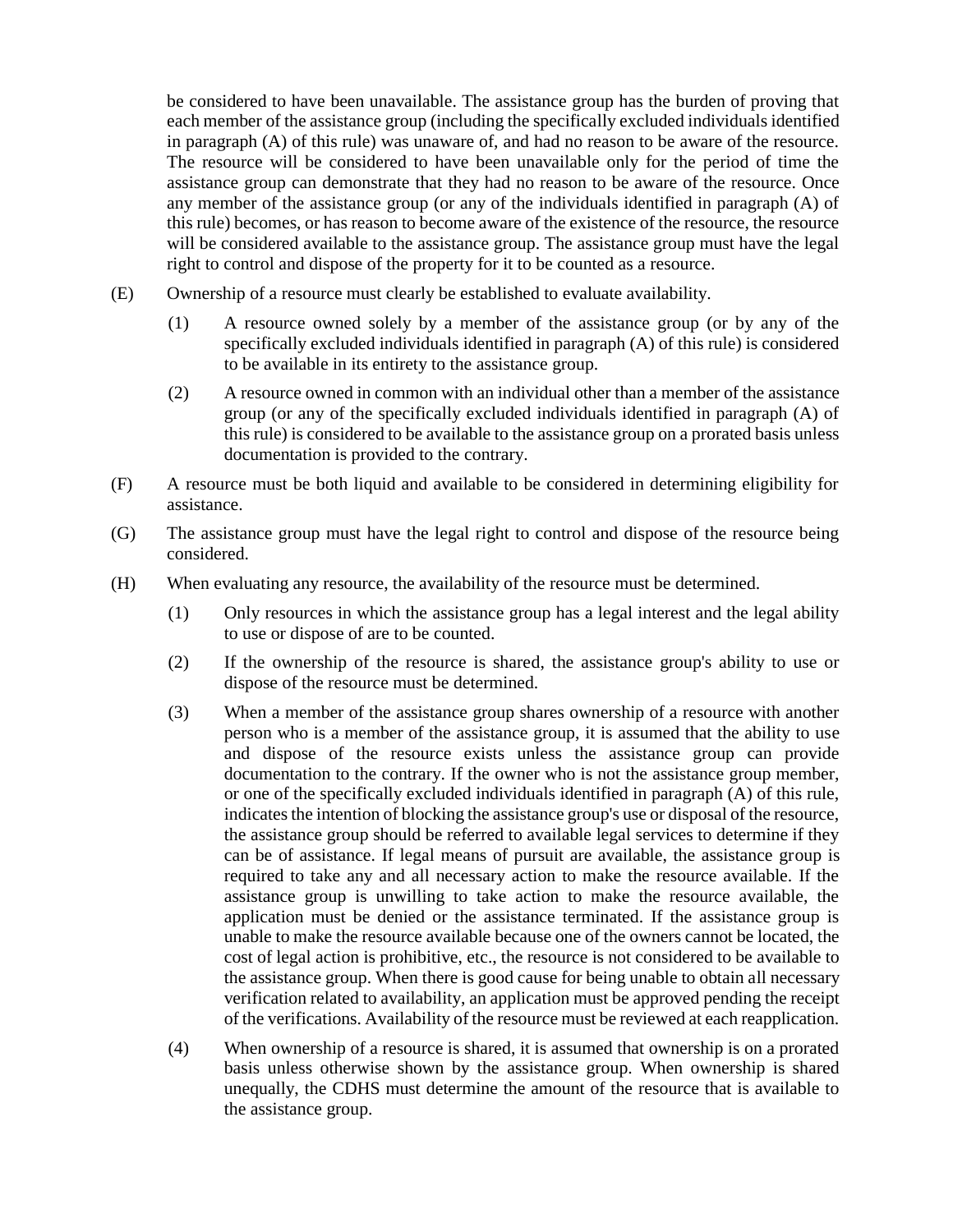be considered to have been unavailable. The assistance group has the burden of proving that each member of the assistance group (including the specifically excluded individuals identified in paragraph (A) of this rule) was unaware of, and had no reason to be aware of the resource. The resource will be considered to have been unavailable only for the period of time the assistance group can demonstrate that they had no reason to be aware of the resource. Once any member of the assistance group (or any of the individuals identified in paragraph (A) of this rule) becomes, or has reason to become aware of the existence of the resource, the resource will be considered available to the assistance group. The assistance group must have the legal right to control and dispose of the property for it to be counted as a resource.

(E) Ownership of a resource must clearly be established to evaluate availability.

  (1) A resource owned solely by a member of the assistance group (or by any of the specifically excluded individuals identified in paragraph (A) of this rule) is considered to be available in its entirety to the assistance group.

  (2) A resource owned in common with an individual other than a member of the assistance group (or any of the specifically excluded individuals identified in paragraph (A) of this rule) is considered to be available to the assistance group on a prorated basis unless documentation is provided to the contrary.

(F) A resource must be both liquid and available to be considered in determining eligibility for assistance.

(G) The assistance group must have the legal right to control and dispose of the resource being considered.

(H) When evaluating any resource, the availability of the resource must be determined.

  (1) Only resources in which the assistance group has a legal interest and the legal ability to use or dispose of are to be counted.

  (2) If the ownership of the resource is shared, the assistance group's ability to use or dispose of the resource must be determined.

  (3) When a member of the assistance group shares ownership of a resource with another person who is a member of the assistance group, it is assumed that the ability to use and dispose of the resource exists unless the assistance group can provide documentation to the contrary. If the owner who is not the assistance group member, or one of the specifically excluded individuals identified in paragraph (A) of this rule, indicates the intention of blocking the assistance group's use or disposal of the resource, the assistance group should be referred to available legal services to determine if they can be of assistance. If legal means of pursuit are available, the assistance group is required to take any and all necessary action to make the resource available. If the assistance group is unwilling to take action to make the resource available, the application must be denied or the assistance terminated. If the assistance group is unable to make the resource available because one of the owners cannot be located, the cost of legal action is prohibitive, etc., the resource is not considered to be available to the assistance group. When there is good cause for being unable to obtain all necessary verification related to availability, an application must be approved pending the receipt of the verifications. Availability of the resource must be reviewed at each reapplication.

  (4) When ownership of a resource is shared, it is assumed that ownership is on a prorated basis unless otherwise shown by the assistance group. When ownership is shared unequally, the CDHS must determine the amount of the resource that is available to the assistance group.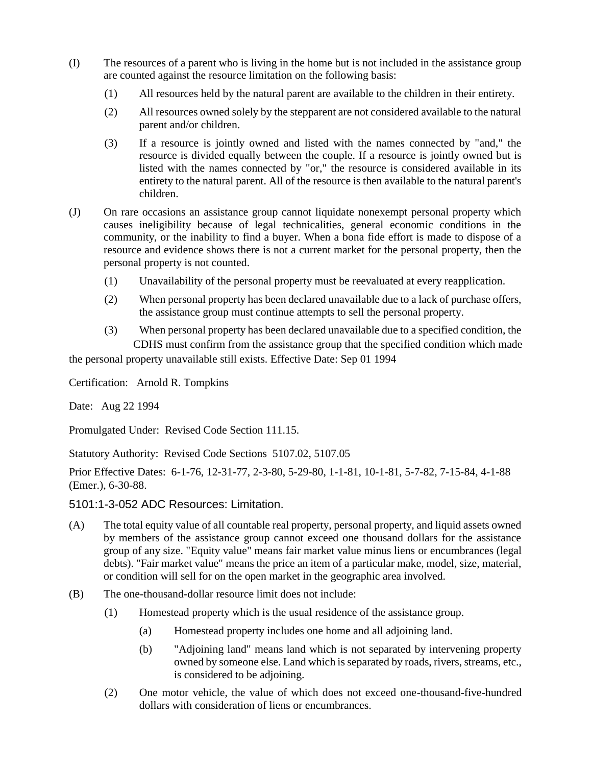(I) The resources of a parent who is living in the home but is not included in the assistance group are counted against the resource limitation on the following basis:

(1) All resources held by the natural parent are available to the children in their entirety.

(2) All resources owned solely by the stepparent are not considered available to the natural parent and/or children.

(3) If a resource is jointly owned and listed with the names connected by "and," the resource is divided equally between the couple. If a resource is jointly owned but is listed with the names connected by "or," the resource is considered available in its entirety to the natural parent. All of the resource is then available to the natural parent's children.

(J) On rare occasions an assistance group cannot liquidate nonexempt personal property which causes ineligibility because of legal technicalities, general economic conditions in the community, or the inability to find a buyer. When a bona fide effort is made to dispose of a resource and evidence shows there is not a current market for the personal property, then the personal property is not counted.

(1) Unavailability of the personal property must be reevaluated at every reapplication.

(2) When personal property has been declared unavailable due to a lack of purchase offers, the assistance group must continue attempts to sell the personal property.

(3) When personal property has been declared unavailable due to a specified condition, the CDHS must confirm from the assistance group that the specified condition which made the personal property unavailable still exists. Effective Date: Sep 01 1994

Certification: Arnold R. Tompkins

Date: Aug 22 1994

Promulgated Under: Revised Code Section 111.15.

Statutory Authority: Revised Code Sections 5107.02, 5107.05

Prior Effective Dates: 6-1-76, 12-31-77, 2-3-80, 5-29-80, 1-1-81, 10-1-81, 5-7-82, 7-15-84, 4-1-88 (Emer.), 6-30-88.

## 5101:1-3-052 ADC Resources: Limitation.

(A) The total equity value of all countable real property, personal property, and liquid assets owned by members of the assistance group cannot exceed one thousand dollars for the assistance group of any size. "Equity value" means fair market value minus liens or encumbrances (legal debts). "Fair market value" means the price an item of a particular make, model, size, material, or condition will sell for on the open market in the geographic area involved.

(B) The one-thousand-dollar resource limit does not include:

(1) Homestead property which is the usual residence of the assistance group.

(a) Homestead property includes one home and all adjoining land.

(b) "Adjoining land" means land which is not separated by intervening property owned by someone else. Land which is separated by roads, rivers, streams, etc., is considered to be adjoining.

(2) One motor vehicle, the value of which does not exceed one-thousand-five-hundred dollars with consideration of liens or encumbrances.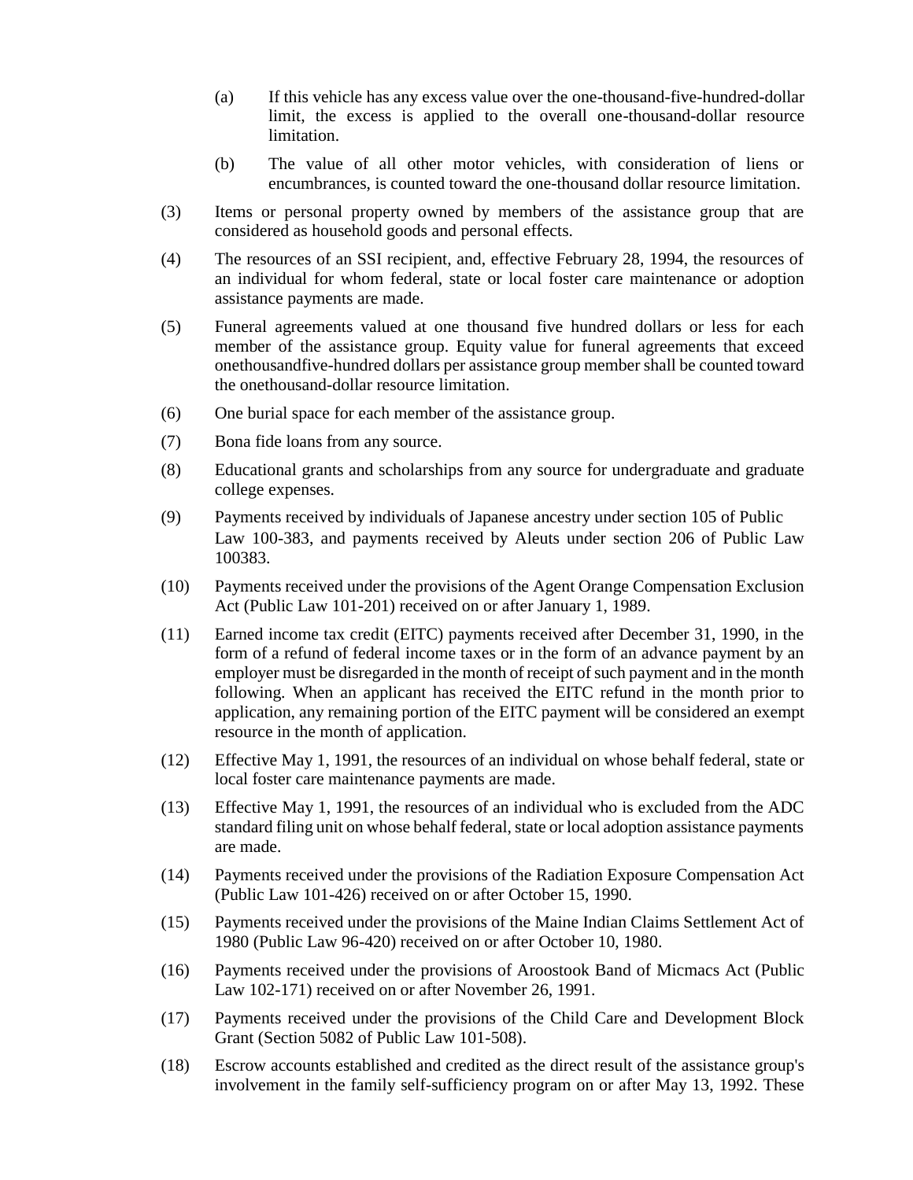(a) If this vehicle has any excess value over the one-thousand-five-hundred-dollar limit, the excess is applied to the overall one-thousand-dollar resource limitation.

(b) The value of all other motor vehicles, with consideration of liens or encumbrances, is counted toward the one-thousand dollar resource limitation.

(3) Items or personal property owned by members of the assistance group that are considered as household goods and personal effects.

(4) The resources of an SSI recipient, and, effective February 28, 1994, the resources of an individual for whom federal, state or local foster care maintenance or adoption assistance payments are made.

(5) Funeral agreements valued at one thousand five hundred dollars or less for each member of the assistance group. Equity value for funeral agreements that exceed onethousandfive-hundred dollars per assistance group member shall be counted toward the onethousand-dollar resource limitation.

(6) One burial space for each member of the assistance group.

(7) Bona fide loans from any source.

(8) Educational grants and scholarships from any source for undergraduate and graduate college expenses.

(9) Payments received by individuals of Japanese ancestry under section 105 of Public Law 100-383, and payments received by Aleuts under section 206 of Public Law 100383.

(10) Payments received under the provisions of the Agent Orange Compensation Exclusion Act (Public Law 101-201) received on or after January 1, 1989.

(11) Earned income tax credit (EITC) payments received after December 31, 1990, in the form of a refund of federal income taxes or in the form of an advance payment by an employer must be disregarded in the month of receipt of such payment and in the month following. When an applicant has received the EITC refund in the month prior to application, any remaining portion of the EITC payment will be considered an exempt resource in the month of application.

(12) Effective May 1, 1991, the resources of an individual on whose behalf federal, state or local foster care maintenance payments are made.

(13) Effective May 1, 1991, the resources of an individual who is excluded from the ADC standard filing unit on whose behalf federal, state or local adoption assistance payments are made.

(14) Payments received under the provisions of the Radiation Exposure Compensation Act (Public Law 101-426) received on or after October 15, 1990.

(15) Payments received under the provisions of the Maine Indian Claims Settlement Act of 1980 (Public Law 96-420) received on or after October 10, 1980.

(16) Payments received under the provisions of Aroostook Band of Micmacs Act (Public Law 102-171) received on or after November 26, 1991.

(17) Payments received under the provisions of the Child Care and Development Block Grant (Section 5082 of Public Law 101-508).

(18) Escrow accounts established and credited as the direct result of the assistance group's involvement in the family self-sufficiency program on or after May 13, 1992. These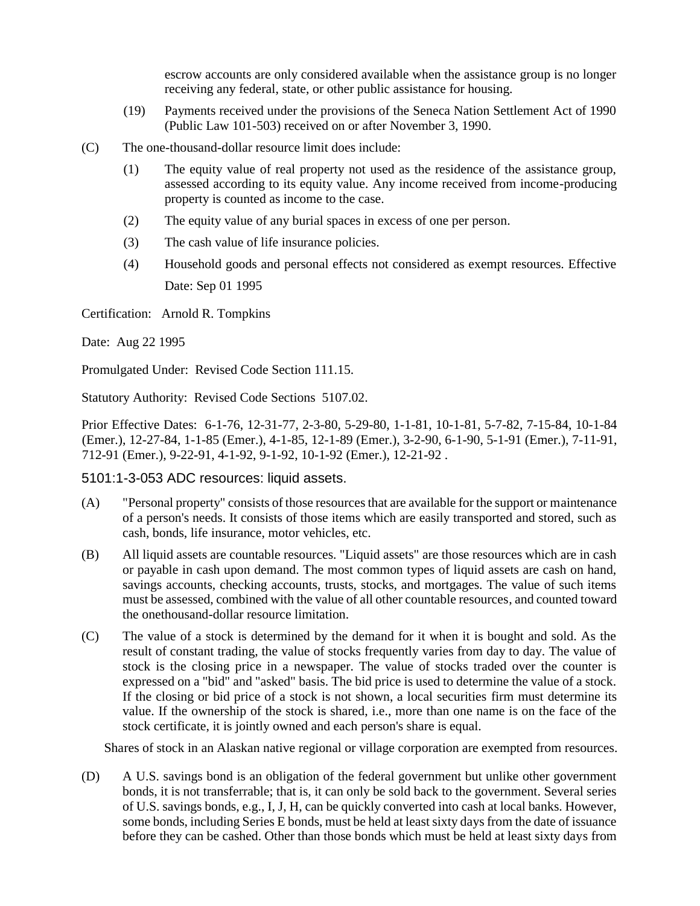escrow accounts are only considered available when the assistance group is no longer receiving any federal, state, or other public assistance for housing.

(19) Payments received under the provisions of the Seneca Nation Settlement Act of 1990 (Public Law 101-503) received on or after November 3, 1990.

(C) The one-thousand-dollar resource limit does include:

(1) The equity value of real property not used as the residence of the assistance group, assessed according to its equity value. Any income received from income-producing property is counted as income to the case.

(2) The equity value of any burial spaces in excess of one per person.

(3) The cash value of life insurance policies.

(4) Household goods and personal effects not considered as exempt resources. Effective Date: Sep 01 1995

Certification: Arnold R. Tompkins

Date: Aug 22 1995

Promulgated Under: Revised Code Section 111.15.

Statutory Authority: Revised Code Sections 5107.02.

Prior Effective Dates: 6-1-76, 12-31-77, 2-3-80, 5-29-80, 1-1-81, 10-1-81, 5-7-82, 7-15-84, 10-1-84 (Emer.), 12-27-84, 1-1-85 (Emer.), 4-1-85, 12-1-89 (Emer.), 3-2-90, 6-1-90, 5-1-91 (Emer.), 7-11-91, 712-91 (Emer.), 9-22-91, 4-1-92, 9-1-92, 10-1-92 (Emer.), 12-21-92 .

## 5101:1-3-053 ADC resources: liquid assets.

(A) "Personal property" consists of those resources that are available for the support or maintenance of a person's needs. It consists of those items which are easily transported and stored, such as cash, bonds, life insurance, motor vehicles, etc.

(B) All liquid assets are countable resources. "Liquid assets" are those resources which are in cash or payable in cash upon demand. The most common types of liquid assets are cash on hand, savings accounts, checking accounts, trusts, stocks, and mortgages. The value of such items must be assessed, combined with the value of all other countable resources, and counted toward the onethousand-dollar resource limitation.

(C) The value of a stock is determined by the demand for it when it is bought and sold. As the result of constant trading, the value of stocks frequently varies from day to day. The value of stock is the closing price in a newspaper. The value of stocks traded over the counter is expressed on a "bid" and "asked" basis. The bid price is used to determine the value of a stock. If the closing or bid price of a stock is not shown, a local securities firm must determine its value. If the ownership of the stock is shared, i.e., more than one name is on the face of the stock certificate, it is jointly owned and each person's share is equal.

Shares of stock in an Alaskan native regional or village corporation are exempted from resources.

(D) A U.S. savings bond is an obligation of the federal government but unlike other government bonds, it is not transferrable; that is, it can only be sold back to the government. Several series of U.S. savings bonds, e.g., I, J, H, can be quickly converted into cash at local banks. However, some bonds, including Series E bonds, must be held at least sixty days from the date of issuance before they can be cashed. Other than those bonds which must be held at least sixty days from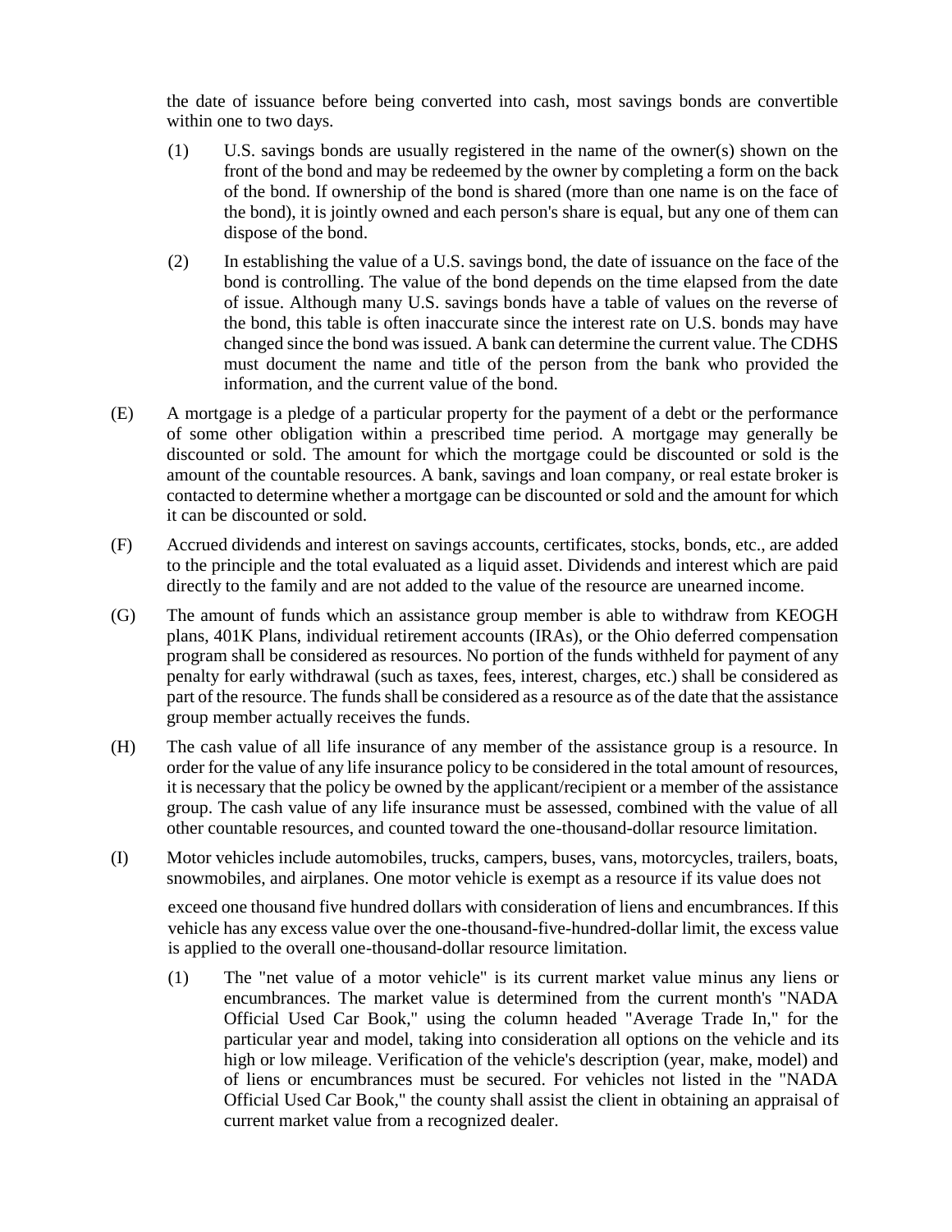the date of issuance before being converted into cash, most savings bonds are convertible within one to two days.

(1) U.S. savings bonds are usually registered in the name of the owner(s) shown on the front of the bond and may be redeemed by the owner by completing a form on the back of the bond. If ownership of the bond is shared (more than one name is on the face of the bond), it is jointly owned and each person's share is equal, but any one of them can dispose of the bond.

(2) In establishing the value of a U.S. savings bond, the date of issuance on the face of the bond is controlling. The value of the bond depends on the time elapsed from the date of issue. Although many U.S. savings bonds have a table of values on the reverse of the bond, this table is often inaccurate since the interest rate on U.S. bonds may have changed since the bond was issued. A bank can determine the current value. The CDHS must document the name and title of the person from the bank who provided the information, and the current value of the bond.

(E) A mortgage is a pledge of a particular property for the payment of a debt or the performance of some other obligation within a prescribed time period. A mortgage may generally be discounted or sold. The amount for which the mortgage could be discounted or sold is the amount of the countable resources. A bank, savings and loan company, or real estate broker is contacted to determine whether a mortgage can be discounted or sold and the amount for which it can be discounted or sold.

(F) Accrued dividends and interest on savings accounts, certificates, stocks, bonds, etc., are added to the principle and the total evaluated as a liquid asset. Dividends and interest which are paid directly to the family and are not added to the value of the resource are unearned income.

(G) The amount of funds which an assistance group member is able to withdraw from KEOGH plans, 401K Plans, individual retirement accounts (IRAs), or the Ohio deferred compensation program shall be considered as resources. No portion of the funds withheld for payment of any penalty for early withdrawal (such as taxes, fees, interest, charges, etc.) shall be considered as part of the resource. The funds shall be considered as a resource as of the date that the assistance group member actually receives the funds.

(H) The cash value of all life insurance of any member of the assistance group is a resource. In order for the value of any life insurance policy to be considered in the total amount of resources, it is necessary that the policy be owned by the applicant/recipient or a member of the assistance group. The cash value of any life insurance must be assessed, combined with the value of all other countable resources, and counted toward the one-thousand-dollar resource limitation.

(I) Motor vehicles include automobiles, trucks, campers, buses, vans, motorcycles, trailers, boats, snowmobiles, and airplanes. One motor vehicle is exempt as a resource if its value does not exceed one thousand five hundred dollars with consideration of liens and encumbrances. If this vehicle has any excess value over the one-thousand-five-hundred-dollar limit, the excess value is applied to the overall one-thousand-dollar resource limitation.

(1) The "net value of a motor vehicle" is its current market value minus any liens or encumbrances. The market value is determined from the current month's "NADA Official Used Car Book," using the column headed "Average Trade In," for the particular year and model, taking into consideration all options on the vehicle and its high or low mileage. Verification of the vehicle's description (year, make, model) and of liens or encumbrances must be secured. For vehicles not listed in the "NADA Official Used Car Book," the county shall assist the client in obtaining an appraisal of current market value from a recognized dealer.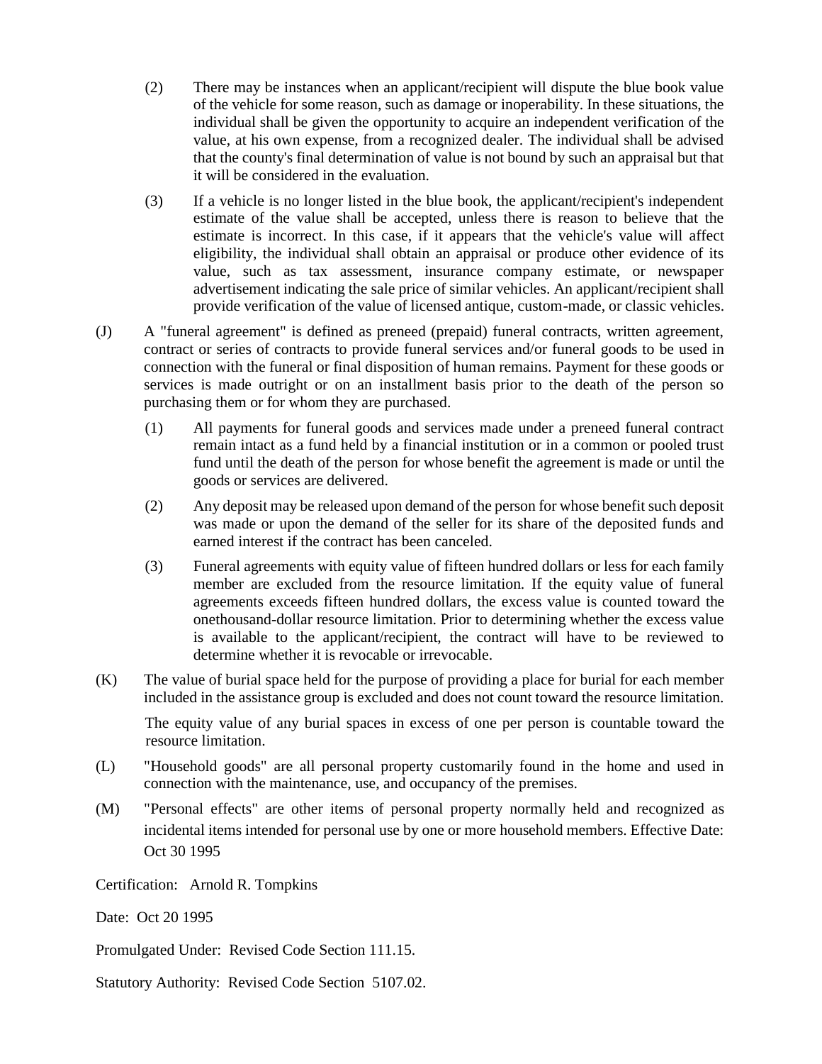(2) There may be instances when an applicant/recipient will dispute the blue book value of the vehicle for some reason, such as damage or inoperability. In these situations, the individual shall be given the opportunity to acquire an independent verification of the value, at his own expense, from a recognized dealer. The individual shall be advised that the county's final determination of value is not bound by such an appraisal but that it will be considered in the evaluation.

(3) If a vehicle is no longer listed in the blue book, the applicant/recipient's independent estimate of the value shall be accepted, unless there is reason to believe that the estimate is incorrect. In this case, if it appears that the vehicle's value will affect eligibility, the individual shall obtain an appraisal or produce other evidence of its value, such as tax assessment, insurance company estimate, or newspaper advertisement indicating the sale price of similar vehicles. An applicant/recipient shall provide verification of the value of licensed antique, custom-made, or classic vehicles.

(J) A "funeral agreement" is defined as preneed (prepaid) funeral contracts, written agreement, contract or series of contracts to provide funeral services and/or funeral goods to be used in connection with the funeral or final disposition of human remains. Payment for these goods or services is made outright or on an installment basis prior to the death of the person so purchasing them or for whom they are purchased.

(1) All payments for funeral goods and services made under a preneed funeral contract remain intact as a fund held by a financial institution or in a common or pooled trust fund until the death of the person for whose benefit the agreement is made or until the goods or services are delivered.

(2) Any deposit may be released upon demand of the person for whose benefit such deposit was made or upon the demand of the seller for its share of the deposited funds and earned interest if the contract has been canceled.

(3) Funeral agreements with equity value of fifteen hundred dollars or less for each family member are excluded from the resource limitation. If the equity value of funeral agreements exceeds fifteen hundred dollars, the excess value is counted toward the onethousand-dollar resource limitation. Prior to determining whether the excess value is available to the applicant/recipient, the contract will have to be reviewed to determine whether it is revocable or irrevocable.

(K) The value of burial space held for the purpose of providing a place for burial for each member included in the assistance group is excluded and does not count toward the resource limitation.

The equity value of any burial spaces in excess of one per person is countable toward the resource limitation.

(L) "Household goods" are all personal property customarily found in the home and used in connection with the maintenance, use, and occupancy of the premises.

(M) "Personal effects" are other items of personal property normally held and recognized as incidental items intended for personal use by one or more household members. Effective Date: Oct 30 1995

Certification: Arnold R. Tompkins

Date: Oct 20 1995

Promulgated Under: Revised Code Section 111.15.

Statutory Authority: Revised Code Section 5107.02.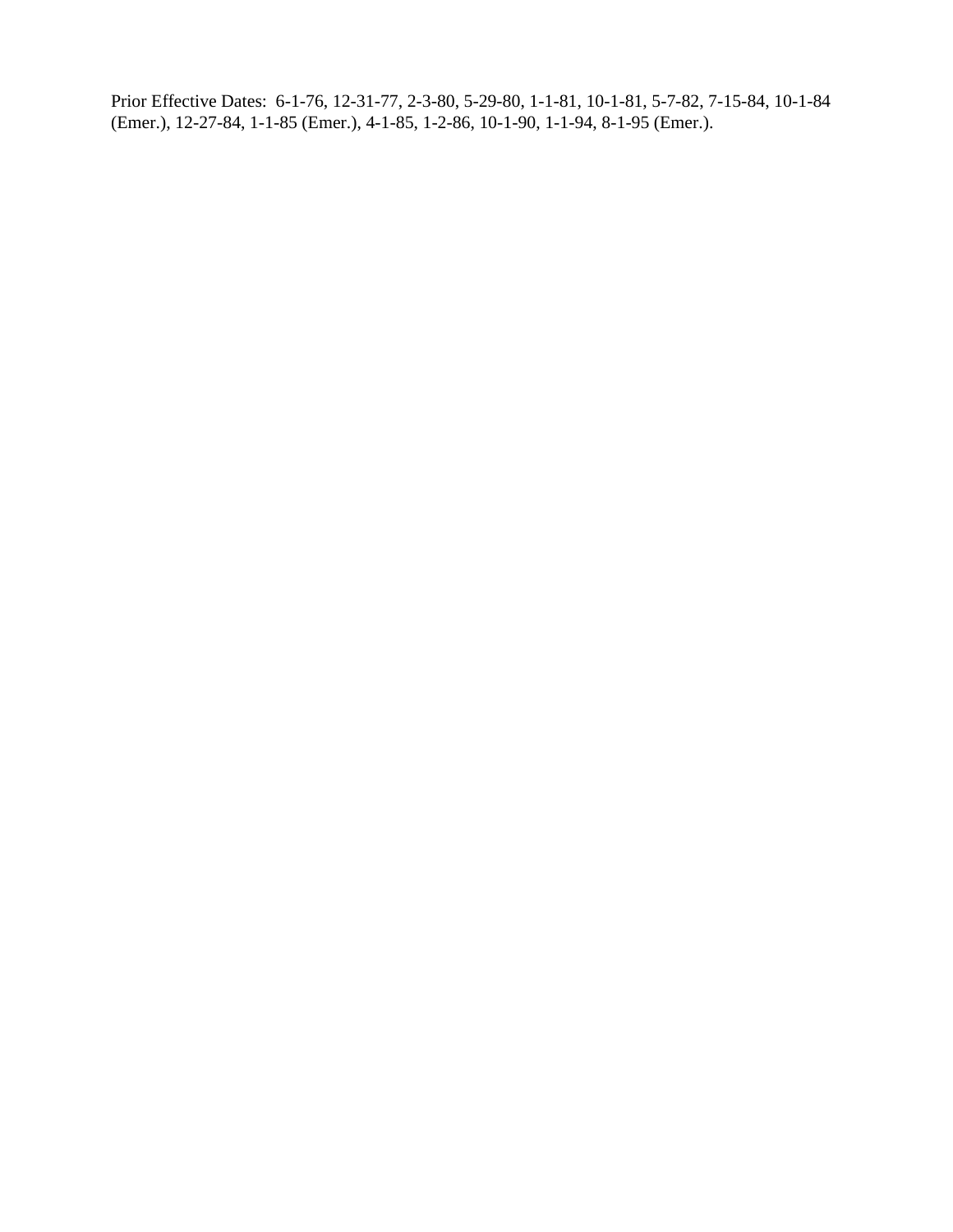Prior Effective Dates: 6-1-76, 12-31-77, 2-3-80, 5-29-80, 1-1-81, 10-1-81, 5-7-82, 7-15-84, 10-1-84 (Emer.), 12-27-84, 1-1-85 (Emer.), 4-1-85, 1-2-86, 10-1-90, 1-1-94, 8-1-95 (Emer.).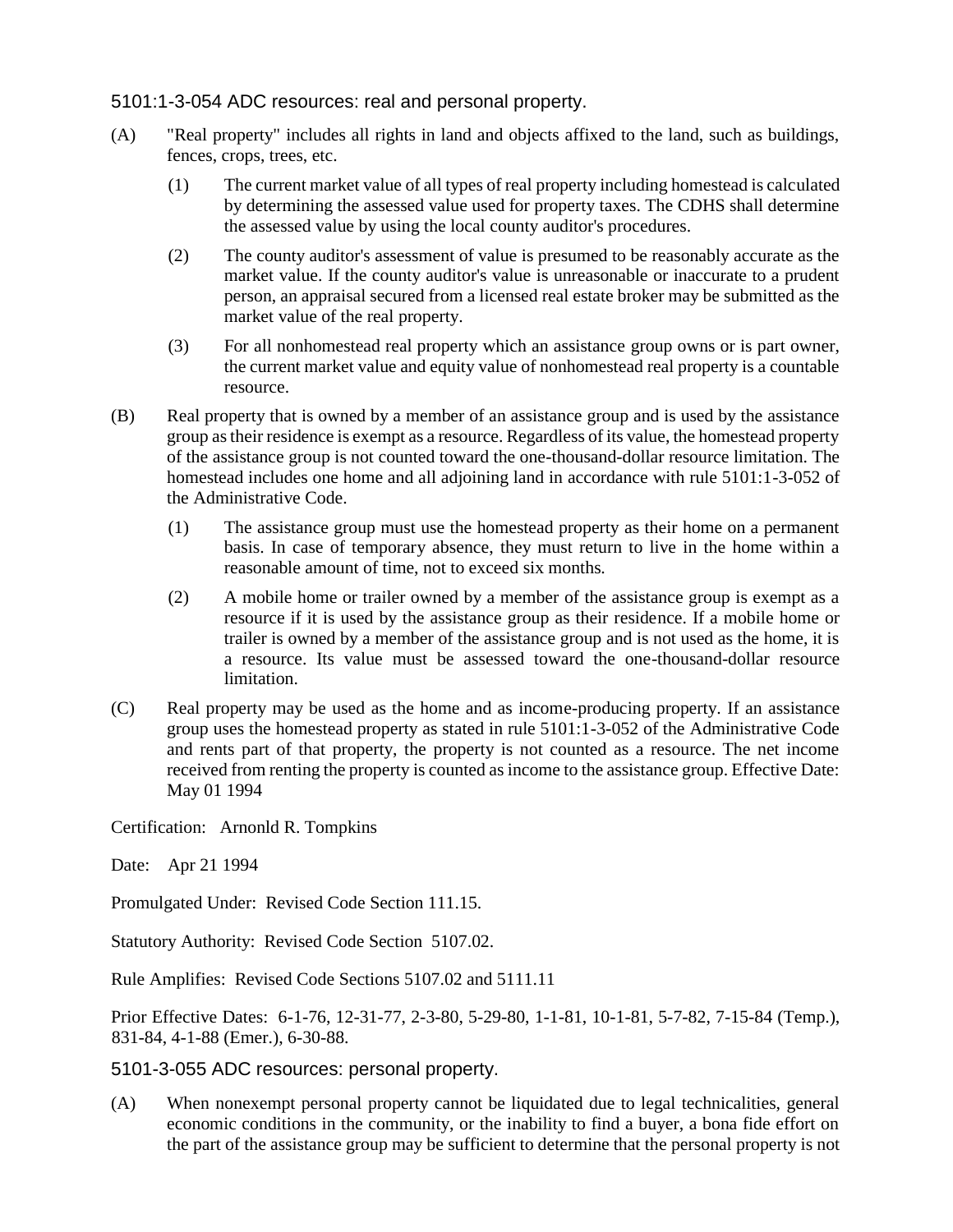## 5101:1-3-054 ADC resources: real and personal property.

(A) "Real property" includes all rights in land and objects affixed to the land, such as buildings, fences, crops, trees, etc.

(1) The current market value of all types of real property including homestead is calculated by determining the assessed value used for property taxes. The CDHS shall determine the assessed value by using the local county auditor's procedures.

(2) The county auditor's assessment of value is presumed to be reasonably accurate as the market value. If the county auditor's value is unreasonable or inaccurate to a prudent person, an appraisal secured from a licensed real estate broker may be submitted as the market value of the real property.

(3) For all nonhomestead real property which an assistance group owns or is part owner, the current market value and equity value of nonhomestead real property is a countable resource.

(B) Real property that is owned by a member of an assistance group and is used by the assistance group as their residence is exempt as a resource. Regardless of its value, the homestead property of the assistance group is not counted toward the one-thousand-dollar resource limitation. The homestead includes one home and all adjoining land in accordance with rule 5101:1-3-052 of the Administrative Code.

(1) The assistance group must use the homestead property as their home on a permanent basis. In case of temporary absence, they must return to live in the home within a reasonable amount of time, not to exceed six months.

(2) A mobile home or trailer owned by a member of the assistance group is exempt as a resource if it is used by the assistance group as their residence. If a mobile home or trailer is owned by a member of the assistance group and is not used as the home, it is a resource. Its value must be assessed toward the one-thousand-dollar resource limitation.

(C) Real property may be used as the home and as income-producing property. If an assistance group uses the homestead property as stated in rule 5101:1-3-052 of the Administrative Code and rents part of that property, the property is not counted as a resource. The net income received from renting the property is counted as income to the assistance group. Effective Date: May 01 1994

Certification: Arnonld R. Tompkins

Date: Apr 21 1994

Promulgated Under: Revised Code Section 111.15.

Statutory Authority: Revised Code Section 5107.02.

Rule Amplifies: Revised Code Sections 5107.02 and 5111.11

Prior Effective Dates: 6-1-76, 12-31-77, 2-3-80, 5-29-80, 1-1-81, 10-1-81, 5-7-82, 7-15-84 (Temp.), 831-84, 4-1-88 (Emer.), 6-30-88.

## 5101-3-055 ADC resources: personal property.

(A) When nonexempt personal property cannot be liquidated due to legal technicalities, general economic conditions in the community, or the inability to find a buyer, a bona fide effort on the part of the assistance group may be sufficient to determine that the personal property is not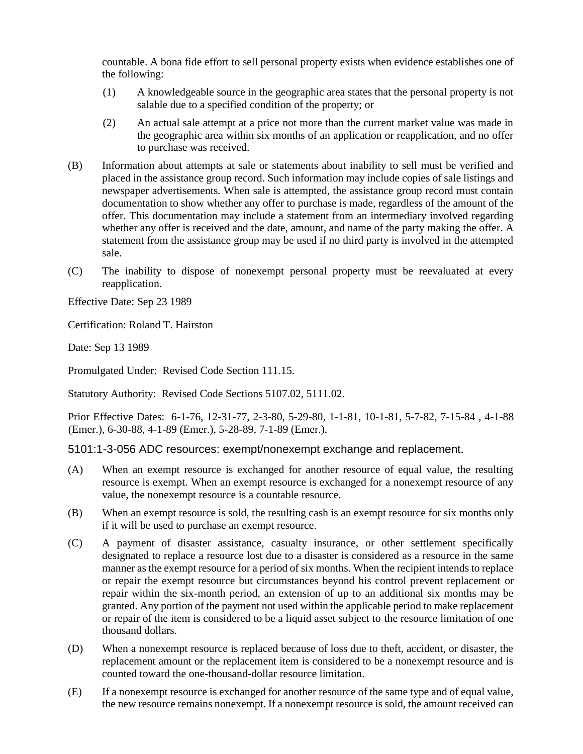countable. A bona fide effort to sell personal property exists when evidence establishes one of the following:

(1) A knowledgeable source in the geographic area states that the personal property is not salable due to a specified condition of the property; or

(2) An actual sale attempt at a price not more than the current market value was made in the geographic area within six months of an application or reapplication, and no offer to purchase was received.

(B) Information about attempts at sale or statements about inability to sell must be verified and placed in the assistance group record. Such information may include copies of sale listings and newspaper advertisements. When sale is attempted, the assistance group record must contain documentation to show whether any offer to purchase is made, regardless of the amount of the offer. This documentation may include a statement from an intermediary involved regarding whether any offer is received and the date, amount, and name of the party making the offer. A statement from the assistance group may be used if no third party is involved in the attempted sale.

(C) The inability to dispose of nonexempt personal property must be reevaluated at every reapplication.

Effective Date: Sep 23 1989

Certification: Roland T. Hairston

Date: Sep 13 1989

Promulgated Under: Revised Code Section 111.15.

Statutory Authority: Revised Code Sections 5107.02, 5111.02.

Prior Effective Dates: 6-1-76, 12-31-77, 2-3-80, 5-29-80, 1-1-81, 10-1-81, 5-7-82, 7-15-84 , 4-1-88 (Emer.), 6-30-88, 4-1-89 (Emer.), 5-28-89, 7-1-89 (Emer.).

## 5101:1-3-056 ADC resources: exempt/nonexempt exchange and replacement.

(A) When an exempt resource is exchanged for another resource of equal value, the resulting resource is exempt. When an exempt resource is exchanged for a nonexempt resource of any value, the nonexempt resource is a countable resource.

(B) When an exempt resource is sold, the resulting cash is an exempt resource for six months only if it will be used to purchase an exempt resource.

(C) A payment of disaster assistance, casualty insurance, or other settlement specifically designated to replace a resource lost due to a disaster is considered as a resource in the same manner as the exempt resource for a period of six months. When the recipient intends to replace or repair the exempt resource but circumstances beyond his control prevent replacement or repair within the six-month period, an extension of up to an additional six months may be granted. Any portion of the payment not used within the applicable period to make replacement or repair of the item is considered to be a liquid asset subject to the resource limitation of one thousand dollars.

(D) When a nonexempt resource is replaced because of loss due to theft, accident, or disaster, the replacement amount or the replacement item is considered to be a nonexempt resource and is counted toward the one-thousand-dollar resource limitation.

(E) If a nonexempt resource is exchanged for another resource of the same type and of equal value, the new resource remains nonexempt. If a nonexempt resource is sold, the amount received can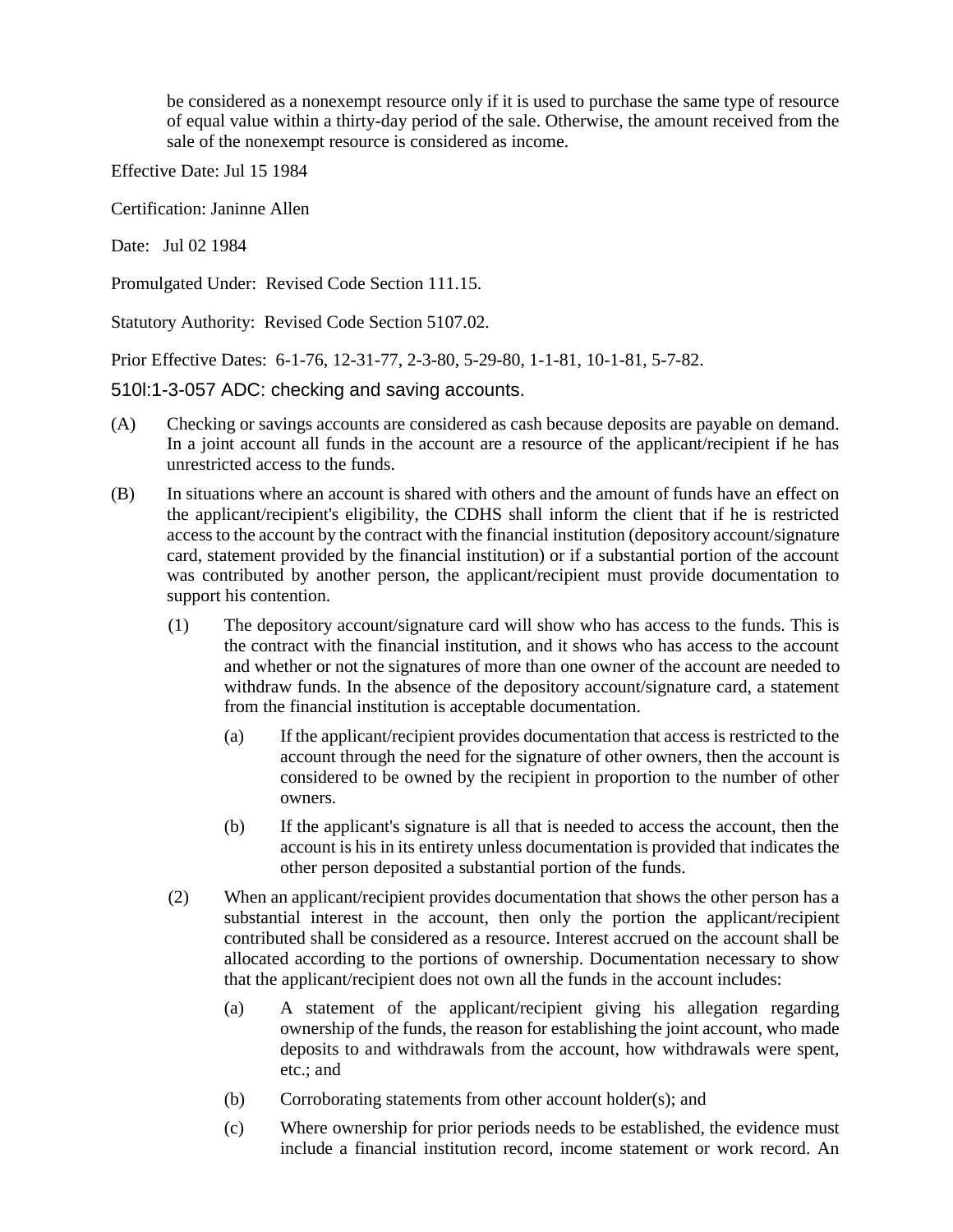be considered as a nonexempt resource only if it is used to purchase the same type of resource of equal value within a thirty-day period of the sale. Otherwise, the amount received from the sale of the nonexempt resource is considered as income.

Effective Date: Jul 15 1984

Certification: Janinne Allen

Date: Jul 02 1984

Promulgated Under: Revised Code Section 111.15.

Statutory Authority: Revised Code Section 5107.02.

Prior Effective Dates: 6-1-76, 12-31-77, 2-3-80, 5-29-80, 1-1-81, 10-1-81, 5-7-82.

## 510l:1-3-057 ADC: checking and saving accounts.

(A) Checking or savings accounts are considered as cash because deposits are payable on demand. In a joint account all funds in the account are a resource of the applicant/recipient if he has unrestricted access to the funds.

(B) In situations where an account is shared with others and the amount of funds have an effect on the applicant/recipient's eligibility, the CDHS shall inform the client that if he is restricted access to the account by the contract with the financial institution (depository account/signature card, statement provided by the financial institution) or if a substantial portion of the account was contributed by another person, the applicant/recipient must provide documentation to support his contention.

(1) The depository account/signature card will show who has access to the funds. This is the contract with the financial institution, and it shows who has access to the account and whether or not the signatures of more than one owner of the account are needed to withdraw funds. In the absence of the depository account/signature card, a statement from the financial institution is acceptable documentation.

(a) If the applicant/recipient provides documentation that access is restricted to the account through the need for the signature of other owners, then the account is considered to be owned by the recipient in proportion to the number of other owners.

(b) If the applicant's signature is all that is needed to access the account, then the account is his in its entirety unless documentation is provided that indicates the other person deposited a substantial portion of the funds.

(2) When an applicant/recipient provides documentation that shows the other person has a substantial interest in the account, then only the portion the applicant/recipient contributed shall be considered as a resource. Interest accrued on the account shall be allocated according to the portions of ownership. Documentation necessary to show that the applicant/recipient does not own all the funds in the account includes:

(a) A statement of the applicant/recipient giving his allegation regarding ownership of the funds, the reason for establishing the joint account, who made deposits to and withdrawals from the account, how withdrawals were spent, etc.; and

(b) Corroborating statements from other account holder(s); and

(c) Where ownership for prior periods needs to be established, the evidence must include a financial institution record, income statement or work record. An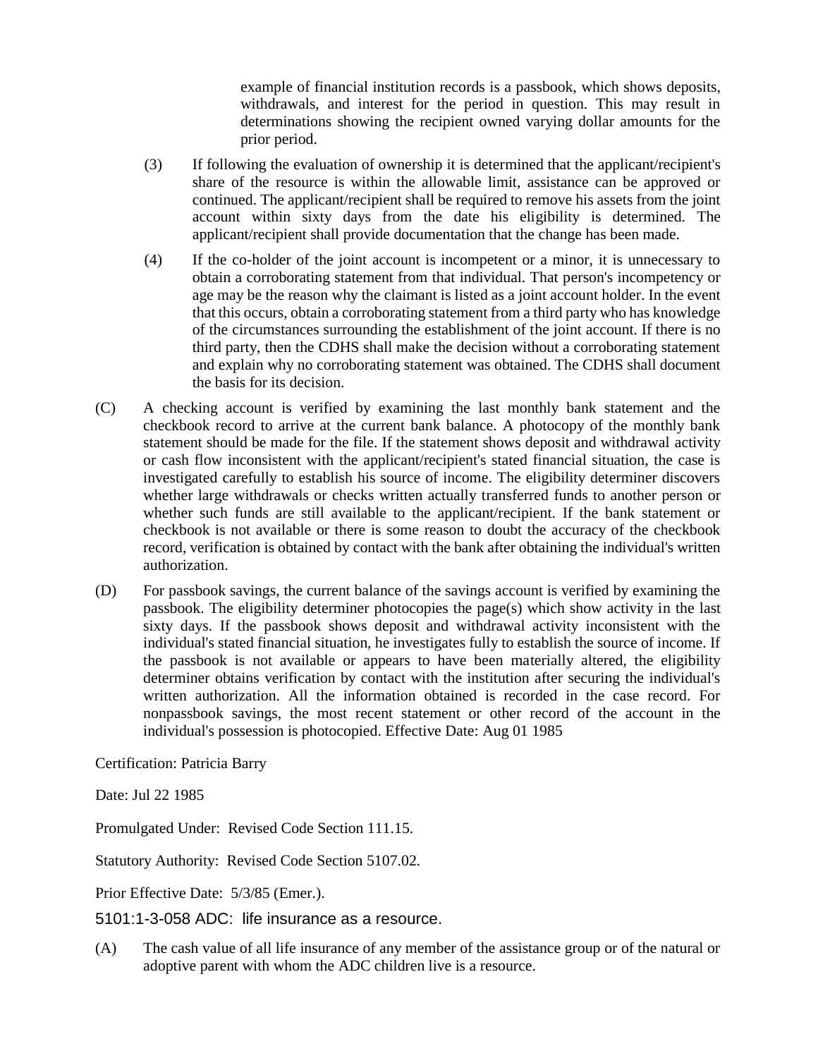example of financial institution records is a passbook, which shows deposits, withdrawals, and interest for the period in question. This may result in determinations showing the recipient owned varying dollar amounts for the prior period.

(3) If following the evaluation of ownership it is determined that the applicant/recipient's share of the resource is within the allowable limit, assistance can be approved or continued. The applicant/recipient shall be required to remove his assets from the joint account within sixty days from the date his eligibility is determined. The applicant/recipient shall provide documentation that the change has been made.

(4) If the co-holder of the joint account is incompetent or a minor, it is unnecessary to obtain a corroborating statement from that individual. That person's incompetency or age may be the reason why the claimant is listed as a joint account holder. In the event that this occurs, obtain a corroborating statement from a third party who has knowledge of the circumstances surrounding the establishment of the joint account. If there is no third party, then the CDHS shall make the decision without a corroborating statement and explain why no corroborating statement was obtained. The CDHS shall document the basis for its decision.

(C) A checking account is verified by examining the last monthly bank statement and the checkbook record to arrive at the current bank balance. A photocopy of the monthly bank statement should be made for the file. If the statement shows deposit and withdrawal activity or cash flow inconsistent with the applicant/recipient's stated financial situation, the case is investigated carefully to establish his source of income. The eligibility determiner discovers whether large withdrawals or checks written actually transferred funds to another person or whether such funds are still available to the applicant/recipient. If the bank statement or checkbook is not available or there is some reason to doubt the accuracy of the checkbook record, verification is obtained by contact with the bank after obtaining the individual's written authorization.

(D) For passbook savings, the current balance of the savings account is verified by examining the passbook. The eligibility determiner photocopies the page(s) which show activity in the last sixty days. If the passbook shows deposit and withdrawal activity inconsistent with the individual's stated financial situation, he investigates fully to establish the source of income. If the passbook is not available or appears to have been materially altered, the eligibility determiner obtains verification by contact with the institution after securing the individual's written authorization. All the information obtained is recorded in the case record. For nonpassbook savings, the most recent statement or other record of the account in the individual's possession is photocopied. Effective Date: Aug 01 1985

Certification: Patricia Barry

Date: Jul 22 1985

Promulgated Under: Revised Code Section 111.15.

Statutory Authority: Revised Code Section 5107.02.

Prior Effective Date: 5/3/85 (Emer.).

## 5101:1-3-058 ADC: life insurance as a resource.

(A) The cash value of all life insurance of any member of the assistance group or of the natural or adoptive parent with whom the ADC children live is a resource.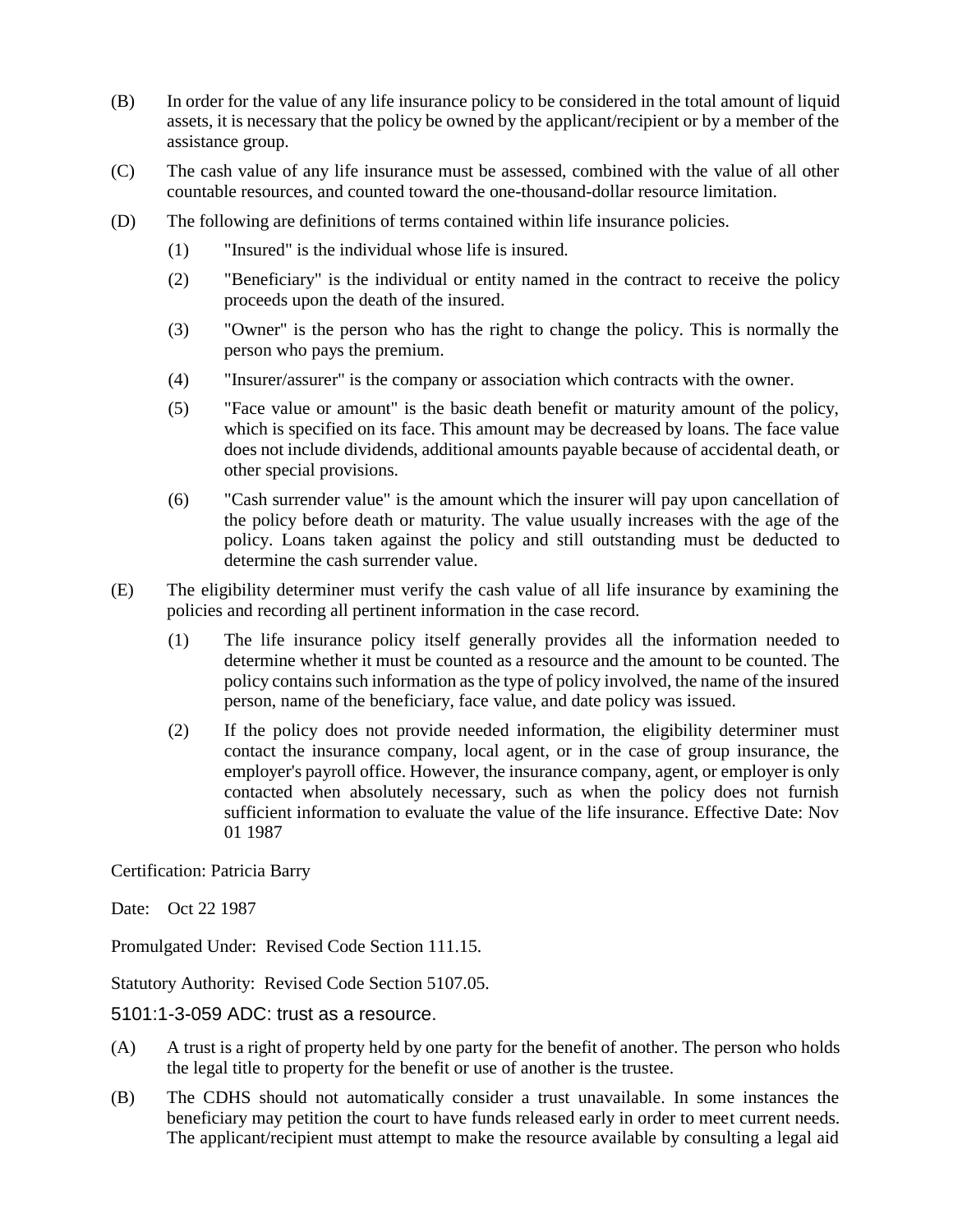(B) In order for the value of any life insurance policy to be considered in the total amount of liquid assets, it is necessary that the policy be owned by the applicant/recipient or by a member of the assistance group.

(C) The cash value of any life insurance must be assessed, combined with the value of all other countable resources, and counted toward the one-thousand-dollar resource limitation.

(D) The following are definitions of terms contained within life insurance policies.

(1) "Insured" is the individual whose life is insured.

(2) "Beneficiary" is the individual or entity named in the contract to receive the policy proceeds upon the death of the insured.

(3) "Owner" is the person who has the right to change the policy. This is normally the person who pays the premium.

(4) "Insurer/assurer" is the company or association which contracts with the owner.

(5) "Face value or amount" is the basic death benefit or maturity amount of the policy, which is specified on its face. This amount may be decreased by loans. The face value does not include dividends, additional amounts payable because of accidental death, or other special provisions.

(6) "Cash surrender value" is the amount which the insurer will pay upon cancellation of the policy before death or maturity. The value usually increases with the age of the policy. Loans taken against the policy and still outstanding must be deducted to determine the cash surrender value.

(E) The eligibility determiner must verify the cash value of all life insurance by examining the policies and recording all pertinent information in the case record.

(1) The life insurance policy itself generally provides all the information needed to determine whether it must be counted as a resource and the amount to be counted. The policy contains such information as the type of policy involved, the name of the insured person, name of the beneficiary, face value, and date policy was issued.

(2) If the policy does not provide needed information, the eligibility determiner must contact the insurance company, local agent, or in the case of group insurance, the employer's payroll office. However, the insurance company, agent, or employer is only contacted when absolutely necessary, such as when the policy does not furnish sufficient information to evaluate the value of the life insurance. Effective Date: Nov 01 1987

Certification: Patricia Barry

Date: Oct 22 1987

Promulgated Under: Revised Code Section 111.15.

Statutory Authority: Revised Code Section 5107.05.

## 5101:1-3-059 ADC: trust as a resource.

(A) A trust is a right of property held by one party for the benefit of another. The person who holds the legal title to property for the benefit or use of another is the trustee.

(B) The CDHS should not automatically consider a trust unavailable. In some instances the beneficiary may petition the court to have funds released early in order to meet current needs. The applicant/recipient must attempt to make the resource available by consulting a legal aid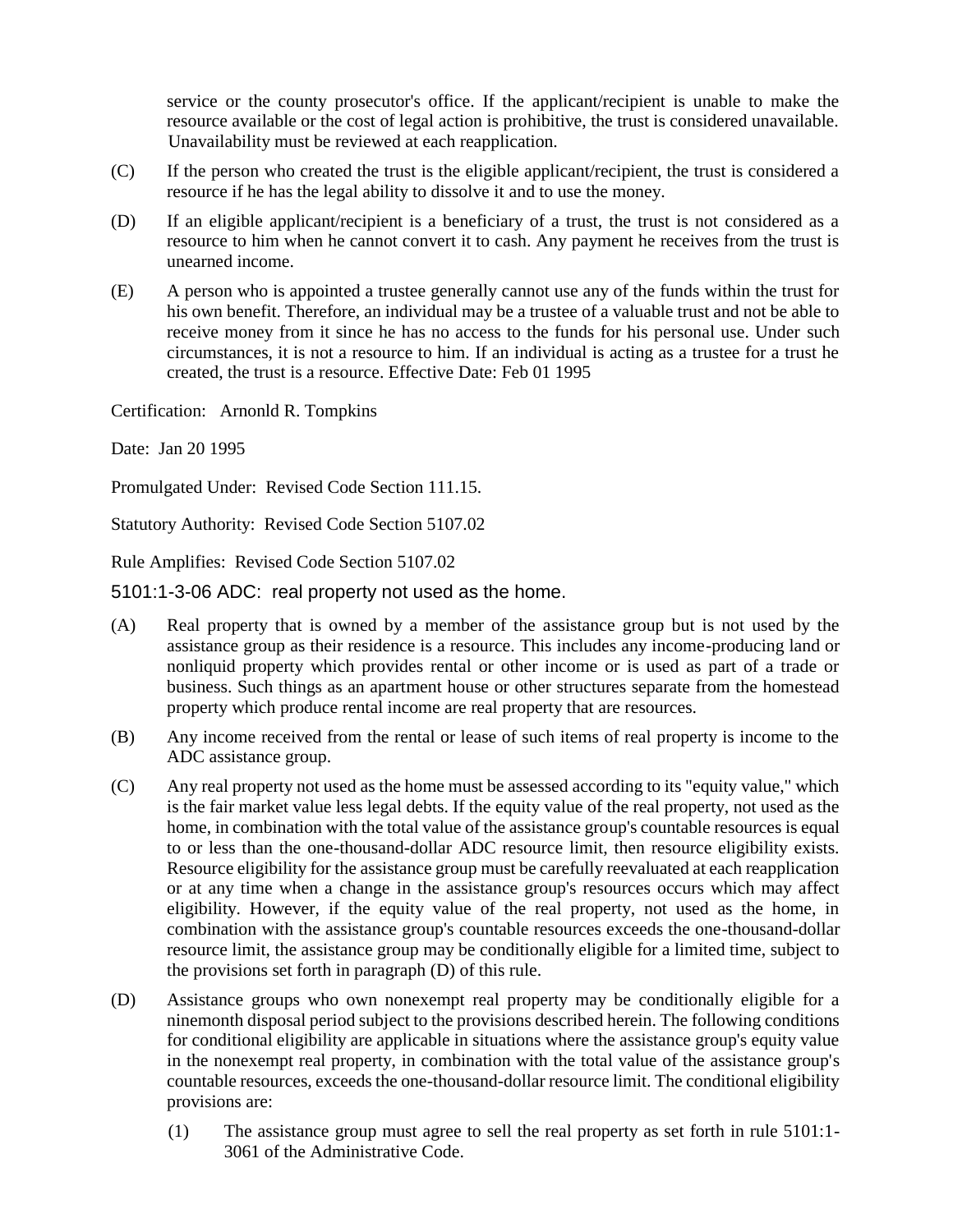service or the county prosecutor's office. If the applicant/recipient is unable to make the resource available or the cost of legal action is prohibitive, the trust is considered unavailable. Unavailability must be reviewed at each reapplication.

(C) If the person who created the trust is the eligible applicant/recipient, the trust is considered a resource if he has the legal ability to dissolve it and to use the money.

(D) If an eligible applicant/recipient is a beneficiary of a trust, the trust is not considered as a resource to him when he cannot convert it to cash. Any payment he receives from the trust is unearned income.

(E) A person who is appointed a trustee generally cannot use any of the funds within the trust for his own benefit. Therefore, an individual may be a trustee of a valuable trust and not be able to receive money from it since he has no access to the funds for his personal use. Under such circumstances, it is not a resource to him. If an individual is acting as a trustee for a trust he created, the trust is a resource. Effective Date: Feb 01 1995

Certification: Arnonld R. Tompkins

Date: Jan 20 1995

Promulgated Under: Revised Code Section 111.15.

Statutory Authority: Revised Code Section 5107.02

Rule Amplifies: Revised Code Section 5107.02

## 5101:1-3-06 ADC: real property not used as the home.

(A) Real property that is owned by a member of the assistance group but is not used by the assistance group as their residence is a resource. This includes any income-producing land or nonliquid property which provides rental or other income or is used as part of a trade or business. Such things as an apartment house or other structures separate from the homestead property which produce rental income are real property that are resources.

(B) Any income received from the rental or lease of such items of real property is income to the ADC assistance group.

(C) Any real property not used as the home must be assessed according to its "equity value," which is the fair market value less legal debts. If the equity value of the real property, not used as the home, in combination with the total value of the assistance group's countable resources is equal to or less than the one-thousand-dollar ADC resource limit, then resource eligibility exists. Resource eligibility for the assistance group must be carefully reevaluated at each reapplication or at any time when a change in the assistance group's resources occurs which may affect eligibility. However, if the equity value of the real property, not used as the home, in combination with the assistance group's countable resources exceeds the one-thousand-dollar resource limit, the assistance group may be conditionally eligible for a limited time, subject to the provisions set forth in paragraph (D) of this rule.

(D) Assistance groups who own nonexempt real property may be conditionally eligible for a ninemonth disposal period subject to the provisions described herein. The following conditions for conditional eligibility are applicable in situations where the assistance group's equity value in the nonexempt real property, in combination with the total value of the assistance group's countable resources, exceeds the one-thousand-dollar resource limit. The conditional eligibility provisions are:

   (1) The assistance group must agree to sell the real property as set forth in rule 5101:1-3061 of the Administrative Code.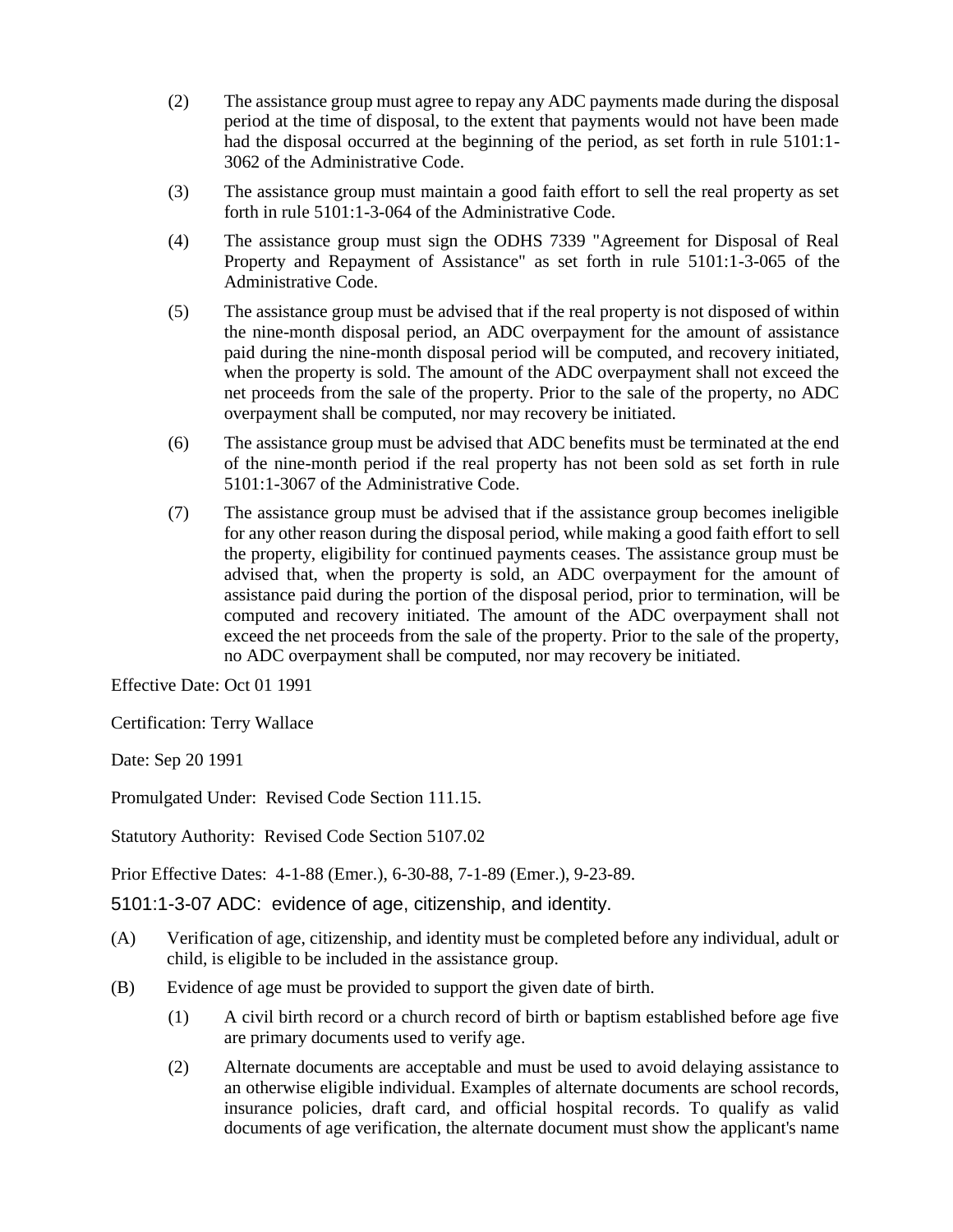(2) The assistance group must agree to repay any ADC payments made during the disposal period at the time of disposal, to the extent that payments would not have been made had the disposal occurred at the beginning of the period, as set forth in rule 5101:1-3062 of the Administrative Code.

(3) The assistance group must maintain a good faith effort to sell the real property as set forth in rule 5101:1-3-064 of the Administrative Code.

(4) The assistance group must sign the ODHS 7339 "Agreement for Disposal of Real Property and Repayment of Assistance" as set forth in rule 5101:1-3-065 of the Administrative Code.

(5) The assistance group must be advised that if the real property is not disposed of within the nine-month disposal period, an ADC overpayment for the amount of assistance paid during the nine-month disposal period will be computed, and recovery initiated, when the property is sold. The amount of the ADC overpayment shall not exceed the net proceeds from the sale of the property. Prior to the sale of the property, no ADC overpayment shall be computed, nor may recovery be initiated.

(6) The assistance group must be advised that ADC benefits must be terminated at the end of the nine-month period if the real property has not been sold as set forth in rule 5101:1-3067 of the Administrative Code.

(7) The assistance group must be advised that if the assistance group becomes ineligible for any other reason during the disposal period, while making a good faith effort to sell the property, eligibility for continued payments ceases. The assistance group must be advised that, when the property is sold, an ADC overpayment for the amount of assistance paid during the portion of the disposal period, prior to termination, will be computed and recovery initiated. The amount of the ADC overpayment shall not exceed the net proceeds from the sale of the property. Prior to the sale of the property, no ADC overpayment shall be computed, nor may recovery be initiated.

Effective Date: Oct 01 1991

Certification: Terry Wallace

Date: Sep 20 1991

Promulgated Under: Revised Code Section 111.15.

Statutory Authority: Revised Code Section 5107.02

Prior Effective Dates: 4-1-88 (Emer.), 6-30-88, 7-1-89 (Emer.), 9-23-89.

## 5101:1-3-07 ADC: evidence of age, citizenship, and identity.

(A) Verification of age, citizenship, and identity must be completed before any individual, adult or child, is eligible to be included in the assistance group.

(B) Evidence of age must be provided to support the given date of birth.

(1) A civil birth record or a church record of birth or baptism established before age five are primary documents used to verify age.

(2) Alternate documents are acceptable and must be used to avoid delaying assistance to an otherwise eligible individual. Examples of alternate documents are school records, insurance policies, draft card, and official hospital records. To qualify as valid documents of age verification, the alternate document must show the applicant's name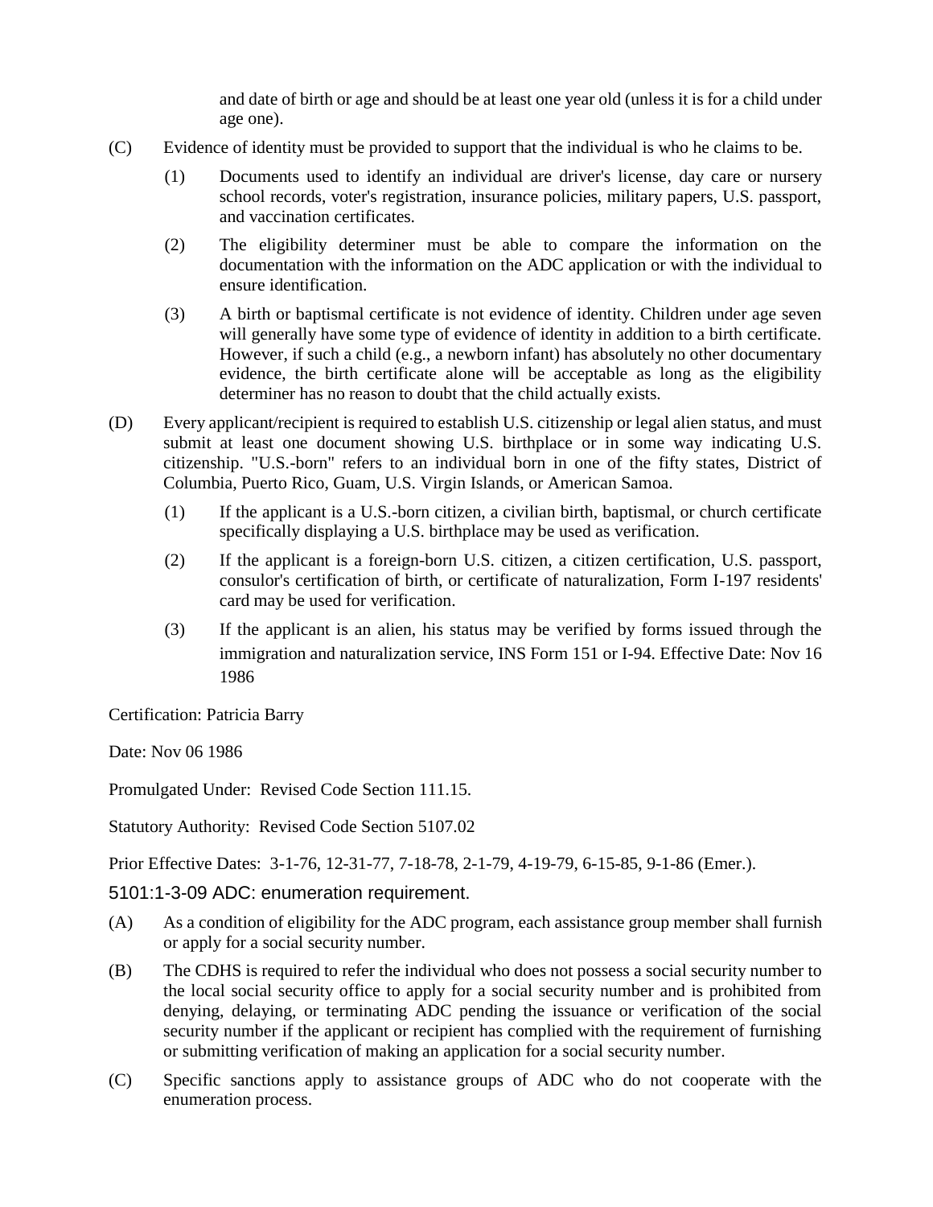and date of birth or age and should be at least one year old (unless it is for a child under age one).

(C) Evidence of identity must be provided to support that the individual is who he claims to be.

(1) Documents used to identify an individual are driver's license, day care or nursery school records, voter's registration, insurance policies, military papers, U.S. passport, and vaccination certificates.

(2) The eligibility determiner must be able to compare the information on the documentation with the information on the ADC application or with the individual to ensure identification.

(3) A birth or baptismal certificate is not evidence of identity. Children under age seven will generally have some type of evidence of identity in addition to a birth certificate. However, if such a child (e.g., a newborn infant) has absolutely no other documentary evidence, the birth certificate alone will be acceptable as long as the eligibility determiner has no reason to doubt that the child actually exists.

(D) Every applicant/recipient is required to establish U.S. citizenship or legal alien status, and must submit at least one document showing U.S. birthplace or in some way indicating U.S. citizenship. "U.S.-born" refers to an individual born in one of the fifty states, District of Columbia, Puerto Rico, Guam, U.S. Virgin Islands, or American Samoa.

(1) If the applicant is a U.S.-born citizen, a civilian birth, baptismal, or church certificate specifically displaying a U.S. birthplace may be used as verification.

(2) If the applicant is a foreign-born U.S. citizen, a citizen certification, U.S. passport, consulor's certification of birth, or certificate of naturalization, Form I-197 residents' card may be used for verification.

(3) If the applicant is an alien, his status may be verified by forms issued through the immigration and naturalization service, INS Form 151 or I-94. Effective Date: Nov 16 1986

Certification: Patricia Barry

Date: Nov 06 1986

Promulgated Under: Revised Code Section 111.15.

Statutory Authority: Revised Code Section 5107.02

Prior Effective Dates: 3-1-76, 12-31-77, 7-18-78, 2-1-79, 4-19-79, 6-15-85, 9-1-86 (Emer.).

## 5101:1-3-09 ADC: enumeration requirement.

(A) As a condition of eligibility for the ADC program, each assistance group member shall furnish or apply for a social security number.

(B) The CDHS is required to refer the individual who does not possess a social security number to the local social security office to apply for a social security number and is prohibited from denying, delaying, or terminating ADC pending the issuance or verification of the social security number if the applicant or recipient has complied with the requirement of furnishing or submitting verification of making an application for a social security number.

(C) Specific sanctions apply to assistance groups of ADC who do not cooperate with the enumeration process.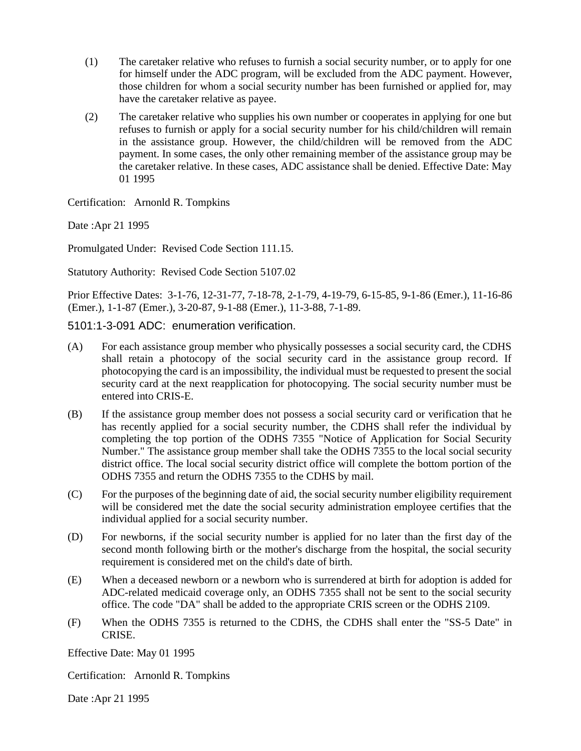(1) The caretaker relative who refuses to furnish a social security number, or to apply for one for himself under the ADC program, will be excluded from the ADC payment. However, those children for whom a social security number has been furnished or applied for, may have the caretaker relative as payee.

(2) The caretaker relative who supplies his own number or cooperates in applying for one but refuses to furnish or apply for a social security number for his child/children will remain in the assistance group. However, the child/children will be removed from the ADC payment. In some cases, the only other remaining member of the assistance group may be the caretaker relative. In these cases, ADC assistance shall be denied. Effective Date: May 01 1995

Certification: Arnonld R. Tompkins

Date :Apr 21 1995

Promulgated Under: Revised Code Section 111.15.

Statutory Authority: Revised Code Section 5107.02

Prior Effective Dates: 3-1-76, 12-31-77, 7-18-78, 2-1-79, 4-19-79, 6-15-85, 9-1-86 (Emer.), 11-16-86 (Emer.), 1-1-87 (Emer.), 3-20-87, 9-1-88 (Emer.), 11-3-88, 7-1-89.

## 5101:1-3-091 ADC: enumeration verification.

(A) For each assistance group member who physically possesses a social security card, the CDHS shall retain a photocopy of the social security card in the assistance group record. If photocopying the card is an impossibility, the individual must be requested to present the social security card at the next reapplication for photocopying. The social security number must be entered into CRIS-E.

(B) If the assistance group member does not possess a social security card or verification that he has recently applied for a social security number, the CDHS shall refer the individual by completing the top portion of the ODHS 7355 "Notice of Application for Social Security Number." The assistance group member shall take the ODHS 7355 to the local social security district office. The local social security district office will complete the bottom portion of the ODHS 7355 and return the ODHS 7355 to the CDHS by mail.

(C) For the purposes of the beginning date of aid, the social security number eligibility requirement will be considered met the date the social security administration employee certifies that the individual applied for a social security number.

(D) For newborns, if the social security number is applied for no later than the first day of the second month following birth or the mother's discharge from the hospital, the social security requirement is considered met on the child's date of birth.

(E) When a deceased newborn or a newborn who is surrendered at birth for adoption is added for ADC-related medicaid coverage only, an ODHS 7355 shall not be sent to the social security office. The code "DA" shall be added to the appropriate CRIS screen or the ODHS 2109.

(F) When the ODHS 7355 is returned to the CDHS, the CDHS shall enter the "SS-5 Date" in CRISE.

Effective Date: May 01 1995

Certification: Arnonld R. Tompkins

Date :Apr 21 1995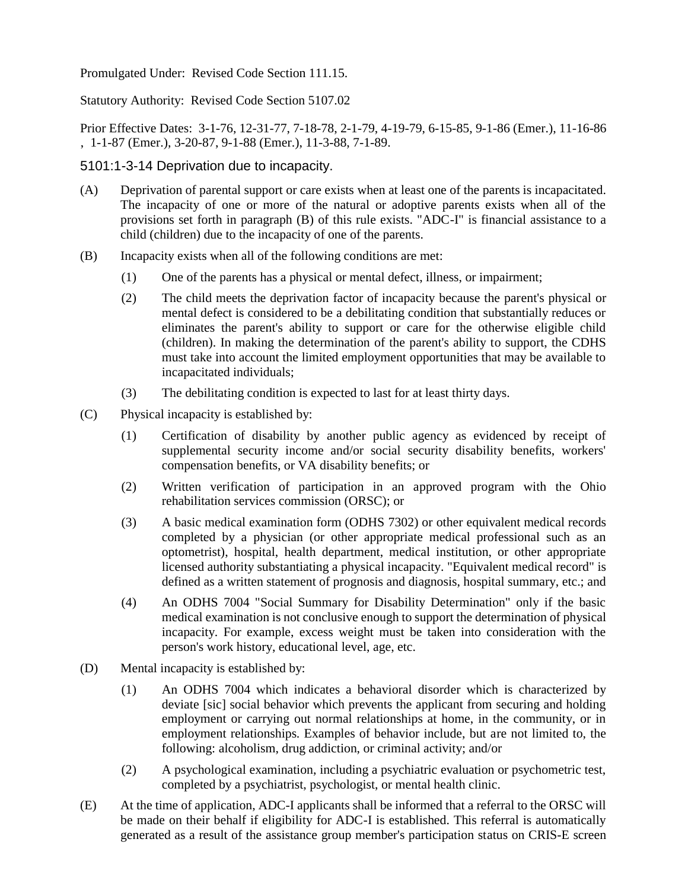Promulgated Under: Revised Code Section 111.15.

Statutory Authority: Revised Code Section 5107.02

Prior Effective Dates: 3-1-76, 12-31-77, 7-18-78, 2-1-79, 4-19-79, 6-15-85, 9-1-86 (Emer.), 11-16-86 , 1-1-87 (Emer.), 3-20-87, 9-1-88 (Emer.), 11-3-88, 7-1-89.

## 5101:1-3-14 Deprivation due to incapacity.

(A) Deprivation of parental support or care exists when at least one of the parents is incapacitated. The incapacity of one or more of the natural or adoptive parents exists when all of the provisions set forth in paragraph (B) of this rule exists. "ADC-I" is financial assistance to a child (children) due to the incapacity of one of the parents.

(B) Incapacity exists when all of the following conditions are met:

(1) One of the parents has a physical or mental defect, illness, or impairment;

(2) The child meets the deprivation factor of incapacity because the parent's physical or mental defect is considered to be a debilitating condition that substantially reduces or eliminates the parent's ability to support or care for the otherwise eligible child (children). In making the determination of the parent's ability to support, the CDHS must take into account the limited employment opportunities that may be available to incapacitated individuals;

(3) The debilitating condition is expected to last for at least thirty days.

(C) Physical incapacity is established by:

(1) Certification of disability by another public agency as evidenced by receipt of supplemental security income and/or social security disability benefits, workers' compensation benefits, or VA disability benefits; or

(2) Written verification of participation in an approved program with the Ohio rehabilitation services commission (ORSC); or

(3) A basic medical examination form (ODHS 7302) or other equivalent medical records completed by a physician (or other appropriate medical professional such as an optometrist), hospital, health department, medical institution, or other appropriate licensed authority substantiating a physical incapacity. "Equivalent medical record" is defined as a written statement of prognosis and diagnosis, hospital summary, etc.; and

(4) An ODHS 7004 "Social Summary for Disability Determination" only if the basic medical examination is not conclusive enough to support the determination of physical incapacity. For example, excess weight must be taken into consideration with the person's work history, educational level, age, etc.

(D) Mental incapacity is established by:

(1) An ODHS 7004 which indicates a behavioral disorder which is characterized by deviate [sic] social behavior which prevents the applicant from securing and holding employment or carrying out normal relationships at home, in the community, or in employment relationships. Examples of behavior include, but are not limited to, the following: alcoholism, drug addiction, or criminal activity; and/or

(2) A psychological examination, including a psychiatric evaluation or psychometric test, completed by a psychiatrist, psychologist, or mental health clinic.

(E) At the time of application, ADC-I applicants shall be informed that a referral to the ORSC will be made on their behalf if eligibility for ADC-I is established. This referral is automatically generated as a result of the assistance group member's participation status on CRIS-E screen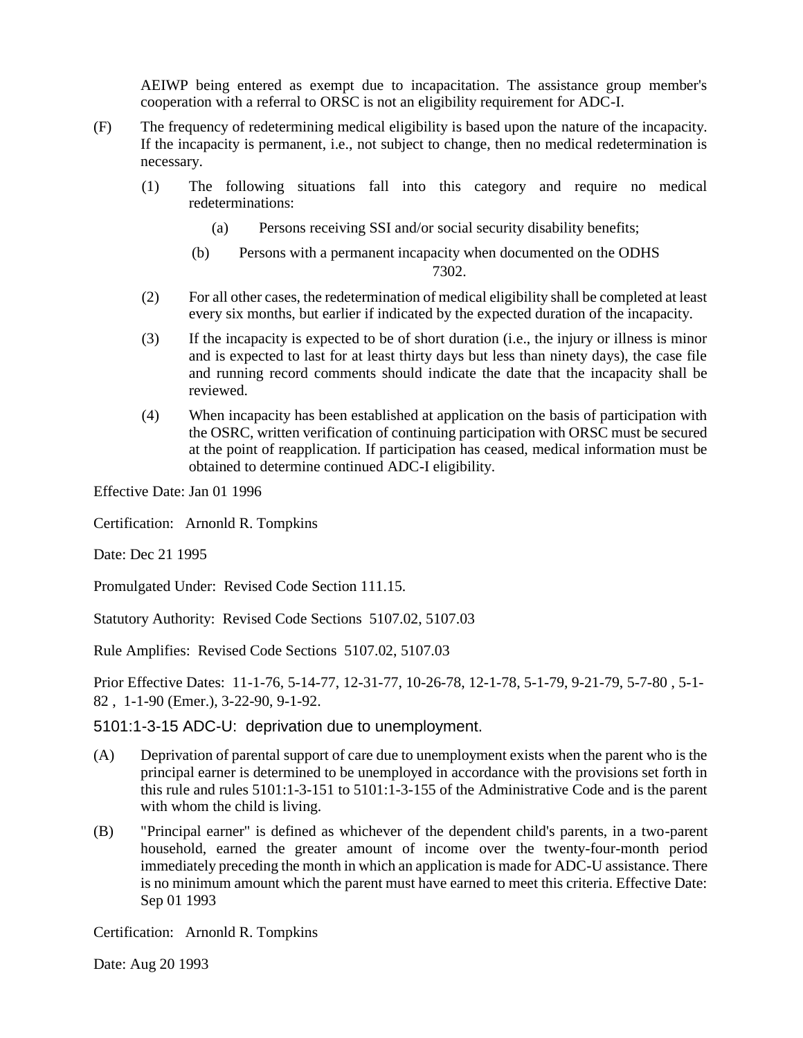AEIWP being entered as exempt due to incapacitation. The assistance group member's cooperation with a referral to ORSC is not an eligibility requirement for ADC-I.

(F) The frequency of redetermining medical eligibility is based upon the nature of the incapacity. If the incapacity is permanent, i.e., not subject to change, then no medical redetermination is necessary.

(1) The following situations fall into this category and require no medical redeterminations:

(a) Persons receiving SSI and/or social security disability benefits;

(b) Persons with a permanent incapacity when documented on the ODHS 7302.

(2) For all other cases, the redetermination of medical eligibility shall be completed at least every six months, but earlier if indicated by the expected duration of the incapacity.

(3) If the incapacity is expected to be of short duration (i.e., the injury or illness is minor and is expected to last for at least thirty days but less than ninety days), the case file and running record comments should indicate the date that the incapacity shall be reviewed.

(4) When incapacity has been established at application on the basis of participation with the OSRC, written verification of continuing participation with ORSC must be secured at the point of reapplication. If participation has ceased, medical information must be obtained to determine continued ADC-I eligibility.

Effective Date: Jan 01 1996

Certification: Arnonld R. Tompkins

Date: Dec 21 1995

Promulgated Under: Revised Code Section 111.15.

Statutory Authority: Revised Code Sections 5107.02, 5107.03

Rule Amplifies: Revised Code Sections 5107.02, 5107.03

Prior Effective Dates: 11-1-76, 5-14-77, 12-31-77, 10-26-78, 12-1-78, 5-1-79, 9-21-79, 5-7-80 , 5-1-82 , 1-1-90 (Emer.), 3-22-90, 9-1-92.

## 5101:1-3-15 ADC-U: deprivation due to unemployment.

(A) Deprivation of parental support of care due to unemployment exists when the parent who is the principal earner is determined to be unemployed in accordance with the provisions set forth in this rule and rules 5101:1-3-151 to 5101:1-3-155 of the Administrative Code and is the parent with whom the child is living.

(B) "Principal earner" is defined as whichever of the dependent child's parents, in a two-parent household, earned the greater amount of income over the twenty-four-month period immediately preceding the month in which an application is made for ADC-U assistance. There is no minimum amount which the parent must have earned to meet this criteria. Effective Date: Sep 01 1993

Certification: Arnonld R. Tompkins

Date: Aug 20 1993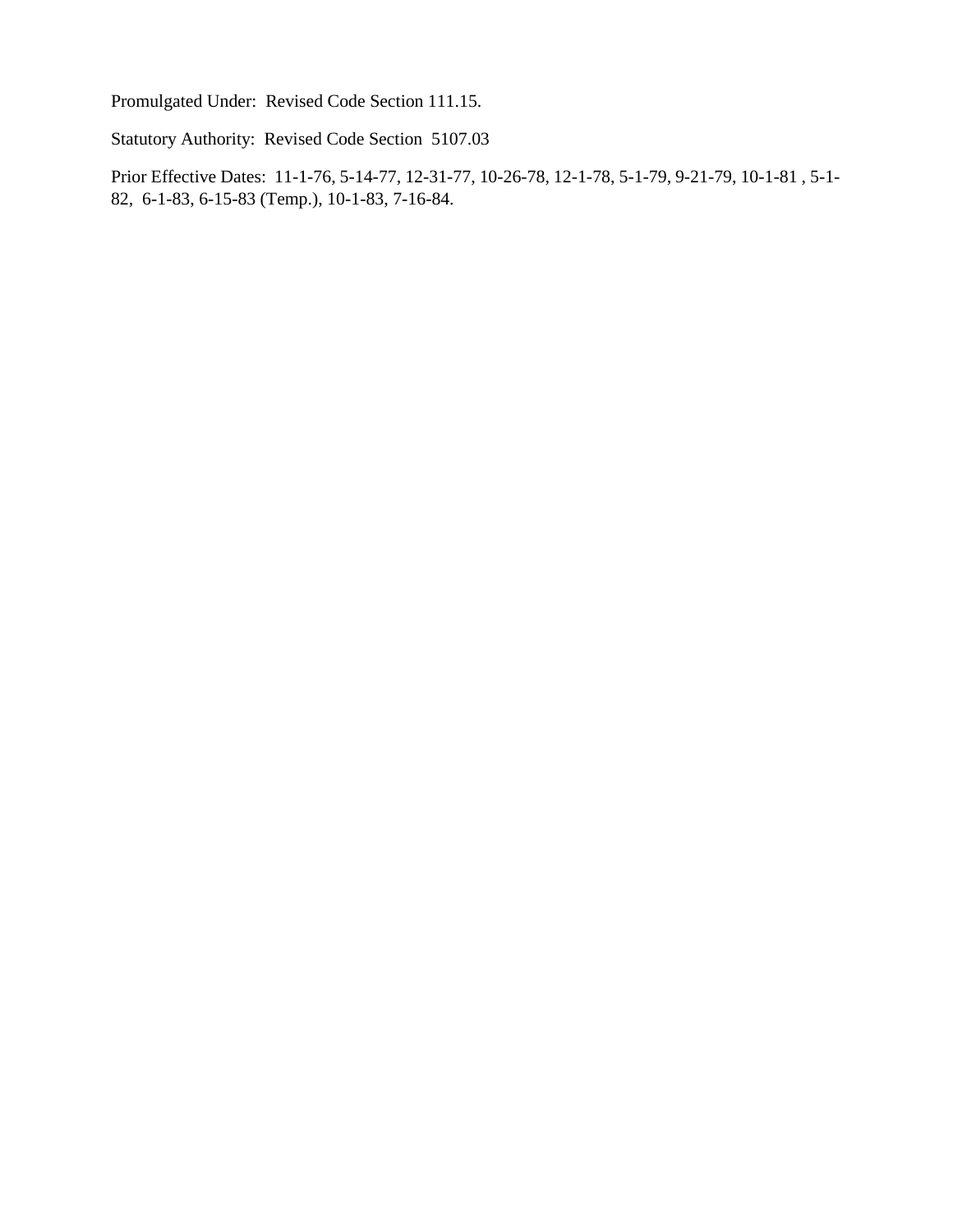Promulgated Under: Revised Code Section 111.15.

Statutory Authority: Revised Code Section 5107.03

Prior Effective Dates: 11-1-76, 5-14-77, 12-31-77, 10-26-78, 12-1-78, 5-1-79, 9-21-79, 10-1-81 , 5-1-82, 6-1-83, 6-15-83 (Temp.), 10-1-83, 7-16-84.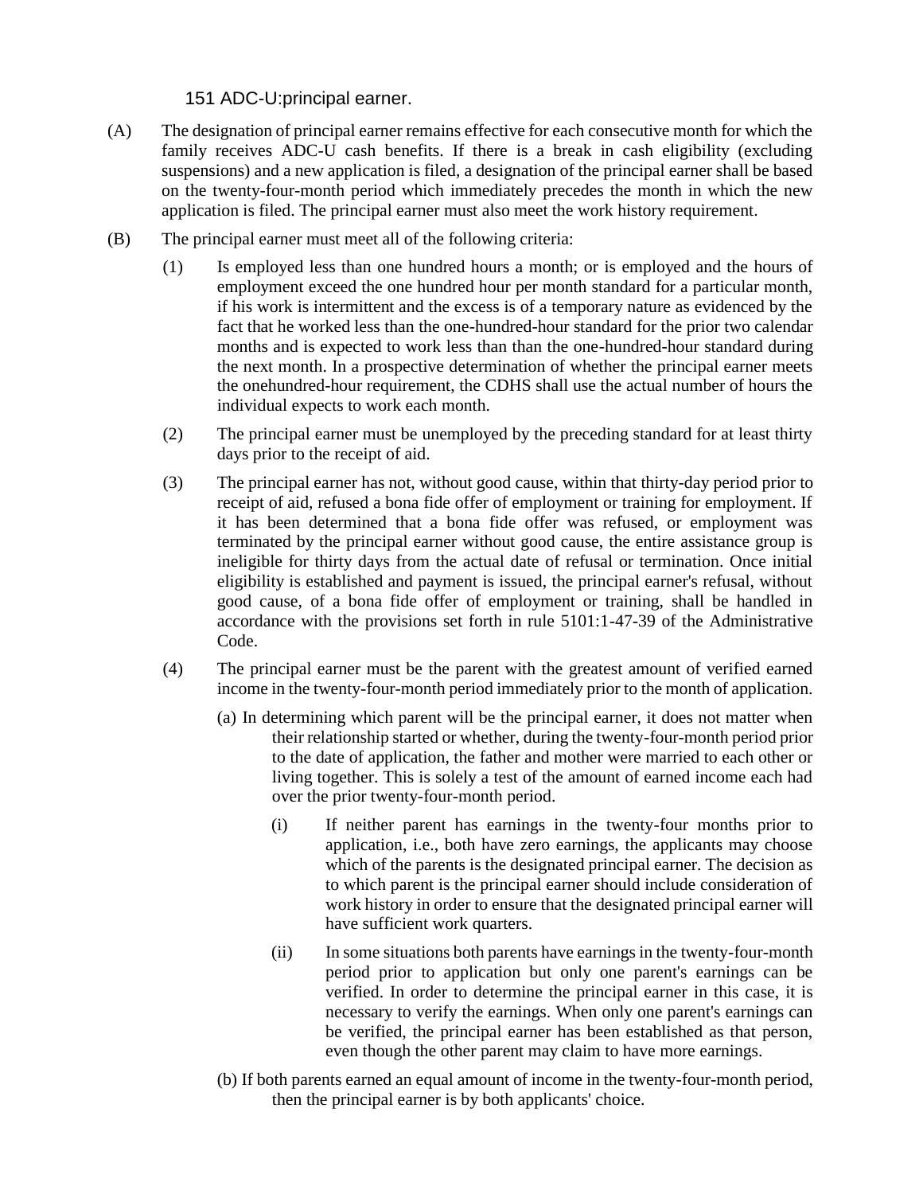### 151 ADC-U:principal earner.

(A) The designation of principal earner remains effective for each consecutive month for which the family receives ADC-U cash benefits. If there is a break in cash eligibility (excluding suspensions) and a new application is filed, a designation of the principal earner shall be based on the twenty-four-month period which immediately precedes the month in which the new application is filed. The principal earner must also meet the work history requirement.

(B) The principal earner must meet all of the following criteria:

(1) Is employed less than one hundred hours a month; or is employed and the hours of employment exceed the one hundred hour per month standard for a particular month, if his work is intermittent and the excess is of a temporary nature as evidenced by the fact that he worked less than the one-hundred-hour standard for the prior two calendar months and is expected to work less than than the one-hundred-hour standard during the next month. In a prospective determination of whether the principal earner meets the onehundred-hour requirement, the CDHS shall use the actual number of hours the individual expects to work each month.

(2) The principal earner must be unemployed by the preceding standard for at least thirty days prior to the receipt of aid.

(3) The principal earner has not, without good cause, within that thirty-day period prior to receipt of aid, refused a bona fide offer of employment or training for employment. If it has been determined that a bona fide offer was refused, or employment was terminated by the principal earner without good cause, the entire assistance group is ineligible for thirty days from the actual date of refusal or termination. Once initial eligibility is established and payment is issued, the principal earner's refusal, without good cause, of a bona fide offer of employment or training, shall be handled in accordance with the provisions set forth in rule 5101:1-47-39 of the Administrative Code.

(4) The principal earner must be the parent with the greatest amount of verified earned income in the twenty-four-month period immediately prior to the month of application.

(a) In determining which parent will be the principal earner, it does not matter when their relationship started or whether, during the twenty-four-month period prior to the date of application, the father and mother were married to each other or living together. This is solely a test of the amount of earned income each had over the prior twenty-four-month period.

(i) If neither parent has earnings in the twenty-four months prior to application, i.e., both have zero earnings, the applicants may choose which of the parents is the designated principal earner. The decision as to which parent is the principal earner should include consideration of work history in order to ensure that the designated principal earner will have sufficient work quarters.

(ii) In some situations both parents have earnings in the twenty-four-month period prior to application but only one parent's earnings can be verified. In order to determine the principal earner in this case, it is necessary to verify the earnings. When only one parent's earnings can be verified, the principal earner has been established as that person, even though the other parent may claim to have more earnings.

(b) If both parents earned an equal amount of income in the twenty-four-month period, then the principal earner is by both applicants' choice.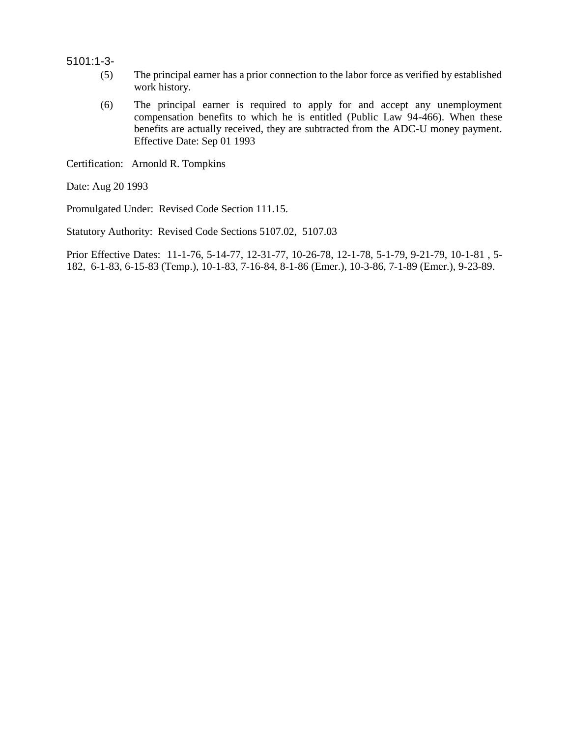5101:1-3-

(5) The principal earner has a prior connection to the labor force as verified by established work history.

(6) The principal earner is required to apply for and accept any unemployment compensation benefits to which he is entitled (Public Law 94-466). When these benefits are actually received, they are subtracted from the ADC-U money payment. Effective Date: Sep 01 1993

Certification: Arnonld R. Tompkins

Date: Aug 20 1993

Promulgated Under: Revised Code Section 111.15.

Statutory Authority: Revised Code Sections 5107.02, 5107.03

Prior Effective Dates: 11-1-76, 5-14-77, 12-31-77, 10-26-78, 12-1-78, 5-1-79, 9-21-79, 10-1-81 , 5-182, 6-1-83, 6-15-83 (Temp.), 10-1-83, 7-16-84, 8-1-86 (Emer.), 10-3-86, 7-1-89 (Emer.), 9-23-89.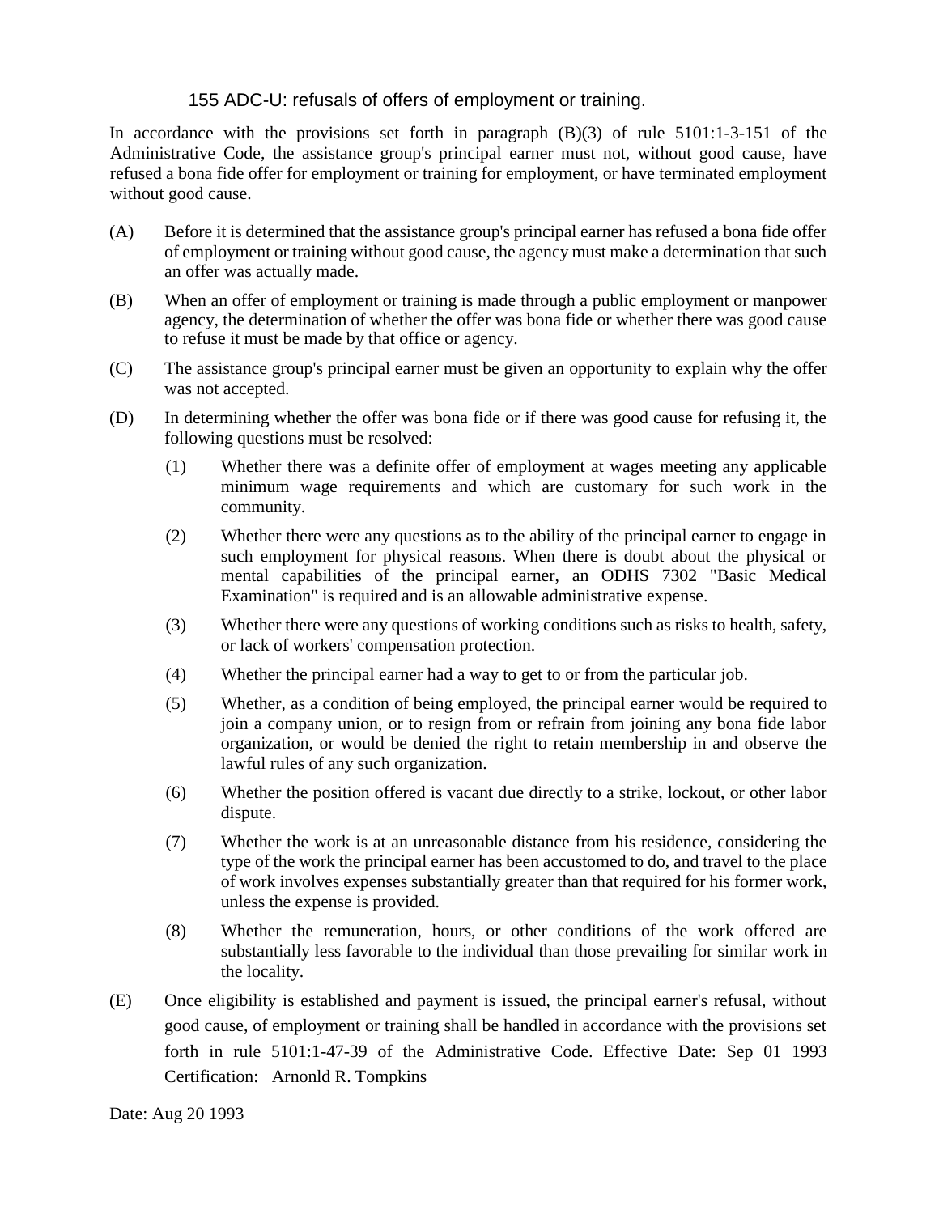## 155 ADC-U: refusals of offers of employment or training.

In accordance with the provisions set forth in paragraph (B)(3) of rule 5101:1-3-151 of the Administrative Code, the assistance group's principal earner must not, without good cause, have refused a bona fide offer for employment or training for employment, or have terminated employment without good cause.

(A) Before it is determined that the assistance group's principal earner has refused a bona fide offer of employment or training without good cause, the agency must make a determination that such an offer was actually made.

(B) When an offer of employment or training is made through a public employment or manpower agency, the determination of whether the offer was bona fide or whether there was good cause to refuse it must be made by that office or agency.

(C) The assistance group's principal earner must be given an opportunity to explain why the offer was not accepted.

(D) In determining whether the offer was bona fide or if there was good cause for refusing it, the following questions must be resolved:

  (1) Whether there was a definite offer of employment at wages meeting any applicable minimum wage requirements and which are customary for such work in the community.

  (2) Whether there were any questions as to the ability of the principal earner to engage in such employment for physical reasons. When there is doubt about the physical or mental capabilities of the principal earner, an ODHS 7302 "Basic Medical Examination" is required and is an allowable administrative expense.

  (3) Whether there were any questions of working conditions such as risks to health, safety, or lack of workers' compensation protection.

  (4) Whether the principal earner had a way to get to or from the particular job.

  (5) Whether, as a condition of being employed, the principal earner would be required to join a company union, or to resign from or refrain from joining any bona fide labor organization, or would be denied the right to retain membership in and observe the lawful rules of any such organization.

  (6) Whether the position offered is vacant due directly to a strike, lockout, or other labor dispute.

  (7) Whether the work is at an unreasonable distance from his residence, considering the type of the work the principal earner has been accustomed to do, and travel to the place of work involves expenses substantially greater than that required for his former work, unless the expense is provided.

  (8) Whether the remuneration, hours, or other conditions of the work offered are substantially less favorable to the individual than those prevailing for similar work in the locality.

(E) Once eligibility is established and payment is issued, the principal earner's refusal, without good cause, of employment or training shall be handled in accordance with the provisions set forth in rule 5101:1-47-39 of the Administrative Code. Effective Date: Sep 01 1993 Certification: Arnonld R. Tompkins

Date: Aug 20 1993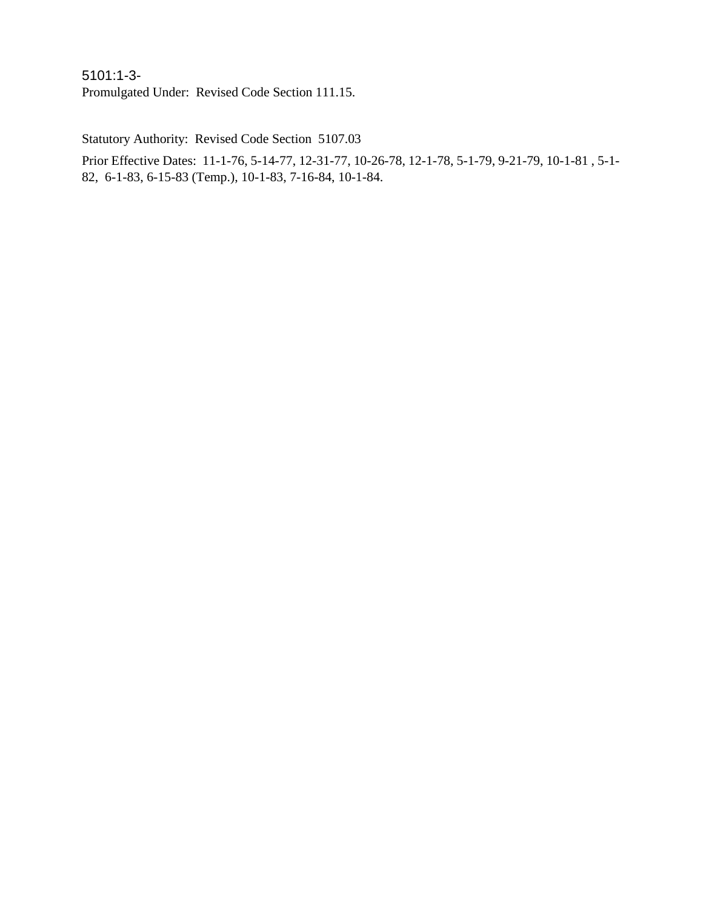5101:1-3-
Promulgated Under: Revised Code Section 111.15.

Statutory Authority: Revised Code Section 5107.03

Prior Effective Dates: 11-1-76, 5-14-77, 12-31-77, 10-26-78, 12-1-78, 5-1-79, 9-21-79, 10-1-81 , 5-1-82, 6-1-83, 6-15-83 (Temp.), 10-1-83, 7-16-84, 10-1-84.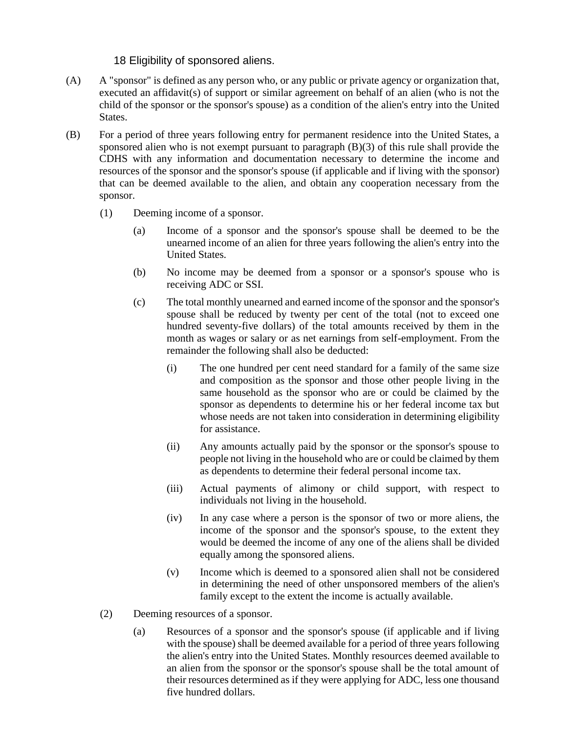### 18 Eligibility of sponsored aliens.

(A) A "sponsor" is defined as any person who, or any public or private agency or organization that, executed an affidavit(s) of support or similar agreement on behalf of an alien (who is not the child of the sponsor or the sponsor's spouse) as a condition of the alien's entry into the United States.

(B) For a period of three years following entry for permanent residence into the United States, a sponsored alien who is not exempt pursuant to paragraph (B)(3) of this rule shall provide the CDHS with any information and documentation necessary to determine the income and resources of the sponsor and the sponsor's spouse (if applicable and if living with the sponsor) that can be deemed available to the alien, and obtain any cooperation necessary from the sponsor.

(1) Deeming income of a sponsor.

(a) Income of a sponsor and the sponsor's spouse shall be deemed to be the unearned income of an alien for three years following the alien's entry into the United States.

(b) No income may be deemed from a sponsor or a sponsor's spouse who is receiving ADC or SSI.

(c) The total monthly unearned and earned income of the sponsor and the sponsor's spouse shall be reduced by twenty per cent of the total (not to exceed one hundred seventy-five dollars) of the total amounts received by them in the month as wages or salary or as net earnings from self-employment. From the remainder the following shall also be deducted:

(i) The one hundred per cent need standard for a family of the same size and composition as the sponsor and those other people living in the same household as the sponsor who are or could be claimed by the sponsor as dependents to determine his or her federal income tax but whose needs are not taken into consideration in determining eligibility for assistance.

(ii) Any amounts actually paid by the sponsor or the sponsor's spouse to people not living in the household who are or could be claimed by them as dependents to determine their federal personal income tax.

(iii) Actual payments of alimony or child support, with respect to individuals not living in the household.

(iv) In any case where a person is the sponsor of two or more aliens, the income of the sponsor and the sponsor's spouse, to the extent they would be deemed the income of any one of the aliens shall be divided equally among the sponsored aliens.

(v) Income which is deemed to a sponsored alien shall not be considered in determining the need of other unsponsored members of the alien's family except to the extent the income is actually available.

(2) Deeming resources of a sponsor.

(a) Resources of a sponsor and the sponsor's spouse (if applicable and if living with the spouse) shall be deemed available for a period of three years following the alien's entry into the United States. Monthly resources deemed available to an alien from the sponsor or the sponsor's spouse shall be the total amount of their resources determined as if they were applying for ADC, less one thousand five hundred dollars.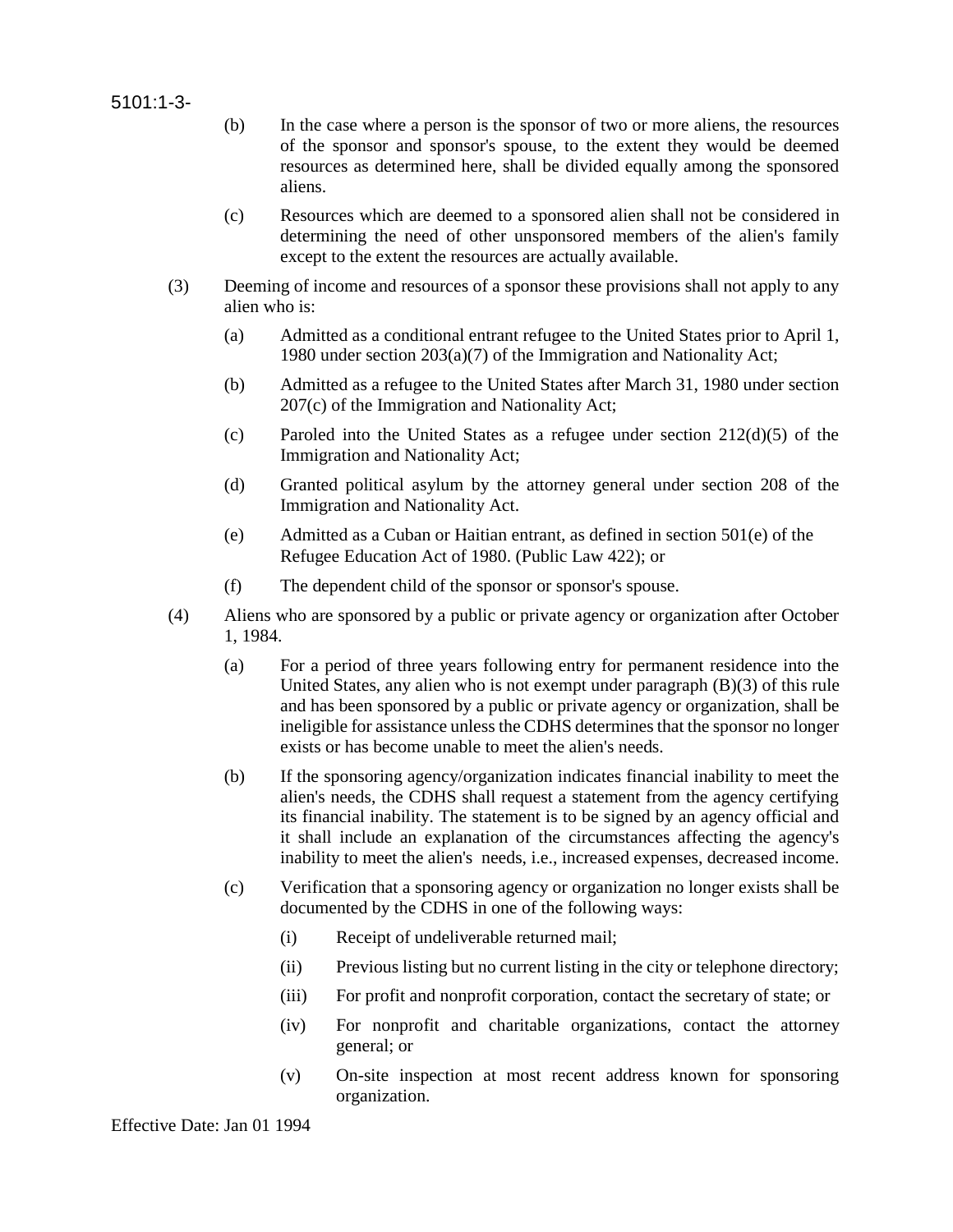(b) In the case where a person is the sponsor of two or more aliens, the resources of the sponsor and sponsor's spouse, to the extent they would be deemed resources as determined here, shall be divided equally among the sponsored aliens.

(c) Resources which are deemed to a sponsored alien shall not be considered in determining the need of other unsponsored members of the alien's family except to the extent the resources are actually available.

(3) Deeming of income and resources of a sponsor these provisions shall not apply to any alien who is:

(a) Admitted as a conditional entrant refugee to the United States prior to April 1, 1980 under section 203(a)(7) of the Immigration and Nationality Act;

(b) Admitted as a refugee to the United States after March 31, 1980 under section 207(c) of the Immigration and Nationality Act;

(c) Paroled into the United States as a refugee under section 212(d)(5) of the Immigration and Nationality Act;

(d) Granted political asylum by the attorney general under section 208 of the Immigration and Nationality Act.

(e) Admitted as a Cuban or Haitian entrant, as defined in section 501(e) of the Refugee Education Act of 1980. (Public Law 422); or

(f) The dependent child of the sponsor or sponsor's spouse.

(4) Aliens who are sponsored by a public or private agency or organization after October 1, 1984.

(a) For a period of three years following entry for permanent residence into the United States, any alien who is not exempt under paragraph (B)(3) of this rule and has been sponsored by a public or private agency or organization, shall be ineligible for assistance unless the CDHS determines that the sponsor no longer exists or has become unable to meet the alien's needs.

(b) If the sponsoring agency/organization indicates financial inability to meet the alien's needs, the CDHS shall request a statement from the agency certifying its financial inability. The statement is to be signed by an agency official and it shall include an explanation of the circumstances affecting the agency's inability to meet the alien's needs, i.e., increased expenses, decreased income.

(c) Verification that a sponsoring agency or organization no longer exists shall be documented by the CDHS in one of the following ways:

(i) Receipt of undeliverable returned mail;

(ii) Previous listing but no current listing in the city or telephone directory;

(iii) For profit and nonprofit corporation, contact the secretary of state; or

(iv) For nonprofit and charitable organizations, contact the attorney general; or

(v) On-site inspection at most recent address known for sponsoring organization.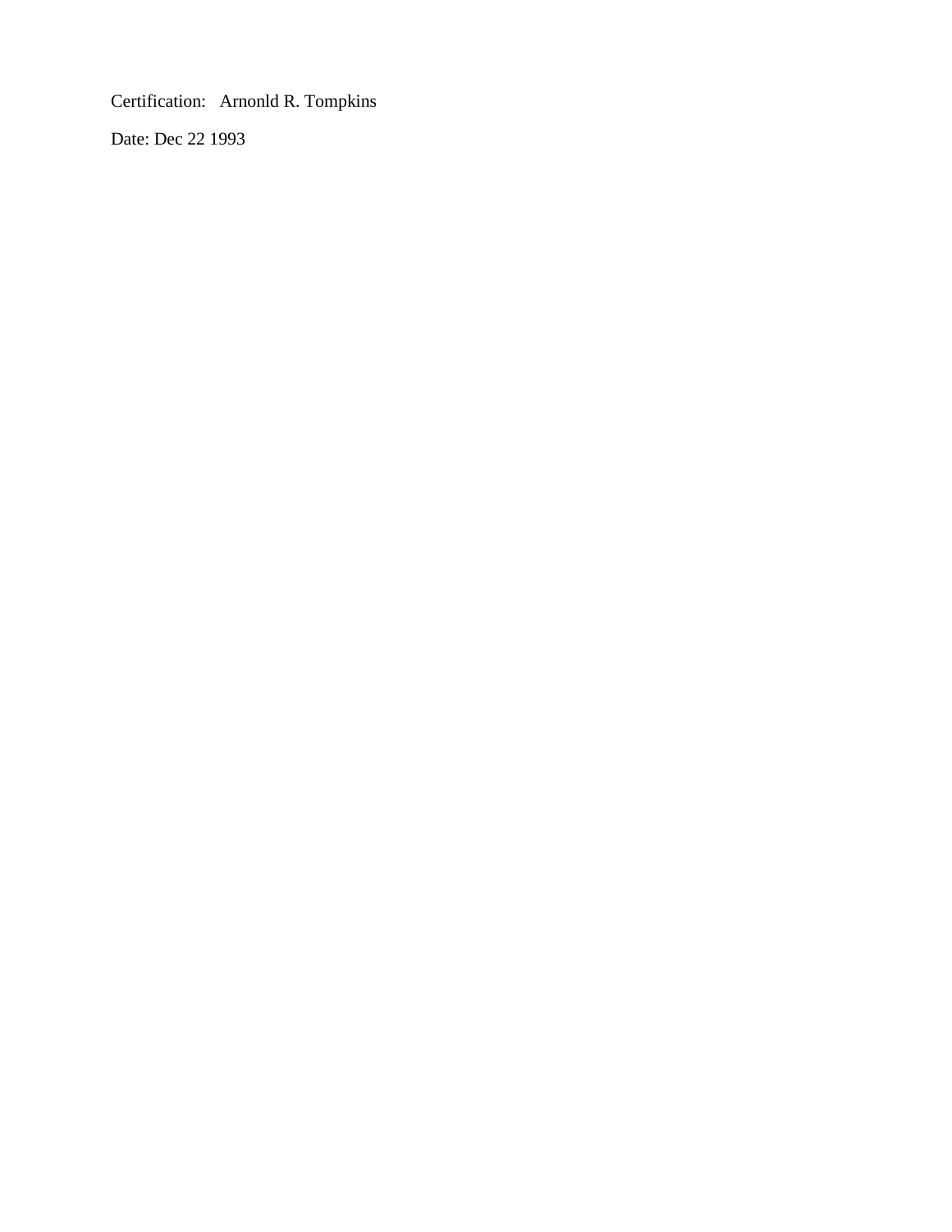Certification: Arnonld R. Tompkins

Date: Dec 22 1993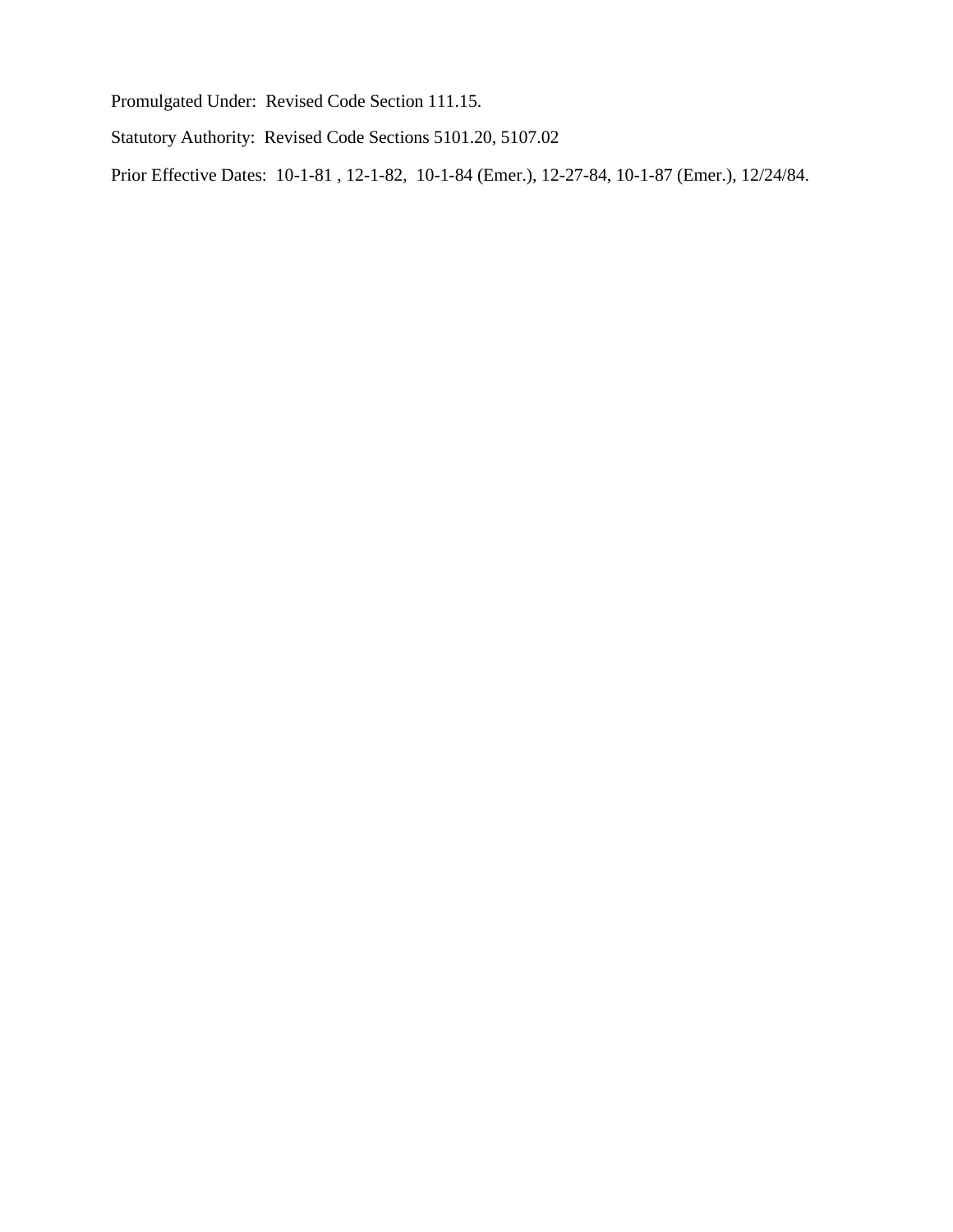Promulgated Under: Revised Code Section 111.15.

Statutory Authority: Revised Code Sections 5101.20, 5107.02

Prior Effective Dates: 10-1-81 , 12-1-82, 10-1-84 (Emer.), 12-27-84, 10-1-87 (Emer.), 12/24/84.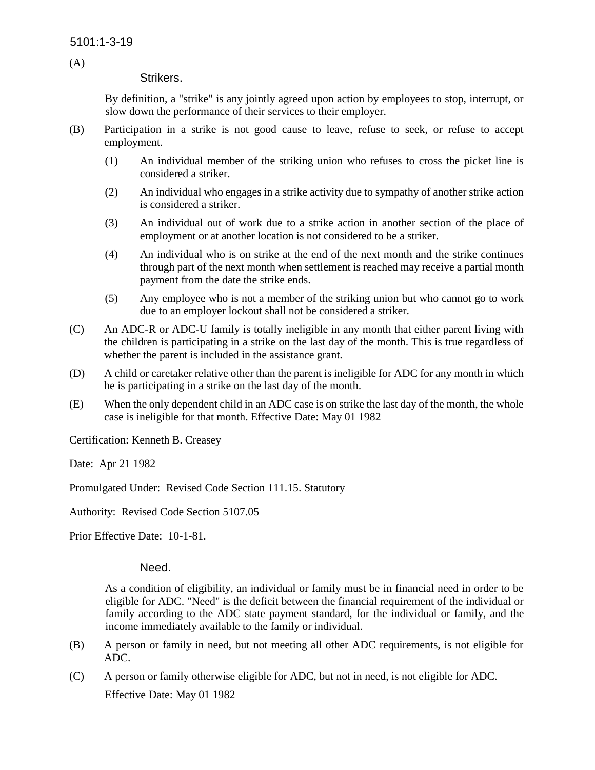5101:1-3-19

(A)

### Strikers.

By definition, a "strike" is any jointly agreed upon action by employees to stop, interrupt, or slow down the performance of their services to their employer.

(B) Participation in a strike is not good cause to leave, refuse to seek, or refuse to accept employment.

(1) An individual member of the striking union who refuses to cross the picket line is considered a striker.

(2) An individual who engages in a strike activity due to sympathy of another strike action is considered a striker.

(3) An individual out of work due to a strike action in another section of the place of employment or at another location is not considered to be a striker.

(4) An individual who is on strike at the end of the next month and the strike continues through part of the next month when settlement is reached may receive a partial month payment from the date the strike ends.

(5) Any employee who is not a member of the striking union but who cannot go to work due to an employer lockout shall not be considered a striker.

(C) An ADC-R or ADC-U family is totally ineligible in any month that either parent living with the children is participating in a strike on the last day of the month. This is true regardless of whether the parent is included in the assistance grant.

(D) A child or caretaker relative other than the parent is ineligible for ADC for any month in which he is participating in a strike on the last day of the month.

(E) When the only dependent child in an ADC case is on strike the last day of the month, the whole case is ineligible for that month. Effective Date: May 01 1982

Certification: Kenneth B. Creasey

Date: Apr 21 1982

Promulgated Under: Revised Code Section 111.15. Statutory

Authority: Revised Code Section 5107.05

Prior Effective Date: 10-1-81.

### Need.

As a condition of eligibility, an individual or family must be in financial need in order to be eligible for ADC. "Need" is the deficit between the financial requirement of the individual or family according to the ADC state payment standard, for the individual or family, and the income immediately available to the family or individual.

(B) A person or family in need, but not meeting all other ADC requirements, is not eligible for ADC.

(C) A person or family otherwise eligible for ADC, but not in need, is not eligible for ADC.

Effective Date: May 01 1982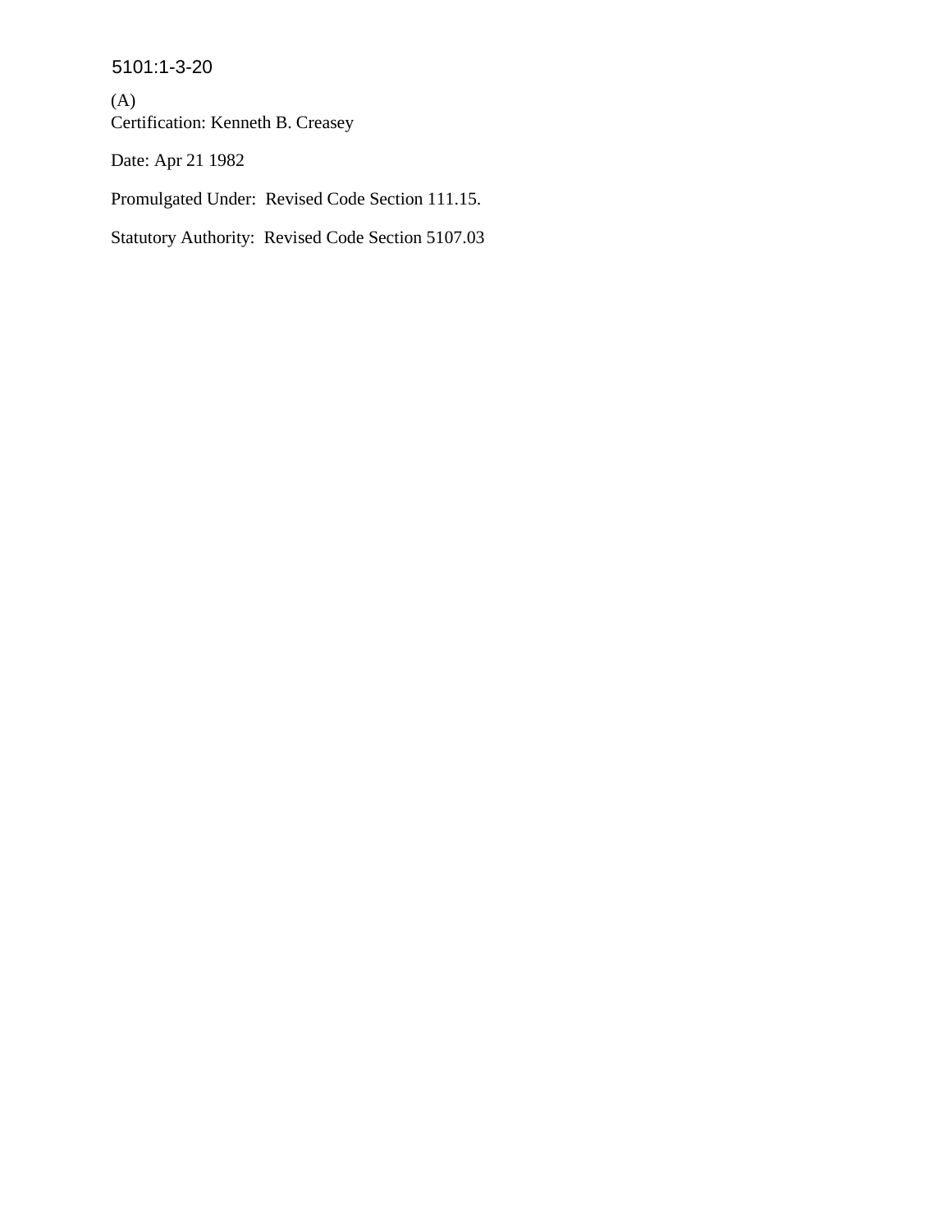5101:1-3-20

(A)
Certification: Kenneth B. Creasey

Date: Apr 21 1982

Promulgated Under:  Revised Code Section 111.15.

Statutory Authority:  Revised Code Section 5107.03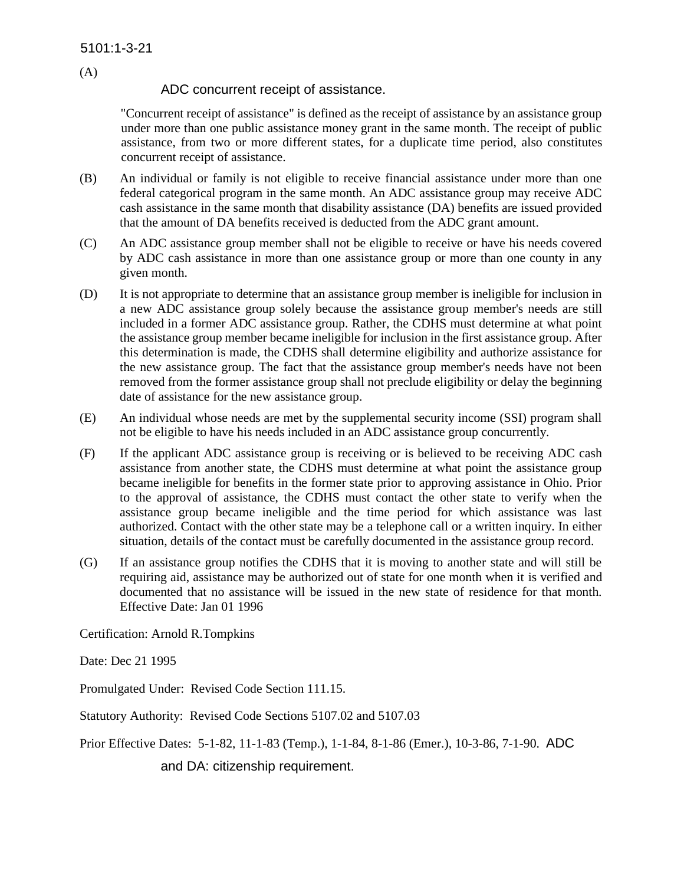5101:1-3-21

(A)

## ADC concurrent receipt of assistance.

"Concurrent receipt of assistance" is defined as the receipt of assistance by an assistance group under more than one public assistance money grant in the same month. The receipt of public assistance, from two or more different states, for a duplicate time period, also constitutes concurrent receipt of assistance.

(B) An individual or family is not eligible to receive financial assistance under more than one federal categorical program in the same month. An ADC assistance group may receive ADC cash assistance in the same month that disability assistance (DA) benefits are issued provided that the amount of DA benefits received is deducted from the ADC grant amount.

(C) An ADC assistance group member shall not be eligible to receive or have his needs covered by ADC cash assistance in more than one assistance group or more than one county in any given month.

(D) It is not appropriate to determine that an assistance group member is ineligible for inclusion in a new ADC assistance group solely because the assistance group member's needs are still included in a former ADC assistance group. Rather, the CDHS must determine at what point the assistance group member became ineligible for inclusion in the first assistance group. After this determination is made, the CDHS shall determine eligibility and authorize assistance for the new assistance group. The fact that the assistance group member's needs have not been removed from the former assistance group shall not preclude eligibility or delay the beginning date of assistance for the new assistance group.

(E) An individual whose needs are met by the supplemental security income (SSI) program shall not be eligible to have his needs included in an ADC assistance group concurrently.

(F) If the applicant ADC assistance group is receiving or is believed to be receiving ADC cash assistance from another state, the CDHS must determine at what point the assistance group became ineligible for benefits in the former state prior to approving assistance in Ohio. Prior to the approval of assistance, the CDHS must contact the other state to verify when the assistance group became ineligible and the time period for which assistance was last authorized. Contact with the other state may be a telephone call or a written inquiry. In either situation, details of the contact must be carefully documented in the assistance group record.

(G) If an assistance group notifies the CDHS that it is moving to another state and will still be requiring aid, assistance may be authorized out of state for one month when it is verified and documented that no assistance will be issued in the new state of residence for that month. Effective Date: Jan 01 1996

Certification: Arnold R.Tompkins

Date: Dec 21 1995

Promulgated Under: Revised Code Section 111.15.

Statutory Authority: Revised Code Sections 5107.02 and 5107.03

Prior Effective Dates: 5-1-82, 11-1-83 (Temp.), 1-1-84, 8-1-86 (Emer.), 10-3-86, 7-1-90.

## ADC and DA: citizenship requirement.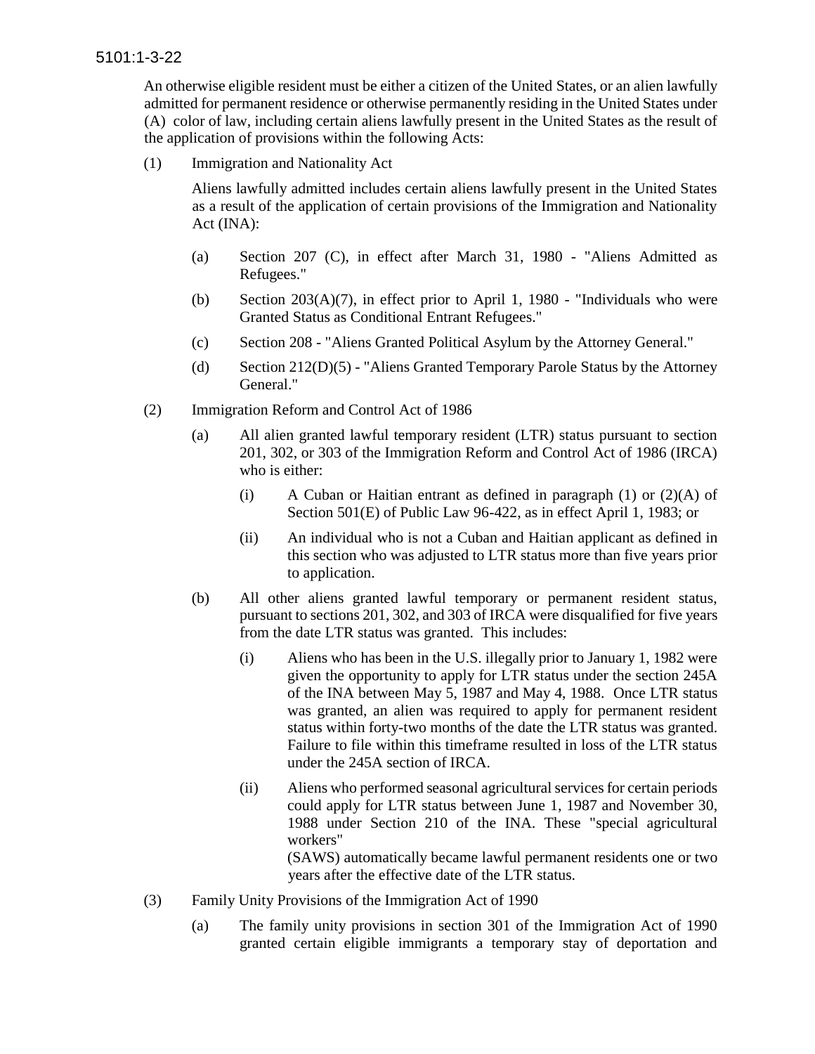5101:1-3-22

(A) An otherwise eligible resident must be either a citizen of the United States, or an alien lawfully admitted for permanent residence or otherwise permanently residing in the United States under color of law, including certain aliens lawfully present in the United States as the result of the application of provisions within the following Acts:

(1) Immigration and Nationality Act

Aliens lawfully admitted includes certain aliens lawfully present in the United States as a result of the application of certain provisions of the Immigration and Nationality Act (INA):

(a) Section 207 (C), in effect after March 31, 1980 - "Aliens Admitted as Refugees."

(b) Section 203(A)(7), in effect prior to April 1, 1980 - "Individuals who were Granted Status as Conditional Entrant Refugees."

(c) Section 208 - "Aliens Granted Political Asylum by the Attorney General."

(d) Section 212(D)(5) - "Aliens Granted Temporary Parole Status by the Attorney General."

(2) Immigration Reform and Control Act of 1986

(a) All alien granted lawful temporary resident (LTR) status pursuant to section 201, 302, or 303 of the Immigration Reform and Control Act of 1986 (IRCA) who is either:

(i) A Cuban or Haitian entrant as defined in paragraph (1) or (2)(A) of Section 501(E) of Public Law 96-422, as in effect April 1, 1983; or

(ii) An individual who is not a Cuban and Haitian applicant as defined in this section who was adjusted to LTR status more than five years prior to application.

(b) All other aliens granted lawful temporary or permanent resident status, pursuant to sections 201, 302, and 303 of IRCA were disqualified for five years from the date LTR status was granted. This includes:

(i) Aliens who has been in the U.S. illegally prior to January 1, 1982 were given the opportunity to apply for LTR status under the section 245A of the INA between May 5, 1987 and May 4, 1988. Once LTR status was granted, an alien was required to apply for permanent resident status within forty-two months of the date the LTR status was granted. Failure to file within this timeframe resulted in loss of the LTR status under the 245A section of IRCA.

(ii) Aliens who performed seasonal agricultural services for certain periods could apply for LTR status between June 1, 1987 and November 30, 1988 under Section 210 of the INA. These "special agricultural workers" (SAWS) automatically became lawful permanent residents one or two years after the effective date of the LTR status.

(3) Family Unity Provisions of the Immigration Act of 1990

(a) The family unity provisions in section 301 of the Immigration Act of 1990 granted certain eligible immigrants a temporary stay of deportation and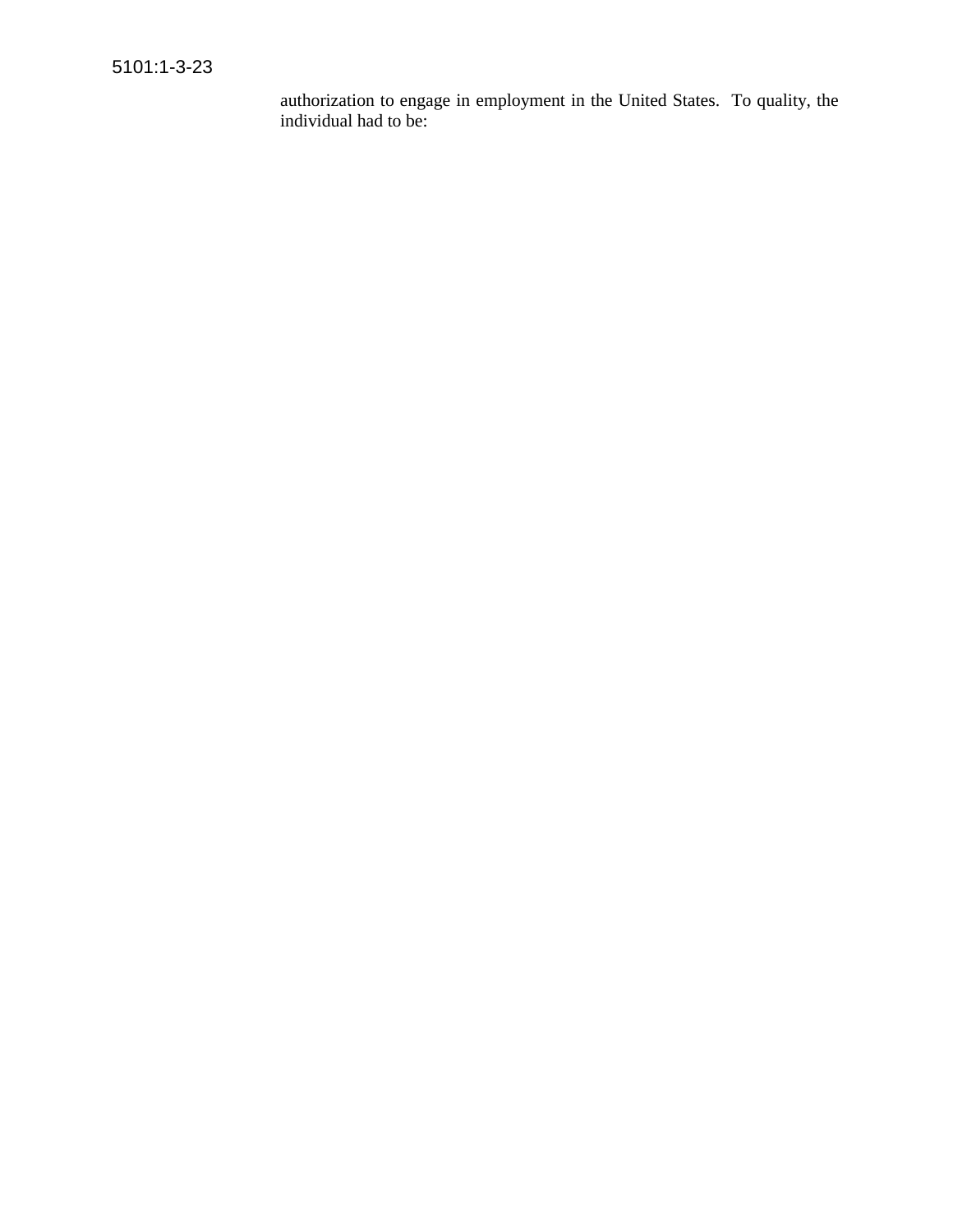authorization to engage in employment in the United States. To quality, the individual had to be: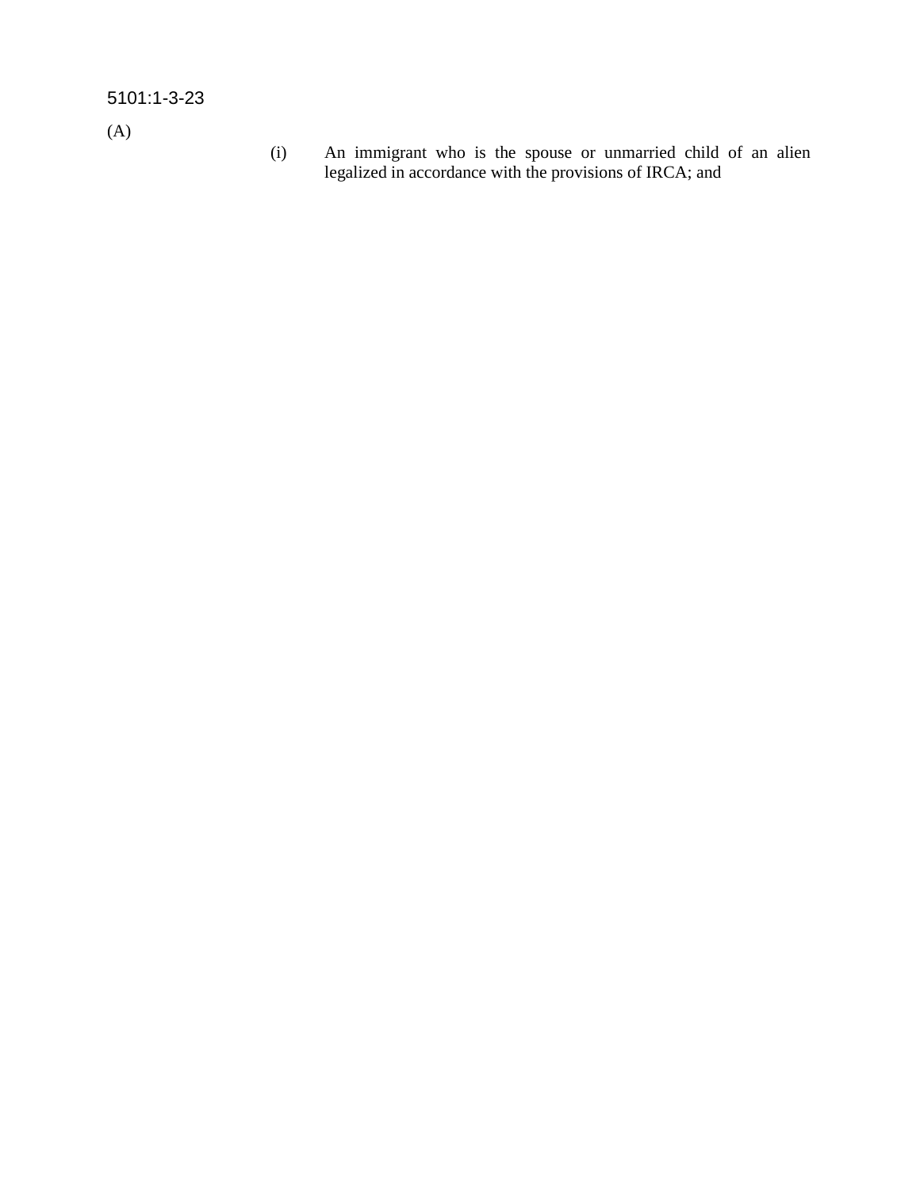(i) An immigrant who is the spouse or unmarried child of an alien legalized in accordance with the provisions of IRCA; and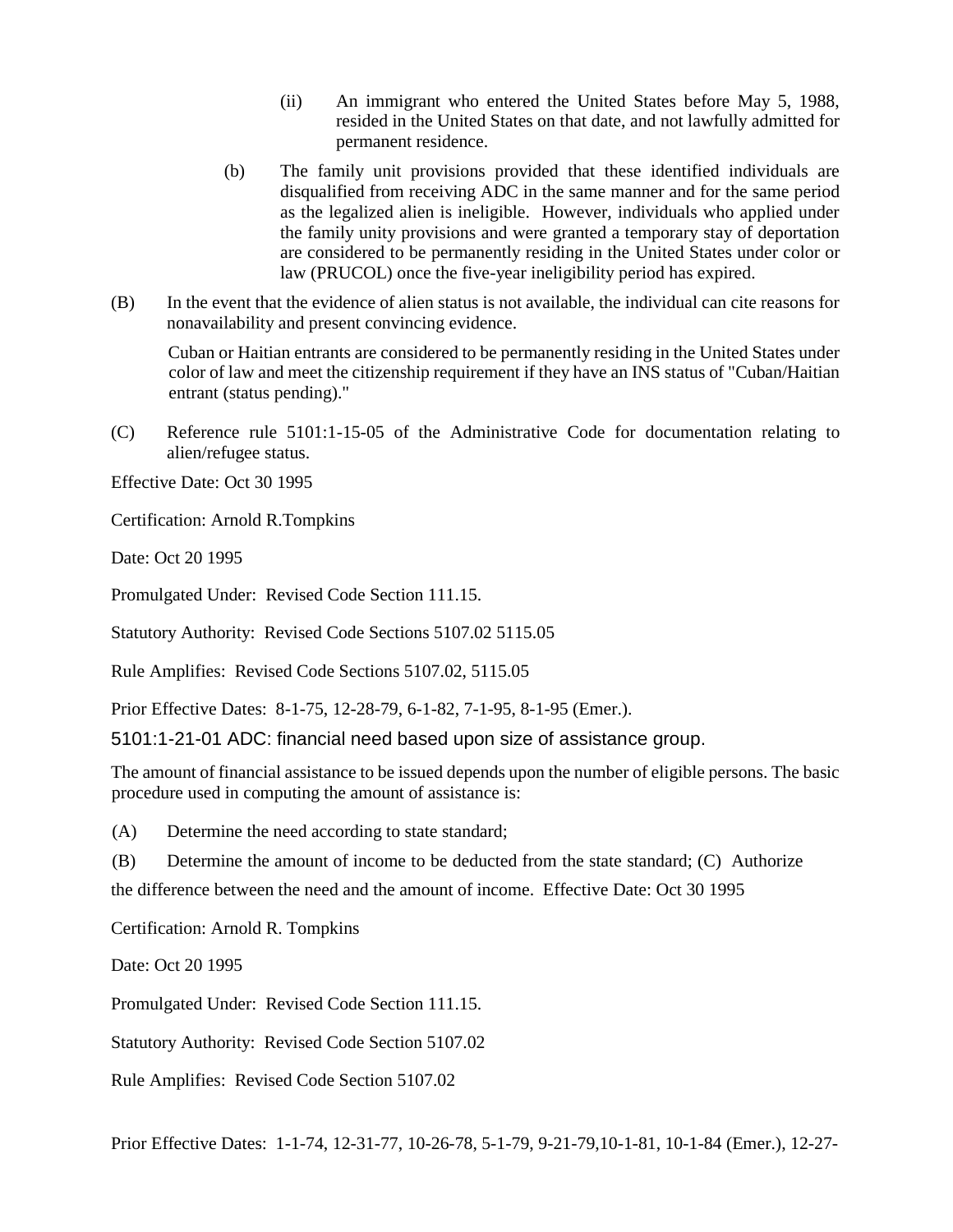(ii) An immigrant who entered the United States before May 5, 1988, resided in the United States on that date, and not lawfully admitted for permanent residence.

(b) The family unit provisions provided that these identified individuals are disqualified from receiving ADC in the same manner and for the same period as the legalized alien is ineligible. However, individuals who applied under the family unity provisions and were granted a temporary stay of deportation are considered to be permanently residing in the United States under color or law (PRUCOL) once the five-year ineligibility period has expired.

(B) In the event that the evidence of alien status is not available, the individual can cite reasons for nonavailability and present convincing evidence.

Cuban or Haitian entrants are considered to be permanently residing in the United States under color of law and meet the citizenship requirement if they have an INS status of "Cuban/Haitian entrant (status pending)."

(C) Reference rule 5101:1-15-05 of the Administrative Code for documentation relating to alien/refugee status.

Effective Date: Oct 30 1995

Certification: Arnold R.Tompkins

Date: Oct 20 1995

Promulgated Under: Revised Code Section 111.15.

Statutory Authority: Revised Code Sections 5107.02 5115.05

Rule Amplifies: Revised Code Sections 5107.02, 5115.05

Prior Effective Dates: 8-1-75, 12-28-79, 6-1-82, 7-1-95, 8-1-95 (Emer.).

## 5101:1-21-01 ADC: financial need based upon size of assistance group.

The amount of financial assistance to be issued depends upon the number of eligible persons. The basic procedure used in computing the amount of assistance is:

(A) Determine the need according to state standard;

(B) Determine the amount of income to be deducted from the state standard; (C) Authorize the difference between the need and the amount of income. Effective Date: Oct 30 1995

Certification: Arnold R. Tompkins

Date: Oct 20 1995

Promulgated Under: Revised Code Section 111.15.

Statutory Authority: Revised Code Section 5107.02

Rule Amplifies: Revised Code Section 5107.02

Prior Effective Dates: 1-1-74, 12-31-77, 10-26-78, 5-1-79, 9-21-79,10-1-81, 10-1-84 (Emer.), 12-27-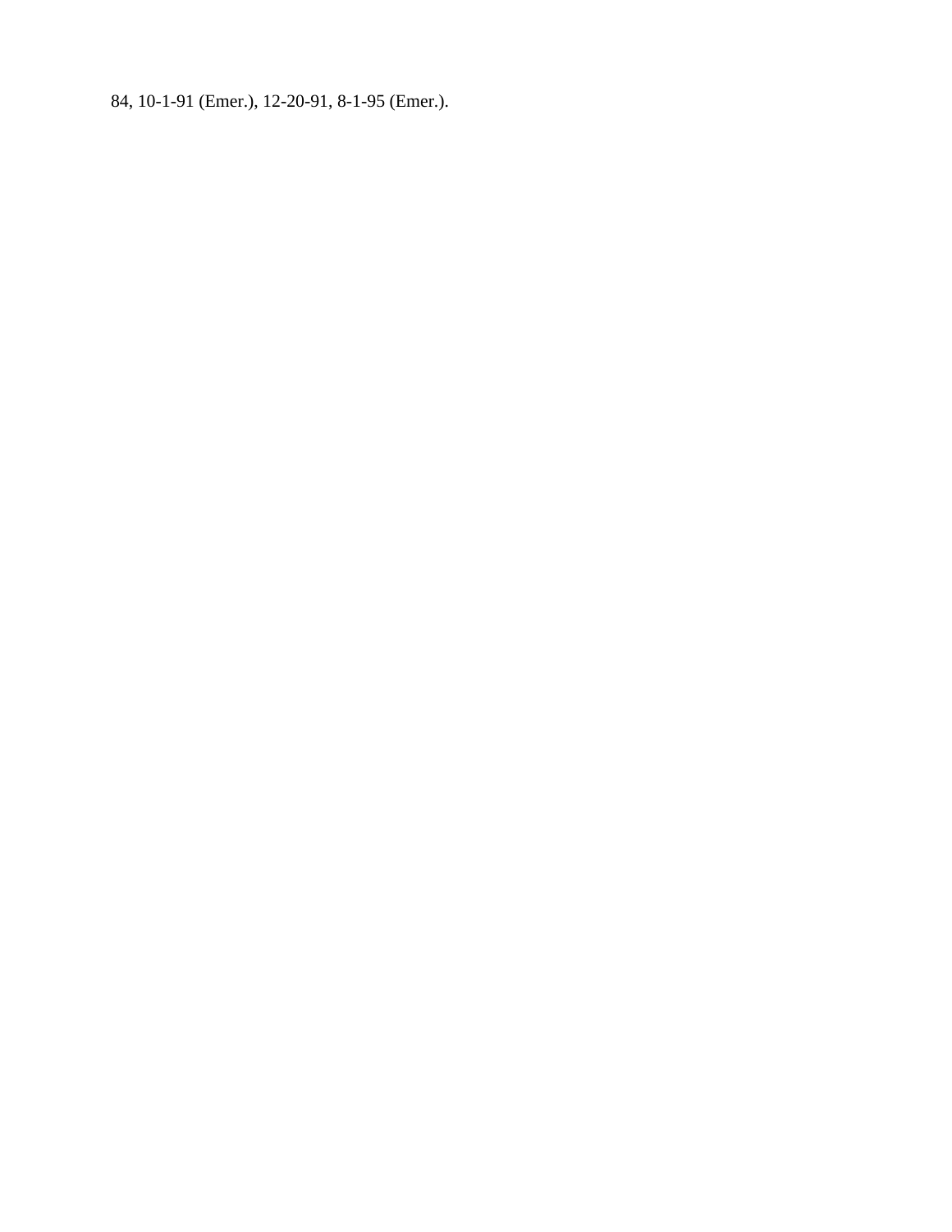84, 10-1-91 (Emer.), 12-20-91, 8-1-95 (Emer.).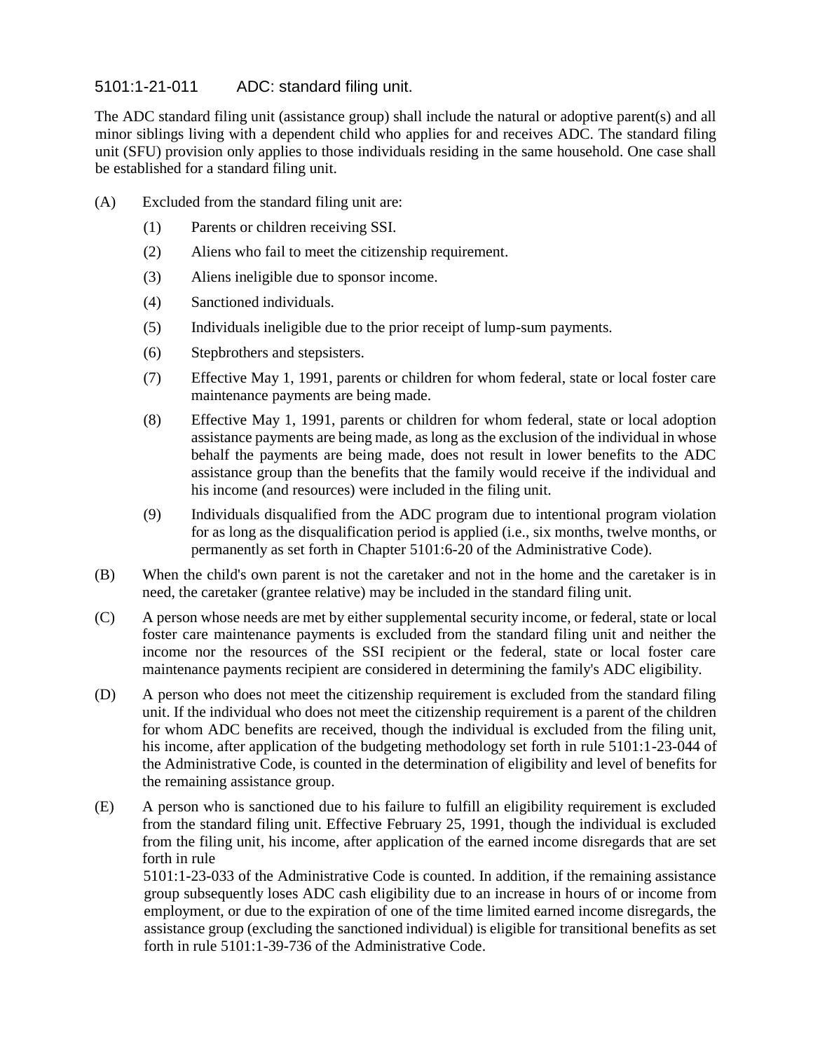## 5101:1-21-011 ADC: standard filing unit.

The ADC standard filing unit (assistance group) shall include the natural or adoptive parent(s) and all minor siblings living with a dependent child who applies for and receives ADC. The standard filing unit (SFU) provision only applies to those individuals residing in the same household. One case shall be established for a standard filing unit.

(A) Excluded from the standard filing unit are:

(1) Parents or children receiving SSI.

(2) Aliens who fail to meet the citizenship requirement.

(3) Aliens ineligible due to sponsor income.

(4) Sanctioned individuals.

(5) Individuals ineligible due to the prior receipt of lump-sum payments.

(6) Stepbrothers and stepsisters.

(7) Effective May 1, 1991, parents or children for whom federal, state or local foster care maintenance payments are being made.

(8) Effective May 1, 1991, parents or children for whom federal, state or local adoption assistance payments are being made, as long as the exclusion of the individual in whose behalf the payments are being made, does not result in lower benefits to the ADC assistance group than the benefits that the family would receive if the individual and his income (and resources) were included in the filing unit.

(9) Individuals disqualified from the ADC program due to intentional program violation for as long as the disqualification period is applied (i.e., six months, twelve months, or permanently as set forth in Chapter 5101:6-20 of the Administrative Code).

(B) When the child's own parent is not the caretaker and not in the home and the caretaker is in need, the caretaker (grantee relative) may be included in the standard filing unit.

(C) A person whose needs are met by either supplemental security income, or federal, state or local foster care maintenance payments is excluded from the standard filing unit and neither the income nor the resources of the SSI recipient or the federal, state or local foster care maintenance payments recipient are considered in determining the family's ADC eligibility.

(D) A person who does not meet the citizenship requirement is excluded from the standard filing unit. If the individual who does not meet the citizenship requirement is a parent of the children for whom ADC benefits are received, though the individual is excluded from the filing unit, his income, after application of the budgeting methodology set forth in rule 5101:1-23-044 of the Administrative Code, is counted in the determination of eligibility and level of benefits for the remaining assistance group.

(E) A person who is sanctioned due to his failure to fulfill an eligibility requirement is excluded from the standard filing unit. Effective February 25, 1991, though the individual is excluded from the filing unit, his income, after application of the earned income disregards that are set forth in rule 5101:1-23-033 of the Administrative Code is counted. In addition, if the remaining assistance group subsequently loses ADC cash eligibility due to an increase in hours of or income from employment, or due to the expiration of one of the time limited earned income disregards, the assistance group (excluding the sanctioned individual) is eligible for transitional benefits as set forth in rule 5101:1-39-736 of the Administrative Code.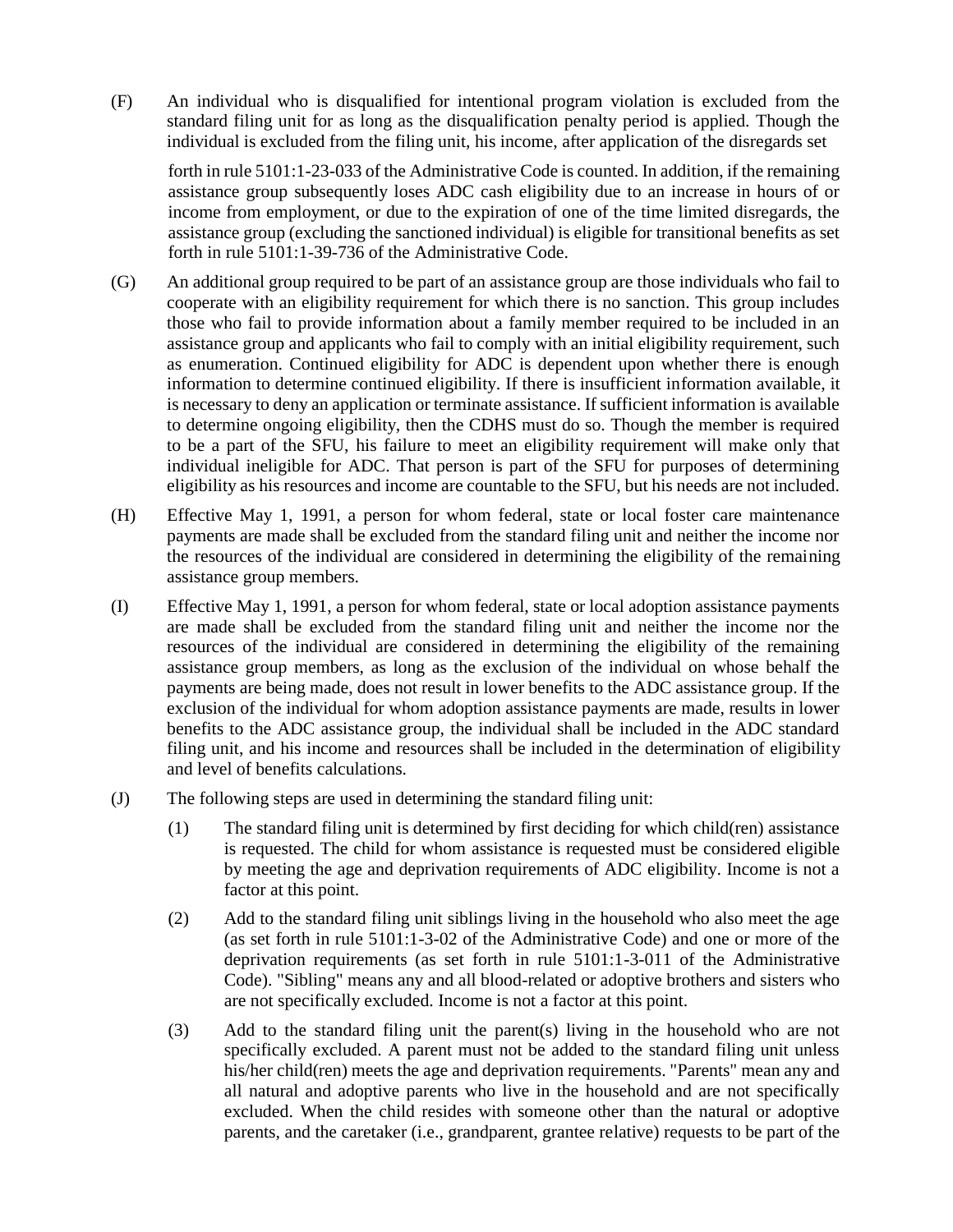(F) An individual who is disqualified for intentional program violation is excluded from the standard filing unit for as long as the disqualification penalty period is applied. Though the individual is excluded from the filing unit, his income, after application of the disregards set forth in rule 5101:1-23-033 of the Administrative Code is counted. In addition, if the remaining assistance group subsequently loses ADC cash eligibility due to an increase in hours of or income from employment, or due to the expiration of one of the time limited disregards, the assistance group (excluding the sanctioned individual) is eligible for transitional benefits as set forth in rule 5101:1-39-736 of the Administrative Code.

(G) An additional group required to be part of an assistance group are those individuals who fail to cooperate with an eligibility requirement for which there is no sanction. This group includes those who fail to provide information about a family member required to be included in an assistance group and applicants who fail to comply with an initial eligibility requirement, such as enumeration. Continued eligibility for ADC is dependent upon whether there is enough information to determine continued eligibility. If there is insufficient information available, it is necessary to deny an application or terminate assistance. If sufficient information is available to determine ongoing eligibility, then the CDHS must do so. Though the member is required to be a part of the SFU, his failure to meet an eligibility requirement will make only that individual ineligible for ADC. That person is part of the SFU for purposes of determining eligibility as his resources and income are countable to the SFU, but his needs are not included.

(H) Effective May 1, 1991, a person for whom federal, state or local foster care maintenance payments are made shall be excluded from the standard filing unit and neither the income nor the resources of the individual are considered in determining the eligibility of the remaining assistance group members.

(I) Effective May 1, 1991, a person for whom federal, state or local adoption assistance payments are made shall be excluded from the standard filing unit and neither the income nor the resources of the individual are considered in determining the eligibility of the remaining assistance group members, as long as the exclusion of the individual on whose behalf the payments are being made, does not result in lower benefits to the ADC assistance group. If the exclusion of the individual for whom adoption assistance payments are made, results in lower benefits to the ADC assistance group, the individual shall be included in the ADC standard filing unit, and his income and resources shall be included in the determination of eligibility and level of benefits calculations.

(J) The following steps are used in determining the standard filing unit:

(1) The standard filing unit is determined by first deciding for which child(ren) assistance is requested. The child for whom assistance is requested must be considered eligible by meeting the age and deprivation requirements of ADC eligibility. Income is not a factor at this point.

(2) Add to the standard filing unit siblings living in the household who also meet the age (as set forth in rule 5101:1-3-02 of the Administrative Code) and one or more of the deprivation requirements (as set forth in rule 5101:1-3-011 of the Administrative Code). "Sibling" means any and all blood-related or adoptive brothers and sisters who are not specifically excluded. Income is not a factor at this point.

(3) Add to the standard filing unit the parent(s) living in the household who are not specifically excluded. A parent must not be added to the standard filing unit unless his/her child(ren) meets the age and deprivation requirements. "Parents" mean any and all natural and adoptive parents who live in the household and are not specifically excluded. When the child resides with someone other than the natural or adoptive parents, and the caretaker (i.e., grandparent, grantee relative) requests to be part of the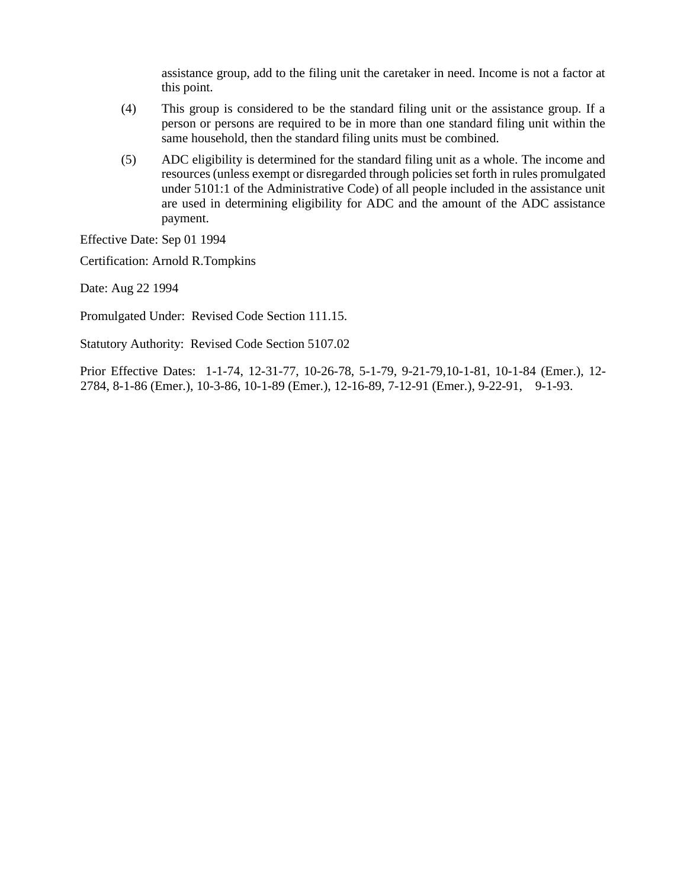assistance group, add to the filing unit the caretaker in need. Income is not a factor at this point.

(4) This group is considered to be the standard filing unit or the assistance group. If a person or persons are required to be in more than one standard filing unit within the same household, then the standard filing units must be combined.

(5) ADC eligibility is determined for the standard filing unit as a whole. The income and resources (unless exempt or disregarded through policies set forth in rules promulgated under 5101:1 of the Administrative Code) of all people included in the assistance unit are used in determining eligibility for ADC and the amount of the ADC assistance payment.

Effective Date: Sep 01 1994

Certification: Arnold R.Tompkins

Date: Aug 22 1994

Promulgated Under: Revised Code Section 111.15.

Statutory Authority: Revised Code Section 5107.02

Prior Effective Dates: 1-1-74, 12-31-77, 10-26-78, 5-1-79, 9-21-79,10-1-81, 10-1-84 (Emer.), 12-2784, 8-1-86 (Emer.), 10-3-86, 10-1-89 (Emer.), 12-16-89, 7-12-91 (Emer.), 9-22-91, 9-1-93.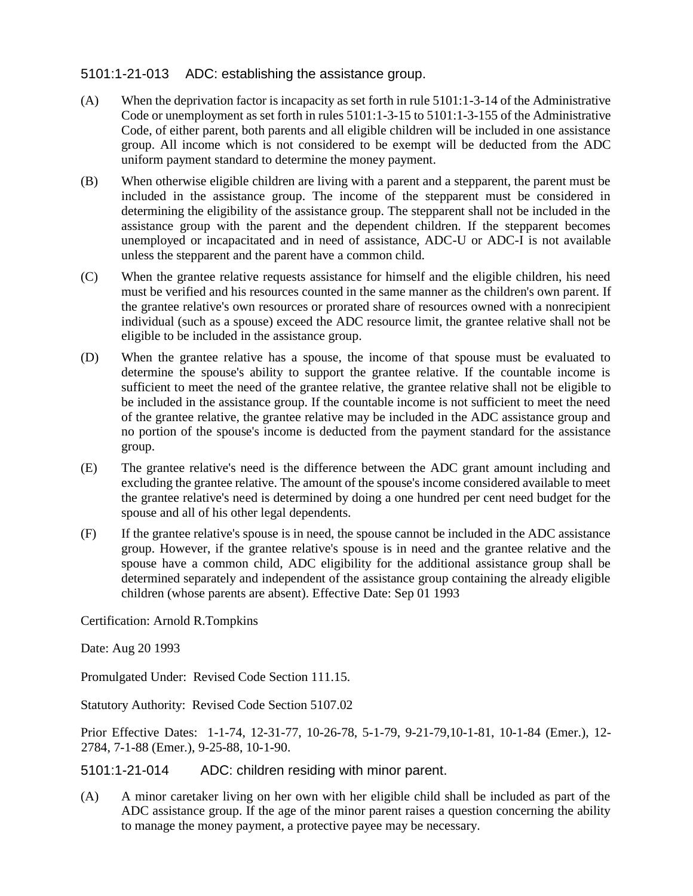## 5101:1-21-013 ADC: establishing the assistance group.

(A) When the deprivation factor is incapacity as set forth in rule 5101:1-3-14 of the Administrative Code or unemployment as set forth in rules 5101:1-3-15 to 5101:1-3-155 of the Administrative Code, of either parent, both parents and all eligible children will be included in one assistance group. All income which is not considered to be exempt will be deducted from the ADC uniform payment standard to determine the money payment.

(B) When otherwise eligible children are living with a parent and a stepparent, the parent must be included in the assistance group. The income of the stepparent must be considered in determining the eligibility of the assistance group. The stepparent shall not be included in the assistance group with the parent and the dependent children. If the stepparent becomes unemployed or incapacitated and in need of assistance, ADC-U or ADC-I is not available unless the stepparent and the parent have a common child.

(C) When the grantee relative requests assistance for himself and the eligible children, his need must be verified and his resources counted in the same manner as the children's own parent. If the grantee relative's own resources or prorated share of resources owned with a nonrecipient individual (such as a spouse) exceed the ADC resource limit, the grantee relative shall not be eligible to be included in the assistance group.

(D) When the grantee relative has a spouse, the income of that spouse must be evaluated to determine the spouse's ability to support the grantee relative. If the countable income is sufficient to meet the need of the grantee relative, the grantee relative shall not be eligible to be included in the assistance group. If the countable income is not sufficient to meet the need of the grantee relative, the grantee relative may be included in the ADC assistance group and no portion of the spouse's income is deducted from the payment standard for the assistance group.

(E) The grantee relative's need is the difference between the ADC grant amount including and excluding the grantee relative. The amount of the spouse's income considered available to meet the grantee relative's need is determined by doing a one hundred per cent need budget for the spouse and all of his other legal dependents.

(F) If the grantee relative's spouse is in need, the spouse cannot be included in the ADC assistance group. However, if the grantee relative's spouse is in need and the grantee relative and the spouse have a common child, ADC eligibility for the additional assistance group shall be determined separately and independent of the assistance group containing the already eligible children (whose parents are absent). Effective Date: Sep 01 1993

Certification: Arnold R.Tompkins

Date: Aug 20 1993

Promulgated Under: Revised Code Section 111.15.

Statutory Authority: Revised Code Section 5107.02

Prior Effective Dates: 1-1-74, 12-31-77, 10-26-78, 5-1-79, 9-21-79,10-1-81, 10-1-84 (Emer.), 12-2784, 7-1-88 (Emer.), 9-25-88, 10-1-90.

## 5101:1-21-014 ADC: children residing with minor parent.

(A) A minor caretaker living on her own with her eligible child shall be included as part of the ADC assistance group. If the age of the minor parent raises a question concerning the ability to manage the money payment, a protective payee may be necessary.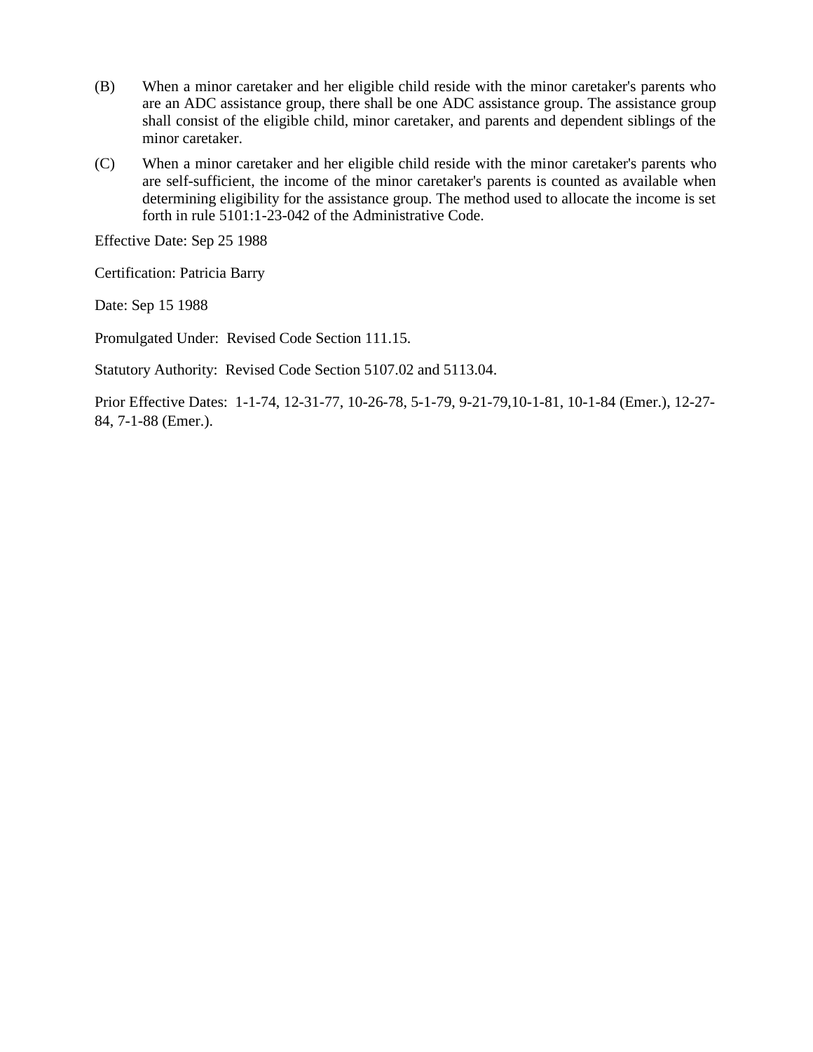(B) When a minor caretaker and her eligible child reside with the minor caretaker's parents who are an ADC assistance group, there shall be one ADC assistance group. The assistance group shall consist of the eligible child, minor caretaker, and parents and dependent siblings of the minor caretaker.

(C) When a minor caretaker and her eligible child reside with the minor caretaker's parents who are self-sufficient, the income of the minor caretaker's parents is counted as available when determining eligibility for the assistance group. The method used to allocate the income is set forth in rule 5101:1-23-042 of the Administrative Code.

Effective Date: Sep 25 1988

Certification: Patricia Barry

Date: Sep 15 1988

Promulgated Under: Revised Code Section 111.15.

Statutory Authority: Revised Code Section 5107.02 and 5113.04.

Prior Effective Dates: 1-1-74, 12-31-77, 10-26-78, 5-1-79, 9-21-79,10-1-81, 10-1-84 (Emer.), 12-27-84, 7-1-88 (Emer.).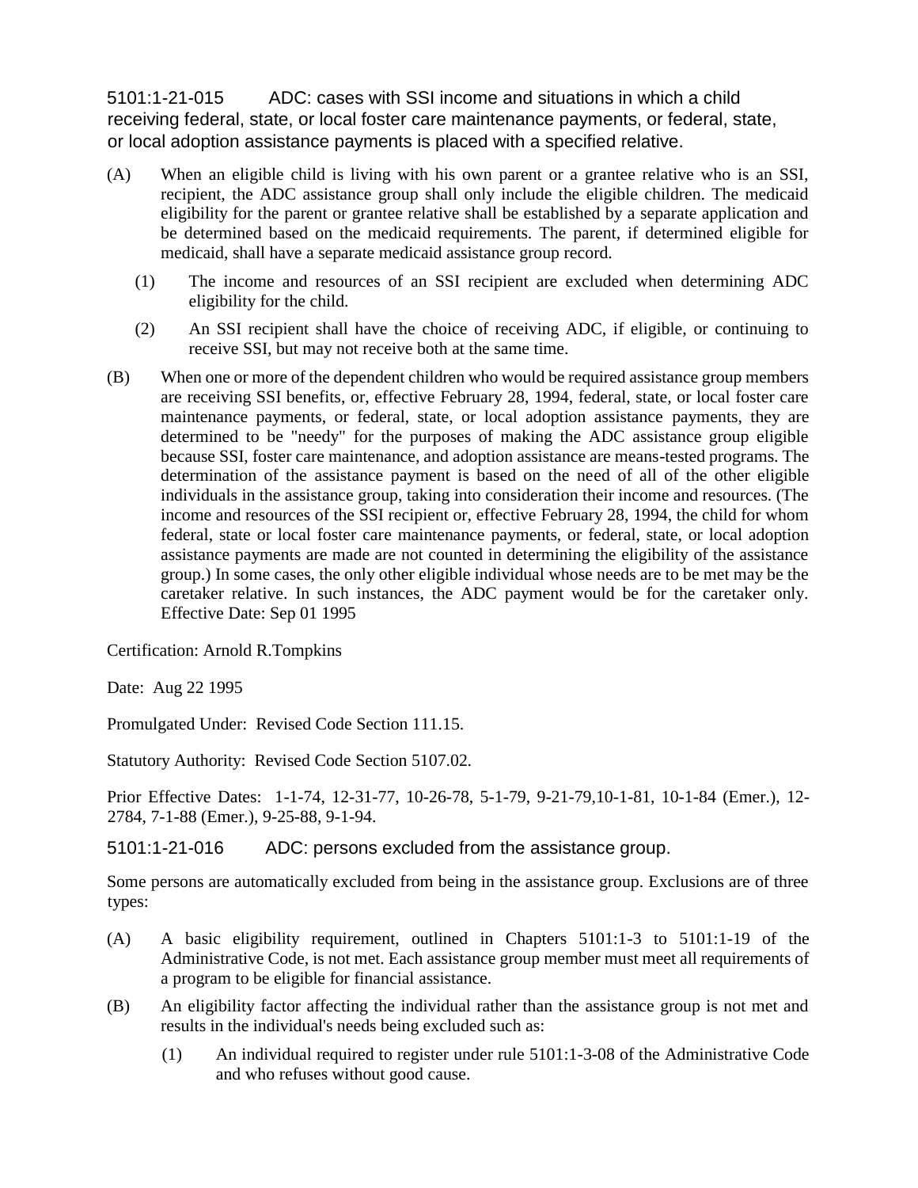## 5101:1-21-015 ADC: cases with SSI income and situations in which a child receiving federal, state, or local foster care maintenance payments, or federal, state, or local adoption assistance payments is placed with a specified relative.

(A) When an eligible child is living with his own parent or a grantee relative who is an SSI, recipient, the ADC assistance group shall only include the eligible children. The medicaid eligibility for the parent or grantee relative shall be established by a separate application and be determined based on the medicaid requirements. The parent, if determined eligible for medicaid, shall have a separate medicaid assistance group record.

(1) The income and resources of an SSI recipient are excluded when determining ADC eligibility for the child.

(2) An SSI recipient shall have the choice of receiving ADC, if eligible, or continuing to receive SSI, but may not receive both at the same time.

(B) When one or more of the dependent children who would be required assistance group members are receiving SSI benefits, or, effective February 28, 1994, federal, state, or local foster care maintenance payments, or federal, state, or local adoption assistance payments, they are determined to be "needy" for the purposes of making the ADC assistance group eligible because SSI, foster care maintenance, and adoption assistance are means-tested programs. The determination of the assistance payment is based on the need of all of the other eligible individuals in the assistance group, taking into consideration their income and resources. (The income and resources of the SSI recipient or, effective February 28, 1994, the child for whom federal, state or local foster care maintenance payments, or federal, state, or local adoption assistance payments are made are not counted in determining the eligibility of the assistance group.) In some cases, the only other eligible individual whose needs are to be met may be the caretaker relative. In such instances, the ADC payment would be for the caretaker only. Effective Date: Sep 01 1995

Certification: Arnold R.Tompkins

Date: Aug 22 1995

Promulgated Under: Revised Code Section 111.15.

Statutory Authority: Revised Code Section 5107.02.

Prior Effective Dates: 1-1-74, 12-31-77, 10-26-78, 5-1-79, 9-21-79,10-1-81, 10-1-84 (Emer.), 12-2784, 7-1-88 (Emer.), 9-25-88, 9-1-94.

## 5101:1-21-016 ADC: persons excluded from the assistance group.

Some persons are automatically excluded from being in the assistance group. Exclusions are of three types:

(A) A basic eligibility requirement, outlined in Chapters 5101:1-3 to 5101:1-19 of the Administrative Code, is not met. Each assistance group member must meet all requirements of a program to be eligible for financial assistance.

(B) An eligibility factor affecting the individual rather than the assistance group is not met and results in the individual's needs being excluded such as:

(1) An individual required to register under rule 5101:1-3-08 of the Administrative Code and who refuses without good cause.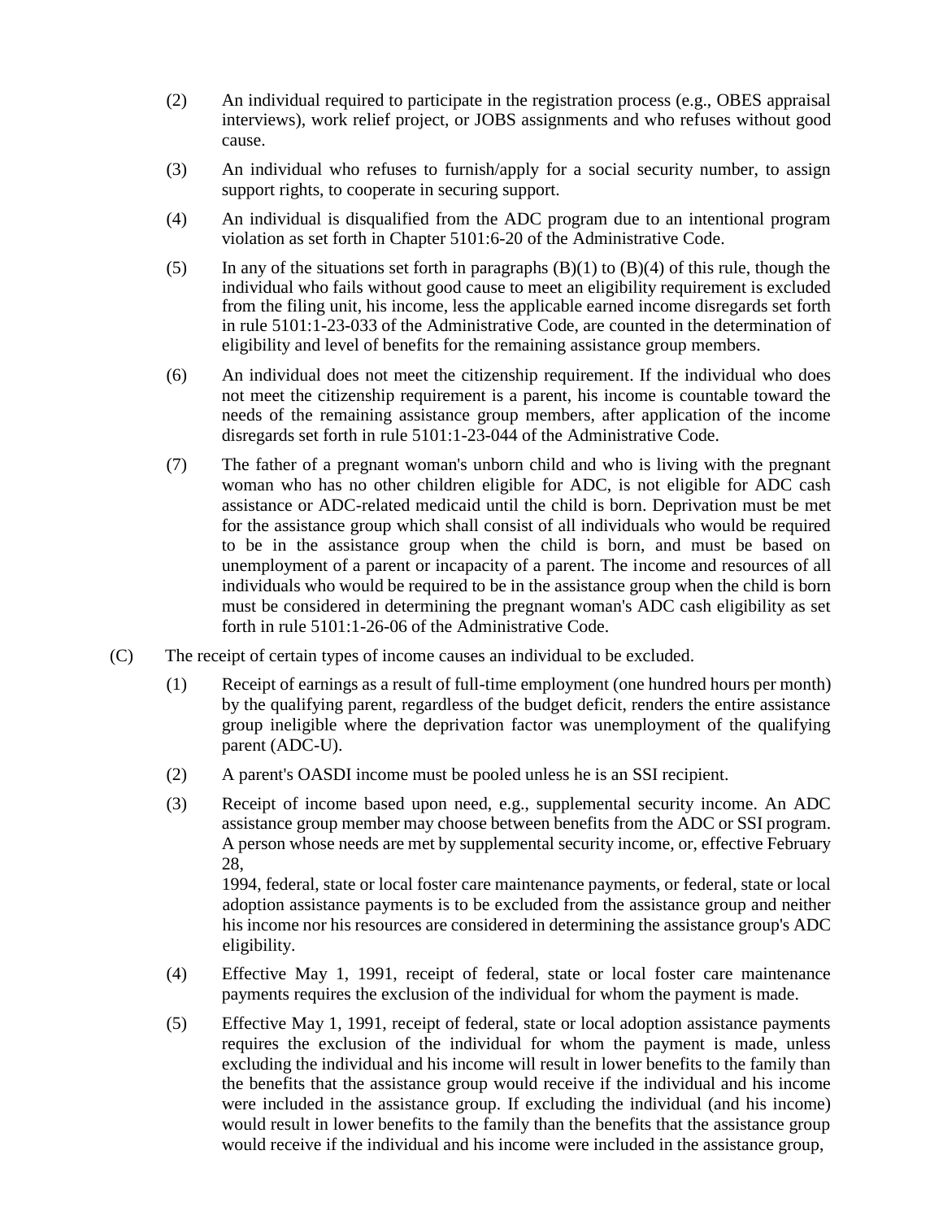(2) An individual required to participate in the registration process (e.g., OBES appraisal interviews), work relief project, or JOBS assignments and who refuses without good cause.

(3) An individual who refuses to furnish/apply for a social security number, to assign support rights, to cooperate in securing support.

(4) An individual is disqualified from the ADC program due to an intentional program violation as set forth in Chapter 5101:6-20 of the Administrative Code.

(5) In any of the situations set forth in paragraphs (B)(1) to (B)(4) of this rule, though the individual who fails without good cause to meet an eligibility requirement is excluded from the filing unit, his income, less the applicable earned income disregards set forth in rule 5101:1-23-033 of the Administrative Code, are counted in the determination of eligibility and level of benefits for the remaining assistance group members.

(6) An individual does not meet the citizenship requirement. If the individual who does not meet the citizenship requirement is a parent, his income is countable toward the needs of the remaining assistance group members, after application of the income disregards set forth in rule 5101:1-23-044 of the Administrative Code.

(7) The father of a pregnant woman's unborn child and who is living with the pregnant woman who has no other children eligible for ADC, is not eligible for ADC cash assistance or ADC-related medicaid until the child is born. Deprivation must be met for the assistance group which shall consist of all individuals who would be required to be in the assistance group when the child is born, and must be based on unemployment of a parent or incapacity of a parent. The income and resources of all individuals who would be required to be in the assistance group when the child is born must be considered in determining the pregnant woman's ADC cash eligibility as set forth in rule 5101:1-26-06 of the Administrative Code.

(C) The receipt of certain types of income causes an individual to be excluded.

(1) Receipt of earnings as a result of full-time employment (one hundred hours per month) by the qualifying parent, regardless of the budget deficit, renders the entire assistance group ineligible where the deprivation factor was unemployment of the qualifying parent (ADC-U).

(2) A parent's OASDI income must be pooled unless he is an SSI recipient.

(3) Receipt of income based upon need, e.g., supplemental security income. An ADC assistance group member may choose between benefits from the ADC or SSI program. A person whose needs are met by supplemental security income, or, effective February 28, 1994, federal, state or local foster care maintenance payments, or federal, state or local adoption assistance payments is to be excluded from the assistance group and neither his income nor his resources are considered in determining the assistance group's ADC eligibility.

(4) Effective May 1, 1991, receipt of federal, state or local foster care maintenance payments requires the exclusion of the individual for whom the payment is made.

(5) Effective May 1, 1991, receipt of federal, state or local adoption assistance payments requires the exclusion of the individual for whom the payment is made, unless excluding the individual and his income will result in lower benefits to the family than the benefits that the assistance group would receive if the individual and his income were included in the assistance group. If excluding the individual (and his income) would result in lower benefits to the family than the benefits that the assistance group would receive if the individual and his income were included in the assistance group,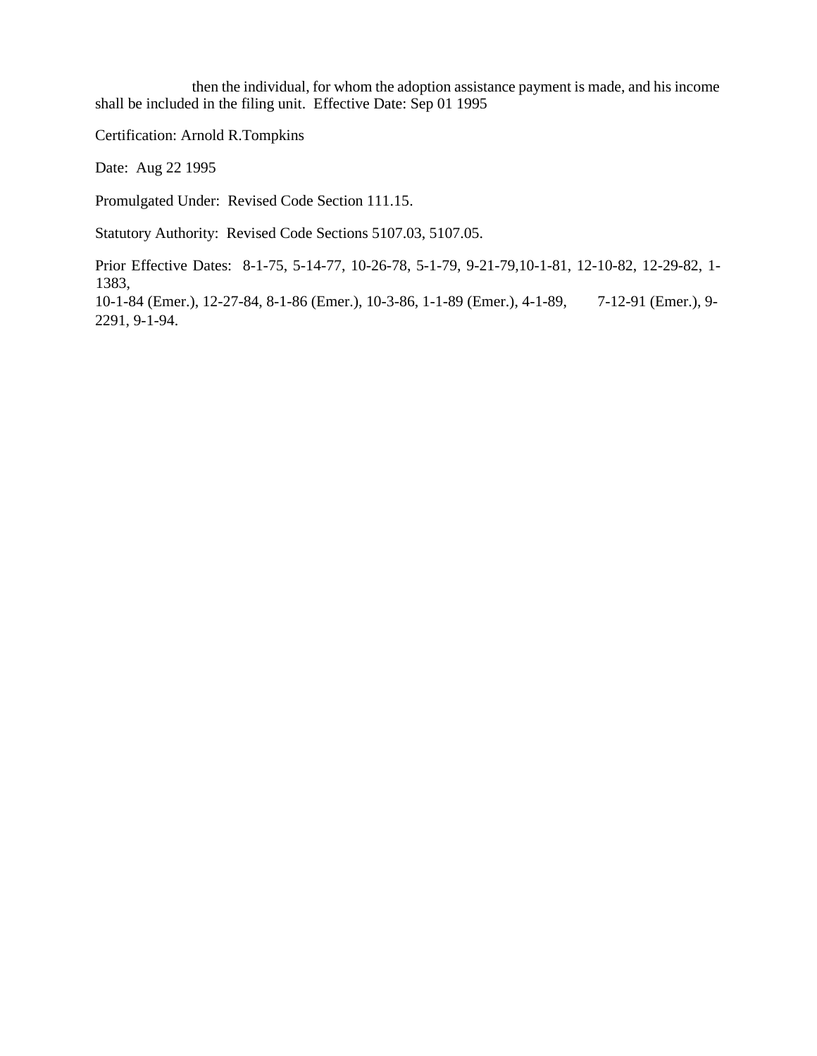then the individual, for whom the adoption assistance payment is made, and his income shall be included in the filing unit. Effective Date: Sep 01 1995

Certification: Arnold R.Tompkins

Date: Aug 22 1995

Promulgated Under: Revised Code Section 111.15.

Statutory Authority: Revised Code Sections 5107.03, 5107.05.

Prior Effective Dates: 8-1-75, 5-14-77, 10-26-78, 5-1-79, 9-21-79,10-1-81, 12-10-82, 12-29-82, 1-1383,
10-1-84 (Emer.), 12-27-84, 8-1-86 (Emer.), 10-3-86, 1-1-89 (Emer.), 4-1-89, 7-12-91 (Emer.), 9-2291, 9-1-94.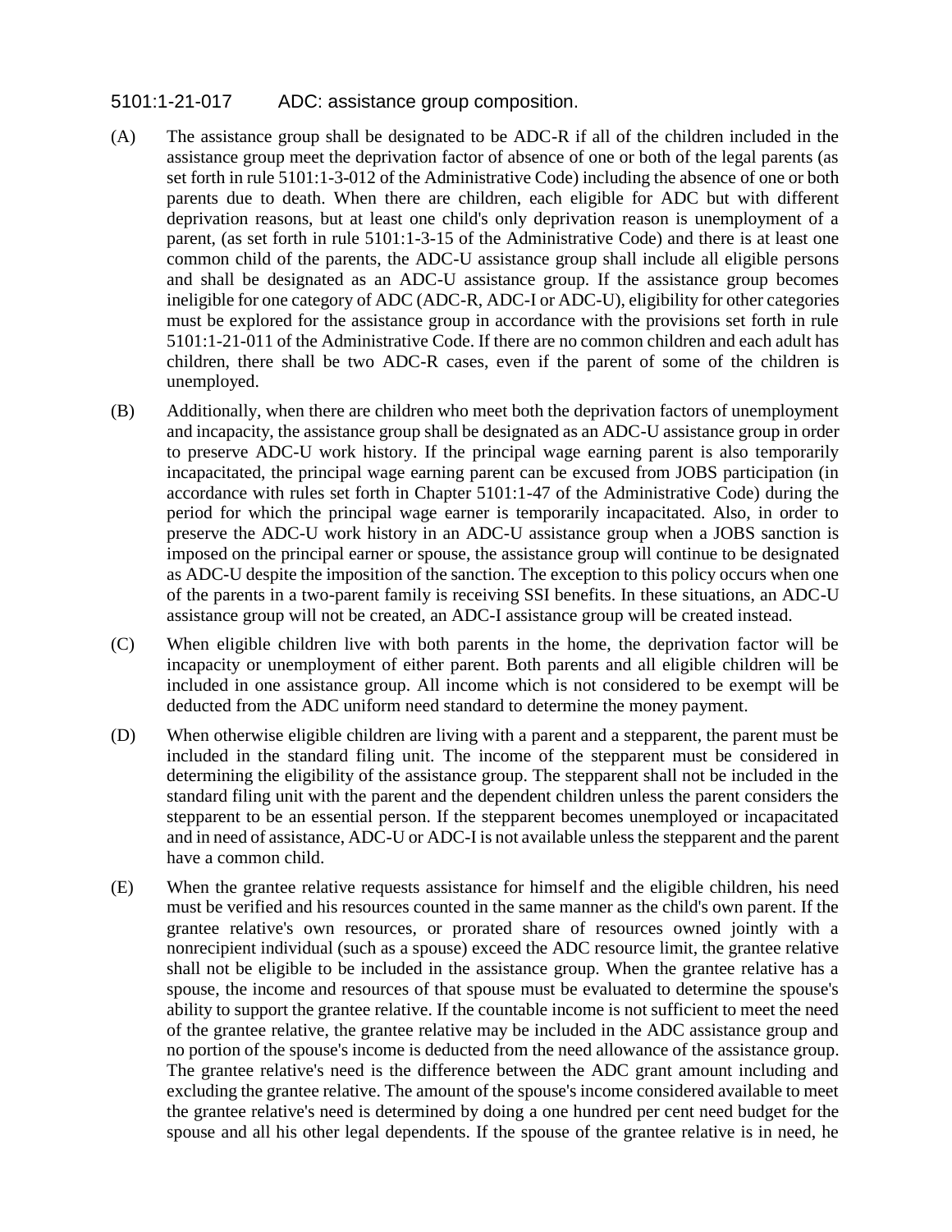# 5101:1-21-017 ADC: assistance group composition.

(A) The assistance group shall be designated to be ADC-R if all of the children included in the assistance group meet the deprivation factor of absence of one or both of the legal parents (as set forth in rule 5101:1-3-012 of the Administrative Code) including the absence of one or both parents due to death. When there are children, each eligible for ADC but with different deprivation reasons, but at least one child's only deprivation reason is unemployment of a parent, (as set forth in rule 5101:1-3-15 of the Administrative Code) and there is at least one common child of the parents, the ADC-U assistance group shall include all eligible persons and shall be designated as an ADC-U assistance group. If the assistance group becomes ineligible for one category of ADC (ADC-R, ADC-I or ADC-U), eligibility for other categories must be explored for the assistance group in accordance with the provisions set forth in rule 5101:1-21-011 of the Administrative Code. If there are no common children and each adult has children, there shall be two ADC-R cases, even if the parent of some of the children is unemployed.

(B) Additionally, when there are children who meet both the deprivation factors of unemployment and incapacity, the assistance group shall be designated as an ADC-U assistance group in order to preserve ADC-U work history. If the principal wage earning parent is also temporarily incapacitated, the principal wage earning parent can be excused from JOBS participation (in accordance with rules set forth in Chapter 5101:1-47 of the Administrative Code) during the period for which the principal wage earner is temporarily incapacitated. Also, in order to preserve the ADC-U work history in an ADC-U assistance group when a JOBS sanction is imposed on the principal earner or spouse, the assistance group will continue to be designated as ADC-U despite the imposition of the sanction. The exception to this policy occurs when one of the parents in a two-parent family is receiving SSI benefits. In these situations, an ADC-U assistance group will not be created, an ADC-I assistance group will be created instead.

(C) When eligible children live with both parents in the home, the deprivation factor will be incapacity or unemployment of either parent. Both parents and all eligible children will be included in one assistance group. All income which is not considered to be exempt will be deducted from the ADC uniform need standard to determine the money payment.

(D) When otherwise eligible children are living with a parent and a stepparent, the parent must be included in the standard filing unit. The income of the stepparent must be considered in determining the eligibility of the assistance group. The stepparent shall not be included in the standard filing unit with the parent and the dependent children unless the parent considers the stepparent to be an essential person. If the stepparent becomes unemployed or incapacitated and in need of assistance, ADC-U or ADC-I is not available unless the stepparent and the parent have a common child.

(E) When the grantee relative requests assistance for himself and the eligible children, his need must be verified and his resources counted in the same manner as the child's own parent. If the grantee relative's own resources, or prorated share of resources owned jointly with a nonrecipient individual (such as a spouse) exceed the ADC resource limit, the grantee relative shall not be eligible to be included in the assistance group. When the grantee relative has a spouse, the income and resources of that spouse must be evaluated to determine the spouse's ability to support the grantee relative. If the countable income is not sufficient to meet the need of the grantee relative, the grantee relative may be included in the ADC assistance group and no portion of the spouse's income is deducted from the need allowance of the assistance group. The grantee relative's need is the difference between the ADC grant amount including and excluding the grantee relative. The amount of the spouse's income considered available to meet the grantee relative's need is determined by doing a one hundred per cent need budget for the spouse and all his other legal dependents. If the spouse of the grantee relative is in need, he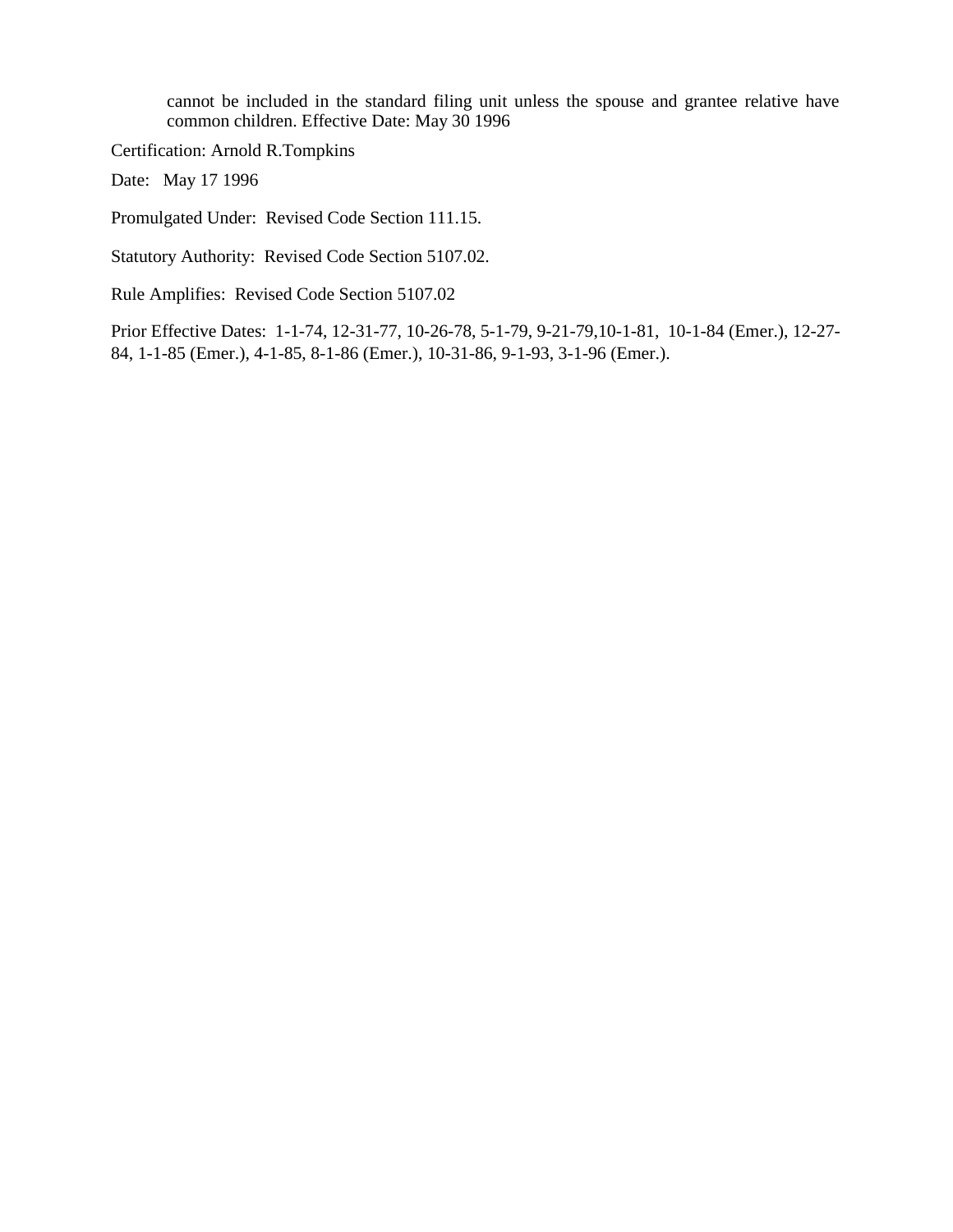cannot be included in the standard filing unit unless the spouse and grantee relative have common children. Effective Date: May 30 1996

Certification: Arnold R.Tompkins

Date: May 17 1996

Promulgated Under: Revised Code Section 111.15.

Statutory Authority: Revised Code Section 5107.02.

Rule Amplifies: Revised Code Section 5107.02

Prior Effective Dates: 1-1-74, 12-31-77, 10-26-78, 5-1-79, 9-21-79,10-1-81, 10-1-84 (Emer.), 12-27-84, 1-1-85 (Emer.), 4-1-85, 8-1-86 (Emer.), 10-31-86, 9-1-93, 3-1-96 (Emer.).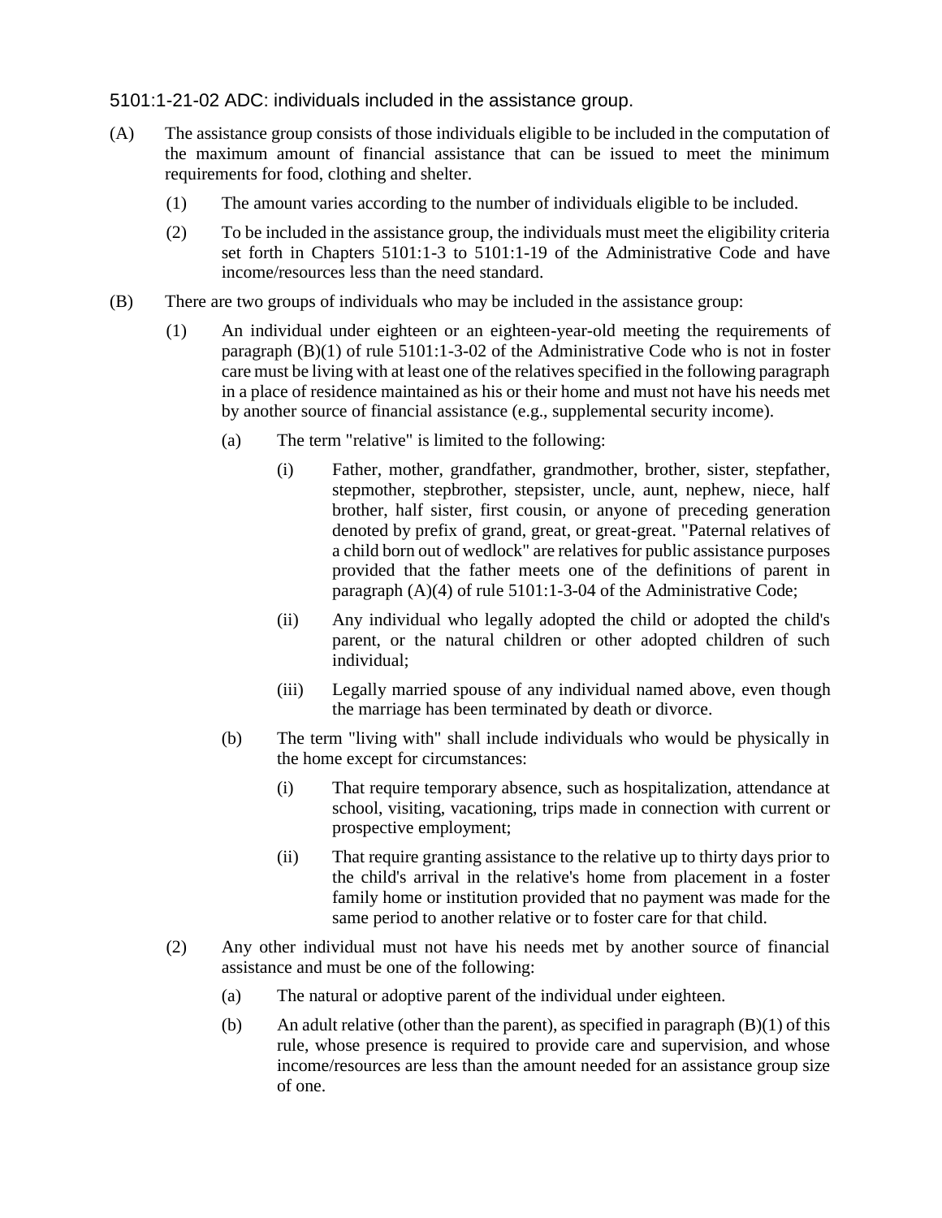5101:1-21-02 ADC: individuals included in the assistance group.

(A) The assistance group consists of those individuals eligible to be included in the computation of the maximum amount of financial assistance that can be issued to meet the minimum requirements for food, clothing and shelter.

(1) The amount varies according to the number of individuals eligible to be included.

(2) To be included in the assistance group, the individuals must meet the eligibility criteria set forth in Chapters 5101:1-3 to 5101:1-19 of the Administrative Code and have income/resources less than the need standard.

(B) There are two groups of individuals who may be included in the assistance group:

(1) An individual under eighteen or an eighteen-year-old meeting the requirements of paragraph (B)(1) of rule 5101:1-3-02 of the Administrative Code who is not in foster care must be living with at least one of the relatives specified in the following paragraph in a place of residence maintained as his or their home and must not have his needs met by another source of financial assistance (e.g., supplemental security income).

(a) The term "relative" is limited to the following:

(i) Father, mother, grandfather, grandmother, brother, sister, stepfather, stepmother, stepbrother, stepsister, uncle, aunt, nephew, niece, half brother, half sister, first cousin, or anyone of preceding generation denoted by prefix of grand, great, or great-great. "Paternal relatives of a child born out of wedlock" are relatives for public assistance purposes provided that the father meets one of the definitions of parent in paragraph (A)(4) of rule 5101:1-3-04 of the Administrative Code;

(ii) Any individual who legally adopted the child or adopted the child's parent, or the natural children or other adopted children of such individual;

(iii) Legally married spouse of any individual named above, even though the marriage has been terminated by death or divorce.

(b) The term "living with" shall include individuals who would be physically in the home except for circumstances:

(i) That require temporary absence, such as hospitalization, attendance at school, visiting, vacationing, trips made in connection with current or prospective employment;

(ii) That require granting assistance to the relative up to thirty days prior to the child's arrival in the relative's home from placement in a foster family home or institution provided that no payment was made for the same period to another relative or to foster care for that child.

(2) Any other individual must not have his needs met by another source of financial assistance and must be one of the following:

(a) The natural or adoptive parent of the individual under eighteen.

(b) An adult relative (other than the parent), as specified in paragraph (B)(1) of this rule, whose presence is required to provide care and supervision, and whose income/resources are less than the amount needed for an assistance group size of one.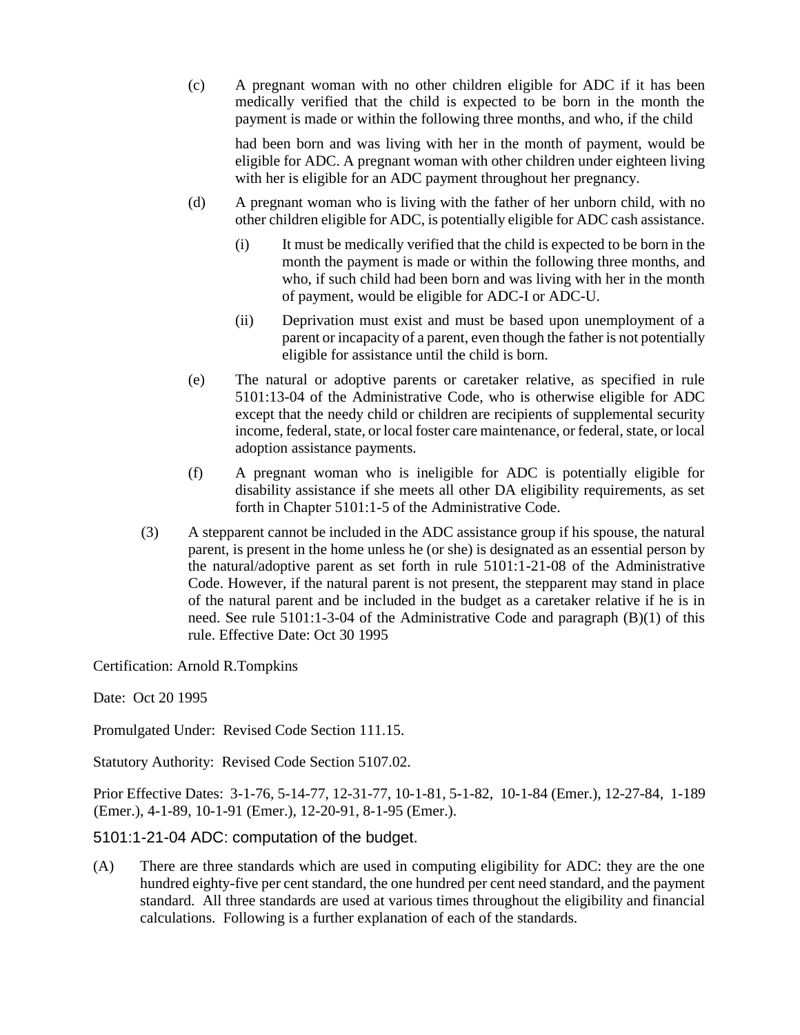(c) A pregnant woman with no other children eligible for ADC if it has been medically verified that the child is expected to be born in the month the payment is made or within the following three months, and who, if the child had been born and was living with her in the month of payment, would be eligible for ADC. A pregnant woman with other children under eighteen living with her is eligible for an ADC payment throughout her pregnancy.

(d) A pregnant woman who is living with the father of her unborn child, with no other children eligible for ADC, is potentially eligible for ADC cash assistance.

(i) It must be medically verified that the child is expected to be born in the month the payment is made or within the following three months, and who, if such child had been born and was living with her in the month of payment, would be eligible for ADC-I or ADC-U.

(ii) Deprivation must exist and must be based upon unemployment of a parent or incapacity of a parent, even though the father is not potentially eligible for assistance until the child is born.

(e) The natural or adoptive parents or caretaker relative, as specified in rule 5101:13-04 of the Administrative Code, who is otherwise eligible for ADC except that the needy child or children are recipients of supplemental security income, federal, state, or local foster care maintenance, or federal, state, or local adoption assistance payments.

(f) A pregnant woman who is ineligible for ADC is potentially eligible for disability assistance if she meets all other DA eligibility requirements, as set forth in Chapter 5101:1-5 of the Administrative Code.

(3) A stepparent cannot be included in the ADC assistance group if his spouse, the natural parent, is present in the home unless he (or she) is designated as an essential person by the natural/adoptive parent as set forth in rule 5101:1-21-08 of the Administrative Code. However, if the natural parent is not present, the stepparent may stand in place of the natural parent and be included in the budget as a caretaker relative if he is in need. See rule 5101:1-3-04 of the Administrative Code and paragraph (B)(1) of this rule. Effective Date: Oct 30 1995

Certification: Arnold R.Tompkins

Date: Oct 20 1995

Promulgated Under: Revised Code Section 111.15.

Statutory Authority: Revised Code Section 5107.02.

Prior Effective Dates: 3-1-76, 5-14-77, 12-31-77, 10-1-81, 5-1-82, 10-1-84 (Emer.), 12-27-84, 1-189 (Emer.), 4-1-89, 10-1-91 (Emer.), 12-20-91, 8-1-95 (Emer.).

## 5101:1-21-04 ADC: computation of the budget.

(A) There are three standards which are used in computing eligibility for ADC: they are the one hundred eighty-five per cent standard, the one hundred per cent need standard, and the payment standard. All three standards are used at various times throughout the eligibility and financial calculations. Following is a further explanation of each of the standards.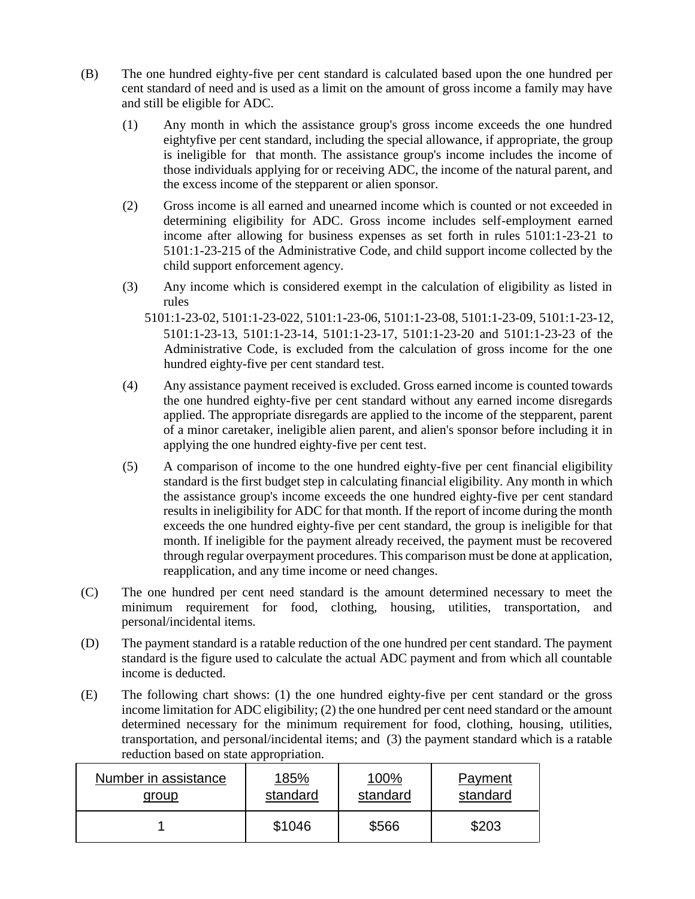(B) The one hundred eighty-five per cent standard is calculated based upon the one hundred per cent standard of need and is used as a limit on the amount of gross income a family may have and still be eligible for ADC.

(1) Any month in which the assistance group's gross income exceeds the one hundred eightyfive per cent standard, including the special allowance, if appropriate, the group is ineligible for that month. The assistance group's income includes the income of those individuals applying for or receiving ADC, the income of the natural parent, and the excess income of the stepparent or alien sponsor.

(2) Gross income is all earned and unearned income which is counted or not exceeded in determining eligibility for ADC. Gross income includes self-employment earned income after allowing for business expenses as set forth in rules 5101:1-23-21 to 5101:1-23-215 of the Administrative Code, and child support income collected by the child support enforcement agency.

(3) Any income which is considered exempt in the calculation of eligibility as listed in rules 5101:1-23-02, 5101:1-23-022, 5101:1-23-06, 5101:1-23-08, 5101:1-23-09, 5101:1-23-12, 5101:1-23-13, 5101:1-23-14, 5101:1-23-17, 5101:1-23-20 and 5101:1-23-23 of the Administrative Code, is excluded from the calculation of gross income for the one hundred eighty-five per cent standard test.

(4) Any assistance payment received is excluded. Gross earned income is counted towards the one hundred eighty-five per cent standard without any earned income disregards applied. The appropriate disregards are applied to the income of the stepparent, parent of a minor caretaker, ineligible alien parent, and alien's sponsor before including it in applying the one hundred eighty-five per cent test.

(5) A comparison of income to the one hundred eighty-five per cent financial eligibility standard is the first budget step in calculating financial eligibility. Any month in which the assistance group's income exceeds the one hundred eighty-five per cent standard results in ineligibility for ADC for that month. If the report of income during the month exceeds the one hundred eighty-five per cent standard, the group is ineligible for that month. If ineligible for the payment already received, the payment must be recovered through regular overpayment procedures. This comparison must be done at application, reapplication, and any time income or need changes.

(C) The one hundred per cent need standard is the amount determined necessary to meet the minimum requirement for food, clothing, housing, utilities, transportation, and personal/incidental items.

(D) The payment standard is a ratable reduction of the one hundred per cent standard. The payment standard is the figure used to calculate the actual ADC payment and from which all countable income is deducted.

(E) The following chart shows: (1) the one hundred eighty-five per cent standard or the gross income limitation for ADC eligibility; (2) the one hundred per cent need standard or the amount determined necessary for the minimum requirement for food, clothing, housing, utilities, transportation, and personal/incidental items; and (3) the payment standard which is a ratable reduction based on state appropriation.

| Number in assistance group | 185% standard | 100% standard | Payment standard |
|---|---|---|---|
| 1 | $1046 | $566 | $203 |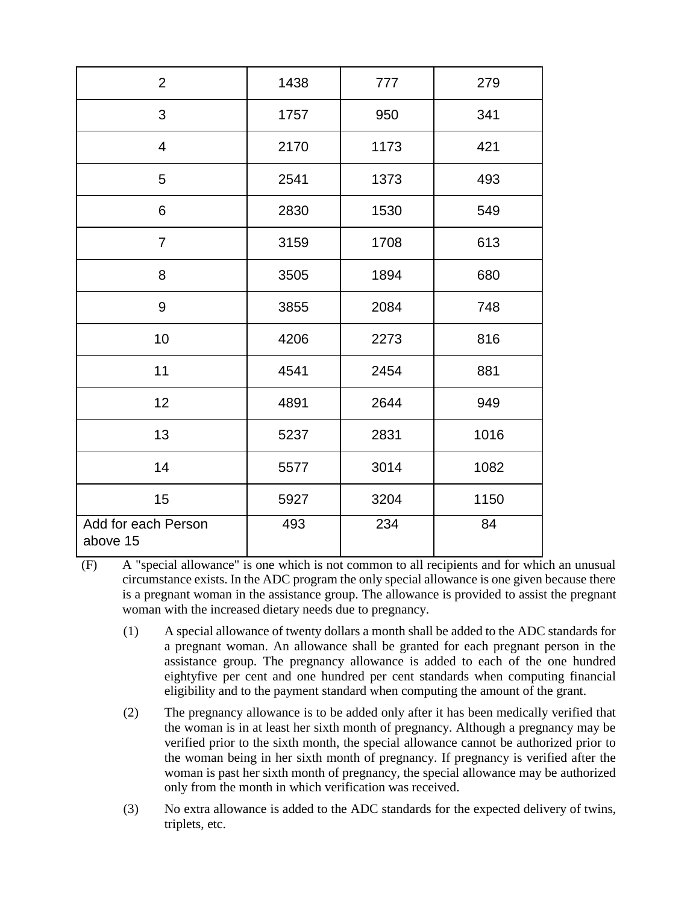| 2 | 1438 | 777 | 279 |
|---|---|---|---|
| 3 | 1757 | 950 | 341 |
| 4 | 2170 | 1173 | 421 |
| 5 | 2541 | 1373 | 493 |
| 6 | 2830 | 1530 | 549 |
| 7 | 3159 | 1708 | 613 |
| 8 | 3505 | 1894 | 680 |
| 9 | 3855 | 2084 | 748 |
| 10 | 4206 | 2273 | 816 |
| 11 | 4541 | 2454 | 881 |
| 12 | 4891 | 2644 | 949 |
| 13 | 5237 | 2831 | 1016 |
| 14 | 5577 | 3014 | 1082 |
| 15 | 5927 | 3204 | 1150 |
| Add for each Person above 15 | 493 | 234 | 84 |

(F) A "special allowance" is one which is not common to all recipients and for which an unusual circumstance exists. In the ADC program the only special allowance is one given because there is a pregnant woman in the assistance group. The allowance is provided to assist the pregnant woman with the increased dietary needs due to pregnancy.

(1) A special allowance of twenty dollars a month shall be added to the ADC standards for a pregnant woman. An allowance shall be granted for each pregnant person in the assistance group. The pregnancy allowance is added to each of the one hundred eightyfive per cent and one hundred per cent standards when computing financial eligibility and to the payment standard when computing the amount of the grant.

(2) The pregnancy allowance is to be added only after it has been medically verified that the woman is in at least her sixth month of pregnancy. Although a pregnancy may be verified prior to the sixth month, the special allowance cannot be authorized prior to the woman being in her sixth month of pregnancy. If pregnancy is verified after the woman is past her sixth month of pregnancy, the special allowance may be authorized only from the month in which verification was received.

(3) No extra allowance is added to the ADC standards for the expected delivery of twins, triplets, etc.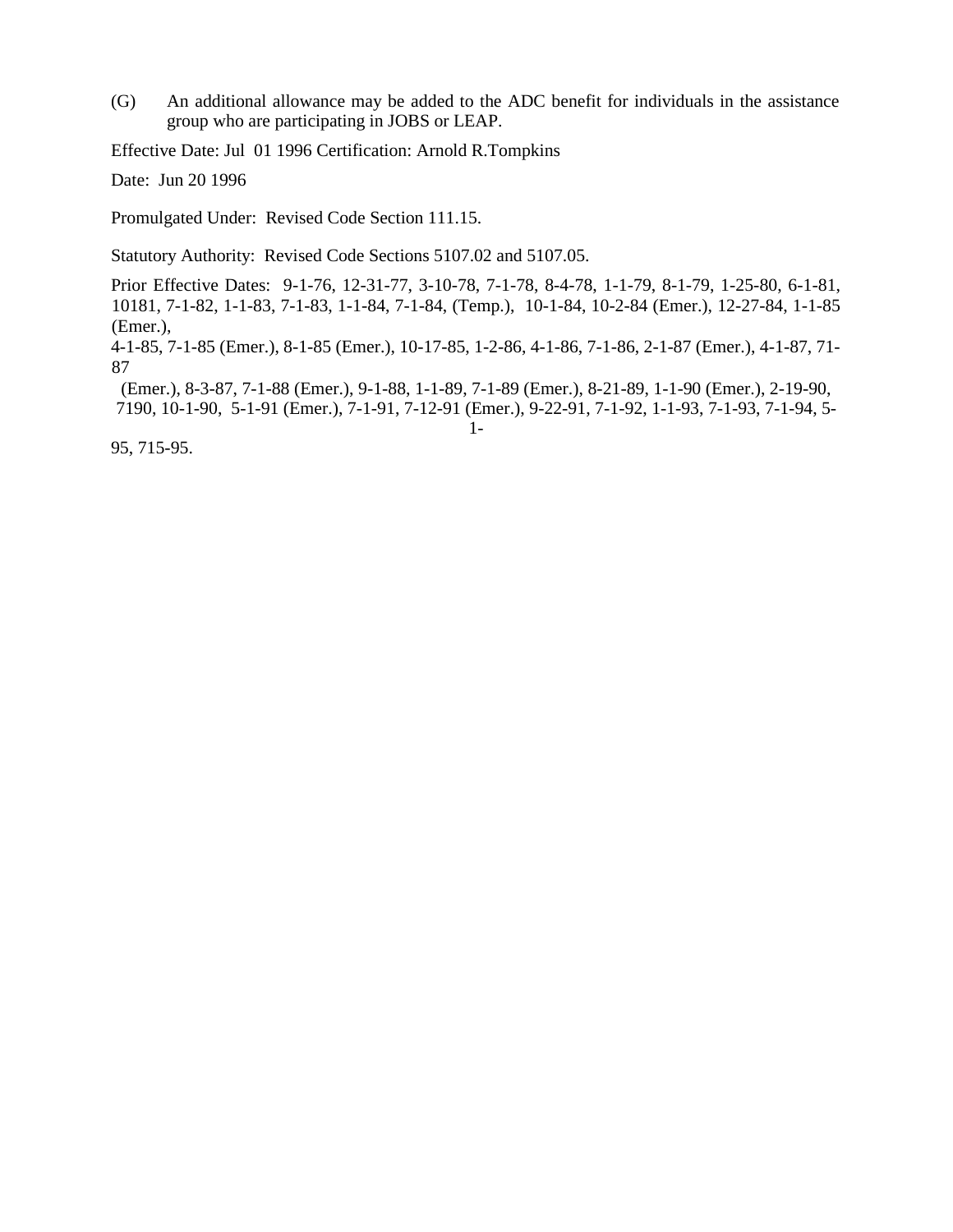(G) An additional allowance may be added to the ADC benefit for individuals in the assistance group who are participating in JOBS or LEAP.

Effective Date: Jul 01 1996 Certification: Arnold R.Tompkins

Date: Jun 20 1996

Promulgated Under: Revised Code Section 111.15.

Statutory Authority: Revised Code Sections 5107.02 and 5107.05.

Prior Effective Dates: 9-1-76, 12-31-77, 3-10-78, 7-1-78, 8-4-78, 1-1-79, 8-1-79, 1-25-80, 6-1-81, 10181, 7-1-82, 1-1-83, 7-1-83, 1-1-84, 7-1-84, (Temp.), 10-1-84, 10-2-84 (Emer.), 12-27-84, 1-1-85 (Emer.), 4-1-85, 7-1-85 (Emer.), 8-1-85 (Emer.), 10-17-85, 1-2-86, 4-1-86, 7-1-86, 2-1-87 (Emer.), 4-1-87, 71-87 (Emer.), 8-3-87, 7-1-88 (Emer.), 9-1-88, 1-1-89, 7-1-89 (Emer.), 8-21-89, 1-1-90 (Emer.), 2-19-90, 7190, 10-1-90, 5-1-91 (Emer.), 7-1-91, 7-12-91 (Emer.), 9-22-91, 7-1-92, 1-1-93, 7-1-93, 7-1-94, 5-1-95, 715-95.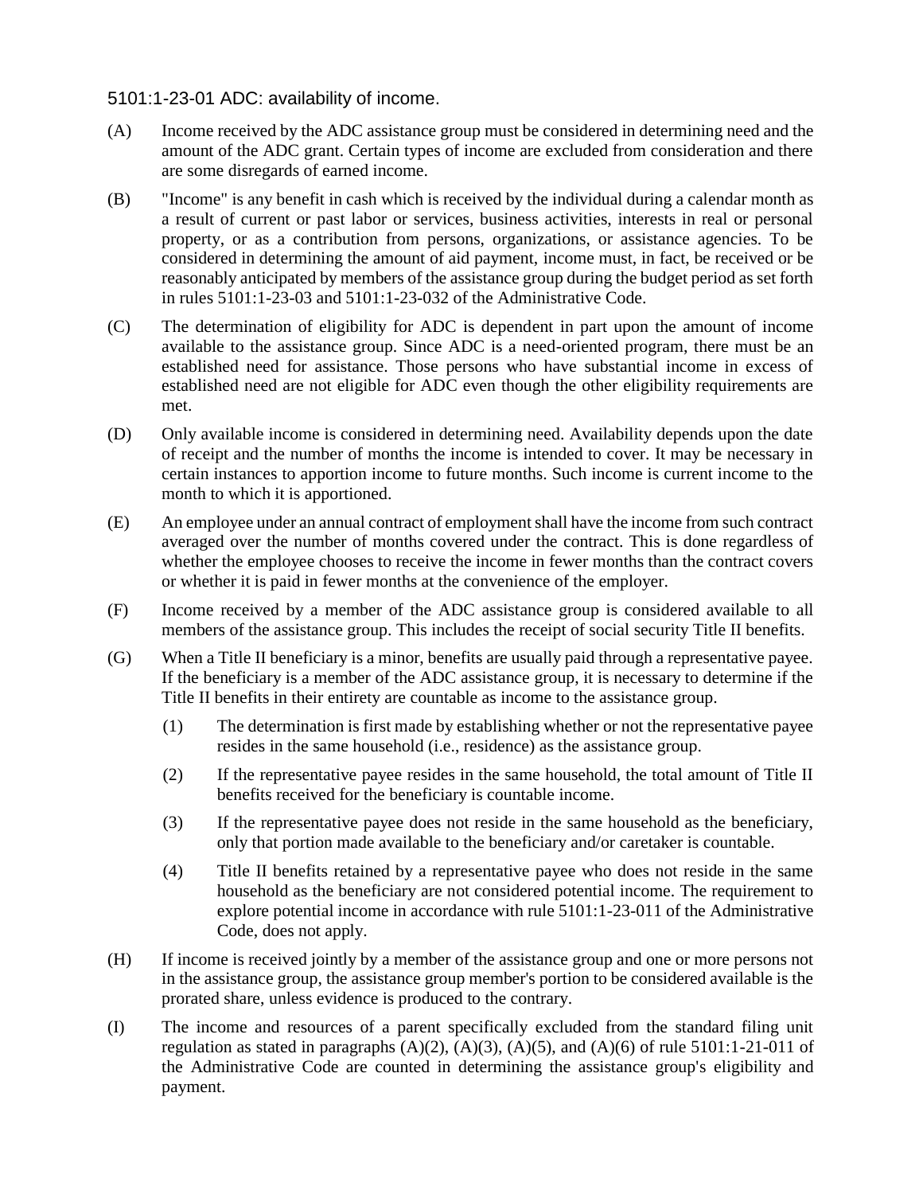## 5101:1-23-01 ADC: availability of income.

(A) Income received by the ADC assistance group must be considered in determining need and the amount of the ADC grant. Certain types of income are excluded from consideration and there are some disregards of earned income.

(B) "Income" is any benefit in cash which is received by the individual during a calendar month as a result of current or past labor or services, business activities, interests in real or personal property, or as a contribution from persons, organizations, or assistance agencies. To be considered in determining the amount of aid payment, income must, in fact, be received or be reasonably anticipated by members of the assistance group during the budget period as set forth in rules 5101:1-23-03 and 5101:1-23-032 of the Administrative Code.

(C) The determination of eligibility for ADC is dependent in part upon the amount of income available to the assistance group. Since ADC is a need-oriented program, there must be an established need for assistance. Those persons who have substantial income in excess of established need are not eligible for ADC even though the other eligibility requirements are met.

(D) Only available income is considered in determining need. Availability depends upon the date of receipt and the number of months the income is intended to cover. It may be necessary in certain instances to apportion income to future months. Such income is current income to the month to which it is apportioned.

(E) An employee under an annual contract of employment shall have the income from such contract averaged over the number of months covered under the contract. This is done regardless of whether the employee chooses to receive the income in fewer months than the contract covers or whether it is paid in fewer months at the convenience of the employer.

(F) Income received by a member of the ADC assistance group is considered available to all members of the assistance group. This includes the receipt of social security Title II benefits.

(G) When a Title II beneficiary is a minor, benefits are usually paid through a representative payee. If the beneficiary is a member of the ADC assistance group, it is necessary to determine if the Title II benefits in their entirety are countable as income to the assistance group.

   (1) The determination is first made by establishing whether or not the representative payee resides in the same household (i.e., residence) as the assistance group.

   (2) If the representative payee resides in the same household, the total amount of Title II benefits received for the beneficiary is countable income.

   (3) If the representative payee does not reside in the same household as the beneficiary, only that portion made available to the beneficiary and/or caretaker is countable.

   (4) Title II benefits retained by a representative payee who does not reside in the same household as the beneficiary are not considered potential income. The requirement to explore potential income in accordance with rule 5101:1-23-011 of the Administrative Code, does not apply.

(H) If income is received jointly by a member of the assistance group and one or more persons not in the assistance group, the assistance group member's portion to be considered available is the prorated share, unless evidence is produced to the contrary.

(I) The income and resources of a parent specifically excluded from the standard filing unit regulation as stated in paragraphs (A)(2), (A)(3), (A)(5), and (A)(6) of rule 5101:1-21-011 of the Administrative Code are counted in determining the assistance group's eligibility and payment.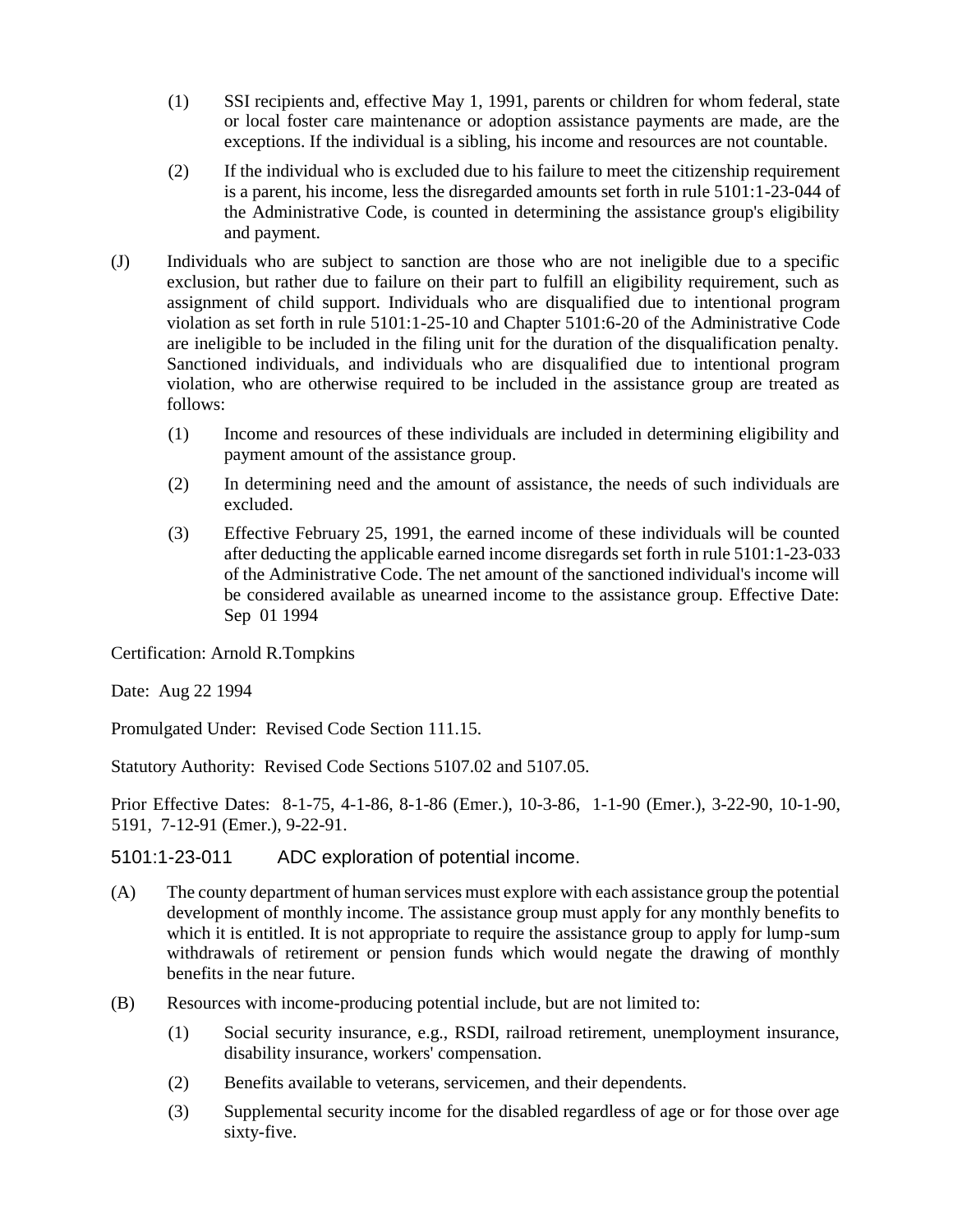(1) SSI recipients and, effective May 1, 1991, parents or children for whom federal, state or local foster care maintenance or adoption assistance payments are made, are the exceptions. If the individual is a sibling, his income and resources are not countable.

(2) If the individual who is excluded due to his failure to meet the citizenship requirement is a parent, his income, less the disregarded amounts set forth in rule 5101:1-23-044 of the Administrative Code, is counted in determining the assistance group's eligibility and payment.

(J) Individuals who are subject to sanction are those who are not ineligible due to a specific exclusion, but rather due to failure on their part to fulfill an eligibility requirement, such as assignment of child support. Individuals who are disqualified due to intentional program violation as set forth in rule 5101:1-25-10 and Chapter 5101:6-20 of the Administrative Code are ineligible to be included in the filing unit for the duration of the disqualification penalty. Sanctioned individuals, and individuals who are disqualified due to intentional program violation, who are otherwise required to be included in the assistance group are treated as follows:

(1) Income and resources of these individuals are included in determining eligibility and payment amount of the assistance group.

(2) In determining need and the amount of assistance, the needs of such individuals are excluded.

(3) Effective February 25, 1991, the earned income of these individuals will be counted after deducting the applicable earned income disregards set forth in rule 5101:1-23-033 of the Administrative Code. The net amount of the sanctioned individual's income will be considered available as unearned income to the assistance group. Effective Date: Sep 01 1994

Certification: Arnold R.Tompkins

Date: Aug 22 1994

Promulgated Under: Revised Code Section 111.15.

Statutory Authority: Revised Code Sections 5107.02 and 5107.05.

Prior Effective Dates: 8-1-75, 4-1-86, 8-1-86 (Emer.), 10-3-86, 1-1-90 (Emer.), 3-22-90, 10-1-90, 5191, 7-12-91 (Emer.), 9-22-91.

## 5101:1-23-011 ADC exploration of potential income.

(A) The county department of human services must explore with each assistance group the potential development of monthly income. The assistance group must apply for any monthly benefits to which it is entitled. It is not appropriate to require the assistance group to apply for lump-sum withdrawals of retirement or pension funds which would negate the drawing of monthly benefits in the near future.

(B) Resources with income-producing potential include, but are not limited to:

(1) Social security insurance, e.g., RSDI, railroad retirement, unemployment insurance, disability insurance, workers' compensation.

(2) Benefits available to veterans, servicemen, and their dependents.

(3) Supplemental security income for the disabled regardless of age or for those over age sixty-five.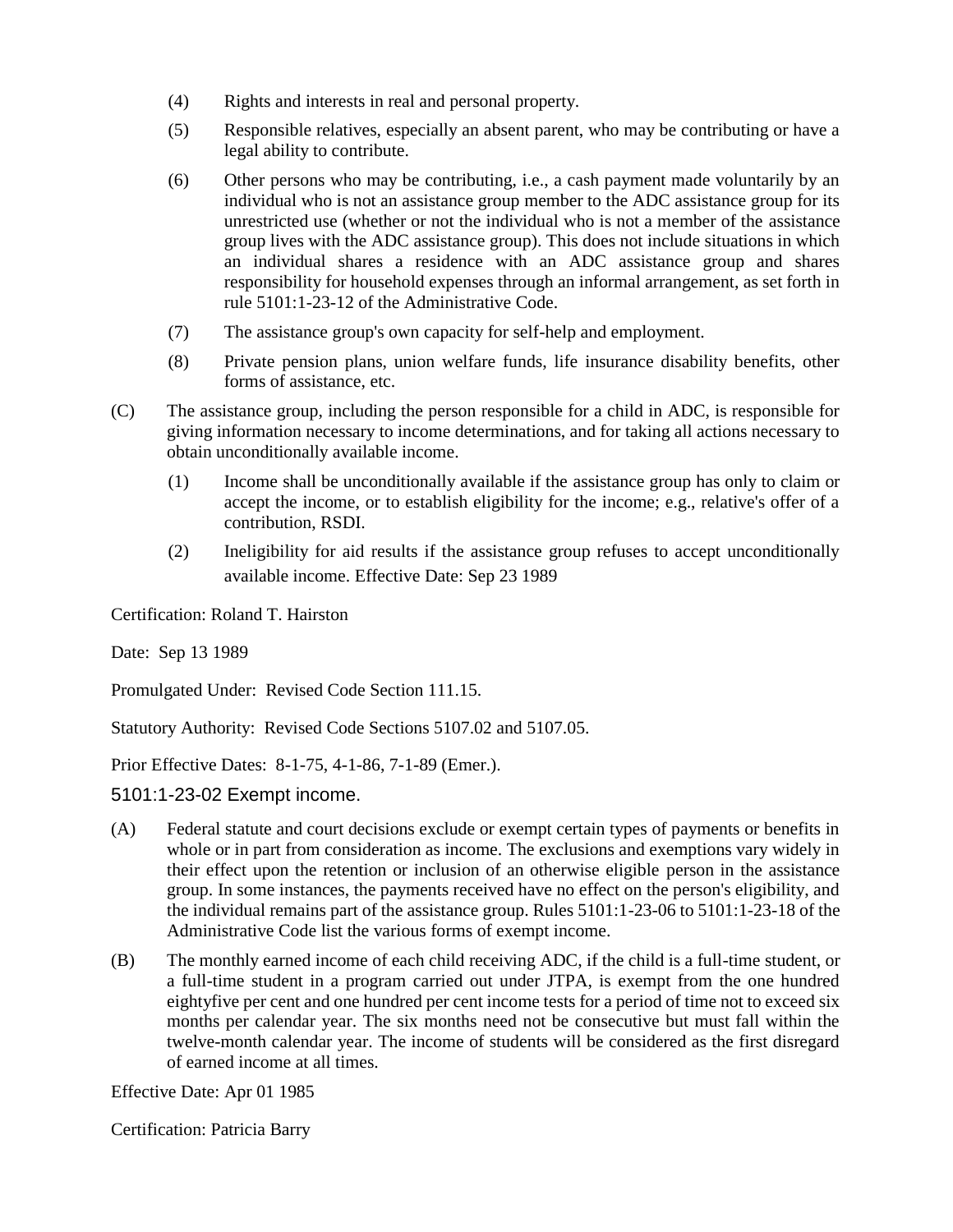(4) Rights and interests in real and personal property.

(5) Responsible relatives, especially an absent parent, who may be contributing or have a legal ability to contribute.

(6) Other persons who may be contributing, i.e., a cash payment made voluntarily by an individual who is not an assistance group member to the ADC assistance group for its unrestricted use (whether or not the individual who is not a member of the assistance group lives with the ADC assistance group). This does not include situations in which an individual shares a residence with an ADC assistance group and shares responsibility for household expenses through an informal arrangement, as set forth in rule 5101:1-23-12 of the Administrative Code.

(7) The assistance group's own capacity for self-help and employment.

(8) Private pension plans, union welfare funds, life insurance disability benefits, other forms of assistance, etc.

(C) The assistance group, including the person responsible for a child in ADC, is responsible for giving information necessary to income determinations, and for taking all actions necessary to obtain unconditionally available income.

(1) Income shall be unconditionally available if the assistance group has only to claim or accept the income, or to establish eligibility for the income; e.g., relative's offer of a contribution, RSDI.

(2) Ineligibility for aid results if the assistance group refuses to accept unconditionally available income. Effective Date: Sep 23 1989

Certification: Roland T. Hairston

Date: Sep 13 1989

Promulgated Under: Revised Code Section 111.15.

Statutory Authority: Revised Code Sections 5107.02 and 5107.05.

Prior Effective Dates: 8-1-75, 4-1-86, 7-1-89 (Emer.).

### 5101:1-23-02 Exempt income.

(A) Federal statute and court decisions exclude or exempt certain types of payments or benefits in whole or in part from consideration as income. The exclusions and exemptions vary widely in their effect upon the retention or inclusion of an otherwise eligible person in the assistance group. In some instances, the payments received have no effect on the person's eligibility, and the individual remains part of the assistance group. Rules 5101:1-23-06 to 5101:1-23-18 of the Administrative Code list the various forms of exempt income.

(B) The monthly earned income of each child receiving ADC, if the child is a full-time student, or a full-time student in a program carried out under JTPA, is exempt from the one hundred eightyfive per cent and one hundred per cent income tests for a period of time not to exceed six months per calendar year. The six months need not be consecutive but must fall within the twelve-month calendar year. The income of students will be considered as the first disregard of earned income at all times.

Effective Date: Apr 01 1985

Certification: Patricia Barry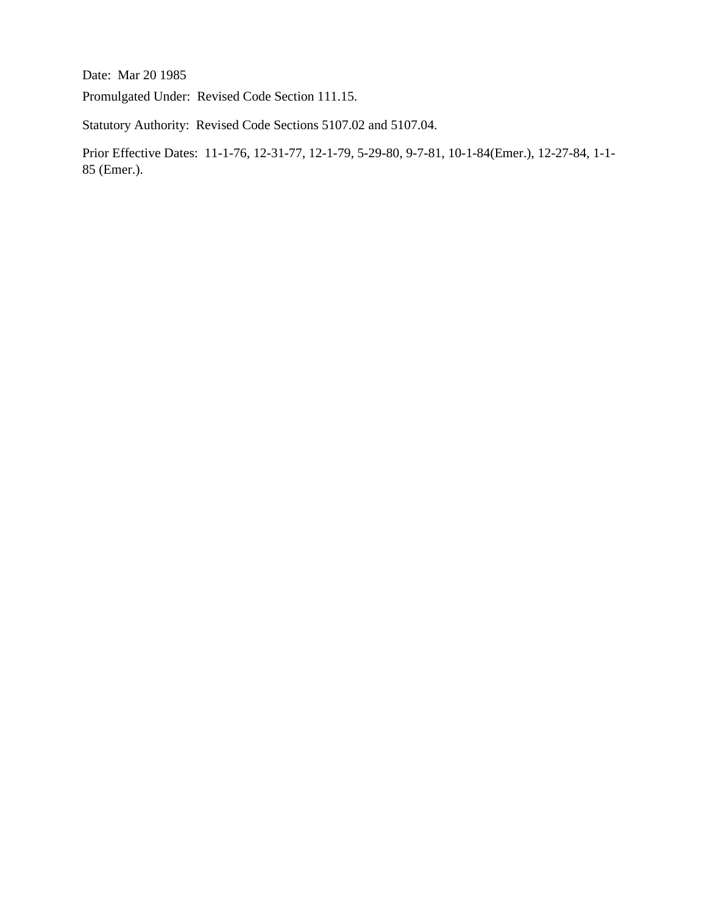Date: Mar 20 1985

Promulgated Under: Revised Code Section 111.15.

Statutory Authority: Revised Code Sections 5107.02 and 5107.04.

Prior Effective Dates: 11-1-76, 12-31-77, 12-1-79, 5-29-80, 9-7-81, 10-1-84(Emer.), 12-27-84, 1-1-85 (Emer.).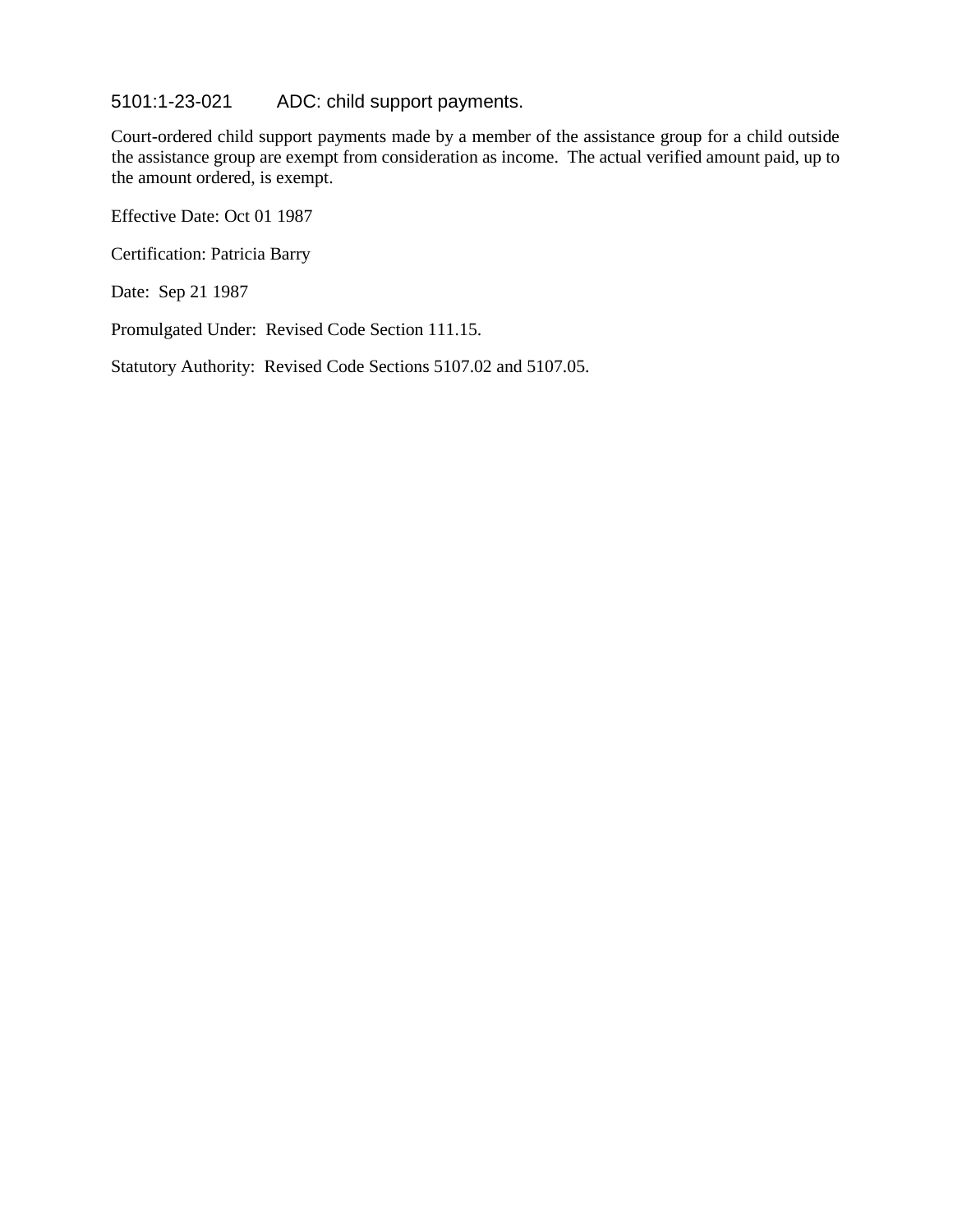## 5101:1-23-021 ADC: child support payments.

Court-ordered child support payments made by a member of the assistance group for a child outside the assistance group are exempt from consideration as income. The actual verified amount paid, up to the amount ordered, is exempt.

Effective Date: Oct 01 1987

Certification: Patricia Barry

Date: Sep 21 1987

Promulgated Under: Revised Code Section 111.15.

Statutory Authority: Revised Code Sections 5107.02 and 5107.05.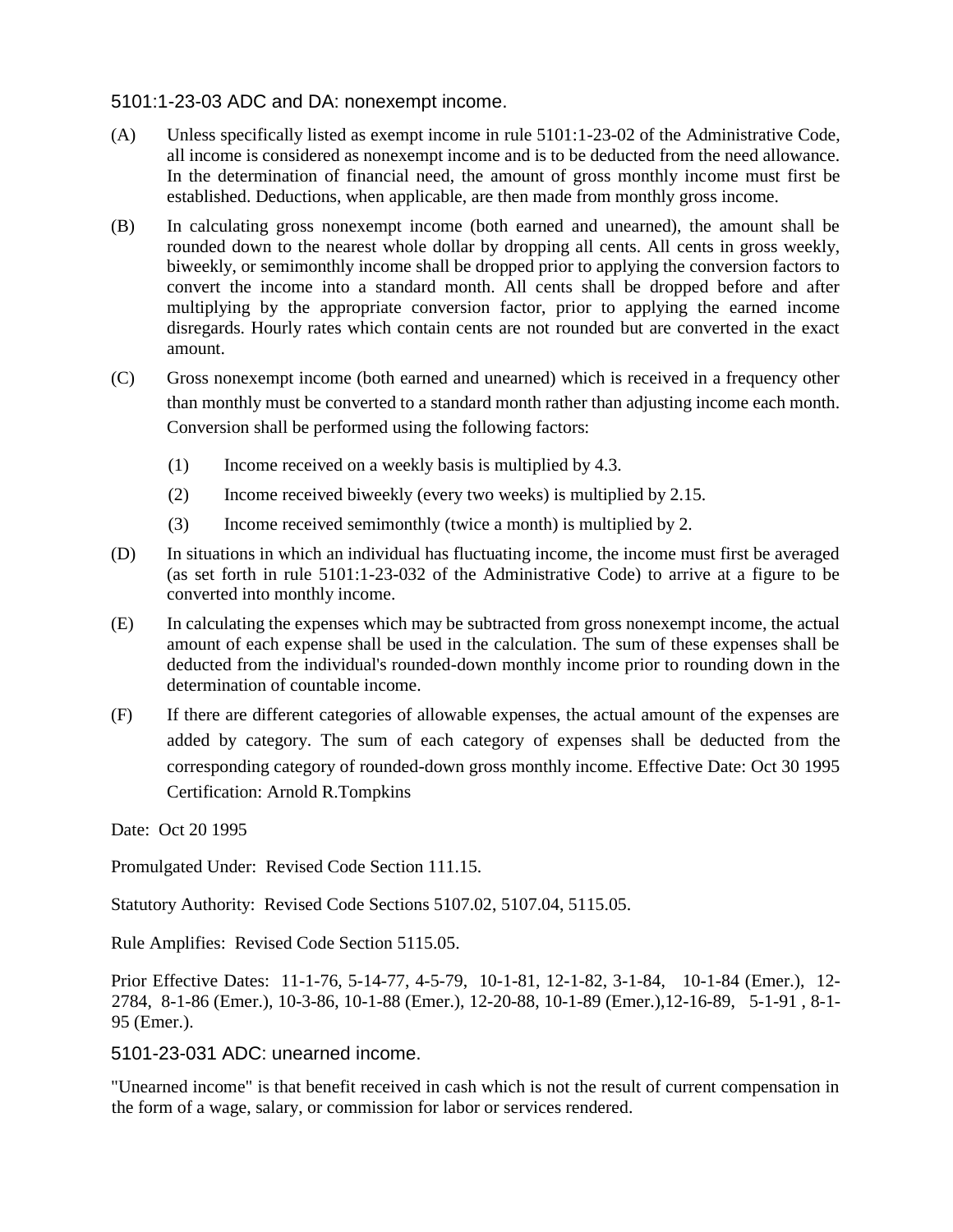## 5101:1-23-03 ADC and DA: nonexempt income.

(A) Unless specifically listed as exempt income in rule 5101:1-23-02 of the Administrative Code, all income is considered as nonexempt income and is to be deducted from the need allowance. In the determination of financial need, the amount of gross monthly income must first be established. Deductions, when applicable, are then made from monthly gross income.

(B) In calculating gross nonexempt income (both earned and unearned), the amount shall be rounded down to the nearest whole dollar by dropping all cents. All cents in gross weekly, biweekly, or semimonthly income shall be dropped prior to applying the conversion factors to convert the income into a standard month. All cents shall be dropped before and after multiplying by the appropriate conversion factor, prior to applying the earned income disregards. Hourly rates which contain cents are not rounded but are converted in the exact amount.

(C) Gross nonexempt income (both earned and unearned) which is received in a frequency other than monthly must be converted to a standard month rather than adjusting income each month. Conversion shall be performed using the following factors:

(1) Income received on a weekly basis is multiplied by 4.3.

(2) Income received biweekly (every two weeks) is multiplied by 2.15.

(3) Income received semimonthly (twice a month) is multiplied by 2.

(D) In situations in which an individual has fluctuating income, the income must first be averaged (as set forth in rule 5101:1-23-032 of the Administrative Code) to arrive at a figure to be converted into monthly income.

(E) In calculating the expenses which may be subtracted from gross nonexempt income, the actual amount of each expense shall be used in the calculation. The sum of these expenses shall be deducted from the individual's rounded-down monthly income prior to rounding down in the determination of countable income.

(F) If there are different categories of allowable expenses, the actual amount of the expenses are added by category. The sum of each category of expenses shall be deducted from the corresponding category of rounded-down gross monthly income. Effective Date: Oct 30 1995 Certification: Arnold R.Tompkins

Date: Oct 20 1995

Promulgated Under: Revised Code Section 111.15.

Statutory Authority: Revised Code Sections 5107.02, 5107.04, 5115.05.

Rule Amplifies: Revised Code Section 5115.05.

Prior Effective Dates: 11-1-76, 5-14-77, 4-5-79, 10-1-81, 12-1-82, 3-1-84, 10-1-84 (Emer.), 12-2784, 8-1-86 (Emer.), 10-3-86, 10-1-88 (Emer.), 12-20-88, 10-1-89 (Emer.),12-16-89, 5-1-91 , 8-1-95 (Emer.).

## 5101-23-031 ADC: unearned income.

"Unearned income" is that benefit received in cash which is not the result of current compensation in the form of a wage, salary, or commission for labor or services rendered.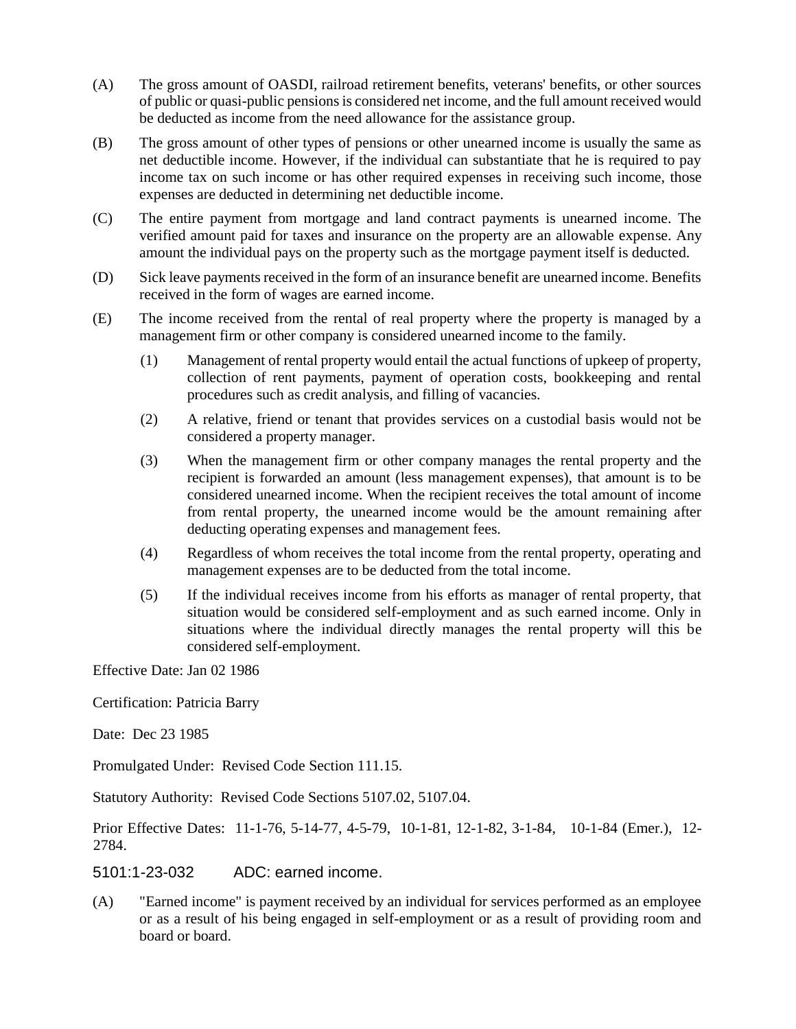(A) The gross amount of OASDI, railroad retirement benefits, veterans' benefits, or other sources of public or quasi-public pensions is considered net income, and the full amount received would be deducted as income from the need allowance for the assistance group.

(B) The gross amount of other types of pensions or other unearned income is usually the same as net deductible income. However, if the individual can substantiate that he is required to pay income tax on such income or has other required expenses in receiving such income, those expenses are deducted in determining net deductible income.

(C) The entire payment from mortgage and land contract payments is unearned income. The verified amount paid for taxes and insurance on the property are an allowable expense. Any amount the individual pays on the property such as the mortgage payment itself is deducted.

(D) Sick leave payments received in the form of an insurance benefit are unearned income. Benefits received in the form of wages are earned income.

(E) The income received from the rental of real property where the property is managed by a management firm or other company is considered unearned income to the family.

  (1) Management of rental property would entail the actual functions of upkeep of property, collection of rent payments, payment of operation costs, bookkeeping and rental procedures such as credit analysis, and filling of vacancies.

  (2) A relative, friend or tenant that provides services on a custodial basis would not be considered a property manager.

  (3) When the management firm or other company manages the rental property and the recipient is forwarded an amount (less management expenses), that amount is to be considered unearned income. When the recipient receives the total amount of income from rental property, the unearned income would be the amount remaining after deducting operating expenses and management fees.

  (4) Regardless of whom receives the total income from the rental property, operating and management expenses are to be deducted from the total income.

  (5) If the individual receives income from his efforts as manager of rental property, that situation would be considered self-employment and as such earned income. Only in situations where the individual directly manages the rental property will this be considered self-employment.

Effective Date: Jan 02 1986

Certification: Patricia Barry

Date: Dec 23 1985

Promulgated Under: Revised Code Section 111.15.

Statutory Authority: Revised Code Sections 5107.02, 5107.04.

Prior Effective Dates: 11-1-76, 5-14-77, 4-5-79, 10-1-81, 12-1-82, 3-1-84, 10-1-84 (Emer.), 12-2784.

## 5101:1-23-032 ADC: earned income.

(A) "Earned income" is payment received by an individual for services performed as an employee or as a result of his being engaged in self-employment or as a result of providing room and board or board.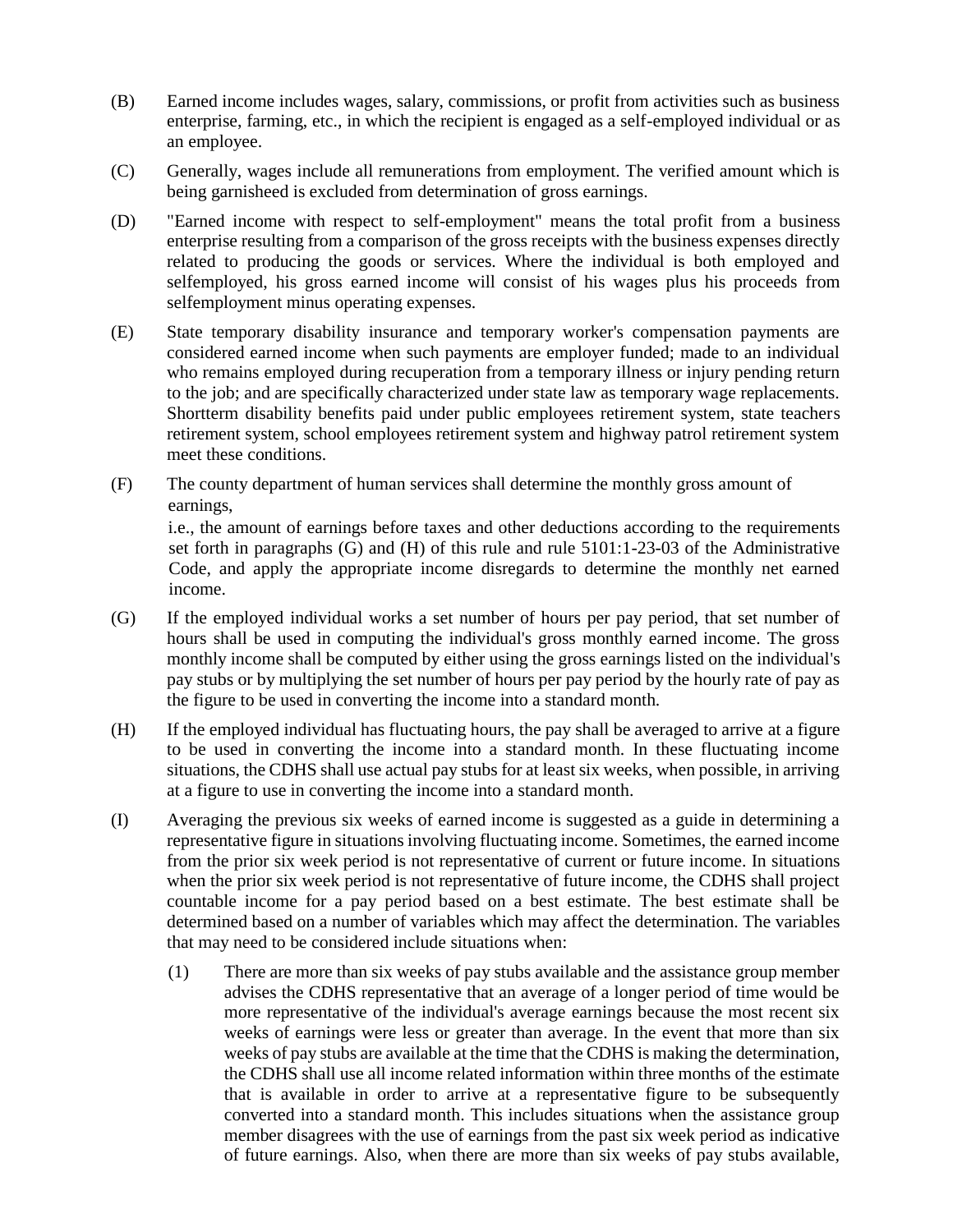(B) Earned income includes wages, salary, commissions, or profit from activities such as business enterprise, farming, etc., in which the recipient is engaged as a self-employed individual or as an employee.

(C) Generally, wages include all remunerations from employment. The verified amount which is being garnisheed is excluded from determination of gross earnings.

(D) "Earned income with respect to self-employment" means the total profit from a business enterprise resulting from a comparison of the gross receipts with the business expenses directly related to producing the goods or services. Where the individual is both employed and selfemployed, his gross earned income will consist of his wages plus his proceeds from selfemployment minus operating expenses.

(E) State temporary disability insurance and temporary worker's compensation payments are considered earned income when such payments are employer funded; made to an individual who remains employed during recuperation from a temporary illness or injury pending return to the job; and are specifically characterized under state law as temporary wage replacements. Shortterm disability benefits paid under public employees retirement system, state teachers retirement system, school employees retirement system and highway patrol retirement system meet these conditions.

(F) The county department of human services shall determine the monthly gross amount of earnings, i.e., the amount of earnings before taxes and other deductions according to the requirements set forth in paragraphs (G) and (H) of this rule and rule 5101:1-23-03 of the Administrative Code, and apply the appropriate income disregards to determine the monthly net earned income.

(G) If the employed individual works a set number of hours per pay period, that set number of hours shall be used in computing the individual's gross monthly earned income. The gross monthly income shall be computed by either using the gross earnings listed on the individual's pay stubs or by multiplying the set number of hours per pay period by the hourly rate of pay as the figure to be used in converting the income into a standard month.

(H) If the employed individual has fluctuating hours, the pay shall be averaged to arrive at a figure to be used in converting the income into a standard month. In these fluctuating income situations, the CDHS shall use actual pay stubs for at least six weeks, when possible, in arriving at a figure to use in converting the income into a standard month.

(I) Averaging the previous six weeks of earned income is suggested as a guide in determining a representative figure in situations involving fluctuating income. Sometimes, the earned income from the prior six week period is not representative of current or future income. In situations when the prior six week period is not representative of future income, the CDHS shall project countable income for a pay period based on a best estimate. The best estimate shall be determined based on a number of variables which may affect the determination. The variables that may need to be considered include situations when:

   (1) There are more than six weeks of pay stubs available and the assistance group member advises the CDHS representative that an average of a longer period of time would be more representative of the individual's average earnings because the most recent six weeks of earnings were less or greater than average. In the event that more than six weeks of pay stubs are available at the time that the CDHS is making the determination, the CDHS shall use all income related information within three months of the estimate that is available in order to arrive at a representative figure to be subsequently converted into a standard month. This includes situations when the assistance group member disagrees with the use of earnings from the past six week period as indicative of future earnings. Also, when there are more than six weeks of pay stubs available,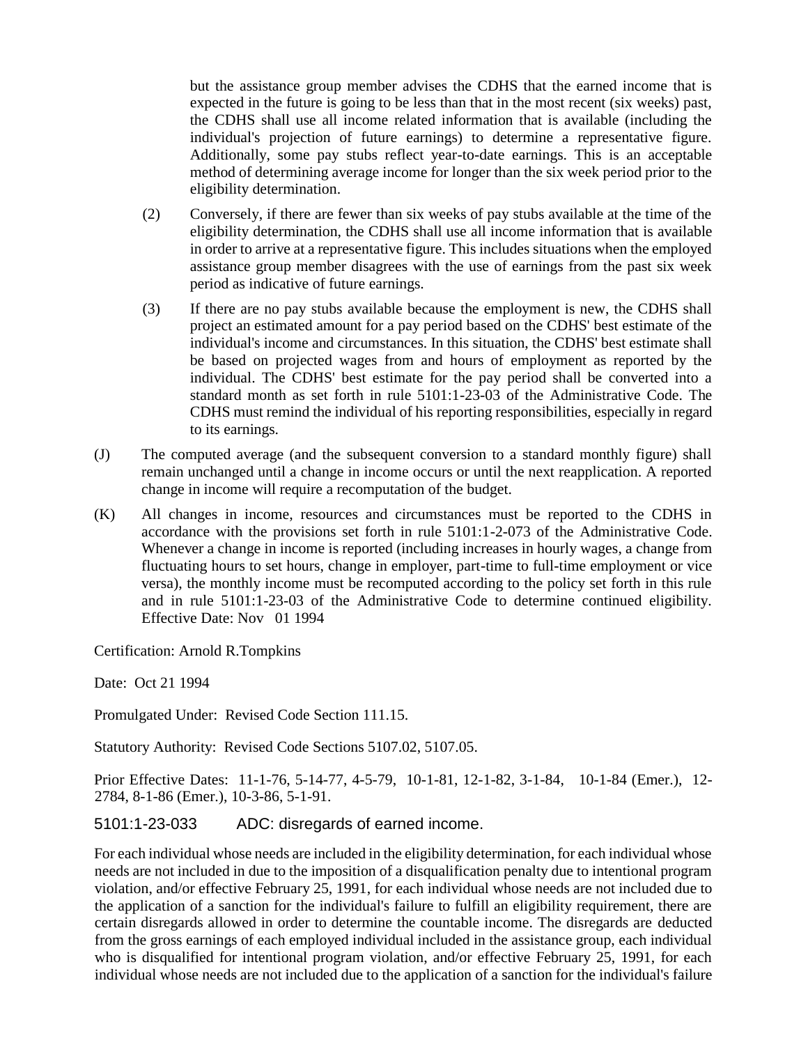but the assistance group member advises the CDHS that the earned income that is expected in the future is going to be less than that in the most recent (six weeks) past, the CDHS shall use all income related information that is available (including the individual's projection of future earnings) to determine a representative figure. Additionally, some pay stubs reflect year-to-date earnings. This is an acceptable method of determining average income for longer than the six week period prior to the eligibility determination.

(2) Conversely, if there are fewer than six weeks of pay stubs available at the time of the eligibility determination, the CDHS shall use all income information that is available in order to arrive at a representative figure. This includes situations when the employed assistance group member disagrees with the use of earnings from the past six week period as indicative of future earnings.

(3) If there are no pay stubs available because the employment is new, the CDHS shall project an estimated amount for a pay period based on the CDHS' best estimate of the individual's income and circumstances. In this situation, the CDHS' best estimate shall be based on projected wages from and hours of employment as reported by the individual. The CDHS' best estimate for the pay period shall be converted into a standard month as set forth in rule 5101:1-23-03 of the Administrative Code. The CDHS must remind the individual of his reporting responsibilities, especially in regard to its earnings.

(J) The computed average (and the subsequent conversion to a standard monthly figure) shall remain unchanged until a change in income occurs or until the next reapplication. A reported change in income will require a recomputation of the budget.

(K) All changes in income, resources and circumstances must be reported to the CDHS in accordance with the provisions set forth in rule 5101:1-2-073 of the Administrative Code. Whenever a change in income is reported (including increases in hourly wages, a change from fluctuating hours to set hours, change in employer, part-time to full-time employment or vice versa), the monthly income must be recomputed according to the policy set forth in this rule and in rule 5101:1-23-03 of the Administrative Code to determine continued eligibility. Effective Date: Nov 01 1994

Certification: Arnold R.Tompkins

Date: Oct 21 1994

Promulgated Under: Revised Code Section 111.15.

Statutory Authority: Revised Code Sections 5107.02, 5107.05.

Prior Effective Dates: 11-1-76, 5-14-77, 4-5-79, 10-1-81, 12-1-82, 3-1-84, 10-1-84 (Emer.), 12-2784, 8-1-86 (Emer.), 10-3-86, 5-1-91.

## 5101:1-23-033 ADC: disregards of earned income.

For each individual whose needs are included in the eligibility determination, for each individual whose needs are not included in due to the imposition of a disqualification penalty due to intentional program violation, and/or effective February 25, 1991, for each individual whose needs are not included due to the application of a sanction for the individual's failure to fulfill an eligibility requirement, there are certain disregards allowed in order to determine the countable income. The disregards are deducted from the gross earnings of each employed individual included in the assistance group, each individual who is disqualified for intentional program violation, and/or effective February 25, 1991, for each individual whose needs are not included due to the application of a sanction for the individual's failure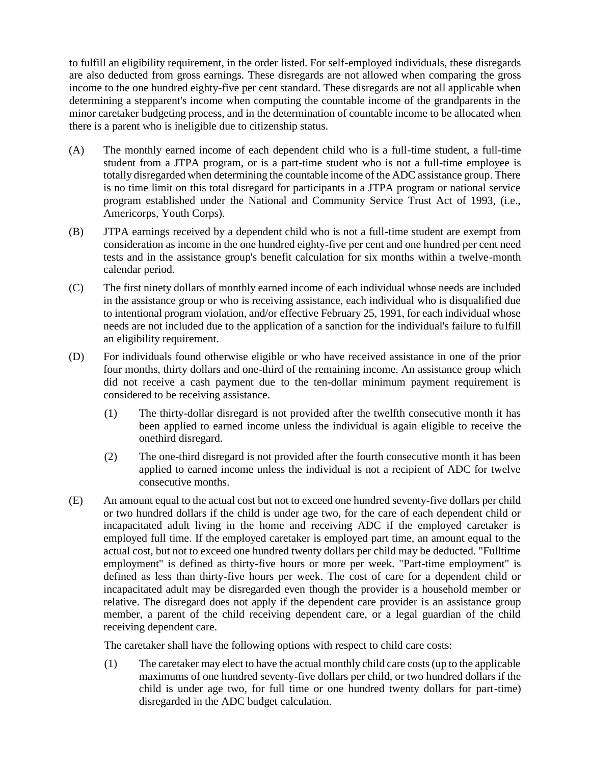to fulfill an eligibility requirement, in the order listed. For self-employed individuals, these disregards are also deducted from gross earnings. These disregards are not allowed when comparing the gross income to the one hundred eighty-five per cent standard. These disregards are not all applicable when determining a stepparent's income when computing the countable income of the grandparents in the minor caretaker budgeting process, and in the determination of countable income to be allocated when there is a parent who is ineligible due to citizenship status.

(A) The monthly earned income of each dependent child who is a full-time student, a full-time student from a JTPA program, or is a part-time student who is not a full-time employee is totally disregarded when determining the countable income of the ADC assistance group. There is no time limit on this total disregard for participants in a JTPA program or national service program established under the National and Community Service Trust Act of 1993, (i.e., Americorps, Youth Corps).

(B) JTPA earnings received by a dependent child who is not a full-time student are exempt from consideration as income in the one hundred eighty-five per cent and one hundred per cent need tests and in the assistance group's benefit calculation for six months within a twelve-month calendar period.

(C) The first ninety dollars of monthly earned income of each individual whose needs are included in the assistance group or who is receiving assistance, each individual who is disqualified due to intentional program violation, and/or effective February 25, 1991, for each individual whose needs are not included due to the application of a sanction for the individual's failure to fulfill an eligibility requirement.

(D) For individuals found otherwise eligible or who have received assistance in one of the prior four months, thirty dollars and one-third of the remaining income. An assistance group which did not receive a cash payment due to the ten-dollar minimum payment requirement is considered to be receiving assistance.

   (1) The thirty-dollar disregard is not provided after the twelfth consecutive month it has been applied to earned income unless the individual is again eligible to receive the onethird disregard.

   (2) The one-third disregard is not provided after the fourth consecutive month it has been applied to earned income unless the individual is not a recipient of ADC for twelve consecutive months.

(E) An amount equal to the actual cost but not to exceed one hundred seventy-five dollars per child or two hundred dollars if the child is under age two, for the care of each dependent child or incapacitated adult living in the home and receiving ADC if the employed caretaker is employed full time. If the employed caretaker is employed part time, an amount equal to the actual cost, but not to exceed one hundred twenty dollars per child may be deducted. "Fulltime employment" is defined as thirty-five hours or more per week. "Part-time employment" is defined as less than thirty-five hours per week. The cost of care for a dependent child or incapacitated adult may be disregarded even though the provider is a household member or relative. The disregard does not apply if the dependent care provider is an assistance group member, a parent of the child receiving dependent care, or a legal guardian of the child receiving dependent care.

   The caretaker shall have the following options with respect to child care costs:

   (1) The caretaker may elect to have the actual monthly child care costs (up to the applicable maximums of one hundred seventy-five dollars per child, or two hundred dollars if the child is under age two, for full time or one hundred twenty dollars for part-time) disregarded in the ADC budget calculation.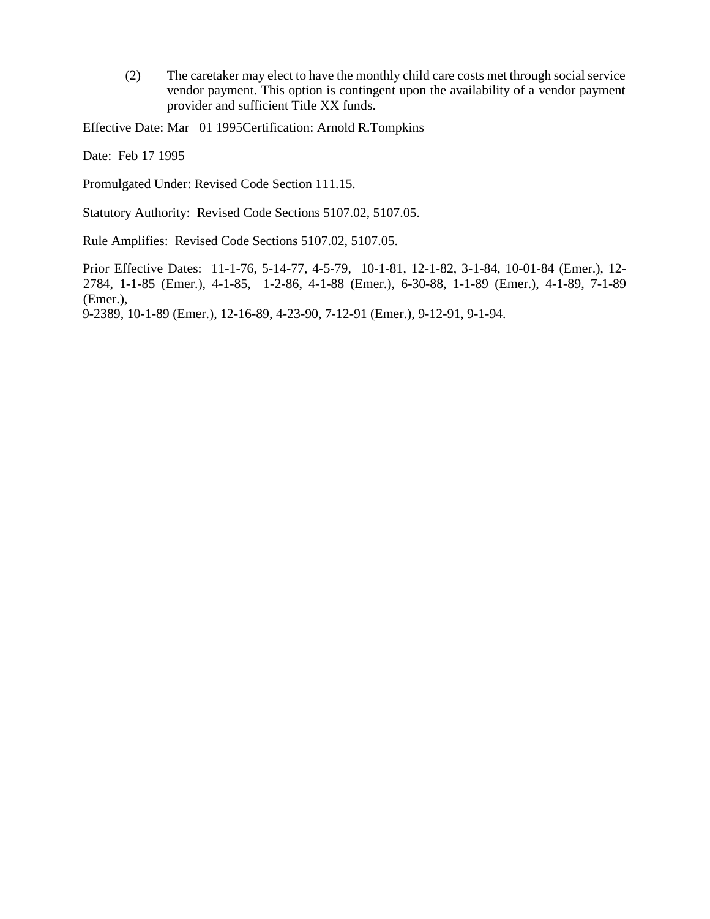(2) The caretaker may elect to have the monthly child care costs met through social service vendor payment. This option is contingent upon the availability of a vendor payment provider and sufficient Title XX funds.

Effective Date: Mar 01 1995Certification: Arnold R.Tompkins

Date: Feb 17 1995

Promulgated Under: Revised Code Section 111.15.

Statutory Authority: Revised Code Sections 5107.02, 5107.05.

Rule Amplifies: Revised Code Sections 5107.02, 5107.05.

Prior Effective Dates: 11-1-76, 5-14-77, 4-5-79, 10-1-81, 12-1-82, 3-1-84, 10-01-84 (Emer.), 12-2784, 1-1-85 (Emer.), 4-1-85, 1-2-86, 4-1-88 (Emer.), 6-30-88, 1-1-89 (Emer.), 4-1-89, 7-1-89 (Emer.),
9-2389, 10-1-89 (Emer.), 12-16-89, 4-23-90, 7-12-91 (Emer.), 9-12-91, 9-1-94.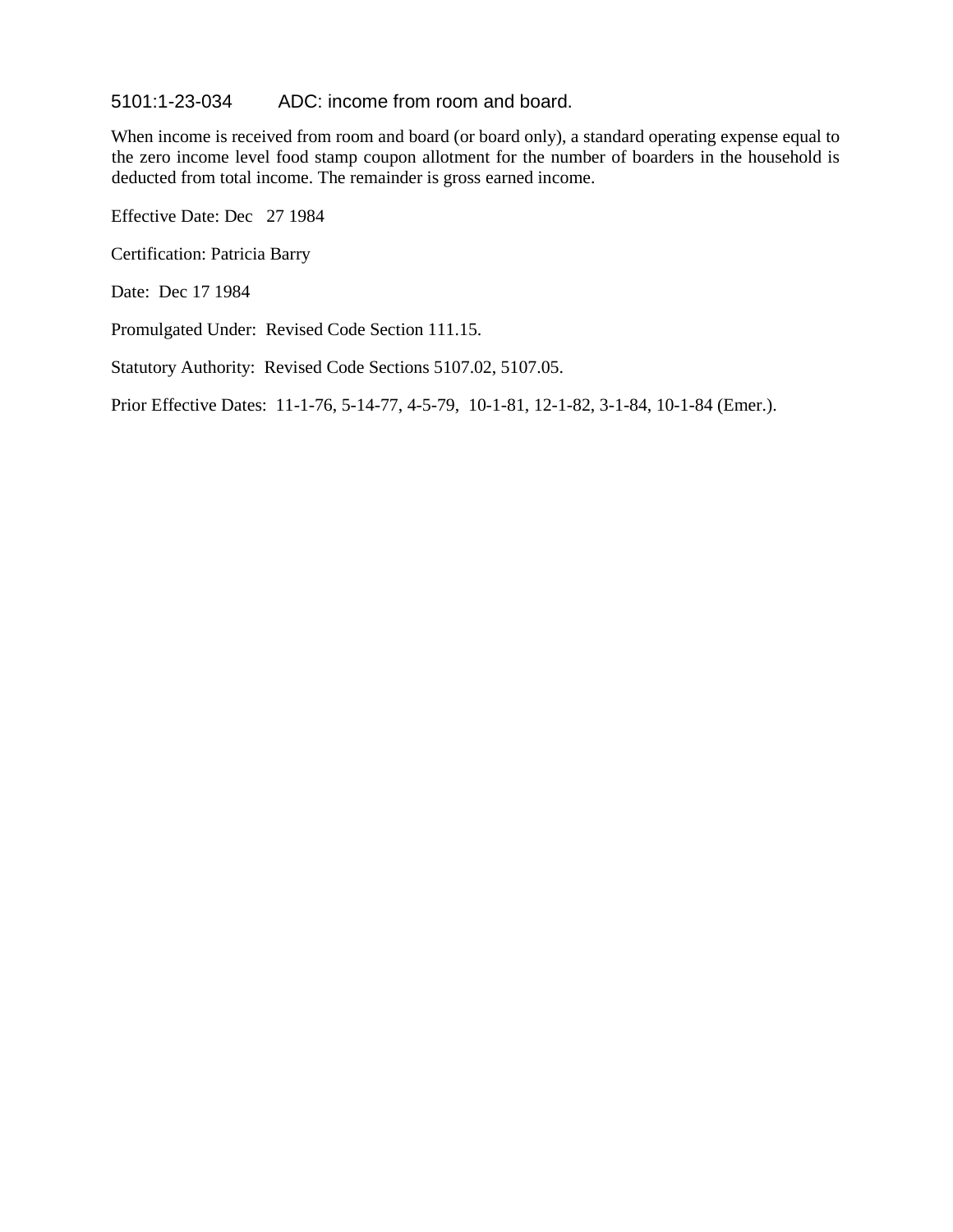# 5101:1-23-034 ADC: income from room and board.

When income is received from room and board (or board only), a standard operating expense equal to the zero income level food stamp coupon allotment for the number of boarders in the household is deducted from total income. The remainder is gross earned income.

Effective Date: Dec 27 1984

Certification: Patricia Barry

Date: Dec 17 1984

Promulgated Under: Revised Code Section 111.15.

Statutory Authority: Revised Code Sections 5107.02, 5107.05.

Prior Effective Dates: 11-1-76, 5-14-77, 4-5-79, 10-1-81, 12-1-82, 3-1-84, 10-1-84 (Emer.).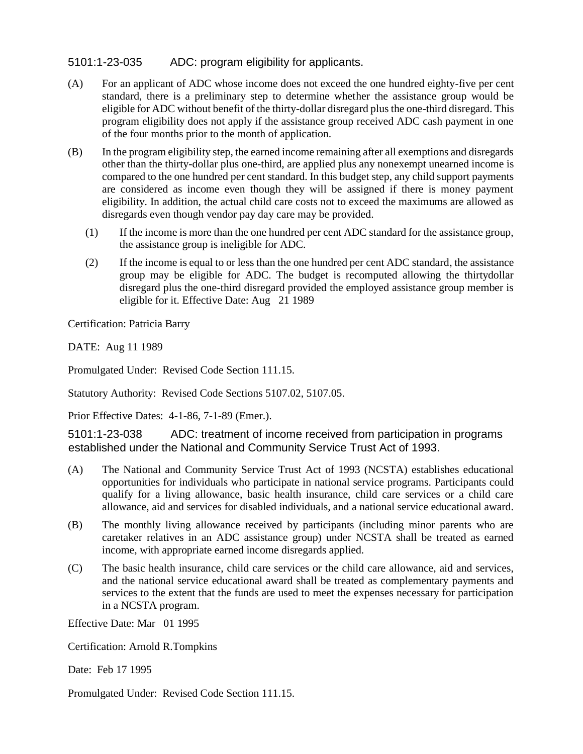## 5101:1-23-035 ADC: program eligibility for applicants.

(A) For an applicant of ADC whose income does not exceed the one hundred eighty-five per cent standard, there is a preliminary step to determine whether the assistance group would be eligible for ADC without benefit of the thirty-dollar disregard plus the one-third disregard. This program eligibility does not apply if the assistance group received ADC cash payment in one of the four months prior to the month of application.

(B) In the program eligibility step, the earned income remaining after all exemptions and disregards other than the thirty-dollar plus one-third, are applied plus any nonexempt unearned income is compared to the one hundred per cent standard. In this budget step, any child support payments are considered as income even though they will be assigned if there is money payment eligibility. In addition, the actual child care costs not to exceed the maximums are allowed as disregards even though vendor pay day care may be provided.

(1) If the income is more than the one hundred per cent ADC standard for the assistance group, the assistance group is ineligible for ADC.

(2) If the income is equal to or less than the one hundred per cent ADC standard, the assistance group may be eligible for ADC. The budget is recomputed allowing the thirtydollar disregard plus the one-third disregard provided the employed assistance group member is eligible for it. Effective Date: Aug 21 1989

Certification: Patricia Barry

DATE: Aug 11 1989

Promulgated Under: Revised Code Section 111.15.

Statutory Authority: Revised Code Sections 5107.02, 5107.05.

Prior Effective Dates: 4-1-86, 7-1-89 (Emer.).

## 5101:1-23-038 ADC: treatment of income received from participation in programs established under the National and Community Service Trust Act of 1993.

(A) The National and Community Service Trust Act of 1993 (NCSTA) establishes educational opportunities for individuals who participate in national service programs. Participants could qualify for a living allowance, basic health insurance, child care services or a child care allowance, aid and services for disabled individuals, and a national service educational award.

(B) The monthly living allowance received by participants (including minor parents who are caretaker relatives in an ADC assistance group) under NCSTA shall be treated as earned income, with appropriate earned income disregards applied.

(C) The basic health insurance, child care services or the child care allowance, aid and services, and the national service educational award shall be treated as complementary payments and services to the extent that the funds are used to meet the expenses necessary for participation in a NCSTA program.

Effective Date: Mar 01 1995

Certification: Arnold R.Tompkins

Date: Feb 17 1995

Promulgated Under: Revised Code Section 111.15.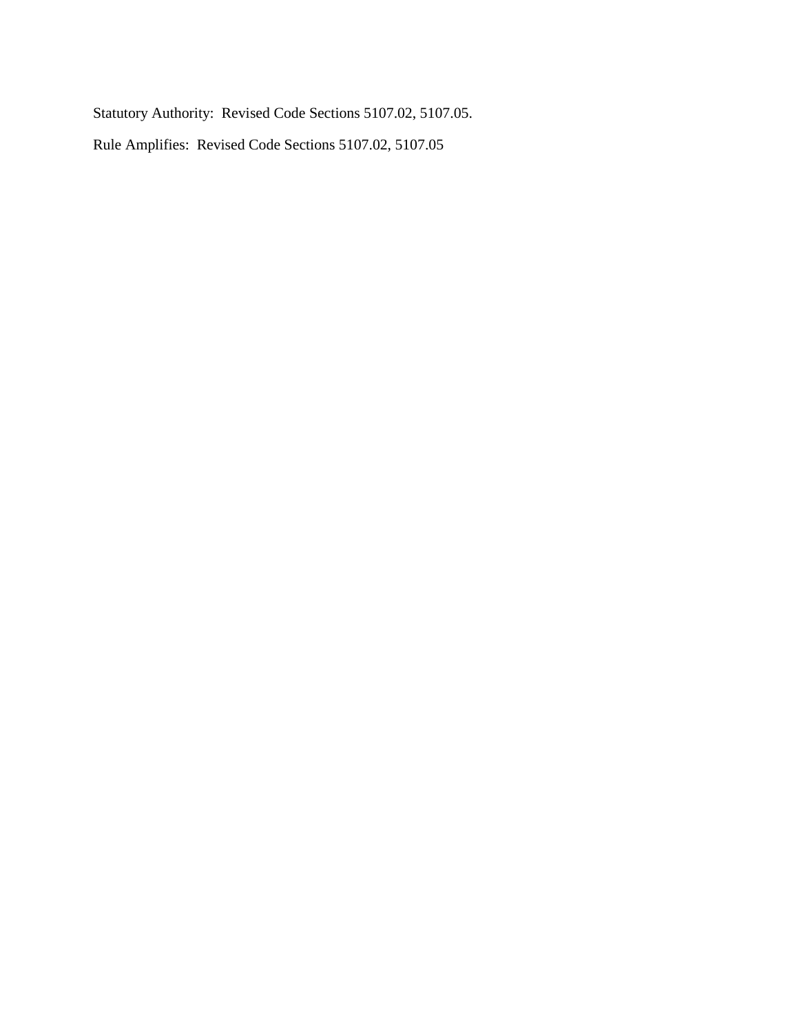Statutory Authority:  Revised Code Sections 5107.02, 5107.05.

Rule Amplifies:  Revised Code Sections 5107.02, 5107.05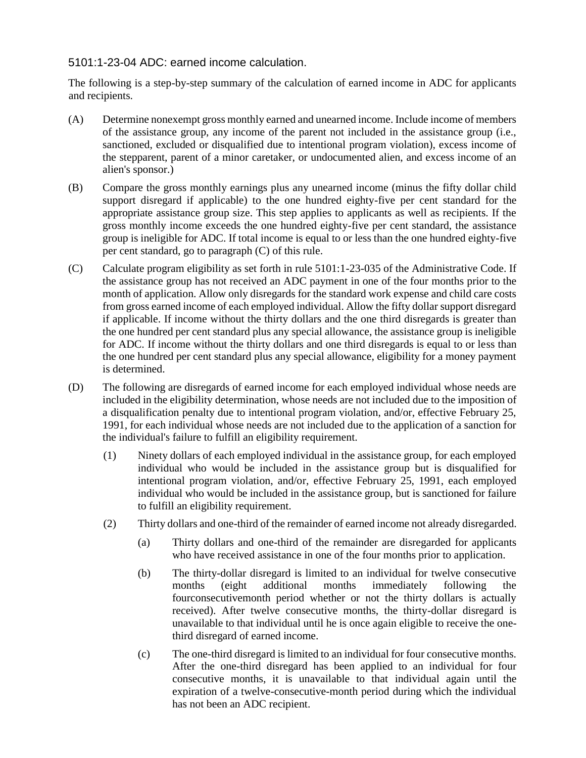# 5101:1-23-04 ADC: earned income calculation.

The following is a step-by-step summary of the calculation of earned income in ADC for applicants and recipients.

(A) Determine nonexempt gross monthly earned and unearned income. Include income of members of the assistance group, any income of the parent not included in the assistance group (i.e., sanctioned, excluded or disqualified due to intentional program violation), excess income of the stepparent, parent of a minor caretaker, or undocumented alien, and excess income of an alien's sponsor.)

(B) Compare the gross monthly earnings plus any unearned income (minus the fifty dollar child support disregard if applicable) to the one hundred eighty-five per cent standard for the appropriate assistance group size. This step applies to applicants as well as recipients. If the gross monthly income exceeds the one hundred eighty-five per cent standard, the assistance group is ineligible for ADC. If total income is equal to or less than the one hundred eighty-five per cent standard, go to paragraph (C) of this rule.

(C) Calculate program eligibility as set forth in rule 5101:1-23-035 of the Administrative Code. If the assistance group has not received an ADC payment in one of the four months prior to the month of application. Allow only disregards for the standard work expense and child care costs from gross earned income of each employed individual. Allow the fifty dollar support disregard if applicable. If income without the thirty dollars and the one third disregards is greater than the one hundred per cent standard plus any special allowance, the assistance group is ineligible for ADC. If income without the thirty dollars and one third disregards is equal to or less than the one hundred per cent standard plus any special allowance, eligibility for a money payment is determined.

(D) The following are disregards of earned income for each employed individual whose needs are included in the eligibility determination, whose needs are not included due to the imposition of a disqualification penalty due to intentional program violation, and/or, effective February 25, 1991, for each individual whose needs are not included due to the application of a sanction for the individual's failure to fulfill an eligibility requirement.

   (1) Ninety dollars of each employed individual in the assistance group, for each employed individual who would be included in the assistance group but is disqualified for intentional program violation, and/or, effective February 25, 1991, each employed individual who would be included in the assistance group, but is sanctioned for failure to fulfill an eligibility requirement.

   (2) Thirty dollars and one-third of the remainder of earned income not already disregarded.

      (a) Thirty dollars and one-third of the remainder are disregarded for applicants who have received assistance in one of the four months prior to application.

      (b) The thirty-dollar disregard is limited to an individual for twelve consecutive months (eight additional months immediately following the fourconsecutivemonth period whether or not the thirty dollars is actually received). After twelve consecutive months, the thirty-dollar disregard is unavailable to that individual until he is once again eligible to receive the one-third disregard of earned income.

      (c) The one-third disregard is limited to an individual for four consecutive months. After the one-third disregard has been applied to an individual for four consecutive months, it is unavailable to that individual again until the expiration of a twelve-consecutive-month period during which the individual has not been an ADC recipient.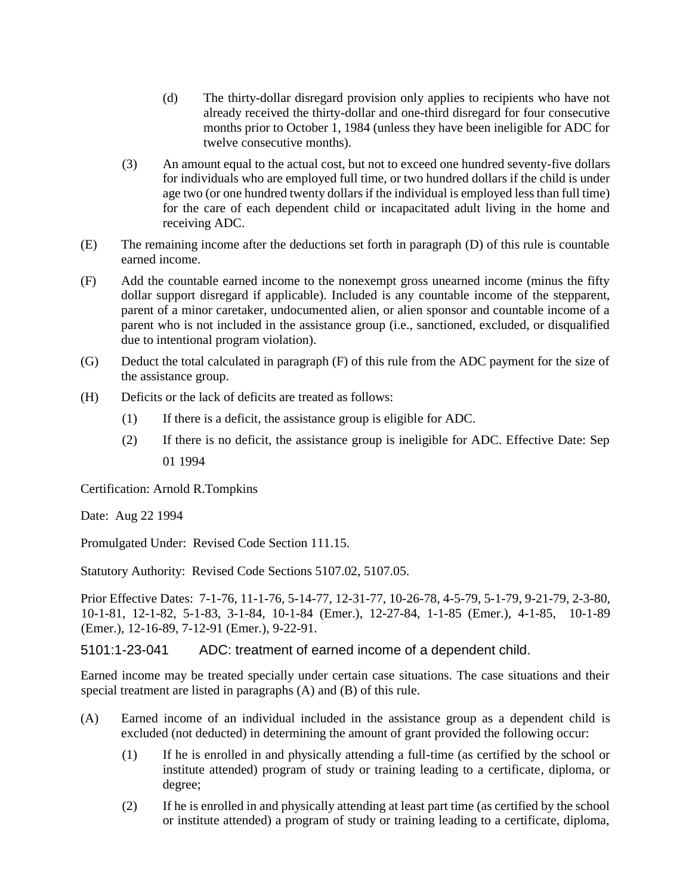(d) The thirty-dollar disregard provision only applies to recipients who have not already received the thirty-dollar and one-third disregard for four consecutive months prior to October 1, 1984 (unless they have been ineligible for ADC for twelve consecutive months).

(3) An amount equal to the actual cost, but not to exceed one hundred seventy-five dollars for individuals who are employed full time, or two hundred dollars if the child is under age two (or one hundred twenty dollars if the individual is employed less than full time) for the care of each dependent child or incapacitated adult living in the home and receiving ADC.

(E) The remaining income after the deductions set forth in paragraph (D) of this rule is countable earned income.

(F) Add the countable earned income to the nonexempt gross unearned income (minus the fifty dollar support disregard if applicable). Included is any countable income of the stepparent, parent of a minor caretaker, undocumented alien, or alien sponsor and countable income of a parent who is not included in the assistance group (i.e., sanctioned, excluded, or disqualified due to intentional program violation).

(G) Deduct the total calculated in paragraph (F) of this rule from the ADC payment for the size of the assistance group.

(H) Deficits or the lack of deficits are treated as follows:

(1) If there is a deficit, the assistance group is eligible for ADC.

(2) If there is no deficit, the assistance group is ineligible for ADC. Effective Date: Sep 01 1994

Certification: Arnold R.Tompkins

Date: Aug 22 1994

Promulgated Under: Revised Code Section 111.15.

Statutory Authority: Revised Code Sections 5107.02, 5107.05.

Prior Effective Dates: 7-1-76, 11-1-76, 5-14-77, 12-31-77, 10-26-78, 4-5-79, 5-1-79, 9-21-79, 2-3-80, 10-1-81, 12-1-82, 5-1-83, 3-1-84, 10-1-84 (Emer.), 12-27-84, 1-1-85 (Emer.), 4-1-85, 10-1-89 (Emer.), 12-16-89, 7-12-91 (Emer.), 9-22-91.

## 5101:1-23-041 ADC: treatment of earned income of a dependent child.

Earned income may be treated specially under certain case situations. The case situations and their special treatment are listed in paragraphs (A) and (B) of this rule.

(A) Earned income of an individual included in the assistance group as a dependent child is excluded (not deducted) in determining the amount of grant provided the following occur:

(1) If he is enrolled in and physically attending a full-time (as certified by the school or institute attended) program of study or training leading to a certificate, diploma, or degree;

(2) If he is enrolled in and physically attending at least part time (as certified by the school or institute attended) a program of study or training leading to a certificate, diploma,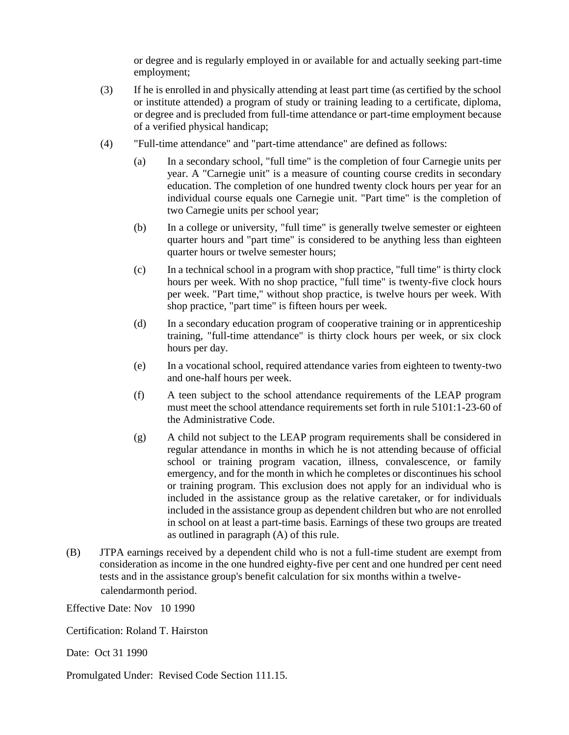or degree and is regularly employed in or available for and actually seeking part-time employment;

(3) If he is enrolled in and physically attending at least part time (as certified by the school or institute attended) a program of study or training leading to a certificate, diploma, or degree and is precluded from full-time attendance or part-time employment because of a verified physical handicap;

(4) "Full-time attendance" and "part-time attendance" are defined as follows:

(a) In a secondary school, "full time" is the completion of four Carnegie units per year. A "Carnegie unit" is a measure of counting course credits in secondary education. The completion of one hundred twenty clock hours per year for an individual course equals one Carnegie unit. "Part time" is the completion of two Carnegie units per school year;

(b) In a college or university, "full time" is generally twelve semester or eighteen quarter hours and "part time" is considered to be anything less than eighteen quarter hours or twelve semester hours;

(c) In a technical school in a program with shop practice, "full time" is thirty clock hours per week. With no shop practice, "full time" is twenty-five clock hours per week. "Part time," without shop practice, is twelve hours per week. With shop practice, "part time" is fifteen hours per week.

(d) In a secondary education program of cooperative training or in apprenticeship training, "full-time attendance" is thirty clock hours per week, or six clock hours per day.

(e) In a vocational school, required attendance varies from eighteen to twenty-two and one-half hours per week.

(f) A teen subject to the school attendance requirements of the LEAP program must meet the school attendance requirements set forth in rule 5101:1-23-60 of the Administrative Code.

(g) A child not subject to the LEAP program requirements shall be considered in regular attendance in months in which he is not attending because of official school or training program vacation, illness, convalescence, or family emergency, and for the month in which he completes or discontinues his school or training program. This exclusion does not apply for an individual who is included in the assistance group as the relative caretaker, or for individuals included in the assistance group as dependent children but who are not enrolled in school on at least a part-time basis. Earnings of these two groups are treated as outlined in paragraph (A) of this rule.

(B) JTPA earnings received by a dependent child who is not a full-time student are exempt from consideration as income in the one hundred eighty-five per cent and one hundred per cent need tests and in the assistance group's benefit calculation for six months within a twelve-calendarmonth period.

Effective Date: Nov 10 1990

Certification: Roland T. Hairston

Date: Oct 31 1990

Promulgated Under: Revised Code Section 111.15.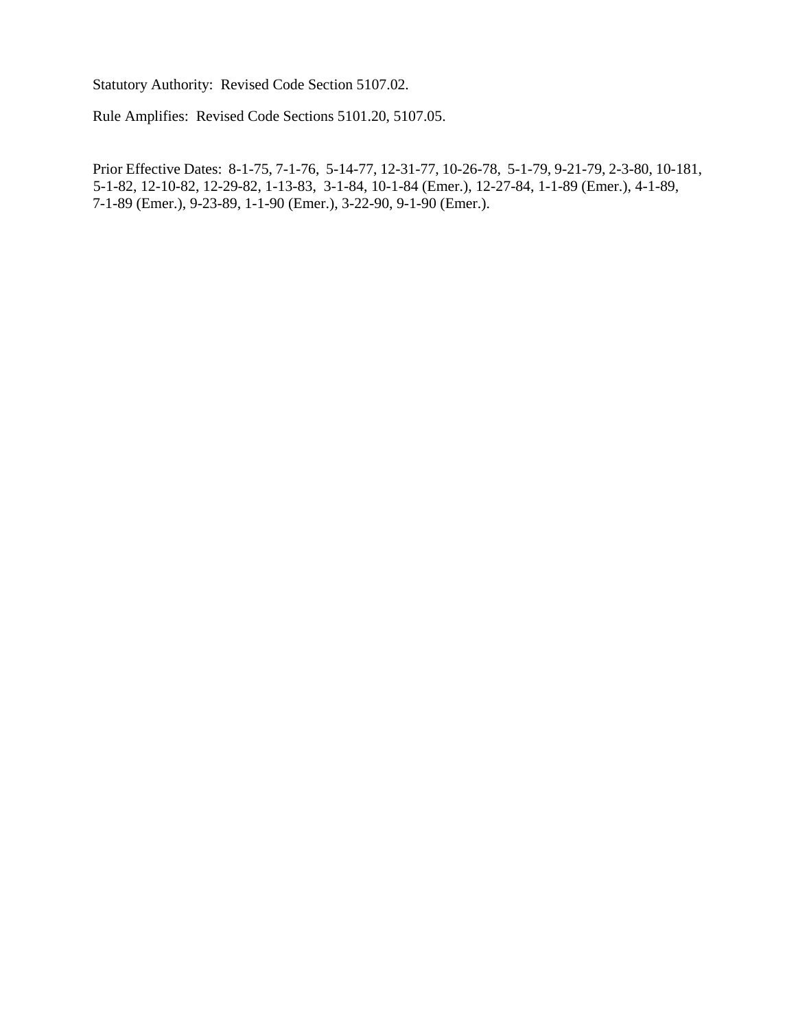Statutory Authority: Revised Code Section 5107.02.

Rule Amplifies: Revised Code Sections 5101.20, 5107.05.

Prior Effective Dates: 8-1-75, 7-1-76, 5-14-77, 12-31-77, 10-26-78, 5-1-79, 9-21-79, 2-3-80, 10-181, 5-1-82, 12-10-82, 12-29-82, 1-13-83, 3-1-84, 10-1-84 (Emer.), 12-27-84, 1-1-89 (Emer.), 4-1-89, 7-1-89 (Emer.), 9-23-89, 1-1-90 (Emer.), 3-22-90, 9-1-90 (Emer.).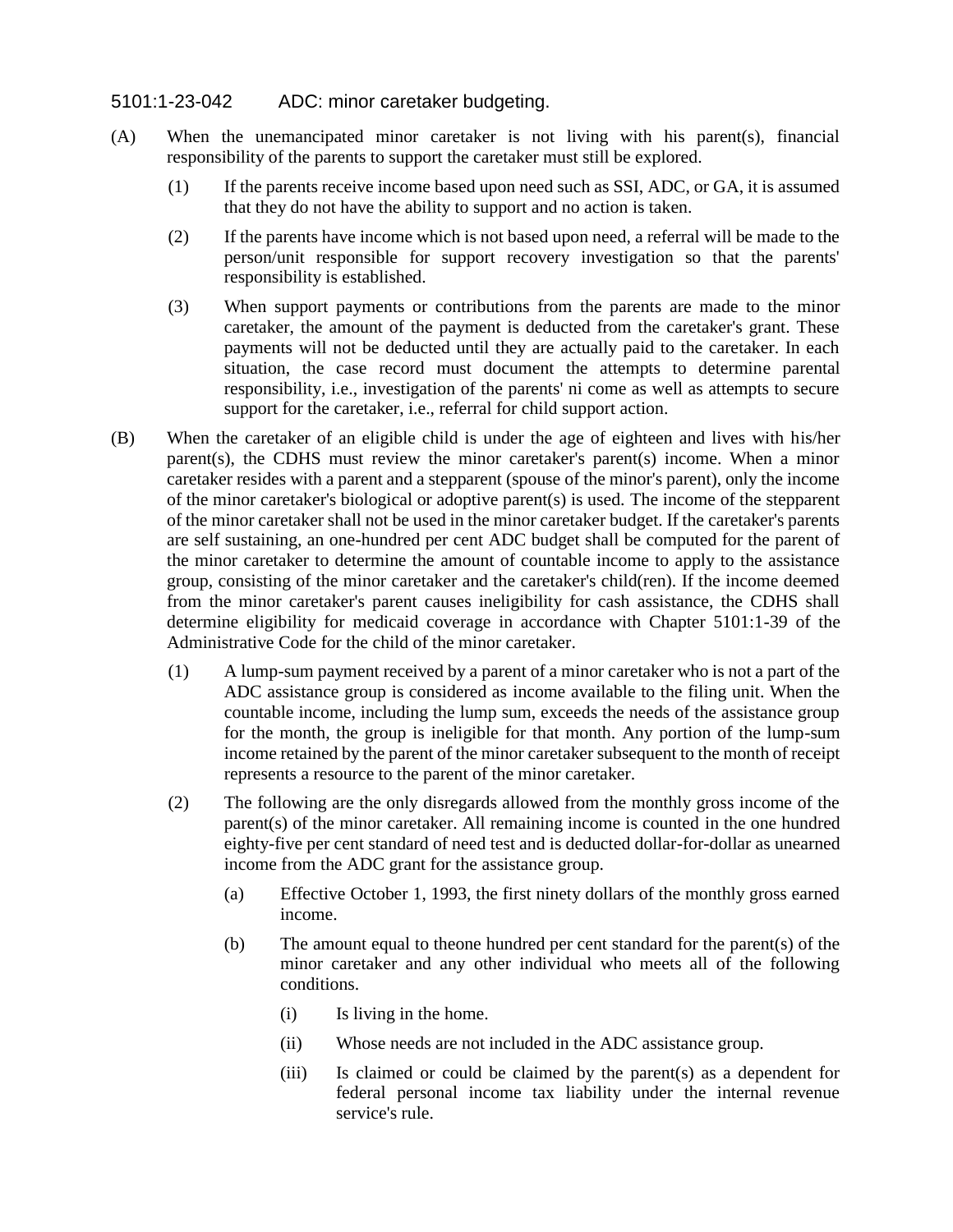# 5101:1-23-042 ADC: minor caretaker budgeting.

(A) When the unemancipated minor caretaker is not living with his parent(s), financial responsibility of the parents to support the caretaker must still be explored.

(1) If the parents receive income based upon need such as SSI, ADC, or GA, it is assumed that they do not have the ability to support and no action is taken.

(2) If the parents have income which is not based upon need, a referral will be made to the person/unit responsible for support recovery investigation so that the parents' responsibility is established.

(3) When support payments or contributions from the parents are made to the minor caretaker, the amount of the payment is deducted from the caretaker's grant. These payments will not be deducted until they are actually paid to the caretaker. In each situation, the case record must document the attempts to determine parental responsibility, i.e., investigation of the parents' ni come as well as attempts to secure support for the caretaker, i.e., referral for child support action.

(B) When the caretaker of an eligible child is under the age of eighteen and lives with his/her parent(s), the CDHS must review the minor caretaker's parent(s) income. When a minor caretaker resides with a parent and a stepparent (spouse of the minor's parent), only the income of the minor caretaker's biological or adoptive parent(s) is used. The income of the stepparent of the minor caretaker shall not be used in the minor caretaker budget. If the caretaker's parents are self sustaining, an one-hundred per cent ADC budget shall be computed for the parent of the minor caretaker to determine the amount of countable income to apply to the assistance group, consisting of the minor caretaker and the caretaker's child(ren). If the income deemed from the minor caretaker's parent causes ineligibility for cash assistance, the CDHS shall determine eligibility for medicaid coverage in accordance with Chapter 5101:1-39 of the Administrative Code for the child of the minor caretaker.

(1) A lump-sum payment received by a parent of a minor caretaker who is not a part of the ADC assistance group is considered as income available to the filing unit. When the countable income, including the lump sum, exceeds the needs of the assistance group for the month, the group is ineligible for that month. Any portion of the lump-sum income retained by the parent of the minor caretaker subsequent to the month of receipt represents a resource to the parent of the minor caretaker.

(2) The following are the only disregards allowed from the monthly gross income of the parent(s) of the minor caretaker. All remaining income is counted in the one hundred eighty-five per cent standard of need test and is deducted dollar-for-dollar as unearned income from the ADC grant for the assistance group.

(a) Effective October 1, 1993, the first ninety dollars of the monthly gross earned income.

(b) The amount equal to theone hundred per cent standard for the parent(s) of the minor caretaker and any other individual who meets all of the following conditions.

(i) Is living in the home.

(ii) Whose needs are not included in the ADC assistance group.

(iii) Is claimed or could be claimed by the parent(s) as a dependent for federal personal income tax liability under the internal revenue service's rule.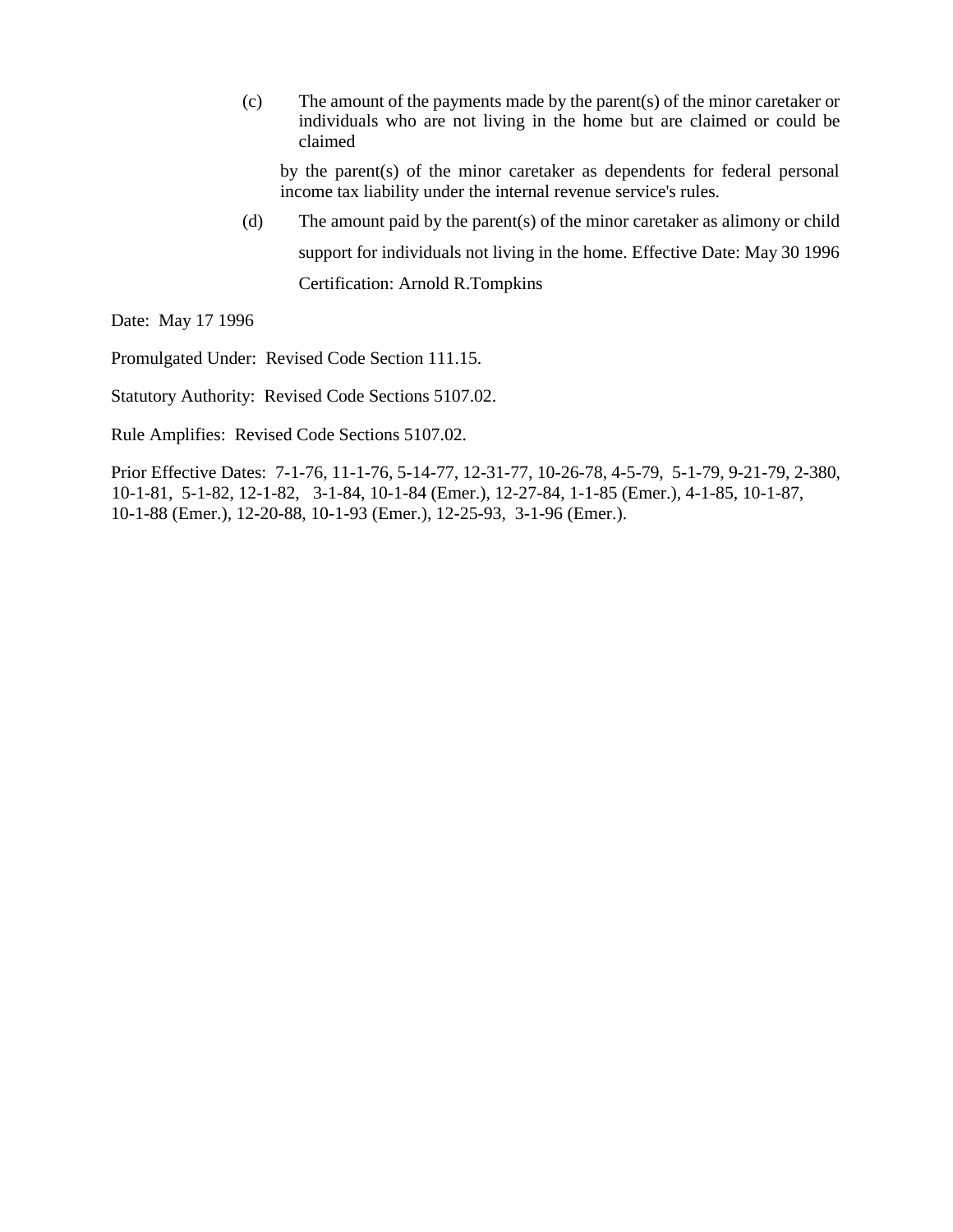(c) The amount of the payments made by the parent(s) of the minor caretaker or individuals who are not living in the home but are claimed or could be claimed

by the parent(s) of the minor caretaker as dependents for federal personal income tax liability under the internal revenue service's rules.

(d) The amount paid by the parent(s) of the minor caretaker as alimony or child support for individuals not living in the home. Effective Date: May 30 1996

Certification: Arnold R.Tompkins

Date: May 17 1996

Promulgated Under: Revised Code Section 111.15.

Statutory Authority: Revised Code Sections 5107.02.

Rule Amplifies: Revised Code Sections 5107.02.

Prior Effective Dates: 7-1-76, 11-1-76, 5-14-77, 12-31-77, 10-26-78, 4-5-79, 5-1-79, 9-21-79, 2-380, 10-1-81, 5-1-82, 12-1-82, 3-1-84, 10-1-84 (Emer.), 12-27-84, 1-1-85 (Emer.), 4-1-85, 10-1-87, 10-1-88 (Emer.), 12-20-88, 10-1-93 (Emer.), 12-25-93, 3-1-96 (Emer.).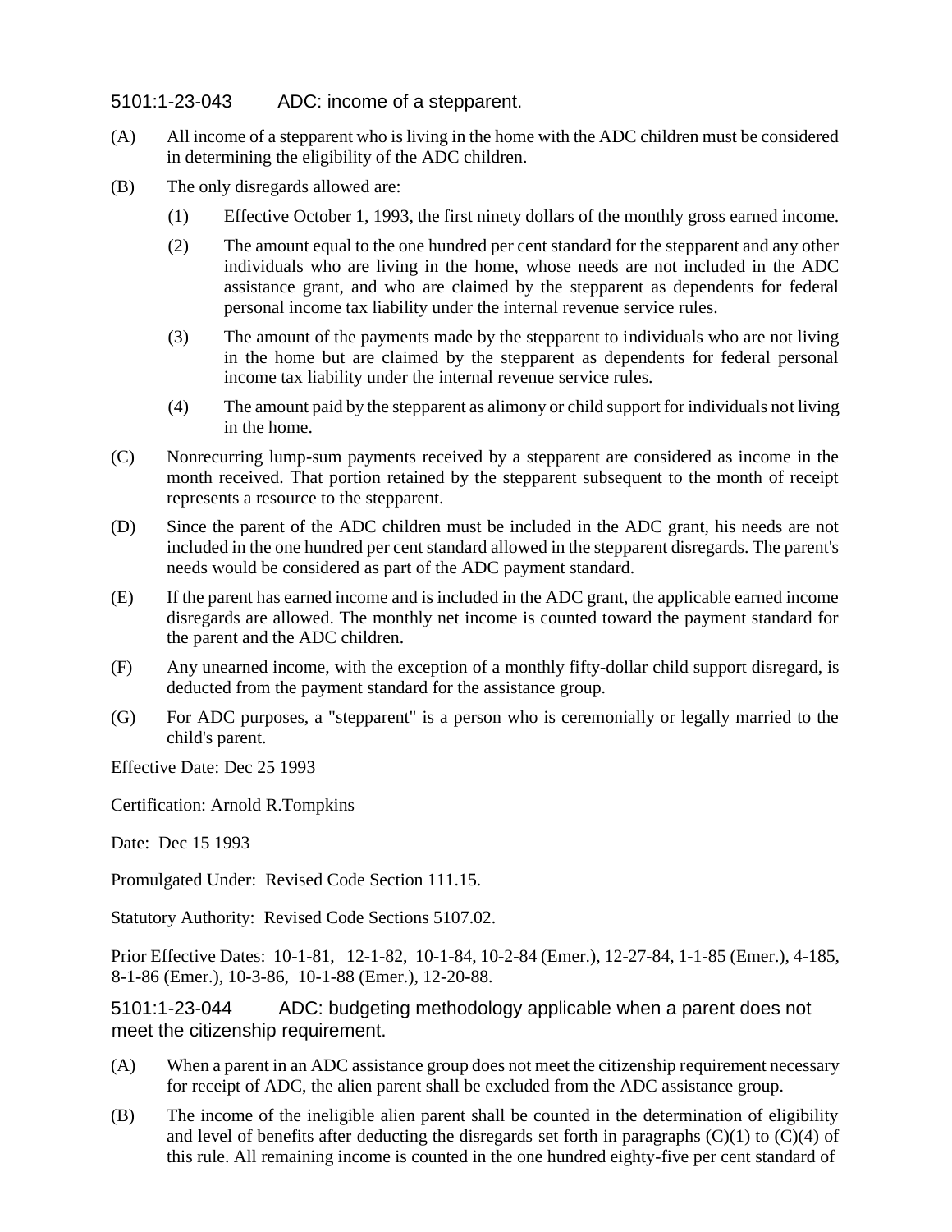## 5101:1-23-043 ADC: income of a stepparent.

(A) All income of a stepparent who is living in the home with the ADC children must be considered in determining the eligibility of the ADC children.

(B) The only disregards allowed are:

(1) Effective October 1, 1993, the first ninety dollars of the monthly gross earned income.

(2) The amount equal to the one hundred per cent standard for the stepparent and any other individuals who are living in the home, whose needs are not included in the ADC assistance grant, and who are claimed by the stepparent as dependents for federal personal income tax liability under the internal revenue service rules.

(3) The amount of the payments made by the stepparent to individuals who are not living in the home but are claimed by the stepparent as dependents for federal personal income tax liability under the internal revenue service rules.

(4) The amount paid by the stepparent as alimony or child support for individuals not living in the home.

(C) Nonrecurring lump-sum payments received by a stepparent are considered as income in the month received. That portion retained by the stepparent subsequent to the month of receipt represents a resource to the stepparent.

(D) Since the parent of the ADC children must be included in the ADC grant, his needs are not included in the one hundred per cent standard allowed in the stepparent disregards. The parent's needs would be considered as part of the ADC payment standard.

(E) If the parent has earned income and is included in the ADC grant, the applicable earned income disregards are allowed. The monthly net income is counted toward the payment standard for the parent and the ADC children.

(F) Any unearned income, with the exception of a monthly fifty-dollar child support disregard, is deducted from the payment standard for the assistance group.

(G) For ADC purposes, a "stepparent" is a person who is ceremonially or legally married to the child's parent.

Effective Date: Dec 25 1993

Certification: Arnold R.Tompkins

Date: Dec 15 1993

Promulgated Under: Revised Code Section 111.15.

Statutory Authority: Revised Code Sections 5107.02.

Prior Effective Dates: 10-1-81, 12-1-82, 10-1-84, 10-2-84 (Emer.), 12-27-84, 1-1-85 (Emer.), 4-185, 8-1-86 (Emer.), 10-3-86, 10-1-88 (Emer.), 12-20-88.

## 5101:1-23-044 ADC: budgeting methodology applicable when a parent does not meet the citizenship requirement.

(A) When a parent in an ADC assistance group does not meet the citizenship requirement necessary for receipt of ADC, the alien parent shall be excluded from the ADC assistance group.

(B) The income of the ineligible alien parent shall be counted in the determination of eligibility and level of benefits after deducting the disregards set forth in paragraphs (C)(1) to (C)(4) of this rule. All remaining income is counted in the one hundred eighty-five per cent standard of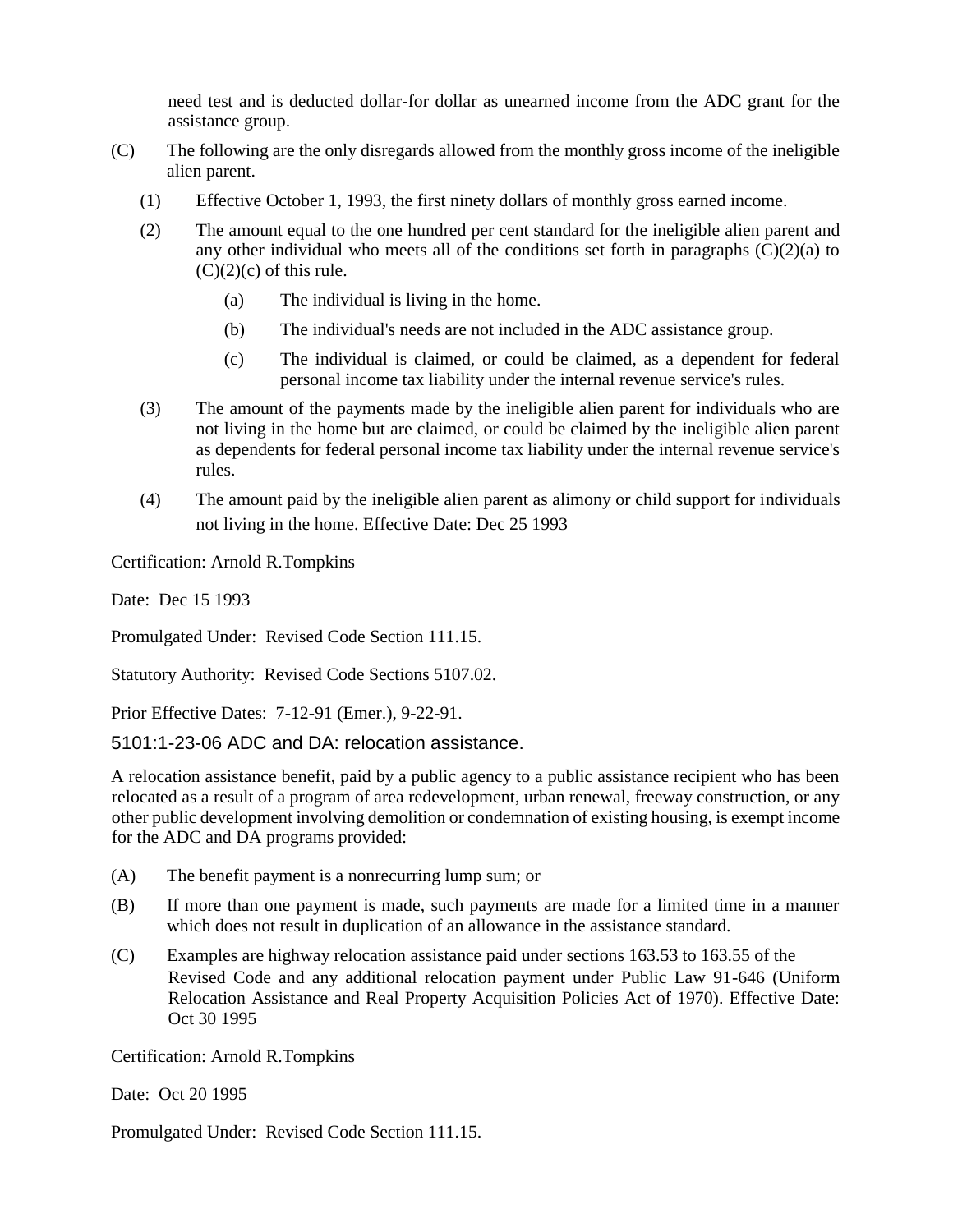need test and is deducted dollar-for dollar as unearned income from the ADC grant for the assistance group.

(C) The following are the only disregards allowed from the monthly gross income of the ineligible alien parent.

(1) Effective October 1, 1993, the first ninety dollars of monthly gross earned income.

(2) The amount equal to the one hundred per cent standard for the ineligible alien parent and any other individual who meets all of the conditions set forth in paragraphs (C)(2)(a) to (C)(2)(c) of this rule.

(a) The individual is living in the home.

(b) The individual's needs are not included in the ADC assistance group.

(c) The individual is claimed, or could be claimed, as a dependent for federal personal income tax liability under the internal revenue service's rules.

(3) The amount of the payments made by the ineligible alien parent for individuals who are not living in the home but are claimed, or could be claimed by the ineligible alien parent as dependents for federal personal income tax liability under the internal revenue service's rules.

(4) The amount paid by the ineligible alien parent as alimony or child support for individuals not living in the home. Effective Date: Dec 25 1993

Certification: Arnold R.Tompkins

Date: Dec 15 1993

Promulgated Under: Revised Code Section 111.15.

Statutory Authority: Revised Code Sections 5107.02.

Prior Effective Dates: 7-12-91 (Emer.), 9-22-91.

## 5101:1-23-06 ADC and DA: relocation assistance.

A relocation assistance benefit, paid by a public agency to a public assistance recipient who has been relocated as a result of a program of area redevelopment, urban renewal, freeway construction, or any other public development involving demolition or condemnation of existing housing, is exempt income for the ADC and DA programs provided:

(A) The benefit payment is a nonrecurring lump sum; or

(B) If more than one payment is made, such payments are made for a limited time in a manner which does not result in duplication of an allowance in the assistance standard.

(C) Examples are highway relocation assistance paid under sections 163.53 to 163.55 of the Revised Code and any additional relocation payment under Public Law 91-646 (Uniform Relocation Assistance and Real Property Acquisition Policies Act of 1970). Effective Date: Oct 30 1995

Certification: Arnold R.Tompkins

Date: Oct 20 1995

Promulgated Under: Revised Code Section 111.15.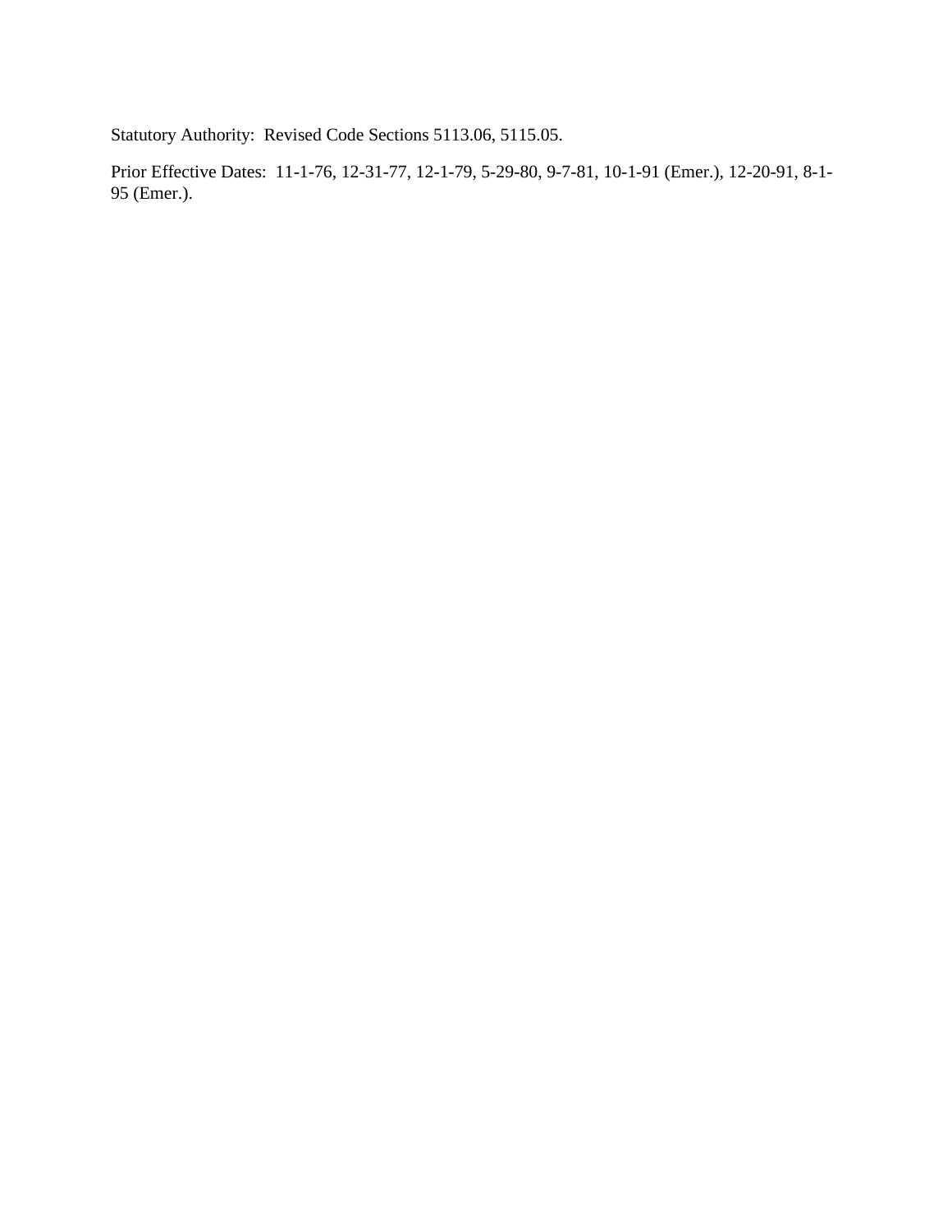Statutory Authority: Revised Code Sections 5113.06, 5115.05.

Prior Effective Dates: 11-1-76, 12-31-77, 12-1-79, 5-29-80, 9-7-81, 10-1-91 (Emer.), 12-20-91, 8-1-95 (Emer.).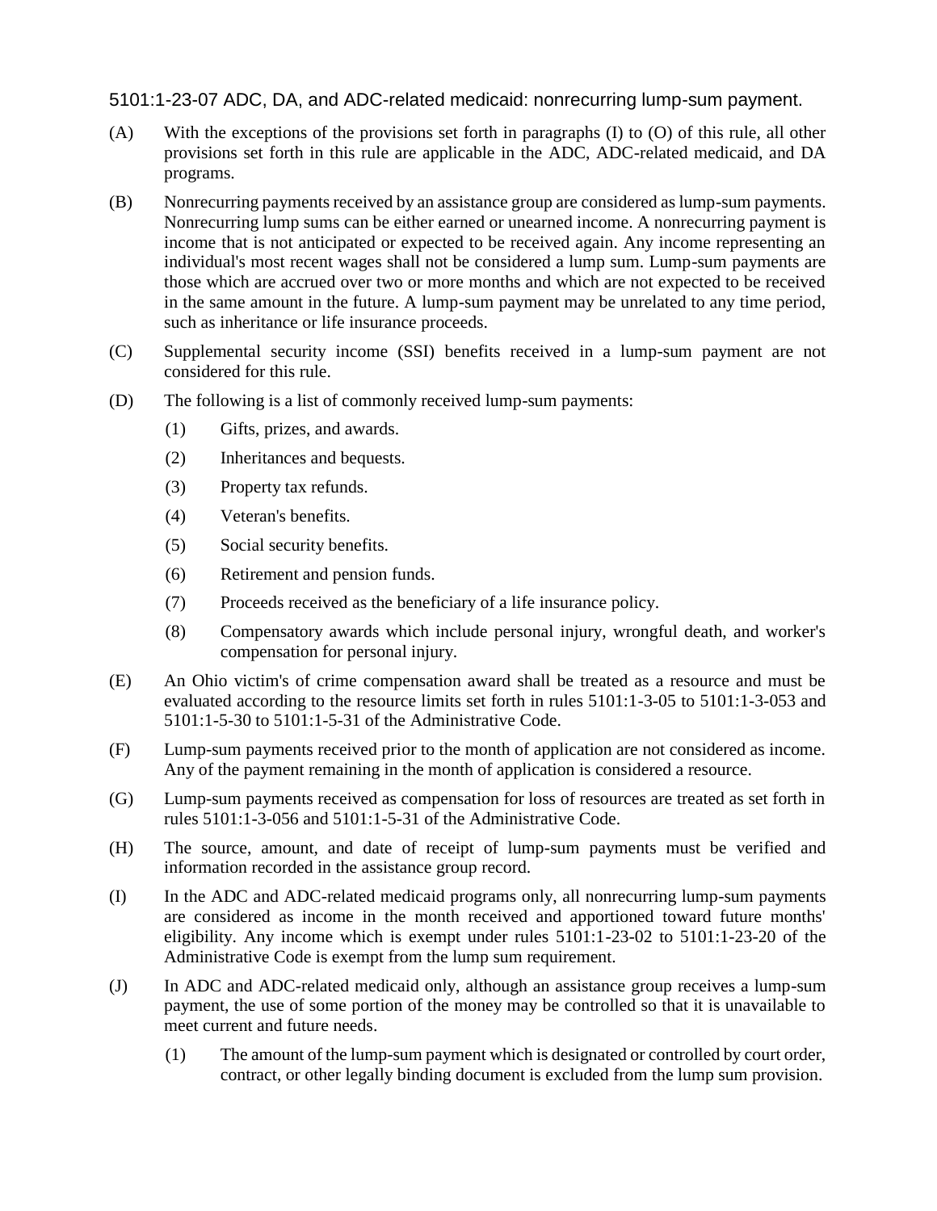5101:1-23-07 ADC, DA, and ADC-related medicaid: nonrecurring lump-sum payment.

(A) With the exceptions of the provisions set forth in paragraphs (I) to (O) of this rule, all other provisions set forth in this rule are applicable in the ADC, ADC-related medicaid, and DA programs.

(B) Nonrecurring payments received by an assistance group are considered as lump-sum payments. Nonrecurring lump sums can be either earned or unearned income. A nonrecurring payment is income that is not anticipated or expected to be received again. Any income representing an individual's most recent wages shall not be considered a lump sum. Lump-sum payments are those which are accrued over two or more months and which are not expected to be received in the same amount in the future. A lump-sum payment may be unrelated to any time period, such as inheritance or life insurance proceeds.

(C) Supplemental security income (SSI) benefits received in a lump-sum payment are not considered for this rule.

(D) The following is a list of commonly received lump-sum payments:

  (1) Gifts, prizes, and awards.

  (2) Inheritances and bequests.

  (3) Property tax refunds.

  (4) Veteran's benefits.

  (5) Social security benefits.

  (6) Retirement and pension funds.

  (7) Proceeds received as the beneficiary of a life insurance policy.

  (8) Compensatory awards which include personal injury, wrongful death, and worker's compensation for personal injury.

(E) An Ohio victim's of crime compensation award shall be treated as a resource and must be evaluated according to the resource limits set forth in rules 5101:1-3-05 to 5101:1-3-053 and 5101:1-5-30 to 5101:1-5-31 of the Administrative Code.

(F) Lump-sum payments received prior to the month of application are not considered as income. Any of the payment remaining in the month of application is considered a resource.

(G) Lump-sum payments received as compensation for loss of resources are treated as set forth in rules 5101:1-3-056 and 5101:1-5-31 of the Administrative Code.

(H) The source, amount, and date of receipt of lump-sum payments must be verified and information recorded in the assistance group record.

(I) In the ADC and ADC-related medicaid programs only, all nonrecurring lump-sum payments are considered as income in the month received and apportioned toward future months' eligibility. Any income which is exempt under rules 5101:1-23-02 to 5101:1-23-20 of the Administrative Code is exempt from the lump sum requirement.

(J) In ADC and ADC-related medicaid only, although an assistance group receives a lump-sum payment, the use of some portion of the money may be controlled so that it is unavailable to meet current and future needs.

  (1) The amount of the lump-sum payment which is designated or controlled by court order, contract, or other legally binding document is excluded from the lump sum provision.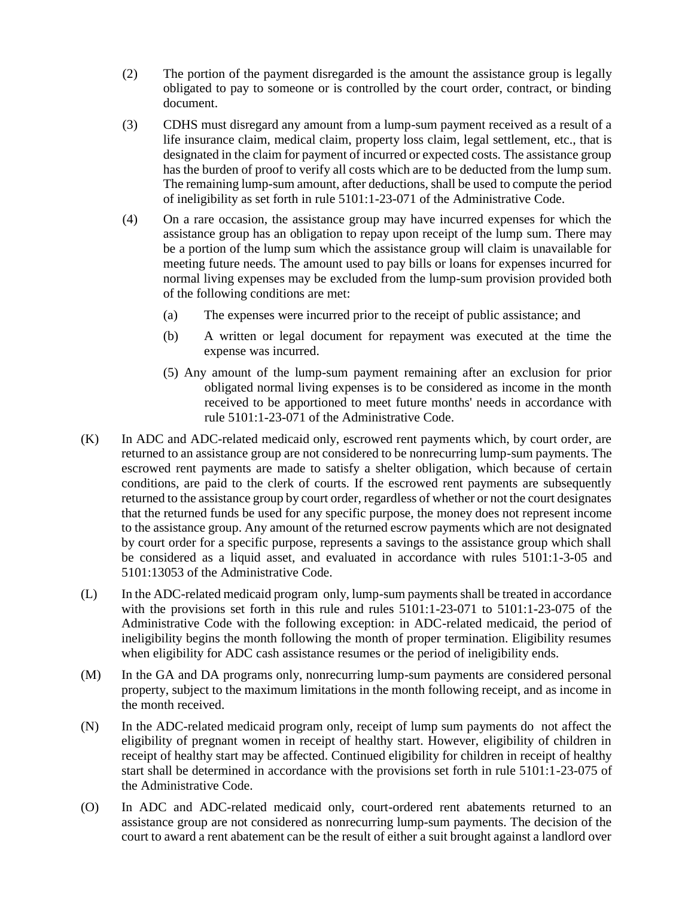(2) The portion of the payment disregarded is the amount the assistance group is legally obligated to pay to someone or is controlled by the court order, contract, or binding document.

(3) CDHS must disregard any amount from a lump-sum payment received as a result of a life insurance claim, medical claim, property loss claim, legal settlement, etc., that is designated in the claim for payment of incurred or expected costs. The assistance group has the burden of proof to verify all costs which are to be deducted from the lump sum. The remaining lump-sum amount, after deductions, shall be used to compute the period of ineligibility as set forth in rule 5101:1-23-071 of the Administrative Code.

(4) On a rare occasion, the assistance group may have incurred expenses for which the assistance group has an obligation to repay upon receipt of the lump sum. There may be a portion of the lump sum which the assistance group will claim is unavailable for meeting future needs. The amount used to pay bills or loans for expenses incurred for normal living expenses may be excluded from the lump-sum provision provided both of the following conditions are met:

   (a) The expenses were incurred prior to the receipt of public assistance; and

   (b) A written or legal document for repayment was executed at the time the expense was incurred.

(5) Any amount of the lump-sum payment remaining after an exclusion for prior obligated normal living expenses is to be considered as income in the month received to be apportioned to meet future months' needs in accordance with rule 5101:1-23-071 of the Administrative Code.

(K) In ADC and ADC-related medicaid only, escrowed rent payments which, by court order, are returned to an assistance group are not considered to be nonrecurring lump-sum payments. The escrowed rent payments are made to satisfy a shelter obligation, which because of certain conditions, are paid to the clerk of courts. If the escrowed rent payments are subsequently returned to the assistance group by court order, regardless of whether or not the court designates that the returned funds be used for any specific purpose, the money does not represent income to the assistance group. Any amount of the returned escrow payments which are not designated by court order for a specific purpose, represents a savings to the assistance group which shall be considered as a liquid asset, and evaluated in accordance with rules 5101:1-3-05 and 5101:13053 of the Administrative Code.

(L) In the ADC-related medicaid program only, lump-sum payments shall be treated in accordance with the provisions set forth in this rule and rules 5101:1-23-071 to 5101:1-23-075 of the Administrative Code with the following exception: in ADC-related medicaid, the period of ineligibility begins the month following the month of proper termination. Eligibility resumes when eligibility for ADC cash assistance resumes or the period of ineligibility ends.

(M) In the GA and DA programs only, nonrecurring lump-sum payments are considered personal property, subject to the maximum limitations in the month following receipt, and as income in the month received.

(N) In the ADC-related medicaid program only, receipt of lump sum payments do not affect the eligibility of pregnant women in receipt of healthy start. However, eligibility of children in receipt of healthy start may be affected. Continued eligibility for children in receipt of healthy start shall be determined in accordance with the provisions set forth in rule 5101:1-23-075 of the Administrative Code.

(O) In ADC and ADC-related medicaid only, court-ordered rent abatements returned to an assistance group are not considered as nonrecurring lump-sum payments. The decision of the court to award a rent abatement can be the result of either a suit brought against a landlord over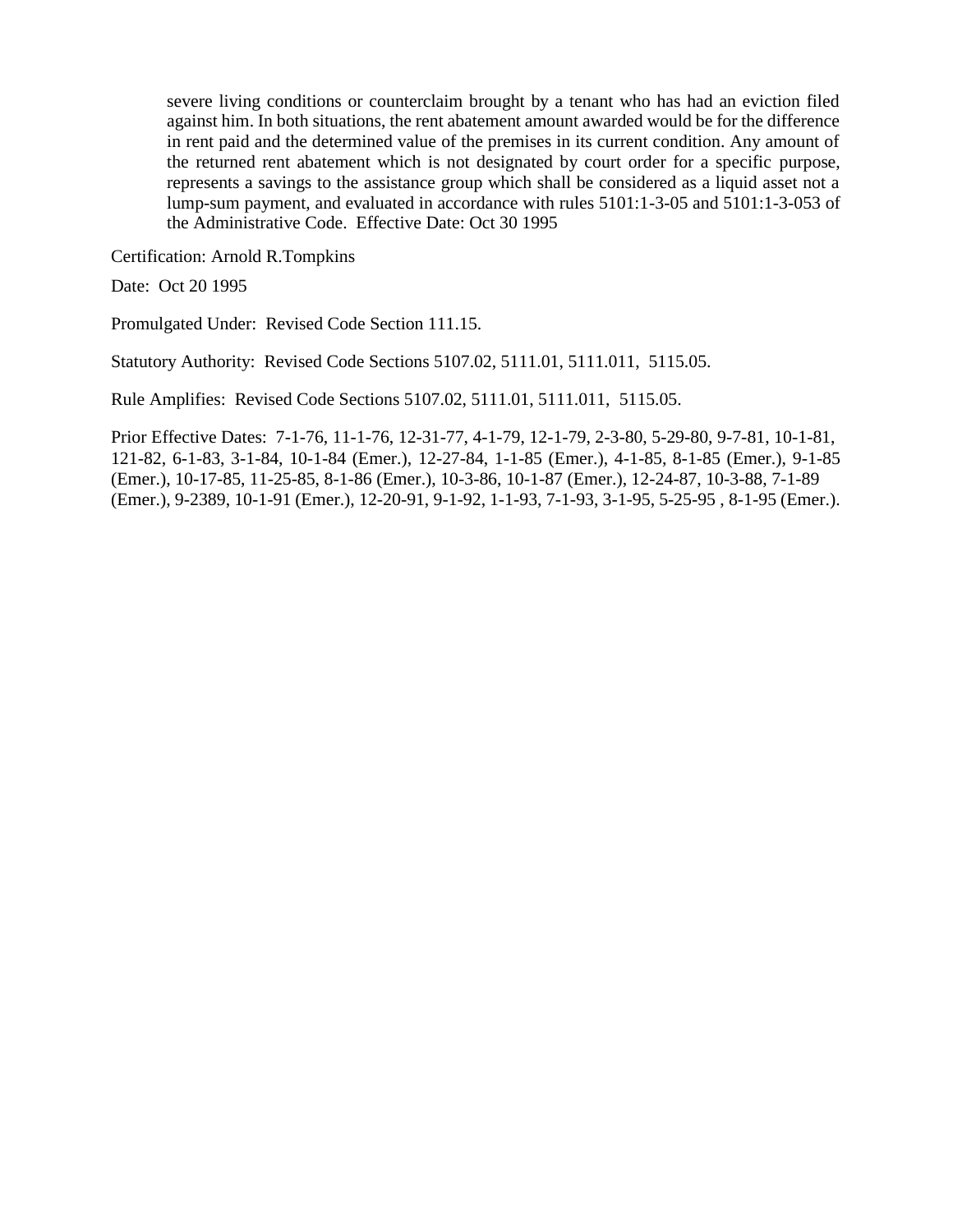severe living conditions or counterclaim brought by a tenant who has had an eviction filed against him. In both situations, the rent abatement amount awarded would be for the difference in rent paid and the determined value of the premises in its current condition. Any amount of the returned rent abatement which is not designated by court order for a specific purpose, represents a savings to the assistance group which shall be considered as a liquid asset not a lump-sum payment, and evaluated in accordance with rules 5101:1-3-05 and 5101:1-3-053 of the Administrative Code. Effective Date: Oct 30 1995

Certification: Arnold R.Tompkins

Date: Oct 20 1995

Promulgated Under: Revised Code Section 111.15.

Statutory Authority: Revised Code Sections 5107.02, 5111.01, 5111.011, 5115.05.

Rule Amplifies: Revised Code Sections 5107.02, 5111.01, 5111.011, 5115.05.

Prior Effective Dates: 7-1-76, 11-1-76, 12-31-77, 4-1-79, 12-1-79, 2-3-80, 5-29-80, 9-7-81, 10-1-81, 121-82, 6-1-83, 3-1-84, 10-1-84 (Emer.), 12-27-84, 1-1-85 (Emer.), 4-1-85, 8-1-85 (Emer.), 9-1-85 (Emer.), 10-17-85, 11-25-85, 8-1-86 (Emer.), 10-3-86, 10-1-87 (Emer.), 12-24-87, 10-3-88, 7-1-89 (Emer.), 9-2389, 10-1-91 (Emer.), 12-20-91, 9-1-92, 1-1-93, 7-1-93, 3-1-95, 5-25-95 , 8-1-95 (Emer.).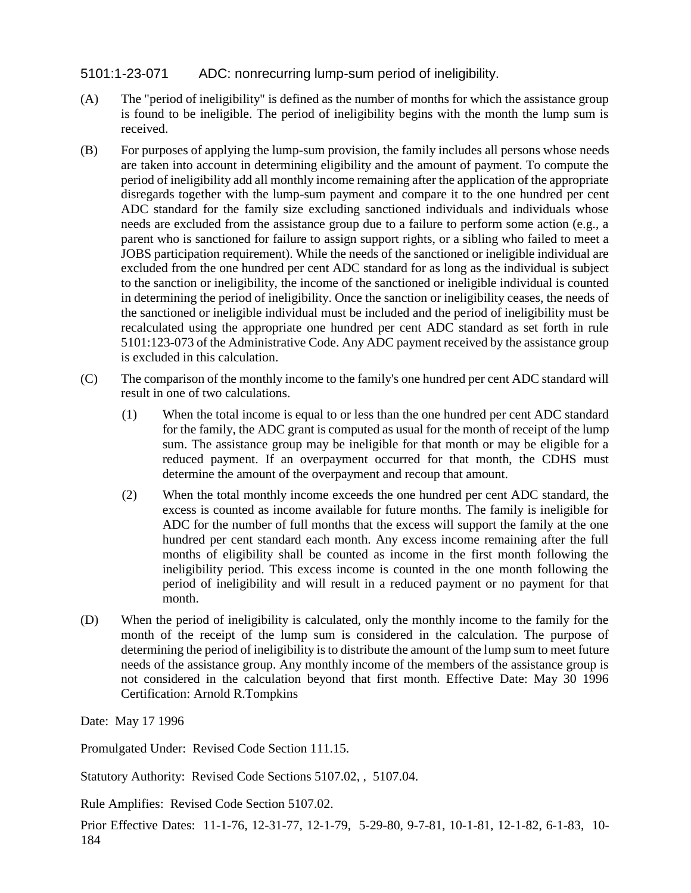## 5101:1-23-071 ADC: nonrecurring lump-sum period of ineligibility.

(A) The "period of ineligibility" is defined as the number of months for which the assistance group is found to be ineligible. The period of ineligibility begins with the month the lump sum is received.

(B) For purposes of applying the lump-sum provision, the family includes all persons whose needs are taken into account in determining eligibility and the amount of payment. To compute the period of ineligibility add all monthly income remaining after the application of the appropriate disregards together with the lump-sum payment and compare it to the one hundred per cent ADC standard for the family size excluding sanctioned individuals and individuals whose needs are excluded from the assistance group due to a failure to perform some action (e.g., a parent who is sanctioned for failure to assign support rights, or a sibling who failed to meet a JOBS participation requirement). While the needs of the sanctioned or ineligible individual are excluded from the one hundred per cent ADC standard for as long as the individual is subject to the sanction or ineligibility, the income of the sanctioned or ineligible individual is counted in determining the period of ineligibility. Once the sanction or ineligibility ceases, the needs of the sanctioned or ineligible individual must be included and the period of ineligibility must be recalculated using the appropriate one hundred per cent ADC standard as set forth in rule 5101:123-073 of the Administrative Code. Any ADC payment received by the assistance group is excluded in this calculation.

(C) The comparison of the monthly income to the family's one hundred per cent ADC standard will result in one of two calculations.

(1) When the total income is equal to or less than the one hundred per cent ADC standard for the family, the ADC grant is computed as usual for the month of receipt of the lump sum. The assistance group may be ineligible for that month or may be eligible for a reduced payment. If an overpayment occurred for that month, the CDHS must determine the amount of the overpayment and recoup that amount.

(2) When the total monthly income exceeds the one hundred per cent ADC standard, the excess is counted as income available for future months. The family is ineligible for ADC for the number of full months that the excess will support the family at the one hundred per cent standard each month. Any excess income remaining after the full months of eligibility shall be counted as income in the first month following the ineligibility period. This excess income is counted in the one month following the period of ineligibility and will result in a reduced payment or no payment for that month.

(D) When the period of ineligibility is calculated, only the monthly income to the family for the month of the receipt of the lump sum is considered in the calculation. The purpose of determining the period of ineligibility is to distribute the amount of the lump sum to meet future needs of the assistance group. Any monthly income of the members of the assistance group is not considered in the calculation beyond that first month. Effective Date: May 30 1996 Certification: Arnold R.Tompkins

Date: May 17 1996

Promulgated Under: Revised Code Section 111.15.

Statutory Authority: Revised Code Sections 5107.02, , 5107.04.

Rule Amplifies: Revised Code Section 5107.02.

Prior Effective Dates: 11-1-76, 12-31-77, 12-1-79, 5-29-80, 9-7-81, 10-1-81, 12-1-82, 6-1-83, 10-184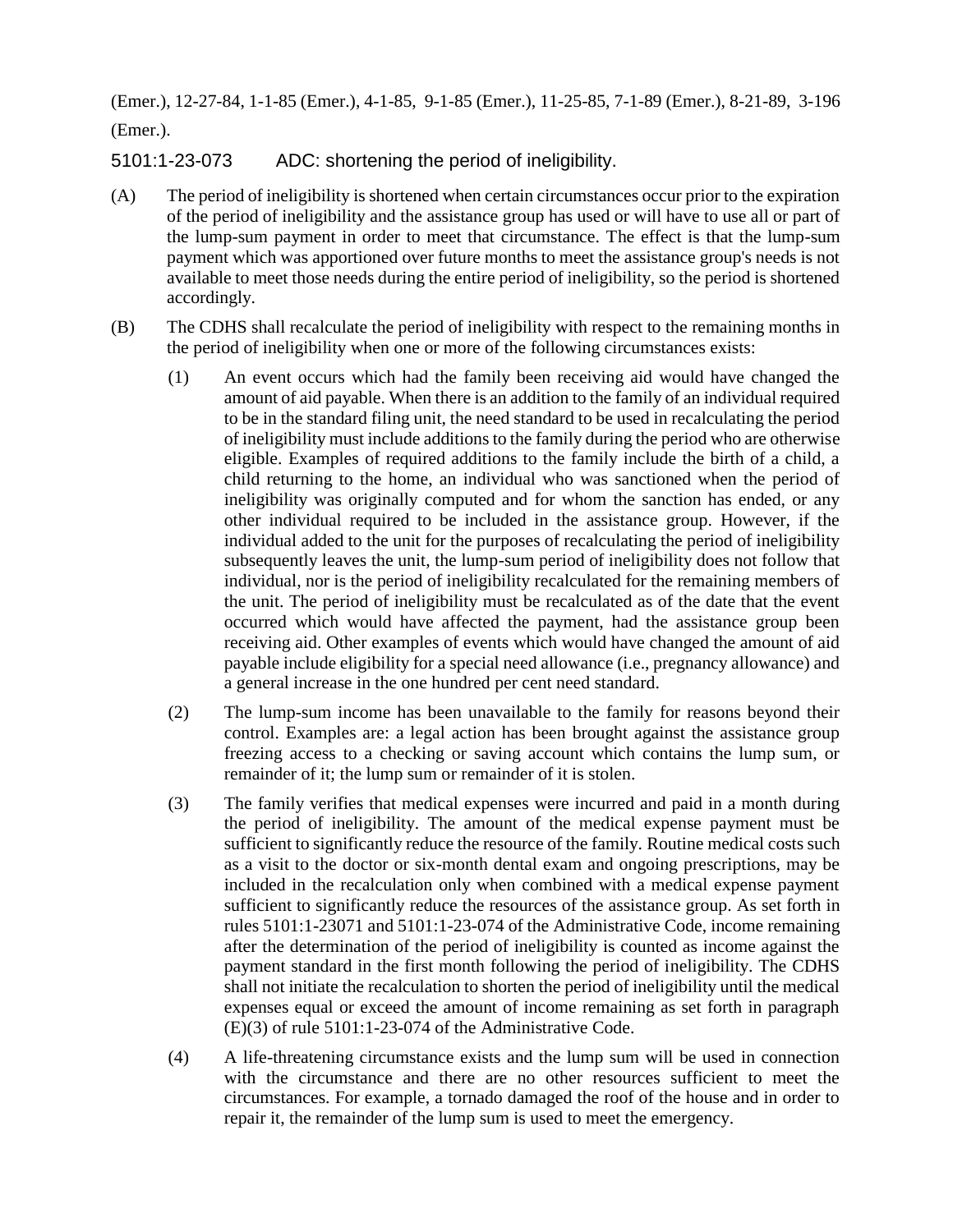(Emer.), 12-27-84, 1-1-85 (Emer.), 4-1-85, 9-1-85 (Emer.), 11-25-85, 7-1-89 (Emer.), 8-21-89, 3-196 (Emer.).

## 5101:1-23-073 ADC: shortening the period of ineligibility.

(A) The period of ineligibility is shortened when certain circumstances occur prior to the expiration of the period of ineligibility and the assistance group has used or will have to use all or part of the lump-sum payment in order to meet that circumstance. The effect is that the lump-sum payment which was apportioned over future months to meet the assistance group's needs is not available to meet those needs during the entire period of ineligibility, so the period is shortened accordingly.

(B) The CDHS shall recalculate the period of ineligibility with respect to the remaining months in the period of ineligibility when one or more of the following circumstances exists:

(1) An event occurs which had the family been receiving aid would have changed the amount of aid payable. When there is an addition to the family of an individual required to be in the standard filing unit, the need standard to be used in recalculating the period of ineligibility must include additions to the family during the period who are otherwise eligible. Examples of required additions to the family include the birth of a child, a child returning to the home, an individual who was sanctioned when the period of ineligibility was originally computed and for whom the sanction has ended, or any other individual required to be included in the assistance group. However, if the individual added to the unit for the purposes of recalculating the period of ineligibility subsequently leaves the unit, the lump-sum period of ineligibility does not follow that individual, nor is the period of ineligibility recalculated for the remaining members of the unit. The period of ineligibility must be recalculated as of the date that the event occurred which would have affected the payment, had the assistance group been receiving aid. Other examples of events which would have changed the amount of aid payable include eligibility for a special need allowance (i.e., pregnancy allowance) and a general increase in the one hundred per cent need standard.

(2) The lump-sum income has been unavailable to the family for reasons beyond their control. Examples are: a legal action has been brought against the assistance group freezing access to a checking or saving account which contains the lump sum, or remainder of it; the lump sum or remainder of it is stolen.

(3) The family verifies that medical expenses were incurred and paid in a month during the period of ineligibility. The amount of the medical expense payment must be sufficient to significantly reduce the resource of the family. Routine medical costs such as a visit to the doctor or six-month dental exam and ongoing prescriptions, may be included in the recalculation only when combined with a medical expense payment sufficient to significantly reduce the resources of the assistance group. As set forth in rules 5101:1-23071 and 5101:1-23-074 of the Administrative Code, income remaining after the determination of the period of ineligibility is counted as income against the payment standard in the first month following the period of ineligibility. The CDHS shall not initiate the recalculation to shorten the period of ineligibility until the medical expenses equal or exceed the amount of income remaining as set forth in paragraph (E)(3) of rule 5101:1-23-074 of the Administrative Code.

(4) A life-threatening circumstance exists and the lump sum will be used in connection with the circumstance and there are no other resources sufficient to meet the circumstances. For example, a tornado damaged the roof of the house and in order to repair it, the remainder of the lump sum is used to meet the emergency.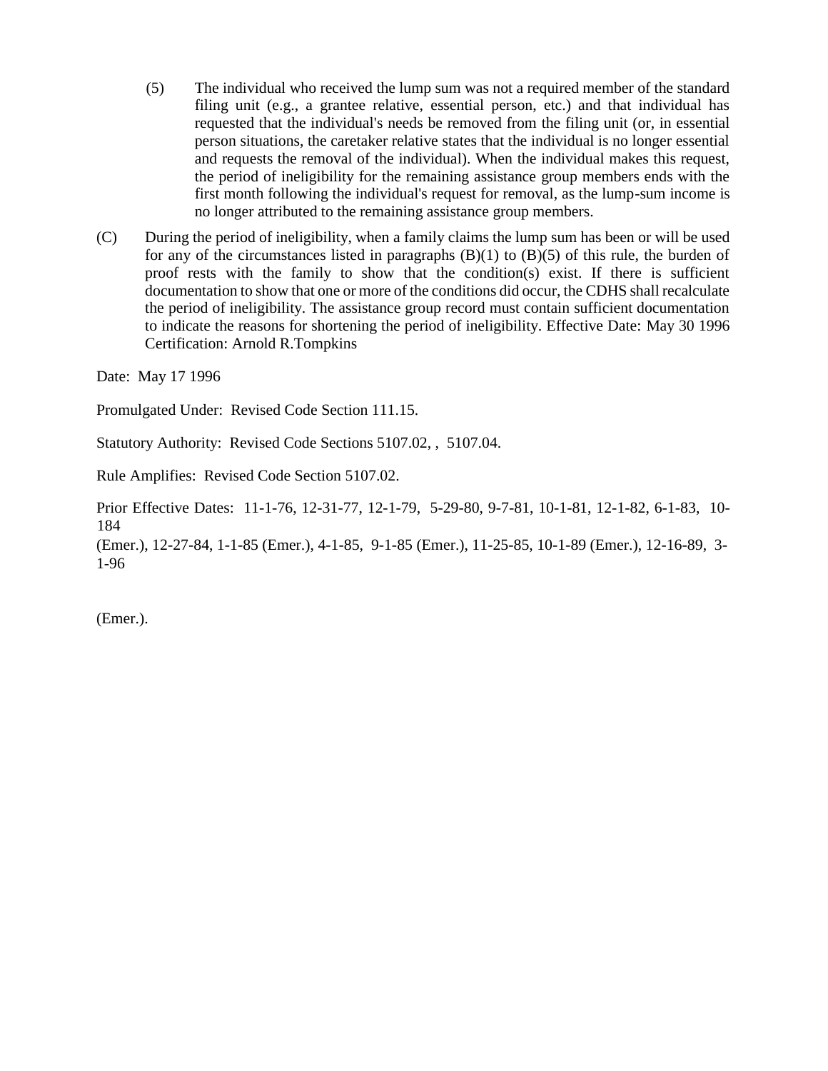(5) The individual who received the lump sum was not a required member of the standard filing unit (e.g., a grantee relative, essential person, etc.) and that individual has requested that the individual's needs be removed from the filing unit (or, in essential person situations, the caretaker relative states that the individual is no longer essential and requests the removal of the individual). When the individual makes this request, the period of ineligibility for the remaining assistance group members ends with the first month following the individual's request for removal, as the lump-sum income is no longer attributed to the remaining assistance group members.

(C) During the period of ineligibility, when a family claims the lump sum has been or will be used for any of the circumstances listed in paragraphs (B)(1) to (B)(5) of this rule, the burden of proof rests with the family to show that the condition(s) exist. If there is sufficient documentation to show that one or more of the conditions did occur, the CDHS shall recalculate the period of ineligibility. The assistance group record must contain sufficient documentation to indicate the reasons for shortening the period of ineligibility. Effective Date: May 30 1996 Certification: Arnold R.Tompkins

Date: May 17 1996

Promulgated Under: Revised Code Section 111.15.

Statutory Authority: Revised Code Sections 5107.02, , 5107.04.

Rule Amplifies: Revised Code Section 5107.02.

Prior Effective Dates: 11-1-76, 12-31-77, 12-1-79, 5-29-80, 9-7-81, 10-1-81, 12-1-82, 6-1-83, 10-184
(Emer.), 12-27-84, 1-1-85 (Emer.), 4-1-85, 9-1-85 (Emer.), 11-25-85, 10-1-89 (Emer.), 12-16-89, 3-1-96

(Emer.).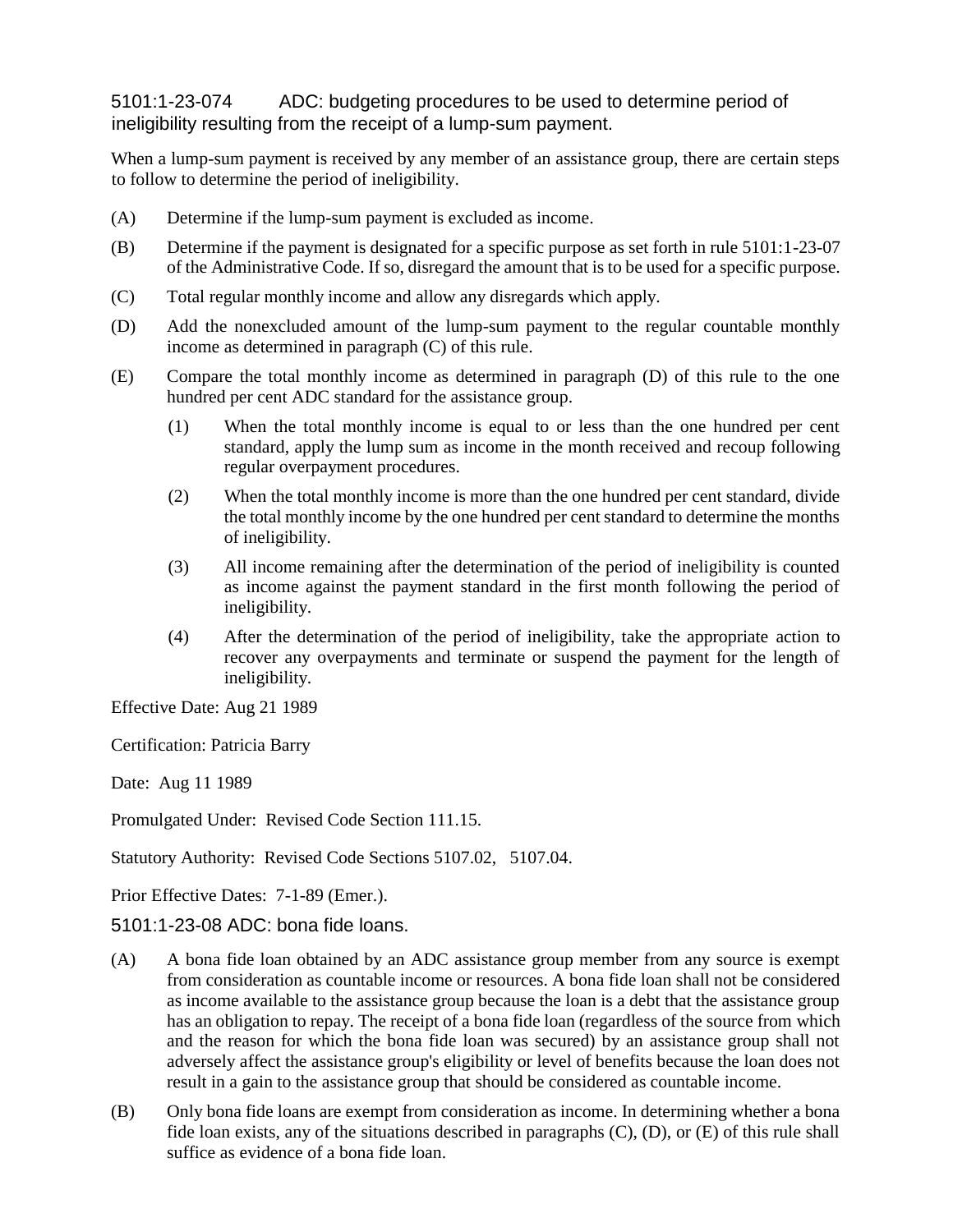## 5101:1-23-074 ADC: budgeting procedures to be used to determine period of ineligibility resulting from the receipt of a lump-sum payment.

When a lump-sum payment is received by any member of an assistance group, there are certain steps to follow to determine the period of ineligibility.

(A) Determine if the lump-sum payment is excluded as income.

(B) Determine if the payment is designated for a specific purpose as set forth in rule 5101:1-23-07 of the Administrative Code. If so, disregard the amount that is to be used for a specific purpose.

(C) Total regular monthly income and allow any disregards which apply.

(D) Add the nonexcluded amount of the lump-sum payment to the regular countable monthly income as determined in paragraph (C) of this rule.

(E) Compare the total monthly income as determined in paragraph (D) of this rule to the one hundred per cent ADC standard for the assistance group.

   (1) When the total monthly income is equal to or less than the one hundred per cent standard, apply the lump sum as income in the month received and recoup following regular overpayment procedures.

   (2) When the total monthly income is more than the one hundred per cent standard, divide the total monthly income by the one hundred per cent standard to determine the months of ineligibility.

   (3) All income remaining after the determination of the period of ineligibility is counted as income against the payment standard in the first month following the period of ineligibility.

   (4) After the determination of the period of ineligibility, take the appropriate action to recover any overpayments and terminate or suspend the payment for the length of ineligibility.

Effective Date: Aug 21 1989

Certification: Patricia Barry

Date: Aug 11 1989

Promulgated Under: Revised Code Section 111.15.

Statutory Authority: Revised Code Sections 5107.02, 5107.04.

Prior Effective Dates: 7-1-89 (Emer.).

## 5101:1-23-08 ADC: bona fide loans.

(A) A bona fide loan obtained by an ADC assistance group member from any source is exempt from consideration as countable income or resources. A bona fide loan shall not be considered as income available to the assistance group because the loan is a debt that the assistance group has an obligation to repay. The receipt of a bona fide loan (regardless of the source from which and the reason for which the bona fide loan was secured) by an assistance group shall not adversely affect the assistance group's eligibility or level of benefits because the loan does not result in a gain to the assistance group that should be considered as countable income.

(B) Only bona fide loans are exempt from consideration as income. In determining whether a bona fide loan exists, any of the situations described in paragraphs (C), (D), or (E) of this rule shall suffice as evidence of a bona fide loan.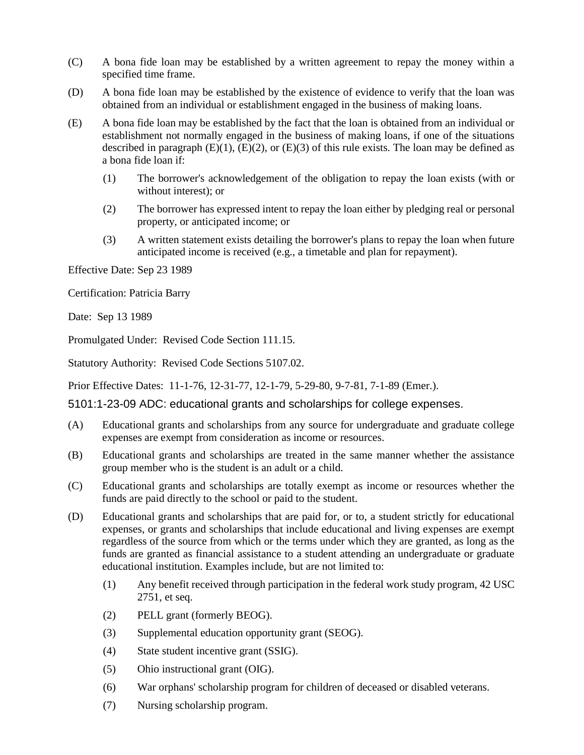(C) A bona fide loan may be established by a written agreement to repay the money within a specified time frame.

(D) A bona fide loan may be established by the existence of evidence to verify that the loan was obtained from an individual or establishment engaged in the business of making loans.

(E) A bona fide loan may be established by the fact that the loan is obtained from an individual or establishment not normally engaged in the business of making loans, if one of the situations described in paragraph (E)(1), (E)(2), or (E)(3) of this rule exists. The loan may be defined as a bona fide loan if:

   (1) The borrower's acknowledgement of the obligation to repay the loan exists (with or without interest); or

   (2) The borrower has expressed intent to repay the loan either by pledging real or personal property, or anticipated income; or

   (3) A written statement exists detailing the borrower's plans to repay the loan when future anticipated income is received (e.g., a timetable and plan for repayment).

Effective Date: Sep 23 1989

Certification: Patricia Barry

Date: Sep 13 1989

Promulgated Under: Revised Code Section 111.15.

Statutory Authority: Revised Code Sections 5107.02.

Prior Effective Dates: 11-1-76, 12-31-77, 12-1-79, 5-29-80, 9-7-81, 7-1-89 (Emer.).

## 5101:1-23-09 ADC: educational grants and scholarships for college expenses.

(A) Educational grants and scholarships from any source for undergraduate and graduate college expenses are exempt from consideration as income or resources.

(B) Educational grants and scholarships are treated in the same manner whether the assistance group member who is the student is an adult or a child.

(C) Educational grants and scholarships are totally exempt as income or resources whether the funds are paid directly to the school or paid to the student.

(D) Educational grants and scholarships that are paid for, or to, a student strictly for educational expenses, or grants and scholarships that include educational and living expenses are exempt regardless of the source from which or the terms under which they are granted, as long as the funds are granted as financial assistance to a student attending an undergraduate or graduate educational institution. Examples include, but are not limited to:

   (1) Any benefit received through participation in the federal work study program, 42 USC 2751, et seq.

   (2) PELL grant (formerly BEOG).

   (3) Supplemental education opportunity grant (SEOG).

   (4) State student incentive grant (SSIG).

   (5) Ohio instructional grant (OIG).

   (6) War orphans' scholarship program for children of deceased or disabled veterans.

   (7) Nursing scholarship program.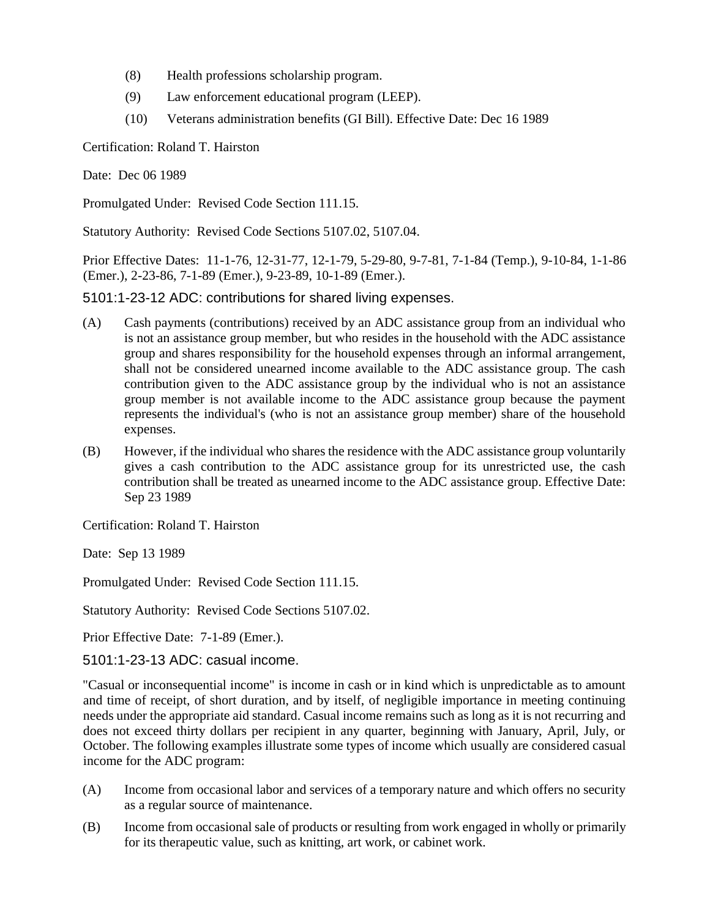(8) Health professions scholarship program.

(9) Law enforcement educational program (LEEP).

(10) Veterans administration benefits (GI Bill). Effective Date: Dec 16 1989

Certification: Roland T. Hairston

Date: Dec 06 1989

Promulgated Under: Revised Code Section 111.15.

Statutory Authority: Revised Code Sections 5107.02, 5107.04.

Prior Effective Dates: 11-1-76, 12-31-77, 12-1-79, 5-29-80, 9-7-81, 7-1-84 (Temp.), 9-10-84, 1-1-86 (Emer.), 2-23-86, 7-1-89 (Emer.), 9-23-89, 10-1-89 (Emer.).

### 5101:1-23-12 ADC: contributions for shared living expenses.

(A) Cash payments (contributions) received by an ADC assistance group from an individual who is not an assistance group member, but who resides in the household with the ADC assistance group and shares responsibility for the household expenses through an informal arrangement, shall not be considered unearned income available to the ADC assistance group. The cash contribution given to the ADC assistance group by the individual who is not an assistance group member is not available income to the ADC assistance group because the payment represents the individual's (who is not an assistance group member) share of the household expenses.

(B) However, if the individual who shares the residence with the ADC assistance group voluntarily gives a cash contribution to the ADC assistance group for its unrestricted use, the cash contribution shall be treated as unearned income to the ADC assistance group. Effective Date: Sep 23 1989

Certification: Roland T. Hairston

Date: Sep 13 1989

Promulgated Under: Revised Code Section 111.15.

Statutory Authority: Revised Code Sections 5107.02.

Prior Effective Date: 7-1-89 (Emer.).

### 5101:1-23-13 ADC: casual income.

"Casual or inconsequential income" is income in cash or in kind which is unpredictable as to amount and time of receipt, of short duration, and by itself, of negligible importance in meeting continuing needs under the appropriate aid standard. Casual income remains such as long as it is not recurring and does not exceed thirty dollars per recipient in any quarter, beginning with January, April, July, or October. The following examples illustrate some types of income which usually are considered casual income for the ADC program:

(A) Income from occasional labor and services of a temporary nature and which offers no security as a regular source of maintenance.

(B) Income from occasional sale of products or resulting from work engaged in wholly or primarily for its therapeutic value, such as knitting, art work, or cabinet work.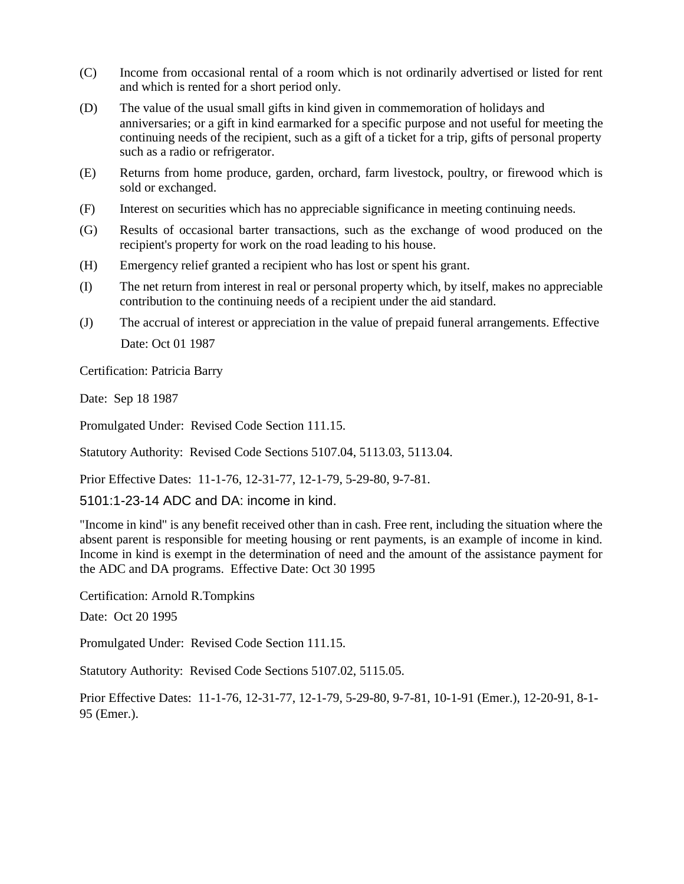(C) Income from occasional rental of a room which is not ordinarily advertised or listed for rent and which is rented for a short period only.

(D) The value of the usual small gifts in kind given in commemoration of holidays and anniversaries; or a gift in kind earmarked for a specific purpose and not useful for meeting the continuing needs of the recipient, such as a gift of a ticket for a trip, gifts of personal property such as a radio or refrigerator.

(E) Returns from home produce, garden, orchard, farm livestock, poultry, or firewood which is sold or exchanged.

(F) Interest on securities which has no appreciable significance in meeting continuing needs.

(G) Results of occasional barter transactions, such as the exchange of wood produced on the recipient's property for work on the road leading to his house.

(H) Emergency relief granted a recipient who has lost or spent his grant.

(I) The net return from interest in real or personal property which, by itself, makes no appreciable contribution to the continuing needs of a recipient under the aid standard.

(J) The accrual of interest or appreciation in the value of prepaid funeral arrangements. Effective Date: Oct 01 1987

Certification: Patricia Barry

Date: Sep 18 1987

Promulgated Under: Revised Code Section 111.15.

Statutory Authority: Revised Code Sections 5107.04, 5113.03, 5113.04.

Prior Effective Dates: 11-1-76, 12-31-77, 12-1-79, 5-29-80, 9-7-81.

## 5101:1-23-14 ADC and DA: income in kind.

"Income in kind" is any benefit received other than in cash. Free rent, including the situation where the absent parent is responsible for meeting housing or rent payments, is an example of income in kind. Income in kind is exempt in the determination of need and the amount of the assistance payment for the ADC and DA programs. Effective Date: Oct 30 1995

Certification: Arnold R.Tompkins

Date: Oct 20 1995

Promulgated Under: Revised Code Section 111.15.

Statutory Authority: Revised Code Sections 5107.02, 5115.05.

Prior Effective Dates: 11-1-76, 12-31-77, 12-1-79, 5-29-80, 9-7-81, 10-1-91 (Emer.), 12-20-91, 8-1-95 (Emer.).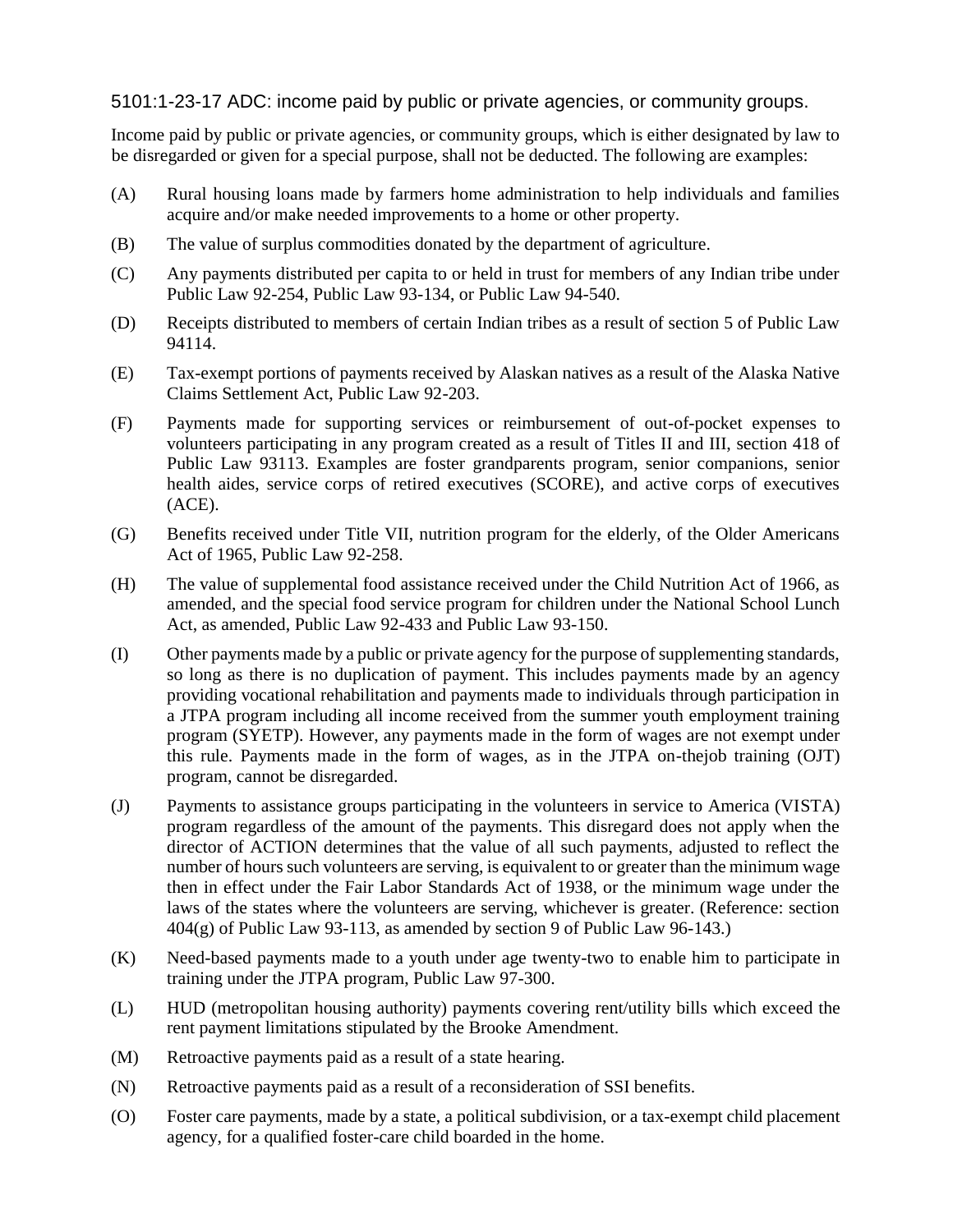## 5101:1-23-17 ADC: income paid by public or private agencies, or community groups.

Income paid by public or private agencies, or community groups, which is either designated by law to be disregarded or given for a special purpose, shall not be deducted. The following are examples:

(A) Rural housing loans made by farmers home administration to help individuals and families acquire and/or make needed improvements to a home or other property.

(B) The value of surplus commodities donated by the department of agriculture.

(C) Any payments distributed per capita to or held in trust for members of any Indian tribe under Public Law 92-254, Public Law 93-134, or Public Law 94-540.

(D) Receipts distributed to members of certain Indian tribes as a result of section 5 of Public Law 94114.

(E) Tax-exempt portions of payments received by Alaskan natives as a result of the Alaska Native Claims Settlement Act, Public Law 92-203.

(F) Payments made for supporting services or reimbursement of out-of-pocket expenses to volunteers participating in any program created as a result of Titles II and III, section 418 of Public Law 93113. Examples are foster grandparents program, senior companions, senior health aides, service corps of retired executives (SCORE), and active corps of executives (ACE).

(G) Benefits received under Title VII, nutrition program for the elderly, of the Older Americans Act of 1965, Public Law 92-258.

(H) The value of supplemental food assistance received under the Child Nutrition Act of 1966, as amended, and the special food service program for children under the National School Lunch Act, as amended, Public Law 92-433 and Public Law 93-150.

(I) Other payments made by a public or private agency for the purpose of supplementing standards, so long as there is no duplication of payment. This includes payments made by an agency providing vocational rehabilitation and payments made to individuals through participation in a JTPA program including all income received from the summer youth employment training program (SYETP). However, any payments made in the form of wages are not exempt under this rule. Payments made in the form of wages, as in the JTPA on-thejob training (OJT) program, cannot be disregarded.

(J) Payments to assistance groups participating in the volunteers in service to America (VISTA) program regardless of the amount of the payments. This disregard does not apply when the director of ACTION determines that the value of all such payments, adjusted to reflect the number of hours such volunteers are serving, is equivalent to or greater than the minimum wage then in effect under the Fair Labor Standards Act of 1938, or the minimum wage under the laws of the states where the volunteers are serving, whichever is greater. (Reference: section 404(g) of Public Law 93-113, as amended by section 9 of Public Law 96-143.)

(K) Need-based payments made to a youth under age twenty-two to enable him to participate in training under the JTPA program, Public Law 97-300.

(L) HUD (metropolitan housing authority) payments covering rent/utility bills which exceed the rent payment limitations stipulated by the Brooke Amendment.

(M) Retroactive payments paid as a result of a state hearing.

(N) Retroactive payments paid as a result of a reconsideration of SSI benefits.

(O) Foster care payments, made by a state, a political subdivision, or a tax-exempt child placement agency, for a qualified foster-care child boarded in the home.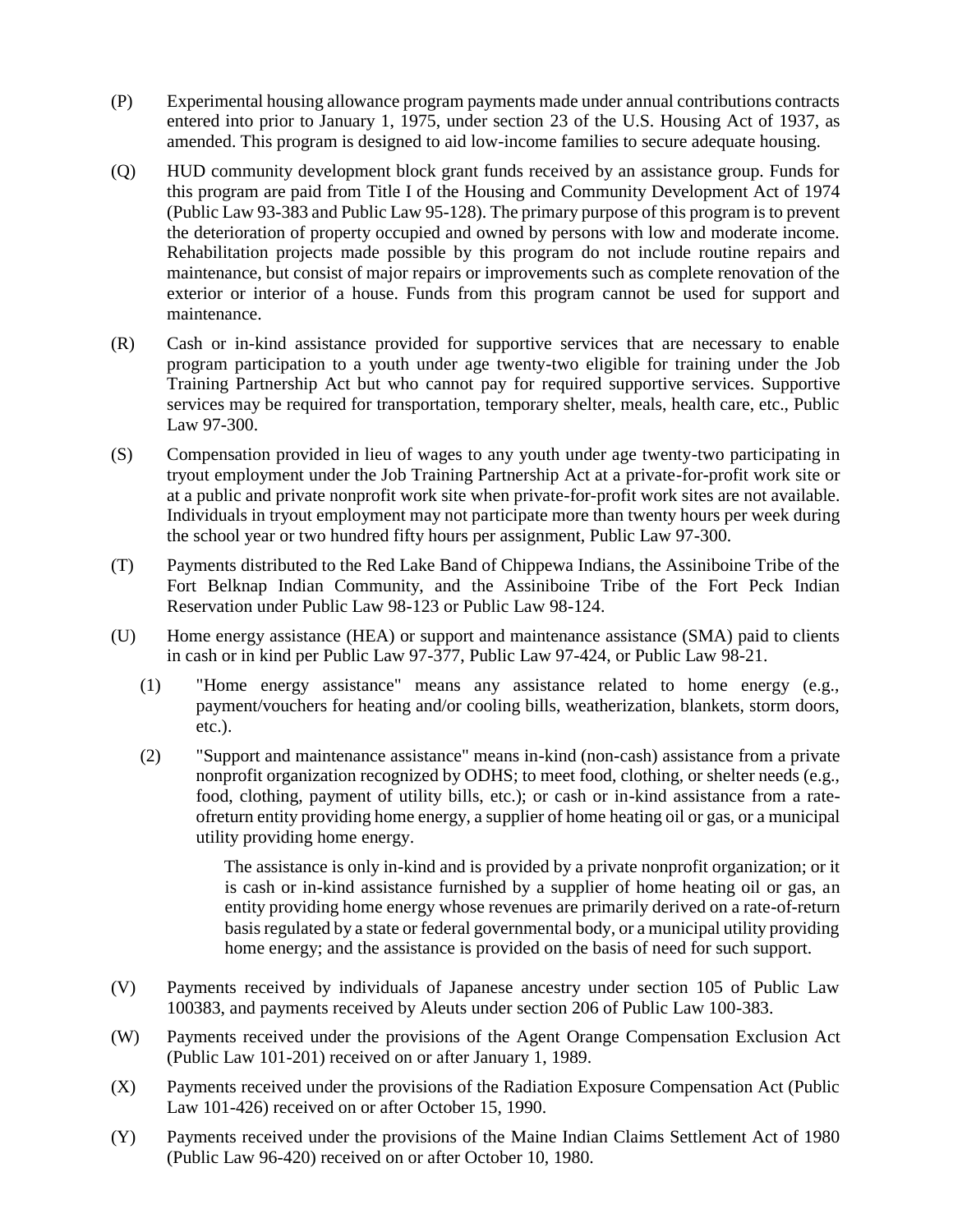(P) Experimental housing allowance program payments made under annual contributions contracts entered into prior to January 1, 1975, under section 23 of the U.S. Housing Act of 1937, as amended. This program is designed to aid low-income families to secure adequate housing.

(Q) HUD community development block grant funds received by an assistance group. Funds for this program are paid from Title I of the Housing and Community Development Act of 1974 (Public Law 93-383 and Public Law 95-128). The primary purpose of this program is to prevent the deterioration of property occupied and owned by persons with low and moderate income. Rehabilitation projects made possible by this program do not include routine repairs and maintenance, but consist of major repairs or improvements such as complete renovation of the exterior or interior of a house. Funds from this program cannot be used for support and maintenance.

(R) Cash or in-kind assistance provided for supportive services that are necessary to enable program participation to a youth under age twenty-two eligible for training under the Job Training Partnership Act but who cannot pay for required supportive services. Supportive services may be required for transportation, temporary shelter, meals, health care, etc., Public Law 97-300.

(S) Compensation provided in lieu of wages to any youth under age twenty-two participating in tryout employment under the Job Training Partnership Act at a private-for-profit work site or at a public and private nonprofit work site when private-for-profit work sites are not available. Individuals in tryout employment may not participate more than twenty hours per week during the school year or two hundred fifty hours per assignment, Public Law 97-300.

(T) Payments distributed to the Red Lake Band of Chippewa Indians, the Assiniboine Tribe of the Fort Belknap Indian Community, and the Assiniboine Tribe of the Fort Peck Indian Reservation under Public Law 98-123 or Public Law 98-124.

(U) Home energy assistance (HEA) or support and maintenance assistance (SMA) paid to clients in cash or in kind per Public Law 97-377, Public Law 97-424, or Public Law 98-21.

  (1) "Home energy assistance" means any assistance related to home energy (e.g., payment/vouchers for heating and/or cooling bills, weatherization, blankets, storm doors, etc.).

  (2) "Support and maintenance assistance" means in-kind (non-cash) assistance from a private nonprofit organization recognized by ODHS; to meet food, clothing, or shelter needs (e.g., food, clothing, payment of utility bills, etc.); or cash or in-kind assistance from a rate-ofreturn entity providing home energy, a supplier of home heating oil or gas, or a municipal utility providing home energy.

    The assistance is only in-kind and is provided by a private nonprofit organization; or it is cash or in-kind assistance furnished by a supplier of home heating oil or gas, an entity providing home energy whose revenues are primarily derived on a rate-of-return basis regulated by a state or federal governmental body, or a municipal utility providing home energy; and the assistance is provided on the basis of need for such support.

(V) Payments received by individuals of Japanese ancestry under section 105 of Public Law 100383, and payments received by Aleuts under section 206 of Public Law 100-383.

(W) Payments received under the provisions of the Agent Orange Compensation Exclusion Act (Public Law 101-201) received on or after January 1, 1989.

(X) Payments received under the provisions of the Radiation Exposure Compensation Act (Public Law 101-426) received on or after October 15, 1990.

(Y) Payments received under the provisions of the Maine Indian Claims Settlement Act of 1980 (Public Law 96-420) received on or after October 10, 1980.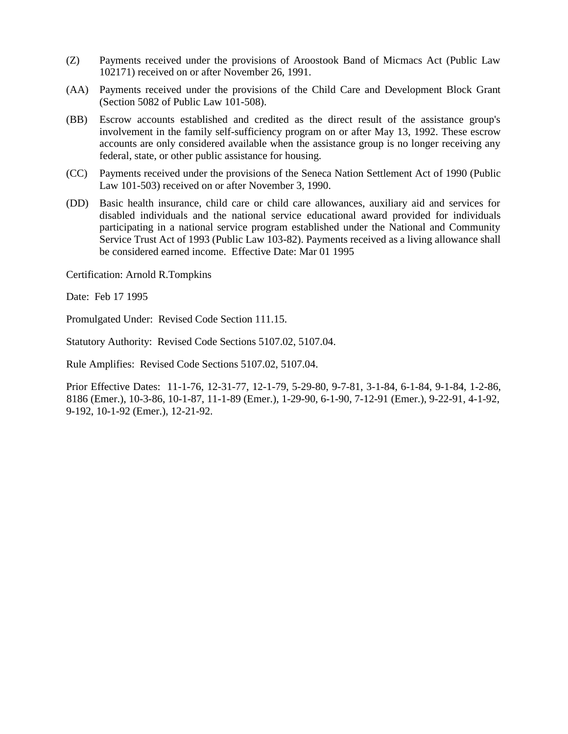(Z) Payments received under the provisions of Aroostook Band of Micmacs Act (Public Law 102171) received on or after November 26, 1991.

(AA) Payments received under the provisions of the Child Care and Development Block Grant (Section 5082 of Public Law 101-508).

(BB) Escrow accounts established and credited as the direct result of the assistance group's involvement in the family self-sufficiency program on or after May 13, 1992. These escrow accounts are only considered available when the assistance group is no longer receiving any federal, state, or other public assistance for housing.

(CC) Payments received under the provisions of the Seneca Nation Settlement Act of 1990 (Public Law 101-503) received on or after November 3, 1990.

(DD) Basic health insurance, child care or child care allowances, auxiliary aid and services for disabled individuals and the national service educational award provided for individuals participating in a national service program established under the National and Community Service Trust Act of 1993 (Public Law 103-82). Payments received as a living allowance shall be considered earned income. Effective Date: Mar 01 1995

Certification: Arnold R.Tompkins

Date: Feb 17 1995

Promulgated Under: Revised Code Section 111.15.

Statutory Authority: Revised Code Sections 5107.02, 5107.04.

Rule Amplifies: Revised Code Sections 5107.02, 5107.04.

Prior Effective Dates: 11-1-76, 12-31-77, 12-1-79, 5-29-80, 9-7-81, 3-1-84, 6-1-84, 9-1-84, 1-2-86, 8186 (Emer.), 10-3-86, 10-1-87, 11-1-89 (Emer.), 1-29-90, 6-1-90, 7-12-91 (Emer.), 9-22-91, 4-1-92, 9-192, 10-1-92 (Emer.), 12-21-92.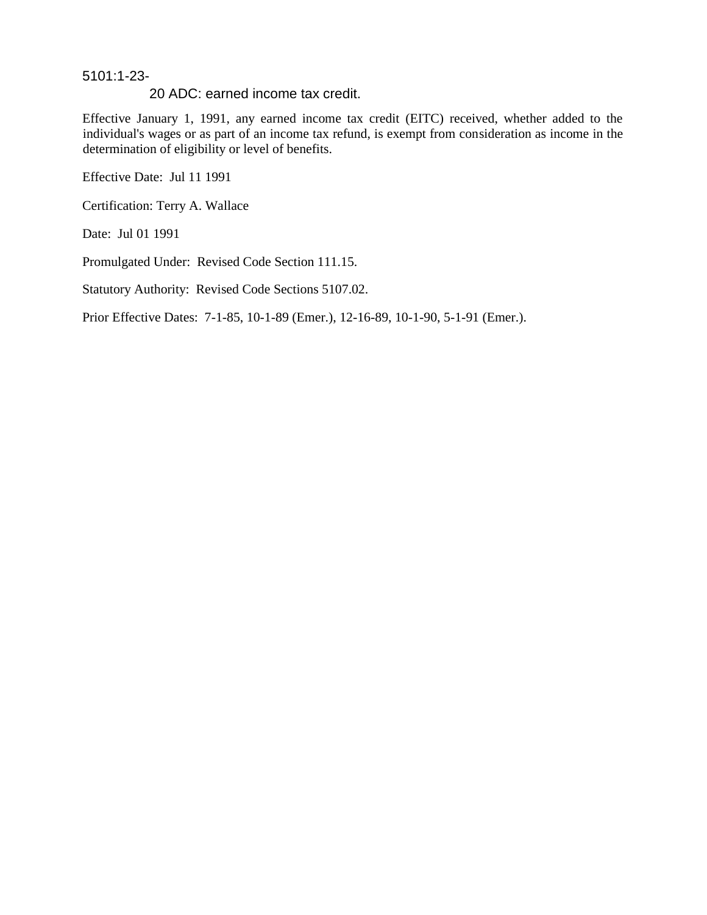# 5101:1-23-20 ADC: earned income tax credit.

Effective January 1, 1991, any earned income tax credit (EITC) received, whether added to the individual's wages or as part of an income tax refund, is exempt from consideration as income in the determination of eligibility or level of benefits.

Effective Date: Jul 11 1991

Certification: Terry A. Wallace

Date: Jul 01 1991

Promulgated Under: Revised Code Section 111.15.

Statutory Authority: Revised Code Sections 5107.02.

Prior Effective Dates: 7-1-85, 10-1-89 (Emer.), 12-16-89, 10-1-90, 5-1-91 (Emer.).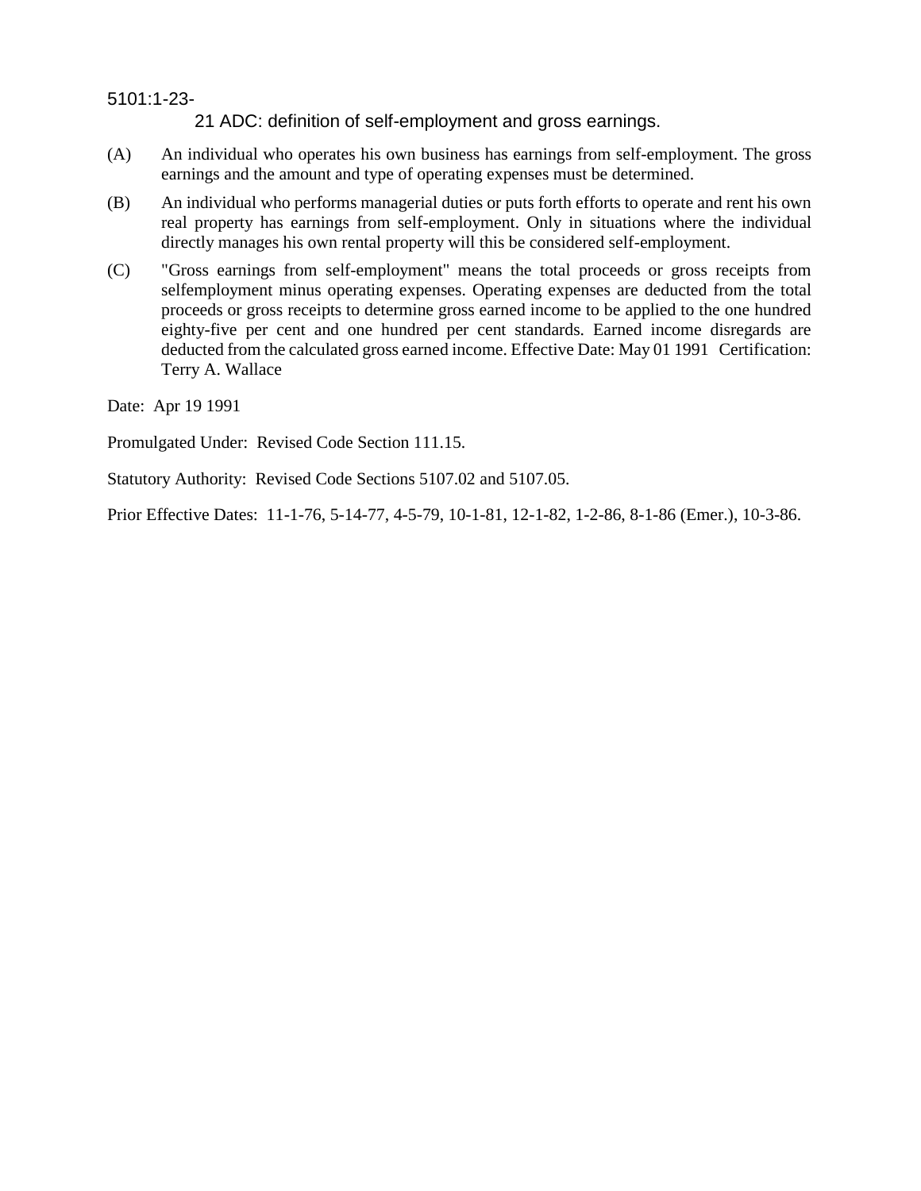5101:1-23-21 ADC: definition of self-employment and gross earnings.

(A) An individual who operates his own business has earnings from self-employment. The gross earnings and the amount and type of operating expenses must be determined.

(B) An individual who performs managerial duties or puts forth efforts to operate and rent his own real property has earnings from self-employment. Only in situations where the individual directly manages his own rental property will this be considered self-employment.

(C) "Gross earnings from self-employment" means the total proceeds or gross receipts from selfemployment minus operating expenses. Operating expenses are deducted from the total proceeds or gross receipts to determine gross earned income to be applied to the one hundred eighty-five per cent and one hundred per cent standards. Earned income disregards are deducted from the calculated gross earned income. Effective Date: May 01 1991 Certification: Terry A. Wallace

Date: Apr 19 1991

Promulgated Under: Revised Code Section 111.15.

Statutory Authority: Revised Code Sections 5107.02 and 5107.05.

Prior Effective Dates: 11-1-76, 5-14-77, 4-5-79, 10-1-81, 12-1-82, 1-2-86, 8-1-86 (Emer.), 10-3-86.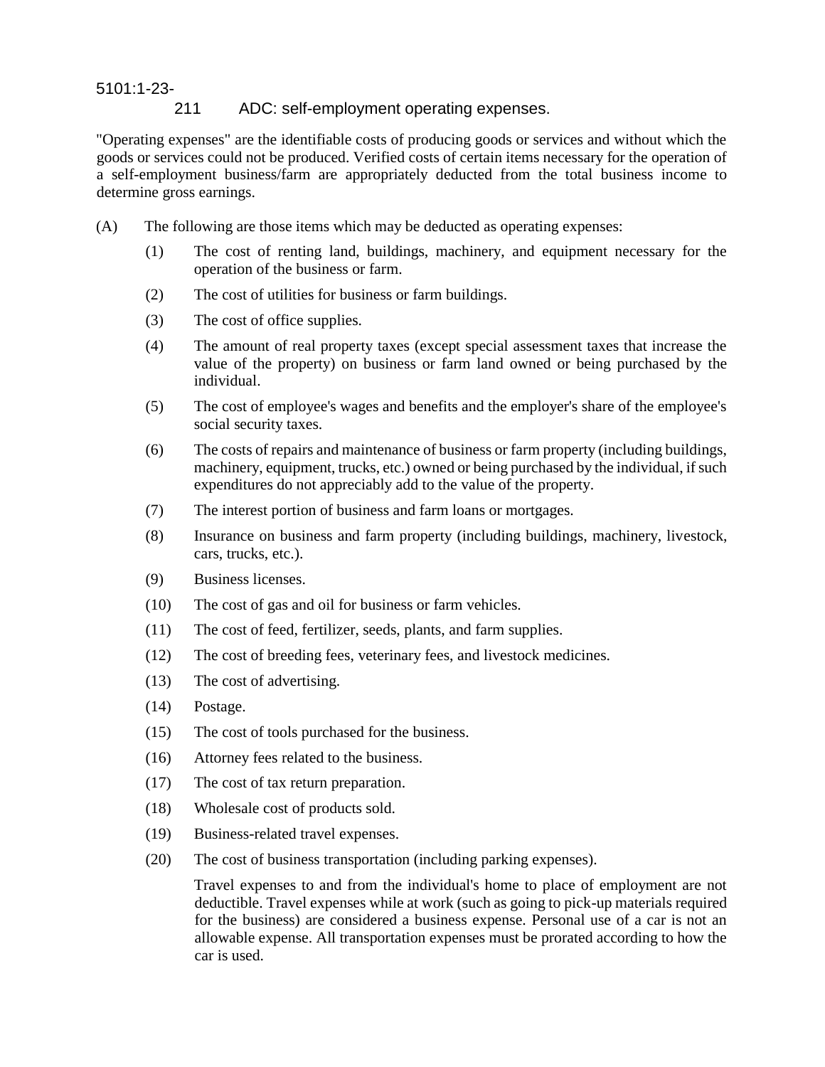# 5101:1-23-211 ADC: self-employment operating expenses.

"Operating expenses" are the identifiable costs of producing goods or services and without which the goods or services could not be produced. Verified costs of certain items necessary for the operation of a self-employment business/farm are appropriately deducted from the total business income to determine gross earnings.

(A) The following are those items which may be deducted as operating expenses:

(1) The cost of renting land, buildings, machinery, and equipment necessary for the operation of the business or farm.

(2) The cost of utilities for business or farm buildings.

(3) The cost of office supplies.

(4) The amount of real property taxes (except special assessment taxes that increase the value of the property) on business or farm land owned or being purchased by the individual.

(5) The cost of employee's wages and benefits and the employer's share of the employee's social security taxes.

(6) The costs of repairs and maintenance of business or farm property (including buildings, machinery, equipment, trucks, etc.) owned or being purchased by the individual, if such expenditures do not appreciably add to the value of the property.

(7) The interest portion of business and farm loans or mortgages.

(8) Insurance on business and farm property (including buildings, machinery, livestock, cars, trucks, etc.).

(9) Business licenses.

(10) The cost of gas and oil for business or farm vehicles.

(11) The cost of feed, fertilizer, seeds, plants, and farm supplies.

(12) The cost of breeding fees, veterinary fees, and livestock medicines.

(13) The cost of advertising.

(14) Postage.

(15) The cost of tools purchased for the business.

(16) Attorney fees related to the business.

(17) The cost of tax return preparation.

(18) Wholesale cost of products sold.

(19) Business-related travel expenses.

(20) The cost of business transportation (including parking expenses).

Travel expenses to and from the individual's home to place of employment are not deductible. Travel expenses while at work (such as going to pick-up materials required for the business) are considered a business expense. Personal use of a car is not an allowable expense. All transportation expenses must be prorated according to how the car is used.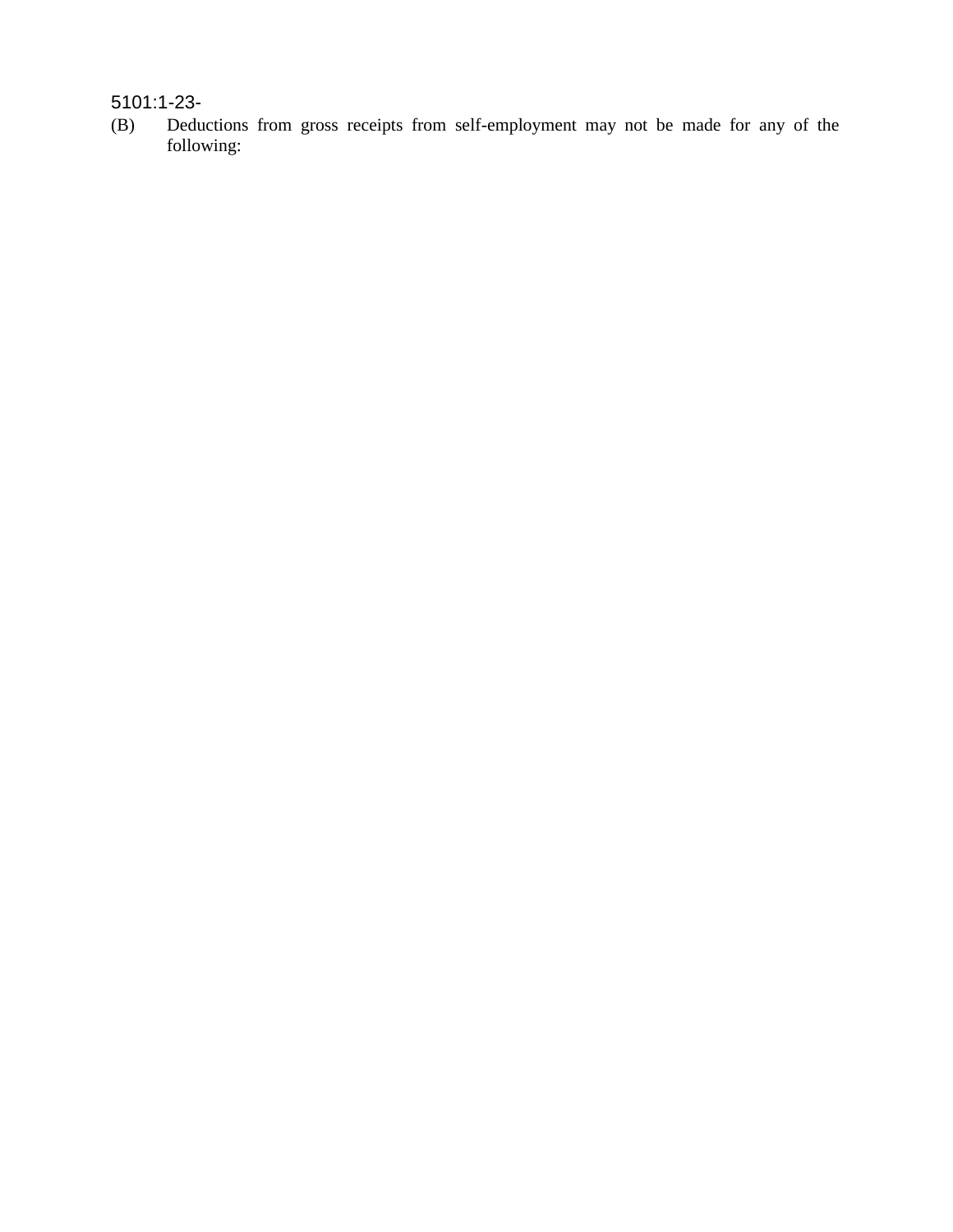(B) Deductions from gross receipts from self-employment may not be made for any of the following: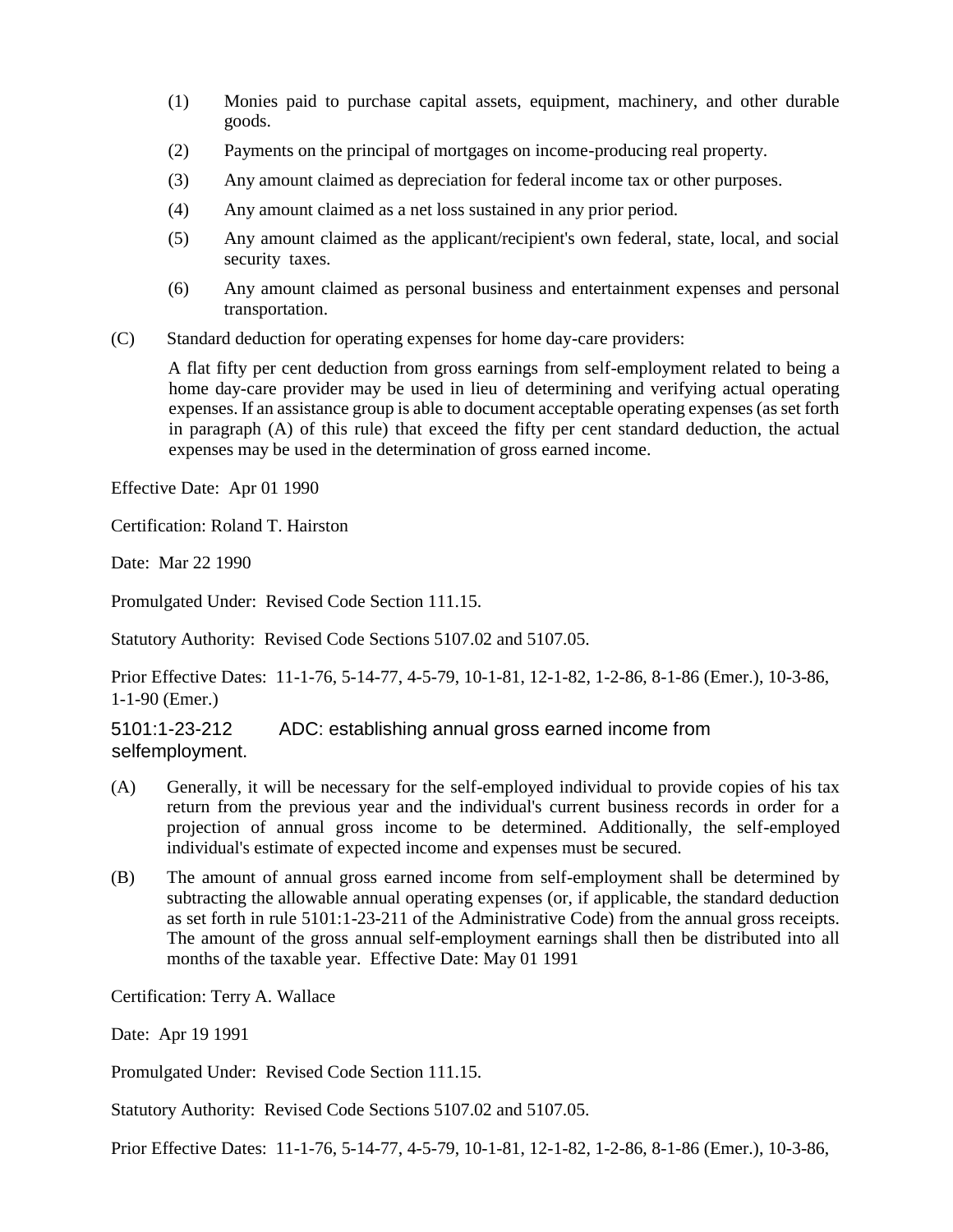(1) Monies paid to purchase capital assets, equipment, machinery, and other durable goods.

(2) Payments on the principal of mortgages on income-producing real property.

(3) Any amount claimed as depreciation for federal income tax or other purposes.

(4) Any amount claimed as a net loss sustained in any prior period.

(5) Any amount claimed as the applicant/recipient's own federal, state, local, and social security taxes.

(6) Any amount claimed as personal business and entertainment expenses and personal transportation.

(C) Standard deduction for operating expenses for home day-care providers:

A flat fifty per cent deduction from gross earnings from self-employment related to being a home day-care provider may be used in lieu of determining and verifying actual operating expenses. If an assistance group is able to document acceptable operating expenses (as set forth in paragraph (A) of this rule) that exceed the fifty per cent standard deduction, the actual expenses may be used in the determination of gross earned income.

Effective Date: Apr 01 1990

Certification: Roland T. Hairston

Date: Mar 22 1990

Promulgated Under: Revised Code Section 111.15.

Statutory Authority: Revised Code Sections 5107.02 and 5107.05.

Prior Effective Dates: 11-1-76, 5-14-77, 4-5-79, 10-1-81, 12-1-82, 1-2-86, 8-1-86 (Emer.), 10-3-86, 1-1-90 (Emer.)

## 5101:1-23-212 ADC: establishing annual gross earned income from selfemployment.

(A) Generally, it will be necessary for the self-employed individual to provide copies of his tax return from the previous year and the individual's current business records in order for a projection of annual gross income to be determined. Additionally, the self-employed individual's estimate of expected income and expenses must be secured.

(B) The amount of annual gross earned income from self-employment shall be determined by subtracting the allowable annual operating expenses (or, if applicable, the standard deduction as set forth in rule 5101:1-23-211 of the Administrative Code) from the annual gross receipts. The amount of the gross annual self-employment earnings shall then be distributed into all months of the taxable year. Effective Date: May 01 1991

Certification: Terry A. Wallace

Date: Apr 19 1991

Promulgated Under: Revised Code Section 111.15.

Statutory Authority: Revised Code Sections 5107.02 and 5107.05.

Prior Effective Dates: 11-1-76, 5-14-77, 4-5-79, 10-1-81, 12-1-82, 1-2-86, 8-1-86 (Emer.), 10-3-86,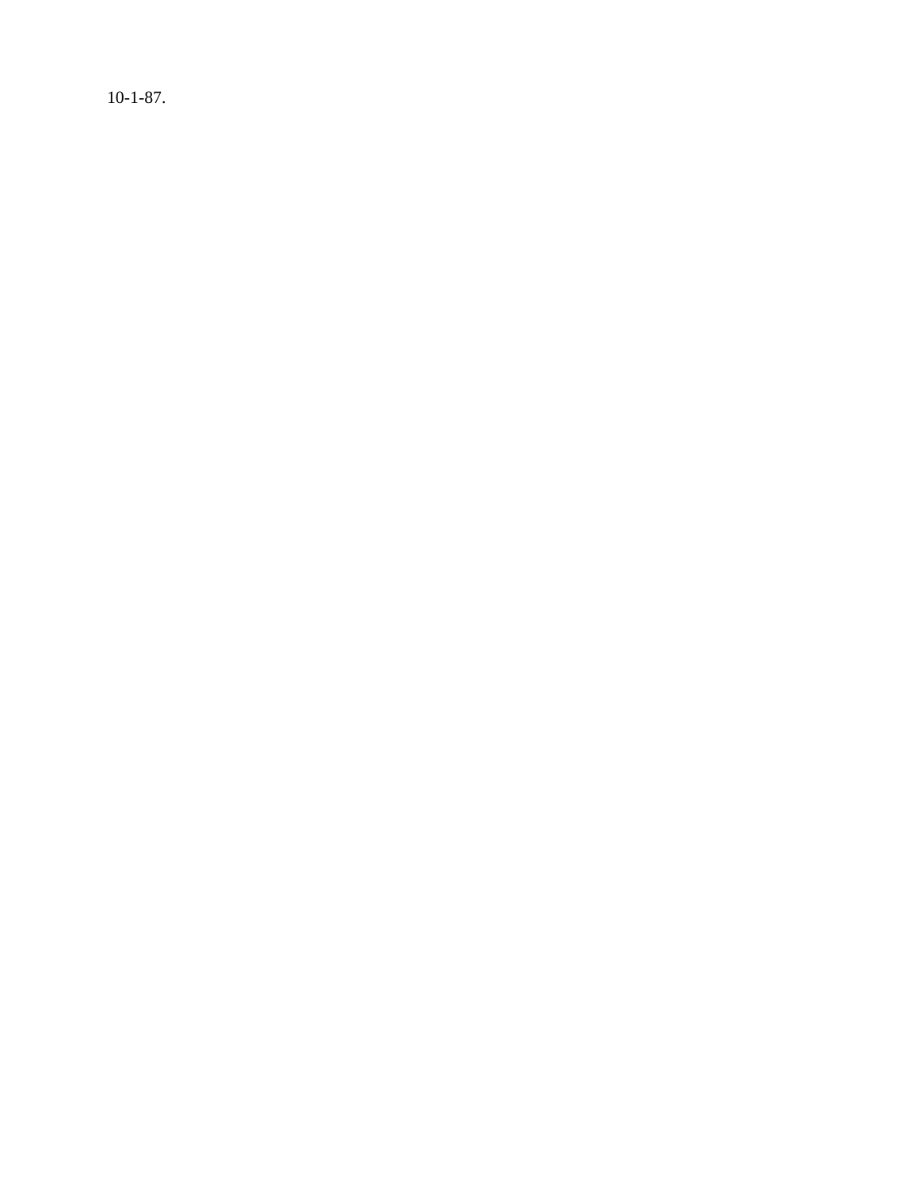10-1-87.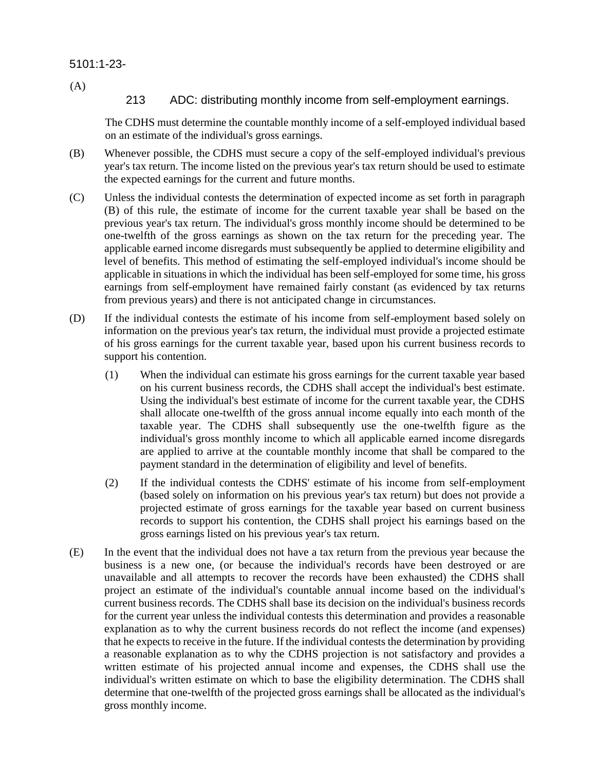5101:1-23-213 ADC: distributing monthly income from self-employment earnings.

(A) The CDHS must determine the countable monthly income of a self-employed individual based on an estimate of the individual's gross earnings.

(B) Whenever possible, the CDHS must secure a copy of the self-employed individual's previous year's tax return. The income listed on the previous year's tax return should be used to estimate the expected earnings for the current and future months.

(C) Unless the individual contests the determination of expected income as set forth in paragraph (B) of this rule, the estimate of income for the current taxable year shall be based on the previous year's tax return. The individual's gross monthly income should be determined to be one-twelfth of the gross earnings as shown on the tax return for the preceding year. The applicable earned income disregards must subsequently be applied to determine eligibility and level of benefits. This method of estimating the self-employed individual's income should be applicable in situations in which the individual has been self-employed for some time, his gross earnings from self-employment have remained fairly constant (as evidenced by tax returns from previous years) and there is not anticipated change in circumstances.

(D) If the individual contests the estimate of his income from self-employment based solely on information on the previous year's tax return, the individual must provide a projected estimate of his gross earnings for the current taxable year, based upon his current business records to support his contention.

(1) When the individual can estimate his gross earnings for the current taxable year based on his current business records, the CDHS shall accept the individual's best estimate. Using the individual's best estimate of income for the current taxable year, the CDHS shall allocate one-twelfth of the gross annual income equally into each month of the taxable year. The CDHS shall subsequently use the one-twelfth figure as the individual's gross monthly income to which all applicable earned income disregards are applied to arrive at the countable monthly income that shall be compared to the payment standard in the determination of eligibility and level of benefits.

(2) If the individual contests the CDHS' estimate of his income from self-employment (based solely on information on his previous year's tax return) but does not provide a projected estimate of gross earnings for the taxable year based on current business records to support his contention, the CDHS shall project his earnings based on the gross earnings listed on his previous year's tax return.

(E) In the event that the individual does not have a tax return from the previous year because the business is a new one, (or because the individual's records have been destroyed or are unavailable and all attempts to recover the records have been exhausted) the CDHS shall project an estimate of the individual's countable annual income based on the individual's current business records. The CDHS shall base its decision on the individual's business records for the current year unless the individual contests this determination and provides a reasonable explanation as to why the current business records do not reflect the income (and expenses) that he expects to receive in the future. If the individual contests the determination by providing a reasonable explanation as to why the CDHS projection is not satisfactory and provides a written estimate of his projected annual income and expenses, the CDHS shall use the individual's written estimate on which to base the eligibility determination. The CDHS shall determine that one-twelfth of the projected gross earnings shall be allocated as the individual's gross monthly income.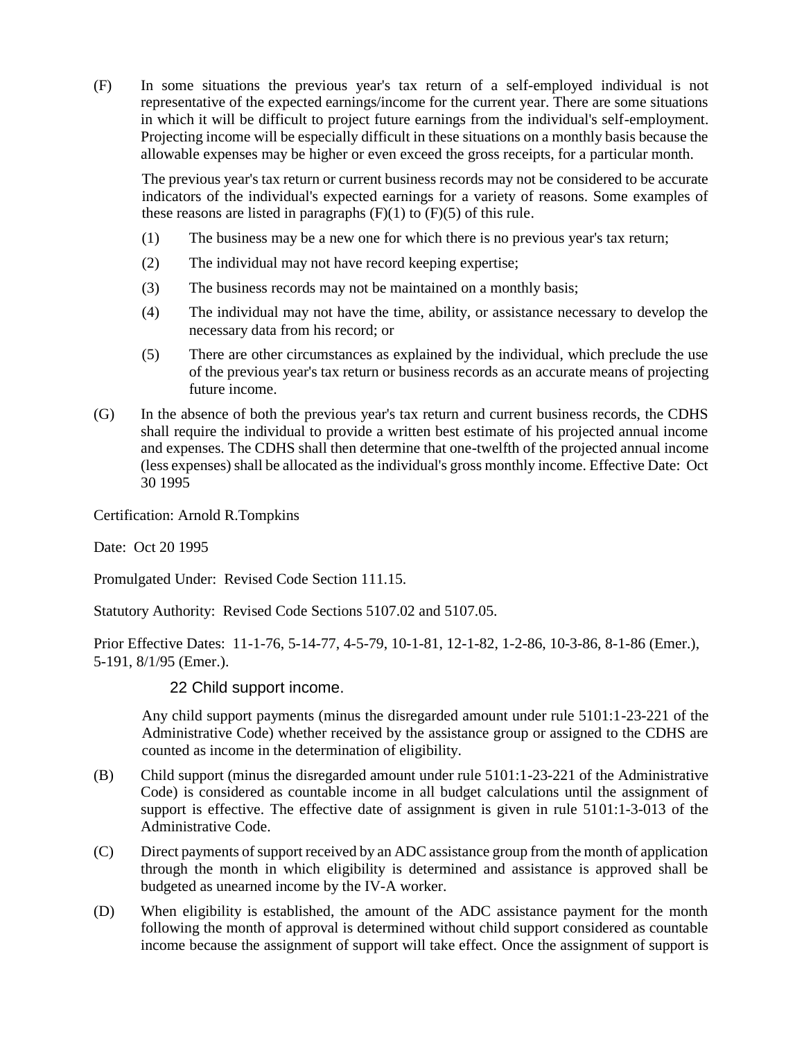(F) In some situations the previous year's tax return of a self-employed individual is not representative of the expected earnings/income for the current year. There are some situations in which it will be difficult to project future earnings from the individual's self-employment. Projecting income will be especially difficult in these situations on a monthly basis because the allowable expenses may be higher or even exceed the gross receipts, for a particular month.

The previous year's tax return or current business records may not be considered to be accurate indicators of the individual's expected earnings for a variety of reasons. Some examples of these reasons are listed in paragraphs (F)(1) to (F)(5) of this rule.

(1) The business may be a new one for which there is no previous year's tax return;

(2) The individual may not have record keeping expertise;

(3) The business records may not be maintained on a monthly basis;

(4) The individual may not have the time, ability, or assistance necessary to develop the necessary data from his record; or

(5) There are other circumstances as explained by the individual, which preclude the use of the previous year's tax return or business records as an accurate means of projecting future income.

(G) In the absence of both the previous year's tax return and current business records, the CDHS shall require the individual to provide a written best estimate of his projected annual income and expenses. The CDHS shall then determine that one-twelfth of the projected annual income (less expenses) shall be allocated as the individual's gross monthly income. Effective Date: Oct 30 1995

Certification: Arnold R.Tompkins

Date: Oct 20 1995

Promulgated Under: Revised Code Section 111.15.

Statutory Authority: Revised Code Sections 5107.02 and 5107.05.

Prior Effective Dates: 11-1-76, 5-14-77, 4-5-79, 10-1-81, 12-1-82, 1-2-86, 10-3-86, 8-1-86 (Emer.), 5-191, 8/1/95 (Emer.).

## 22 Child support income.

Any child support payments (minus the disregarded amount under rule 5101:1-23-221 of the Administrative Code) whether received by the assistance group or assigned to the CDHS are counted as income in the determination of eligibility.

(B) Child support (minus the disregarded amount under rule 5101:1-23-221 of the Administrative Code) is considered as countable income in all budget calculations until the assignment of support is effective. The effective date of assignment is given in rule 5101:1-3-013 of the Administrative Code.

(C) Direct payments of support received by an ADC assistance group from the month of application through the month in which eligibility is determined and assistance is approved shall be budgeted as unearned income by the IV-A worker.

(D) When eligibility is established, the amount of the ADC assistance payment for the month following the month of approval is determined without child support considered as countable income because the assignment of support will take effect. Once the assignment of support is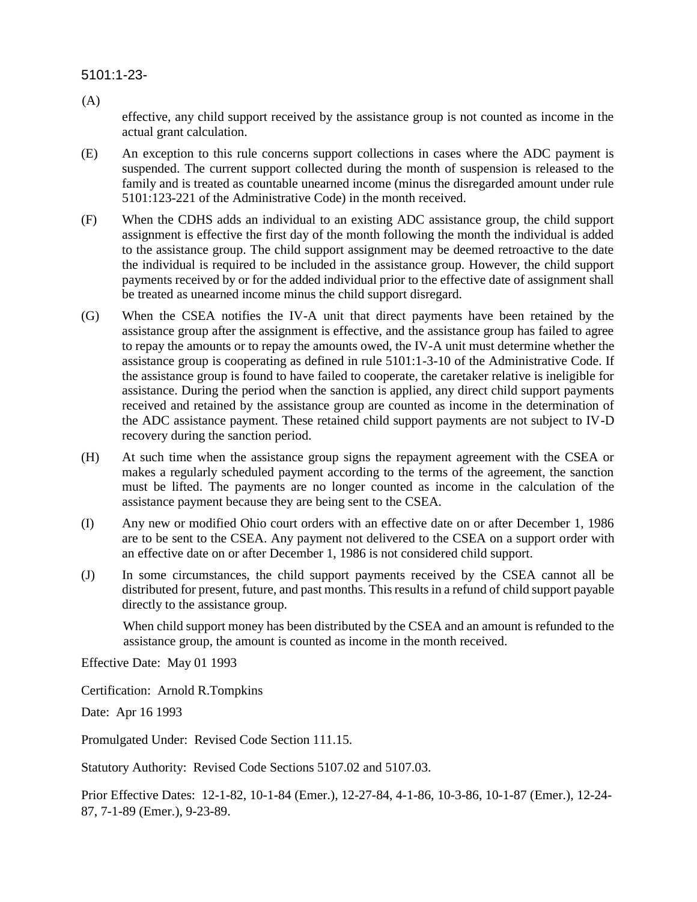5101:1-23-

(A)

effective, any child support received by the assistance group is not counted as income in the actual grant calculation.

(E) An exception to this rule concerns support collections in cases where the ADC payment is suspended. The current support collected during the month of suspension is released to the family and is treated as countable unearned income (minus the disregarded amount under rule 5101:123-221 of the Administrative Code) in the month received.

(F) When the CDHS adds an individual to an existing ADC assistance group, the child support assignment is effective the first day of the month following the month the individual is added to the assistance group. The child support assignment may be deemed retroactive to the date the individual is required to be included in the assistance group. However, the child support payments received by or for the added individual prior to the effective date of assignment shall be treated as unearned income minus the child support disregard.

(G) When the CSEA notifies the IV-A unit that direct payments have been retained by the assistance group after the assignment is effective, and the assistance group has failed to agree to repay the amounts or to repay the amounts owed, the IV-A unit must determine whether the assistance group is cooperating as defined in rule 5101:1-3-10 of the Administrative Code. If the assistance group is found to have failed to cooperate, the caretaker relative is ineligible for assistance. During the period when the sanction is applied, any direct child support payments received and retained by the assistance group are counted as income in the determination of the ADC assistance payment. These retained child support payments are not subject to IV-D recovery during the sanction period.

(H) At such time when the assistance group signs the repayment agreement with the CSEA or makes a regularly scheduled payment according to the terms of the agreement, the sanction must be lifted. The payments are no longer counted as income in the calculation of the assistance payment because they are being sent to the CSEA.

(I) Any new or modified Ohio court orders with an effective date on or after December 1, 1986 are to be sent to the CSEA. Any payment not delivered to the CSEA on a support order with an effective date on or after December 1, 1986 is not considered child support.

(J) In some circumstances, the child support payments received by the CSEA cannot all be distributed for present, future, and past months. This results in a refund of child support payable directly to the assistance group.

When child support money has been distributed by the CSEA and an amount is refunded to the assistance group, the amount is counted as income in the month received.

Effective Date: May 01 1993

Certification: Arnold R.Tompkins

Date: Apr 16 1993

Promulgated Under: Revised Code Section 111.15.

Statutory Authority: Revised Code Sections 5107.02 and 5107.03.

Prior Effective Dates: 12-1-82, 10-1-84 (Emer.), 12-27-84, 4-1-86, 10-3-86, 10-1-87 (Emer.), 12-24-87, 7-1-89 (Emer.), 9-23-89.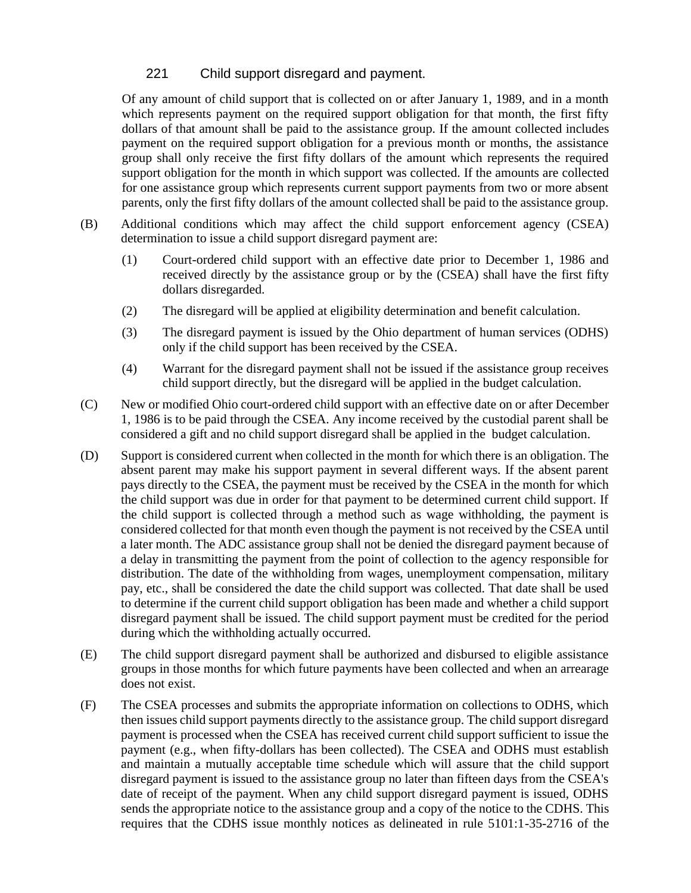221 Child support disregard and payment.

Of any amount of child support that is collected on or after January 1, 1989, and in a month which represents payment on the required support obligation for that month, the first fifty dollars of that amount shall be paid to the assistance group. If the amount collected includes payment on the required support obligation for a previous month or months, the assistance group shall only receive the first fifty dollars of the amount which represents the required support obligation for the month in which support was collected. If the amounts are collected for one assistance group which represents current support payments from two or more absent parents, only the first fifty dollars of the amount collected shall be paid to the assistance group.

(B) Additional conditions which may affect the child support enforcement agency (CSEA) determination to issue a child support disregard payment are:

(1) Court-ordered child support with an effective date prior to December 1, 1986 and received directly by the assistance group or by the (CSEA) shall have the first fifty dollars disregarded.

(2) The disregard will be applied at eligibility determination and benefit calculation.

(3) The disregard payment is issued by the Ohio department of human services (ODHS) only if the child support has been received by the CSEA.

(4) Warrant for the disregard payment shall not be issued if the assistance group receives child support directly, but the disregard will be applied in the budget calculation.

(C) New or modified Ohio court-ordered child support with an effective date on or after December 1, 1986 is to be paid through the CSEA. Any income received by the custodial parent shall be considered a gift and no child support disregard shall be applied in the budget calculation.

(D) Support is considered current when collected in the month for which there is an obligation. The absent parent may make his support payment in several different ways. If the absent parent pays directly to the CSEA, the payment must be received by the CSEA in the month for which the child support was due in order for that payment to be determined current child support. If the child support is collected through a method such as wage withholding, the payment is considered collected for that month even though the payment is not received by the CSEA until a later month. The ADC assistance group shall not be denied the disregard payment because of a delay in transmitting the payment from the point of collection to the agency responsible for distribution. The date of the withholding from wages, unemployment compensation, military pay, etc., shall be considered the date the child support was collected. That date shall be used to determine if the current child support obligation has been made and whether a child support disregard payment shall be issued. The child support payment must be credited for the period during which the withholding actually occurred.

(E) The child support disregard payment shall be authorized and disbursed to eligible assistance groups in those months for which future payments have been collected and when an arrearage does not exist.

(F) The CSEA processes and submits the appropriate information on collections to ODHS, which then issues child support payments directly to the assistance group. The child support disregard payment is processed when the CSEA has received current child support sufficient to issue the payment (e.g., when fifty-dollars has been collected). The CSEA and ODHS must establish and maintain a mutually acceptable time schedule which will assure that the child support disregard payment is issued to the assistance group no later than fifteen days from the CSEA's date of receipt of the payment. When any child support disregard payment is issued, ODHS sends the appropriate notice to the assistance group and a copy of the notice to the CDHS. This requires that the CDHS issue monthly notices as delineated in rule 5101:1-35-2716 of the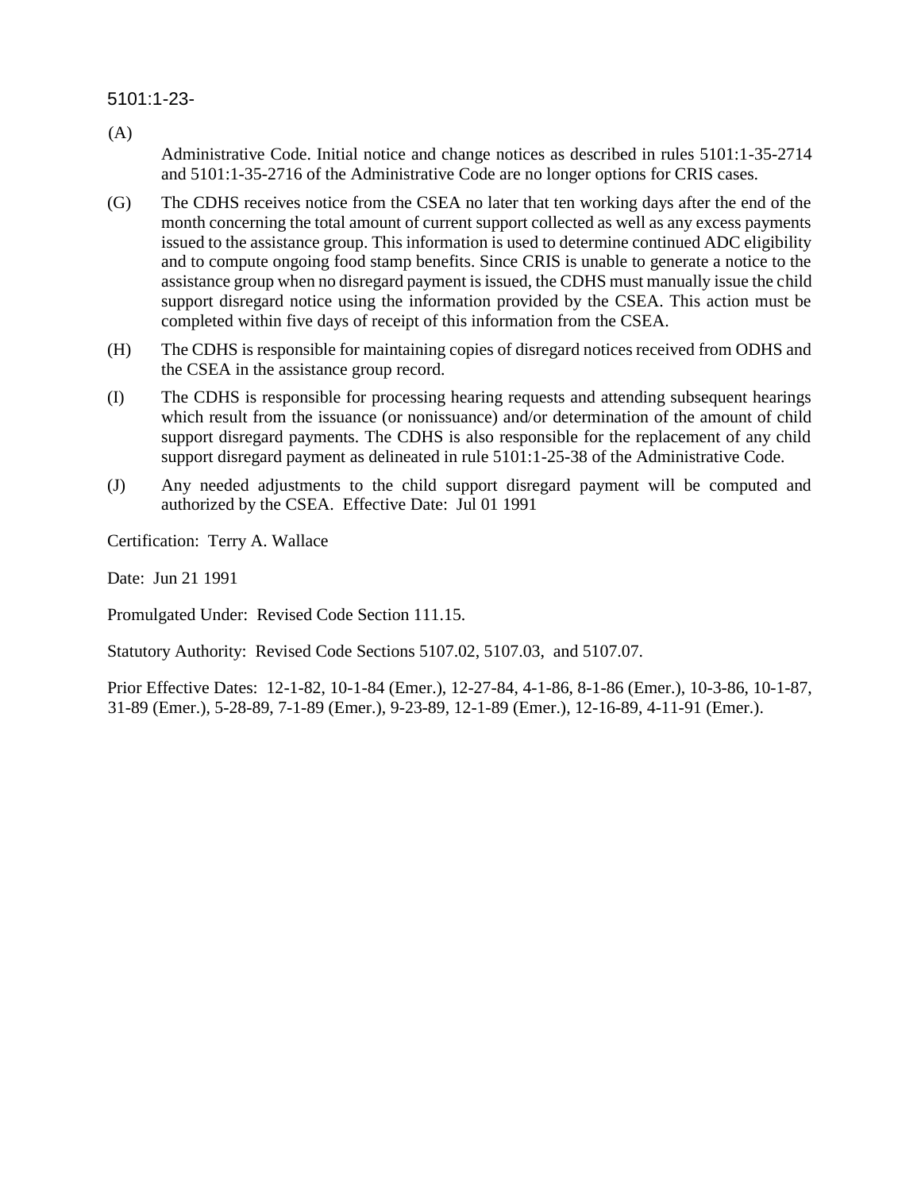5101:1-23-

(A)

Administrative Code. Initial notice and change notices as described in rules 5101:1-35-2714 and 5101:1-35-2716 of the Administrative Code are no longer options for CRIS cases.

(G) The CDHS receives notice from the CSEA no later that ten working days after the end of the month concerning the total amount of current support collected as well as any excess payments issued to the assistance group. This information is used to determine continued ADC eligibility and to compute ongoing food stamp benefits. Since CRIS is unable to generate a notice to the assistance group when no disregard payment is issued, the CDHS must manually issue the child support disregard notice using the information provided by the CSEA. This action must be completed within five days of receipt of this information from the CSEA.

(H) The CDHS is responsible for maintaining copies of disregard notices received from ODHS and the CSEA in the assistance group record.

(I) The CDHS is responsible for processing hearing requests and attending subsequent hearings which result from the issuance (or nonissuance) and/or determination of the amount of child support disregard payments. The CDHS is also responsible for the replacement of any child support disregard payment as delineated in rule 5101:1-25-38 of the Administrative Code.

(J) Any needed adjustments to the child support disregard payment will be computed and authorized by the CSEA. Effective Date: Jul 01 1991

Certification: Terry A. Wallace

Date: Jun 21 1991

Promulgated Under: Revised Code Section 111.15.

Statutory Authority: Revised Code Sections 5107.02, 5107.03, and 5107.07.

Prior Effective Dates: 12-1-82, 10-1-84 (Emer.), 12-27-84, 4-1-86, 8-1-86 (Emer.), 10-3-86, 10-1-87, 31-89 (Emer.), 5-28-89, 7-1-89 (Emer.), 9-23-89, 12-1-89 (Emer.), 12-16-89, 4-11-91 (Emer.).